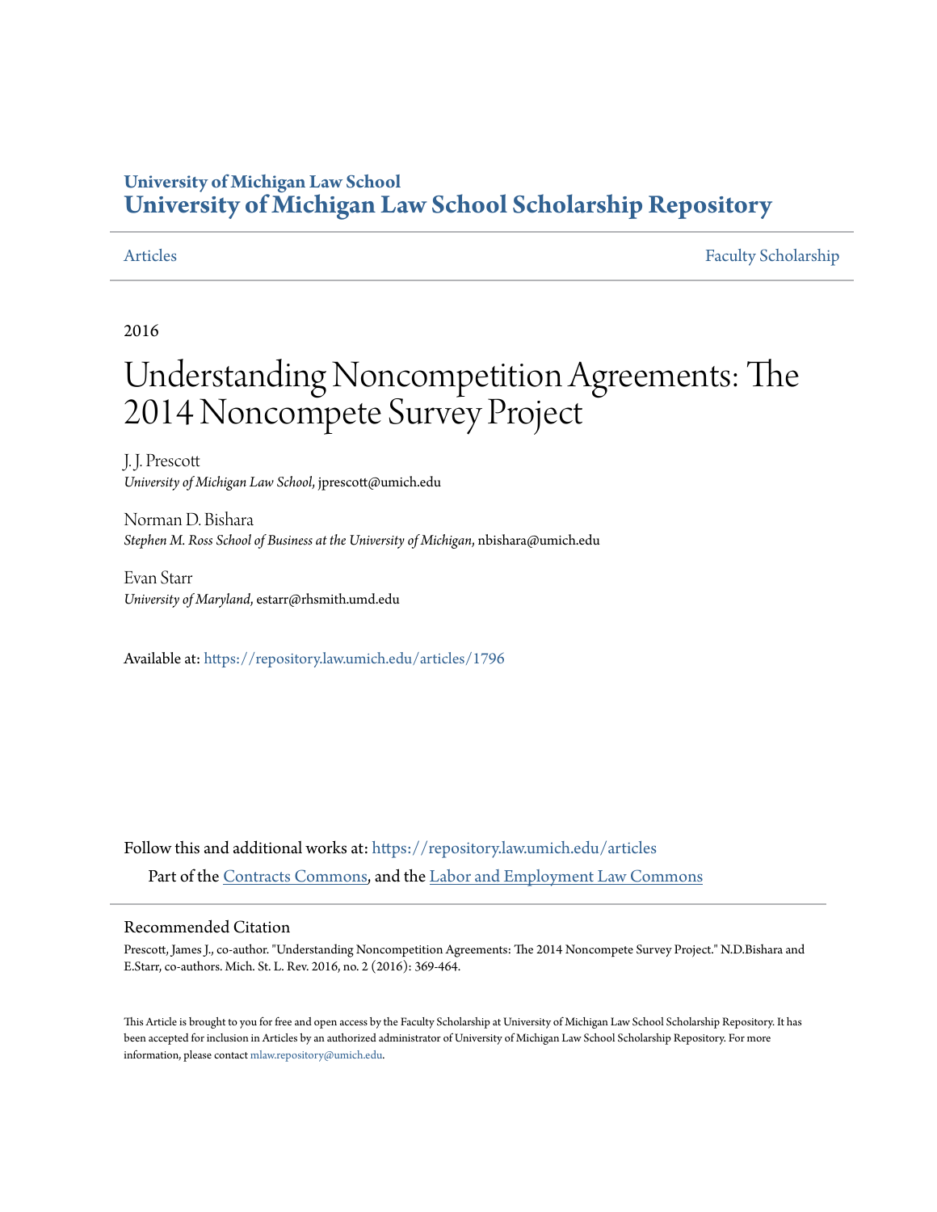University of Michigan Law School
**University of Michigan Law School Scholarship Repository**

Articles | Faculty Scholarship

2016

# Understanding Noncompetition Agreements: The 2014 Noncompete Survey Project

J. J. Prescott
*University of Michigan Law School*, jprescott@umich.edu

Norman D. Bishara
*Stephen M. Ross School of Business at the University of Michigan*, nbishara@umich.edu

Evan Starr
*University of Maryland*, estarr@rhsmith.umd.edu

Available at: https://repository.law.umich.edu/articles/1796

Follow this and additional works at: https://repository.law.umich.edu/articles

Part of the Contracts Commons, and the Labor and Employment Law Commons

## Recommended Citation

Prescott, James J., co-author. "Understanding Noncompetition Agreements: The 2014 Noncompete Survey Project." N.D.Bishara and E.Starr, co-authors. Mich. St. L. Rev. 2016, no. 2 (2016): 369-464.

This Article is brought to you for free and open access by the Faculty Scholarship at University of Michigan Law School Scholarship Repository. It has been accepted for inclusion in Articles by an authorized administrator of University of Michigan Law School Scholarship Repository. For more information, please contact mlaw.repository@umich.edu.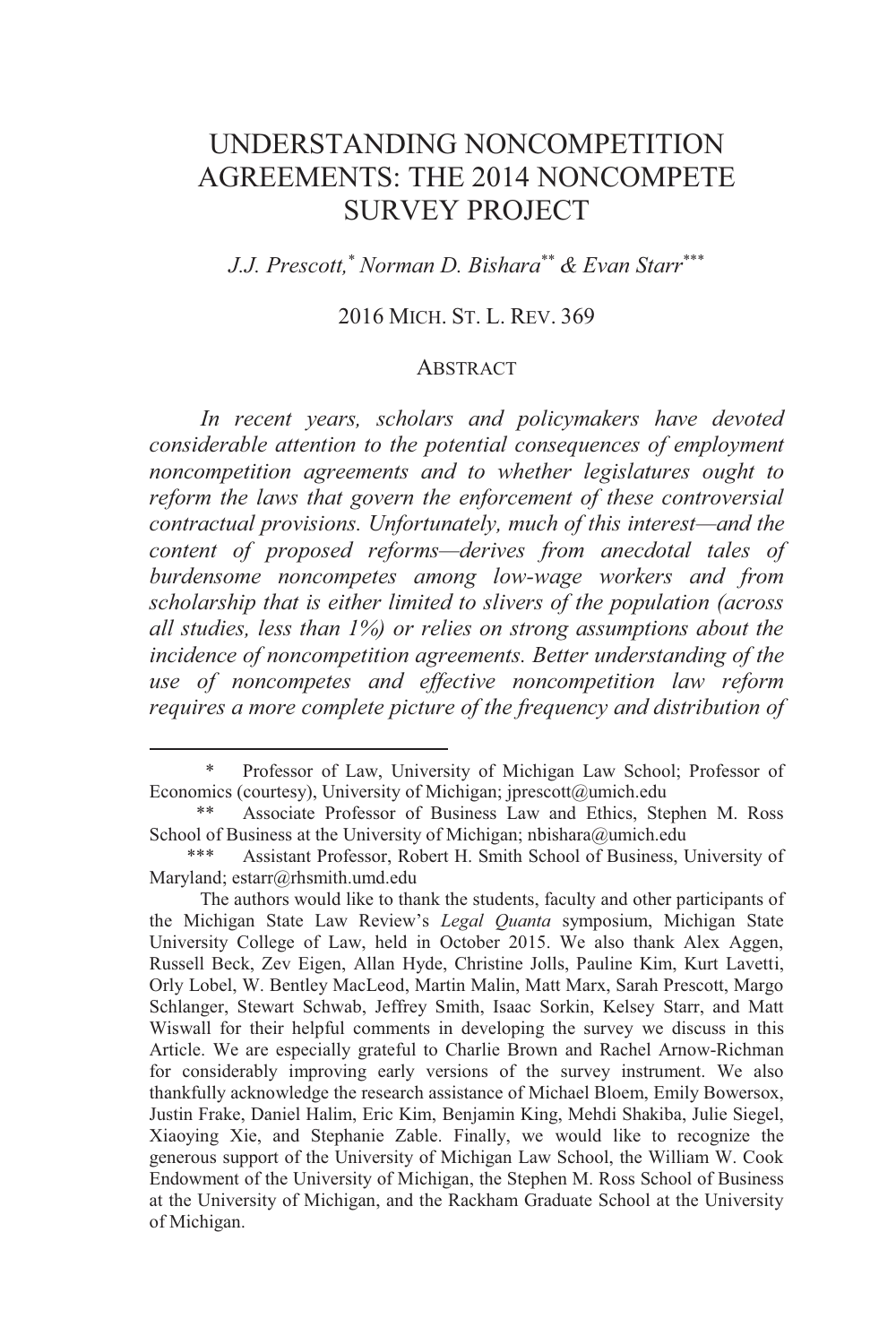# UNDERSTANDING NONCOMPETITION AGREEMENTS: THE 2014 NONCOMPETE SURVEY PROJECT

*J.J. Prescott,*[*] *Norman D. Bishara*[**] *& Evan Starr*[***]

2016 MICH. ST. L. REV. 369

## ABSTRACT

*In recent years, scholars and policymakers have devoted considerable attention to the potential consequences of employment noncompetition agreements and to whether legislatures ought to reform the laws that govern the enforcement of these controversial contractual provisions. Unfortunately, much of this interest—and the content of proposed reforms—derives from anecdotal tales of burdensome noncompetes among low-wage workers and from scholarship that is either limited to slivers of the population (across all studies, less than 1%) or relies on strong assumptions about the incidence of noncompetition agreements. Better understanding of the use of noncompetes and effective noncompetition law reform requires a more complete picture of the frequency and distribution of*

---

\* Professor of Law, University of Michigan Law School; Professor of Economics (courtesy), University of Michigan; jprescott@umich.edu

\*\* Associate Professor of Business Law and Ethics, Stephen M. Ross School of Business at the University of Michigan; nbishara@umich.edu

\*\*\* Assistant Professor, Robert H. Smith School of Business, University of Maryland; estarr@rhsmith.umd.edu

The authors would like to thank the students, faculty and other participants of the Michigan State Law Review's *Legal Quanta* symposium, Michigan State University College of Law, held in October 2015. We also thank Alex Aggen, Russell Beck, Zev Eigen, Allan Hyde, Christine Jolls, Pauline Kim, Kurt Lavetti, Orly Lobel, W. Bentley MacLeod, Martin Malin, Matt Marx, Sarah Prescott, Margo Schlanger, Stewart Schwab, Jeffrey Smith, Isaac Sorkin, Kelsey Starr, and Matt Wiswall for their helpful comments in developing the survey we discuss in this Article. We are especially grateful to Charlie Brown and Rachel Arnow-Richman for considerably improving early versions of the survey instrument. We also thankfully acknowledge the research assistance of Michael Bloem, Emily Bowersox, Justin Frake, Daniel Halim, Eric Kim, Benjamin King, Mehdi Shakiba, Julie Siegel, Xiaoying Xie, and Stephanie Zable. Finally, we would like to recognize the generous support of the University of Michigan Law School, the William W. Cook Endowment of the University of Michigan, the Stephen M. Ross School of Business at the University of Michigan, and the Rackham Graduate School at the University of Michigan.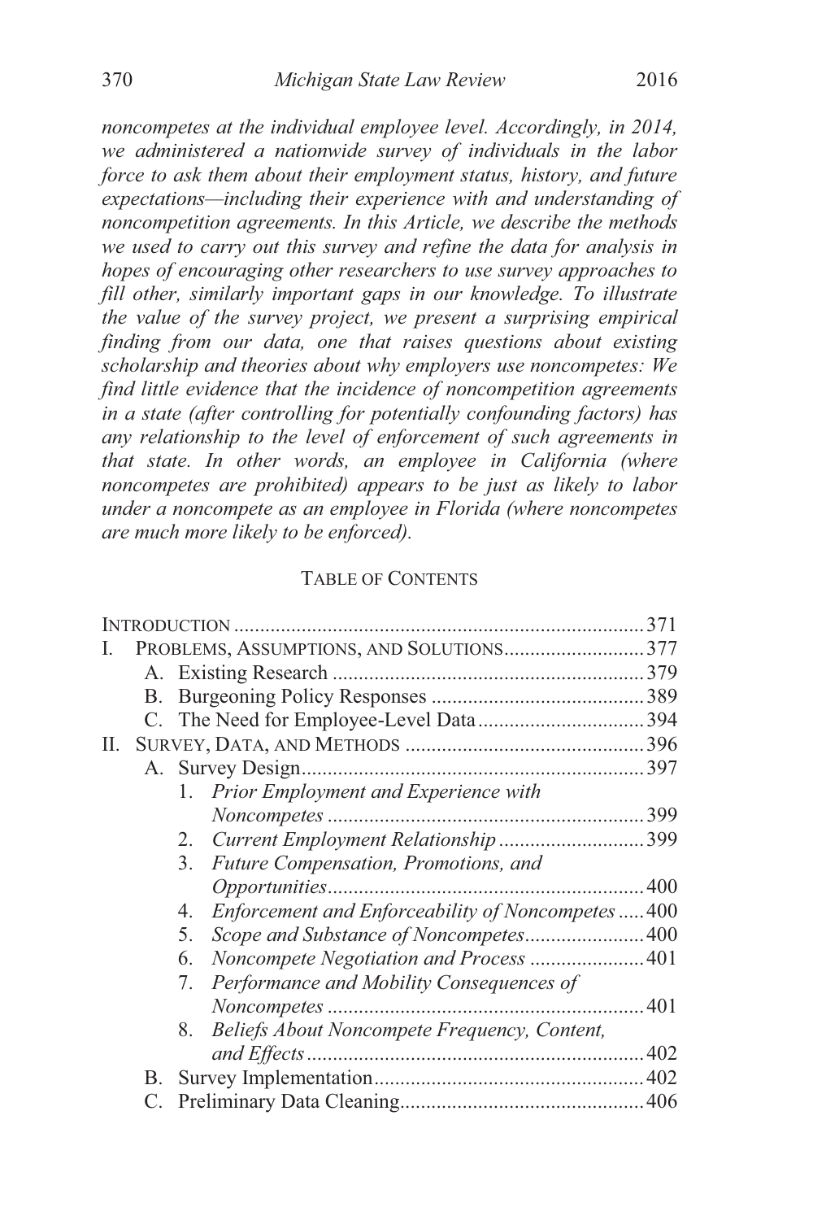*noncompetes at the individual employee level. Accordingly, in 2014, we administered a nationwide survey of individuals in the labor force to ask them about their employment status, history, and future expectations—including their experience with and understanding of noncompetition agreements. In this Article, we describe the methods we used to carry out this survey and refine the data for analysis in hopes of encouraging other researchers to use survey approaches to fill other, similarly important gaps in our knowledge. To illustrate the value of the survey project, we present a surprising empirical finding from our data, one that raises questions about existing scholarship and theories about why employers use noncompetes: We find little evidence that the incidence of noncompetition agreements in a state (after controlling for potentially confounding factors) has any relationship to the level of enforcement of such agreements in that state. In other words, an employee in California (where noncompetes are prohibited) appears to be just as likely to labor under a noncompete as an employee in Florida (where noncompetes are much more likely to be enforced).*

## TABLE OF CONTENTS

INTRODUCTION .......... 371

I. PROBLEMS, ASSUMPTIONS, AND SOLUTIONS .......... 377
- A. Existing Research .......... 379
- B. Burgeoning Policy Responses .......... 389
- C. The Need for Employee-Level Data .......... 394

II. SURVEY, DATA, AND METHODS .......... 396
- A. Survey Design .......... 397
  1. *Prior Employment and Experience with Noncompetes* .......... 399
  2. *Current Employment Relationship* .......... 399
  3. *Future Compensation, Promotions, and Opportunities* .......... 400
  4. *Enforcement and Enforceability of Noncompetes* .......... 400
  5. *Scope and Substance of Noncompetes* .......... 400
  6. *Noncompete Negotiation and Process* .......... 401
  7. *Performance and Mobility Consequences of Noncompetes* .......... 401
  8. *Beliefs About Noncompete Frequency, Content, and Effects* .......... 402
- B. Survey Implementation .......... 402
- C. Preliminary Data Cleaning .......... 406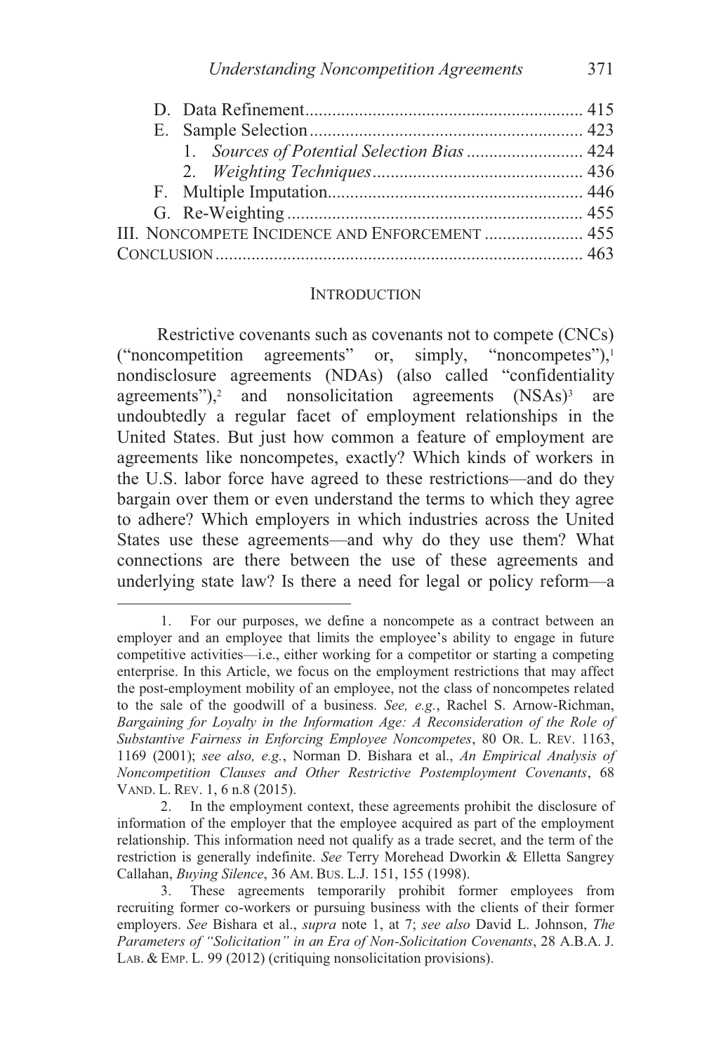D. Data Refinement ............................................................. 415
E. Sample Selection ............................................................ 423
   1. *Sources of Potential Selection Bias* .......................... 424
   2. *Weighting Techniques* ............................................... 436
F. Multiple Imputation ........................................................ 446
G. Re-Weighting ................................................................. 455

III. NONCOMPETE INCIDENCE AND ENFORCEMENT ...................... 455

CONCLUSION ................................................................................ 463

## INTRODUCTION

Restrictive covenants such as covenants not to compete (CNCs) ("noncompetition agreements" or, simply, "noncompetes"),[1] nondisclosure agreements (NDAs) (also called "confidentiality agreements"),[2] and nonsolicitation agreements (NSAs)[3] are undoubtedly a regular facet of employment relationships in the United States. But just how common a feature of employment are agreements like noncompetes, exactly? Which kinds of workers in the U.S. labor force have agreed to these restrictions—and do they bargain over them or even understand the terms to which they agree to adhere? Which employers in which industries across the United States use these agreements—and why do they use them? What connections are there between the use of these agreements and underlying state law? Is there a need for legal or policy reform—a

---

1. For our purposes, we define a noncompete as a contract between an employer and an employee that limits the employee's ability to engage in future competitive activities—i.e., either working for a competitor or starting a competing enterprise. In this Article, we focus on the employment restrictions that may affect the post-employment mobility of an employee, not the class of noncompetes related to the sale of the goodwill of a business. *See, e.g.*, Rachel S. Arnow-Richman, *Bargaining for Loyalty in the Information Age: A Reconsideration of the Role of Substantive Fairness in Enforcing Employee Noncompetes*, 80 OR. L. REV. 1163, 1169 (2001); *see also, e.g.*, Norman D. Bishara et al., *An Empirical Analysis of Noncompetition Clauses and Other Restrictive Postemployment Covenants*, 68 VAND. L. REV. 1, 6 n.8 (2015).

2. In the employment context, these agreements prohibit the disclosure of information of the employer that the employee acquired as part of the employment relationship. This information need not qualify as a trade secret, and the term of the restriction is generally indefinite. *See* Terry Morehead Dworkin & Elletta Sangrey Callahan, *Buying Silence*, 36 AM. BUS. L.J. 151, 155 (1998).

3. These agreements temporarily prohibit former employees from recruiting former co-workers or pursuing business with the clients of their former employers. *See* Bishara et al., *supra* note 1, at 7; *see also* David L. Johnson, *The Parameters of "Solicitation" in an Era of Non-Solicitation Covenants*, 28 A.B.A. J. LAB. & EMP. L. 99 (2012) (critiquing nonsolicitation provisions).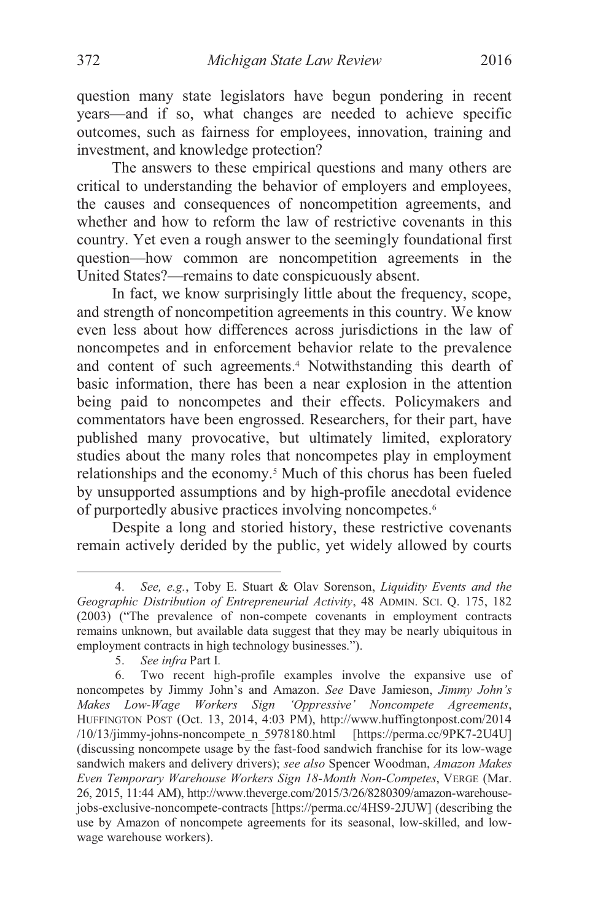question many state legislators have begun pondering in recent years—and if so, what changes are needed to achieve specific outcomes, such as fairness for employees, innovation, training and investment, and knowledge protection?

The answers to these empirical questions and many others are critical to understanding the behavior of employers and employees, the causes and consequences of noncompetition agreements, and whether and how to reform the law of restrictive covenants in this country. Yet even a rough answer to the seemingly foundational first question—how common are noncompetition agreements in the United States?—remains to date conspicuously absent.

In fact, we know surprisingly little about the frequency, scope, and strength of noncompetition agreements in this country. We know even less about how differences across jurisdictions in the law of noncompetes and in enforcement behavior relate to the prevalence and content of such agreements.[4] Notwithstanding this dearth of basic information, there has been a near explosion in the attention being paid to noncompetes and their effects. Policymakers and commentators have been engrossed. Researchers, for their part, have published many provocative, but ultimately limited, exploratory studies about the many roles that noncompetes play in employment relationships and the economy.[5] Much of this chorus has been fueled by unsupported assumptions and by high-profile anecdotal evidence of purportedly abusive practices involving noncompetes.[6]

Despite a long and storied history, these restrictive covenants remain actively derided by the public, yet widely allowed by courts

---

4. *See, e.g.*, Toby E. Stuart & Olav Sorenson, *Liquidity Events and the Geographic Distribution of Entrepreneurial Activity*, 48 ADMIN. SCI. Q. 175, 182 (2003) ("The prevalence of non-compete covenants in employment contracts remains unknown, but available data suggest that they may be nearly ubiquitous in employment contracts in high technology businesses.").

5. *See infra* Part I.

6. Two recent high-profile examples involve the expansive use of noncompetes by Jimmy John's and Amazon. *See* Dave Jamieson, *Jimmy John's Makes Low-Wage Workers Sign 'Oppressive' Noncompete Agreements*, HUFFINGTON POST (Oct. 13, 2014, 4:03 PM), http://www.huffingtonpost.com/2014/10/13/jimmy-johns-noncompete_n_5978180.html [https://perma.cc/9PK7-2U4U] (discussing noncompete usage by the fast-food sandwich franchise for its low-wage sandwich makers and delivery drivers); *see also* Spencer Woodman, *Amazon Makes Even Temporary Warehouse Workers Sign 18-Month Non-Competes*, VERGE (Mar. 26, 2015, 11:44 AM), http://www.theverge.com/2015/3/26/8280309/amazon-warehouse-jobs-exclusive-noncompete-contracts [https://perma.cc/4HS9-2JUW] (describing the use by Amazon of noncompete agreements for its seasonal, low-skilled, and low-wage warehouse workers).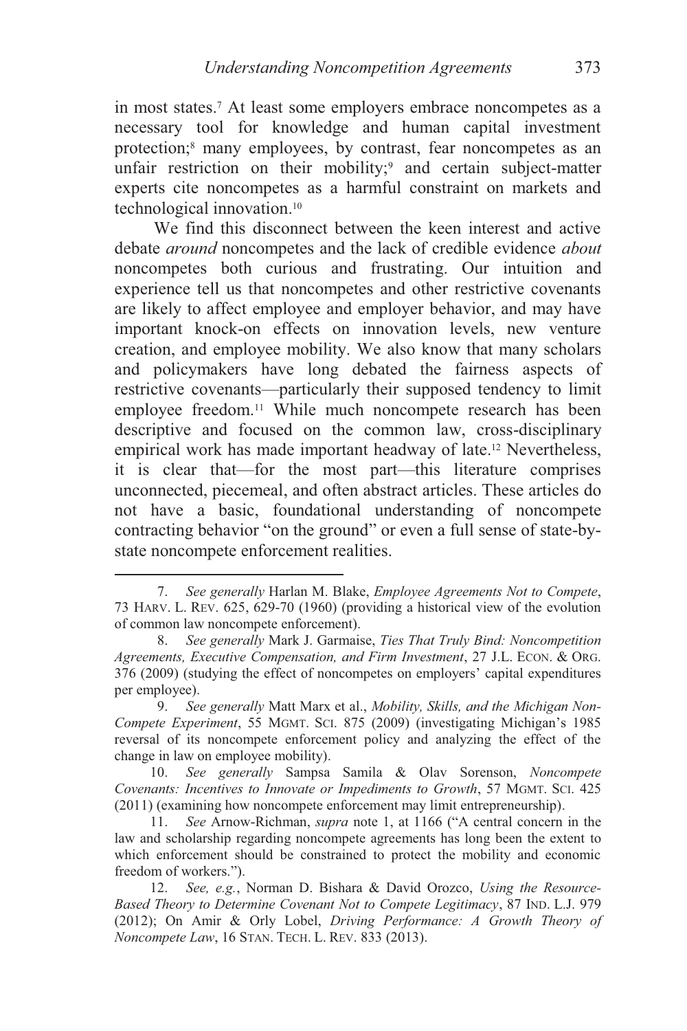in most states.[7] At least some employers embrace noncompetes as a necessary tool for knowledge and human capital investment protection;[8] many employees, by contrast, fear noncompetes as an unfair restriction on their mobility;[9] and certain subject-matter experts cite noncompetes as a harmful constraint on markets and technological innovation.[10]

We find this disconnect between the keen interest and active debate *around* noncompetes and the lack of credible evidence *about* noncompetes both curious and frustrating. Our intuition and experience tell us that noncompetes and other restrictive covenants are likely to affect employee and employer behavior, and may have important knock-on effects on innovation levels, new venture creation, and employee mobility. We also know that many scholars and policymakers have long debated the fairness aspects of restrictive covenants—particularly their supposed tendency to limit employee freedom.[11] While much noncompete research has been descriptive and focused on the common law, cross-disciplinary empirical work has made important headway of late.[12] Nevertheless, it is clear that—for the most part—this literature comprises unconnected, piecemeal, and often abstract articles. These articles do not have a basic, foundational understanding of noncompete contracting behavior "on the ground" or even a full sense of state-by-state noncompete enforcement realities.

---

7. *See generally* Harlan M. Blake, *Employee Agreements Not to Compete*, 73 HARV. L. REV. 625, 629-70 (1960) (providing a historical view of the evolution of common law noncompete enforcement).

8. *See generally* Mark J. Garmaise, *Ties That Truly Bind: Noncompetition Agreements, Executive Compensation, and Firm Investment*, 27 J.L. ECON. & ORG. 376 (2009) (studying the effect of noncompetes on employers' capital expenditures per employee).

9. *See generally* Matt Marx et al., *Mobility, Skills, and the Michigan Non-Compete Experiment*, 55 MGMT. SCI. 875 (2009) (investigating Michigan's 1985 reversal of its noncompete enforcement policy and analyzing the effect of the change in law on employee mobility).

10. *See generally* Sampsa Samila & Olav Sorenson, *Noncompete Covenants: Incentives to Innovate or Impediments to Growth*, 57 MGMT. SCI. 425 (2011) (examining how noncompete enforcement may limit entrepreneurship).

11. *See* Arnow-Richman, *supra* note 1, at 1166 ("A central concern in the law and scholarship regarding noncompete agreements has long been the extent to which enforcement should be constrained to protect the mobility and economic freedom of workers.").

12. *See, e.g.*, Norman D. Bishara & David Orozco, *Using the Resource-Based Theory to Determine Covenant Not to Compete Legitimacy*, 87 IND. L.J. 979 (2012); On Amir & Orly Lobel, *Driving Performance: A Growth Theory of Noncompete Law*, 16 STAN. TECH. L. REV. 833 (2013).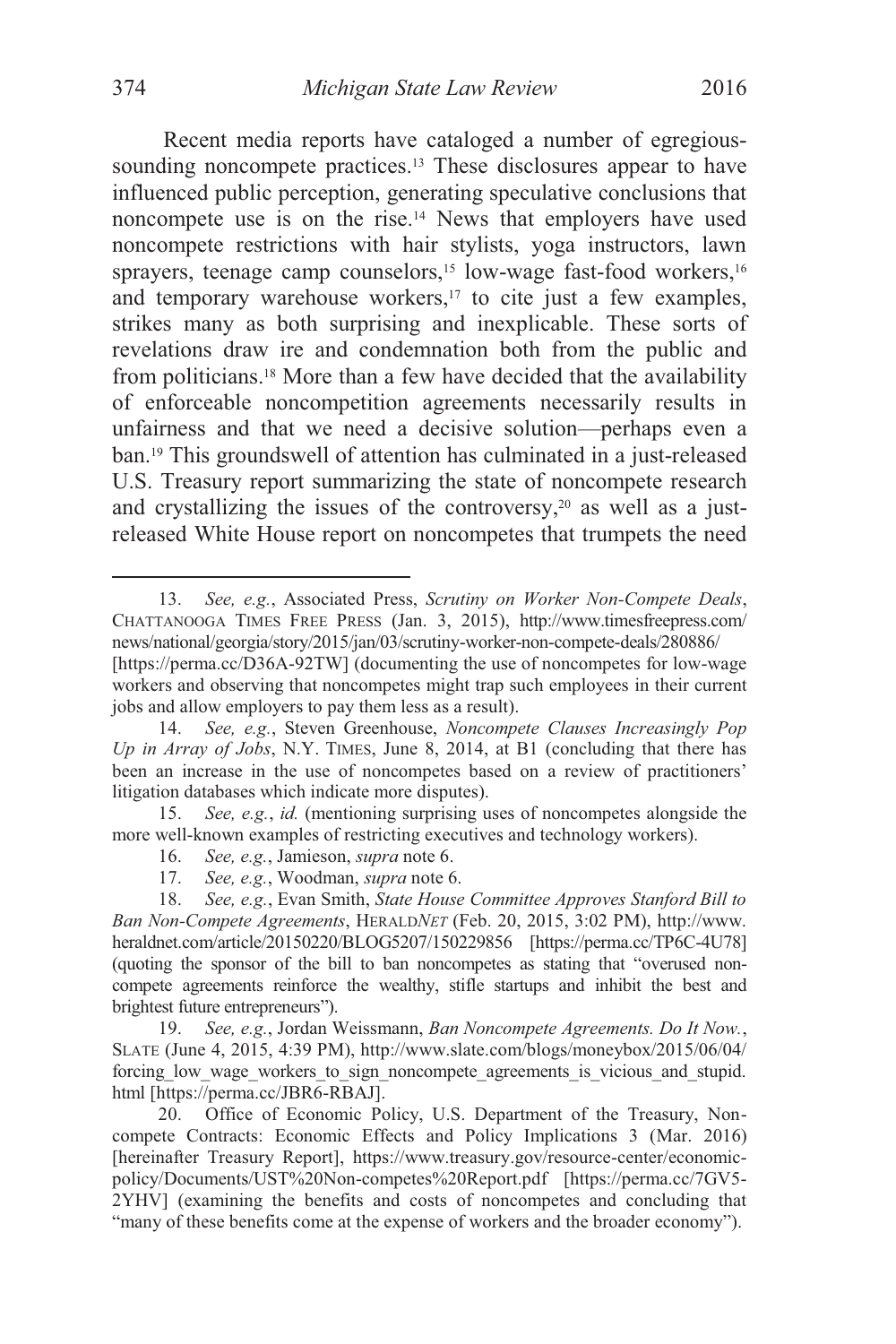Recent media reports have cataloged a number of egregious-sounding noncompete practices.[13] These disclosures appear to have influenced public perception, generating speculative conclusions that noncompete use is on the rise.[14] News that employers have used noncompete restrictions with hair stylists, yoga instructors, lawn sprayers, teenage camp counselors,[15] low-wage fast-food workers,[16] and temporary warehouse workers,[17] to cite just a few examples, strikes many as both surprising and inexplicable. These sorts of revelations draw ire and condemnation both from the public and from politicians.[18] More than a few have decided that the availability of enforceable noncompetition agreements necessarily results in unfairness and that we need a decisive solution—perhaps even a ban.[19] This groundswell of attention has culminated in a just-released U.S. Treasury report summarizing the state of noncompete research and crystallizing the issues of the controversy,[20] as well as a just-released White House report on noncompetes that trumpets the need

---

13. *See, e.g.*, Associated Press, *Scrutiny on Worker Non-Compete Deals*, CHATTANOOGA TIMES FREE PRESS (Jan. 3, 2015), http://www.timesfreepress.com/news/national/georgia/story/2015/jan/03/scrutiny-worker-non-compete-deals/280886/ [https://perma.cc/D36A-92TW] (documenting the use of noncompetes for low-wage workers and observing that noncompetes might trap such employees in their current jobs and allow employers to pay them less as a result).

14. *See, e.g.*, Steven Greenhouse, *Noncompete Clauses Increasingly Pop Up in Array of Jobs*, N.Y. TIMES, June 8, 2014, at B1 (concluding that there has been an increase in the use of noncompetes based on a review of practitioners' litigation databases which indicate more disputes).

15. *See, e.g.*, *id.* (mentioning surprising uses of noncompetes alongside the more well-known examples of restricting executives and technology workers).

16. *See, e.g.*, Jamieson, *supra* note 6.

17. *See, e.g.*, Woodman, *supra* note 6.

18. *See, e.g.*, Evan Smith, *State House Committee Approves Stanford Bill to Ban Non-Compete Agreements*, HERALD*NET* (Feb. 20, 2015, 3:02 PM), http://www.heraldnet.com/article/20150220/BLOG5207/150229856 [https://perma.cc/TP6C-4U78] (quoting the sponsor of the bill to ban noncompetes as stating that "overused non-compete agreements reinforce the wealthy, stifle startups and inhibit the best and brightest future entrepreneurs").

19. *See, e.g.*, Jordan Weissmann, *Ban Noncompete Agreements. Do It Now.*, SLATE (June 4, 2015, 4:39 PM), http://www.slate.com/blogs/moneybox/2015/06/04/forcing_low_wage_workers_to_sign_noncompete_agreements_is_vicious_and_stupid.html [https://perma.cc/JBR6-RBAJ].

20. Office of Economic Policy, U.S. Department of the Treasury, Non-compete Contracts: Economic Effects and Policy Implications 3 (Mar. 2016) [hereinafter Treasury Report], https://www.treasury.gov/resource-center/economic-policy/Documents/UST%20Non-competes%20Report.pdf [https://perma.cc/7GV5-2YHV] (examining the benefits and costs of noncompetes and concluding that "many of these benefits come at the expense of workers and the broader economy").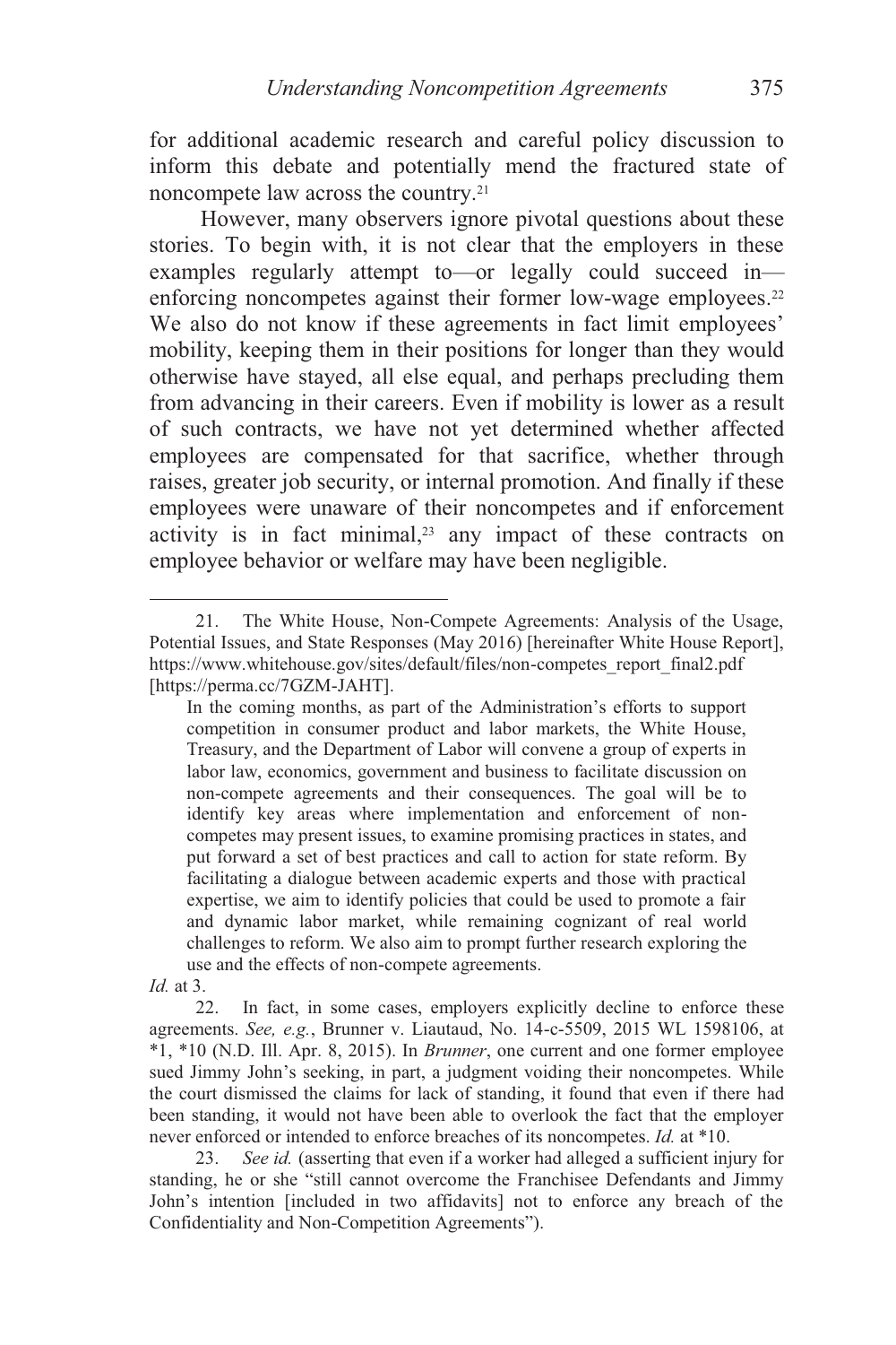for additional academic research and careful policy discussion to inform this debate and potentially mend the fractured state of noncompete law across the country.[21]

However, many observers ignore pivotal questions about these stories. To begin with, it is not clear that the employers in these examples regularly attempt to—or legally could succeed in—enforcing noncompetes against their former low-wage employees.[22] We also do not know if these agreements in fact limit employees' mobility, keeping them in their positions for longer than they would otherwise have stayed, all else equal, and perhaps precluding them from advancing in their careers. Even if mobility is lower as a result of such contracts, we have not yet determined whether affected employees are compensated for that sacrifice, whether through raises, greater job security, or internal promotion. And finally if these employees were unaware of their noncompetes and if enforcement activity is in fact minimal,[23] any impact of these contracts on employee behavior or welfare may have been negligible.

---

21. The White House, Non-Compete Agreements: Analysis of the Usage, Potential Issues, and State Responses (May 2016) [hereinafter White House Report], https://www.whitehouse.gov/sites/default/files/non-competes_report_final2.pdf [https://perma.cc/7GZM-JAHT].

> In the coming months, as part of the Administration's efforts to support competition in consumer product and labor markets, the White House, Treasury, and the Department of Labor will convene a group of experts in labor law, economics, government and business to facilitate discussion on non-compete agreements and their consequences. The goal will be to identify key areas where implementation and enforcement of non-competes may present issues, to examine promising practices in states, and put forward a set of best practices and call to action for state reform. By facilitating a dialogue between academic experts and those with practical expertise, we aim to identify policies that could be used to promote a fair and dynamic labor market, while remaining cognizant of real world challenges to reform. We also aim to prompt further research exploring the use and the effects of non-compete agreements.

*Id.* at 3.

22. In fact, in some cases, employers explicitly decline to enforce these agreements. *See, e.g.*, Brunner v. Liautaud, No. 14-c-5509, 2015 WL 1598106, at \*1, \*10 (N.D. Ill. Apr. 8, 2015). In *Brunner*, one current and one former employee sued Jimmy John's seeking, in part, a judgment voiding their noncompetes. While the court dismissed the claims for lack of standing, it found that even if there had been standing, it would not have been able to overlook the fact that the employer never enforced or intended to enforce breaches of its noncompetes. *Id.* at \*10.

23. *See id.* (asserting that even if a worker had alleged a sufficient injury for standing, he or she "still cannot overcome the Franchisee Defendants and Jimmy John's intention [included in two affidavits] not to enforce any breach of the Confidentiality and Non-Competition Agreements").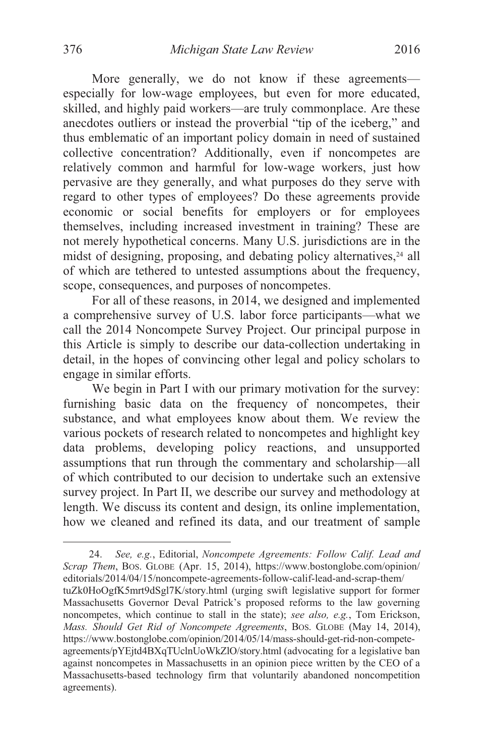More generally, we do not know if these agreements—especially for low-wage employees, but even for more educated, skilled, and highly paid workers—are truly commonplace. Are these anecdotes outliers or instead the proverbial "tip of the iceberg," and thus emblematic of an important policy domain in need of sustained collective concentration? Additionally, even if noncompetes are relatively common and harmful for low-wage workers, just how pervasive are they generally, and what purposes do they serve with regard to other types of employees? Do these agreements provide economic or social benefits for employers or for employees themselves, including increased investment in training? These are not merely hypothetical concerns. Many U.S. jurisdictions are in the midst of designing, proposing, and debating policy alternatives,[24] all of which are tethered to untested assumptions about the frequency, scope, consequences, and purposes of noncompetes.

For all of these reasons, in 2014, we designed and implemented a comprehensive survey of U.S. labor force participants—what we call the 2014 Noncompete Survey Project. Our principal purpose in this Article is simply to describe our data-collection undertaking in detail, in the hopes of convincing other legal and policy scholars to engage in similar efforts.

We begin in Part I with our primary motivation for the survey: furnishing basic data on the frequency of noncompetes, their substance, and what employees know about them. We review the various pockets of research related to noncompetes and highlight key data problems, developing policy reactions, and unsupported assumptions that run through the commentary and scholarship—all of which contributed to our decision to undertake such an extensive survey project. In Part II, we describe our survey and methodology at length. We discuss its content and design, its online implementation, how we cleaned and refined its data, and our treatment of sample

---

24. *See, e.g.*, Editorial, *Noncompete Agreements: Follow Calif. Lead and Scrap Them*, BOS. GLOBE (Apr. 15, 2014), https://www.bostonglobe.com/opinion/editorials/2014/04/15/noncompete-agreements-follow-calif-lead-and-scrap-them/tuZk0HoOgfK5mrt9dSgl7K/story.html (urging swift legislative support for former Massachusetts Governor Deval Patrick's proposed reforms to the law governing noncompetes, which continue to stall in the state); *see also, e.g.*, Tom Erickson, *Mass. Should Get Rid of Noncompete Agreements*, BOS. GLOBE (May 14, 2014), https://www.bostonglobe.com/opinion/2014/05/14/mass-should-get-rid-non-compete-agreements/pYEjtd4BXqTUclnUoWkZlO/story.html (advocating for a legislative ban against noncompetes in Massachusetts in an opinion piece written by the CEO of a Massachusetts-based technology firm that voluntarily abandoned noncompetition agreements).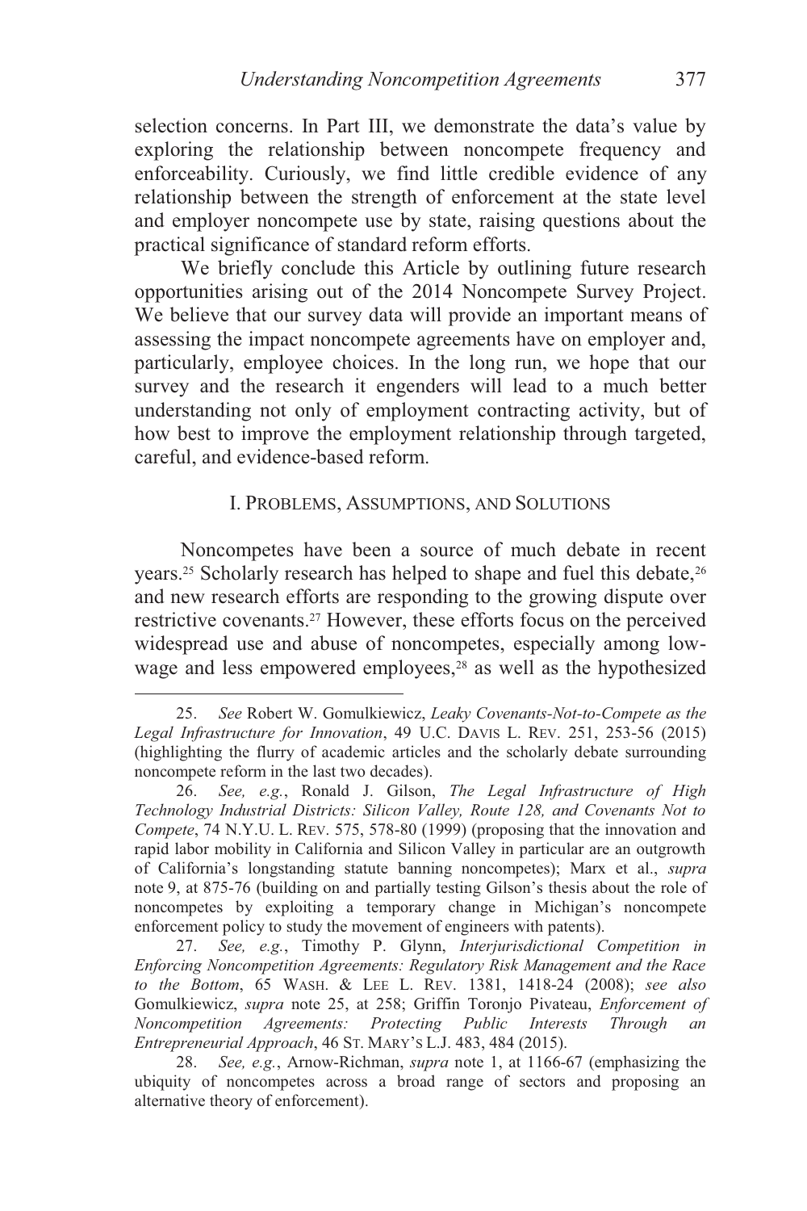selection concerns. In Part III, we demonstrate the data's value by exploring the relationship between noncompete frequency and enforceability. Curiously, we find little credible evidence of any relationship between the strength of enforcement at the state level and employer noncompete use by state, raising questions about the practical significance of standard reform efforts.

We briefly conclude this Article by outlining future research opportunities arising out of the 2014 Noncompete Survey Project. We believe that our survey data will provide an important means of assessing the impact noncompete agreements have on employer and, particularly, employee choices. In the long run, we hope that our survey and the research it engenders will lead to a much better understanding not only of employment contracting activity, but of how best to improve the employment relationship through targeted, careful, and evidence-based reform.

## I. PROBLEMS, ASSUMPTIONS, AND SOLUTIONS

Noncompetes have been a source of much debate in recent years.[25] Scholarly research has helped to shape and fuel this debate,[26] and new research efforts are responding to the growing dispute over restrictive covenants.[27] However, these efforts focus on the perceived widespread use and abuse of noncompetes, especially among low-wage and less empowered employees,[28] as well as the hypothesized

---

25. *See* Robert W. Gomulkiewicz, *Leaky Covenants-Not-to-Compete as the Legal Infrastructure for Innovation*, 49 U.C. DAVIS L. REV. 251, 253-56 (2015) (highlighting the flurry of academic articles and the scholarly debate surrounding noncompete reform in the last two decades).

26. *See, e.g.*, Ronald J. Gilson, *The Legal Infrastructure of High Technology Industrial Districts: Silicon Valley, Route 128, and Covenants Not to Compete*, 74 N.Y.U. L. REV. 575, 578-80 (1999) (proposing that the innovation and rapid labor mobility in California and Silicon Valley in particular are an outgrowth of California's longstanding statute banning noncompetes); Marx et al., *supra* note 9, at 875-76 (building on and partially testing Gilson's thesis about the role of noncompetes by exploiting a temporary change in Michigan's noncompete enforcement policy to study the movement of engineers with patents).

27. *See, e.g.*, Timothy P. Glynn, *Interjurisdictional Competition in Enforcing Noncompetition Agreements: Regulatory Risk Management and the Race to the Bottom*, 65 WASH. & LEE L. REV. 1381, 1418-24 (2008); *see also* Gomulkiewicz, *supra* note 25, at 258; Griffin Toronjo Pivateau, *Enforcement of Noncompetition Agreements: Protecting Public Interests Through an Entrepreneurial Approach*, 46 ST. MARY'S L.J. 483, 484 (2015).

28. *See, e.g.*, Arnow-Richman, *supra* note 1, at 1166-67 (emphasizing the ubiquity of noncompetes across a broad range of sectors and proposing an alternative theory of enforcement).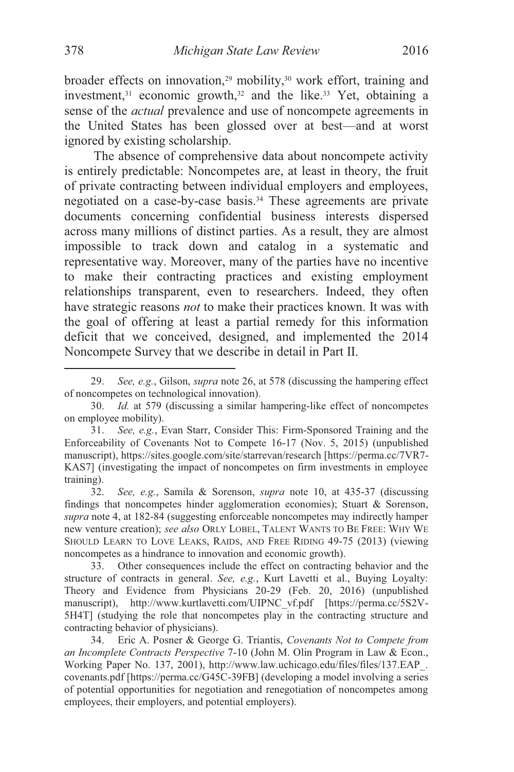broader effects on innovation,[29] mobility,[30] work effort, training and investment,[31] economic growth,[32] and the like.[33] Yet, obtaining a sense of the *actual* prevalence and use of noncompete agreements in the United States has been glossed over at best—and at worst ignored by existing scholarship.

The absence of comprehensive data about noncompete activity is entirely predictable: Noncompetes are, at least in theory, the fruit of private contracting between individual employers and employees, negotiated on a case-by-case basis.[34] These agreements are private documents concerning confidential business interests dispersed across many millions of distinct parties. As a result, they are almost impossible to track down and catalog in a systematic and representative way. Moreover, many of the parties have no incentive to make their contracting practices and existing employment relationships transparent, even to researchers. Indeed, they often have strategic reasons *not* to make their practices known. It was with the goal of offering at least a partial remedy for this information deficit that we conceived, designed, and implemented the 2014 Noncompete Survey that we describe in detail in Part II.

---

29. *See, e.g.*, Gilson, *supra* note 26, at 578 (discussing the hampering effect of noncompetes on technological innovation).

30. *Id.* at 579 (discussing a similar hampering-like effect of noncompetes on employee mobility).

31. *See, e.g.*, Evan Starr, Consider This: Firm-Sponsored Training and the Enforceability of Covenants Not to Compete 16-17 (Nov. 5, 2015) (unpublished manuscript), https://sites.google.com/site/starrevan/research [https://perma.cc/7VR7-KAS7] (investigating the impact of noncompetes on firm investments in employee training).

32. *See, e.g.*, Samila & Sorenson, *supra* note 10, at 435-37 (discussing findings that noncompetes hinder agglomeration economies); Stuart & Sorenson, *supra* note 4, at 182-84 (suggesting enforceable noncompetes may indirectly hamper new venture creation); *see also* ORLY LOBEL, TALENT WANTS TO BE FREE: WHY WE SHOULD LEARN TO LOVE LEAKS, RAIDS, AND FREE RIDING 49-75 (2013) (viewing noncompetes as a hindrance to innovation and economic growth).

33. Other consequences include the effect on contracting behavior and the structure of contracts in general. *See, e.g.*, Kurt Lavetti et al., Buying Loyalty: Theory and Evidence from Physicians 20-29 (Feb. 20, 2016) (unpublished manuscript), http://www.kurtlavetti.com/UIPNC_vf.pdf [https://perma.cc/5S2V-5H4T] (studying the role that noncompetes play in the contracting structure and contracting behavior of physicians).

34. Eric A. Posner & George G. Triantis, *Covenants Not to Compete from an Incomplete Contracts Perspective* 7-10 (John M. Olin Program in Law & Econ., Working Paper No. 137, 2001), http://www.law.uchicago.edu/files/files/137.EAP_.covenants.pdf [https://perma.cc/G45C-39FB] (developing a model involving a series of potential opportunities for negotiation and renegotiation of noncompetes among employees, their employers, and potential employers).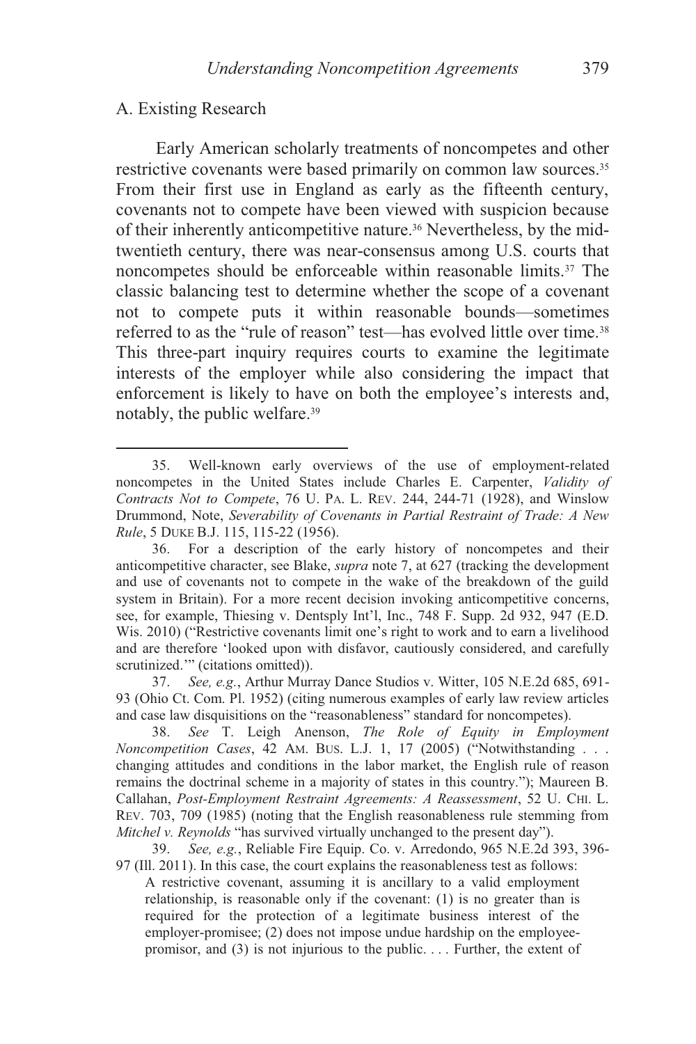## A. Existing Research

Early American scholarly treatments of noncompetes and other restrictive covenants were based primarily on common law sources.[35] From their first use in England as early as the fifteenth century, covenants not to compete have been viewed with suspicion because of their inherently anticompetitive nature.[36] Nevertheless, by the mid-twentieth century, there was near-consensus among U.S. courts that noncompetes should be enforceable within reasonable limits.[37] The classic balancing test to determine whether the scope of a covenant not to compete puts it within reasonable bounds—sometimes referred to as the "rule of reason" test—has evolved little over time.[38] This three-part inquiry requires courts to examine the legitimate interests of the employer while also considering the impact that enforcement is likely to have on both the employee's interests and, notably, the public welfare.[39]

---

35. Well-known early overviews of the use of employment-related noncompetes in the United States include Charles E. Carpenter, *Validity of Contracts Not to Compete*, 76 U. PA. L. REV. 244, 244-71 (1928), and Winslow Drummond, Note, *Severability of Covenants in Partial Restraint of Trade: A New Rule*, 5 DUKE B.J. 115, 115-22 (1956).

36. For a description of the early history of noncompetes and their anticompetitive character, see Blake, *supra* note 7, at 627 (tracking the development and use of covenants not to compete in the wake of the breakdown of the guild system in Britain). For a more recent decision invoking anticompetitive concerns, see, for example, Thiesing v. Dentsply Int'l, Inc., 748 F. Supp. 2d 932, 947 (E.D. Wis. 2010) ("Restrictive covenants limit one's right to work and to earn a livelihood and are therefore 'looked upon with disfavor, cautiously considered, and carefully scrutinized.'" (citations omitted)).

37. *See, e.g.*, Arthur Murray Dance Studios v. Witter, 105 N.E.2d 685, 691-93 (Ohio Ct. Com. Pl. 1952) (citing numerous examples of early law review articles and case law disquisitions on the "reasonableness" standard for noncompetes).

38. *See* T. Leigh Anenson, *The Role of Equity in Employment Noncompetition Cases*, 42 AM. BUS. L.J. 1, 17 (2005) ("Notwithstanding . . . changing attitudes and conditions in the labor market, the English rule of reason remains the doctrinal scheme in a majority of states in this country."); Maureen B. Callahan, *Post-Employment Restraint Agreements: A Reassessment*, 52 U. CHI. L. REV. 703, 709 (1985) (noting that the English reasonableness rule stemming from *Mitchel v. Reynolds* "has survived virtually unchanged to the present day").

39. *See, e.g.*, Reliable Fire Equip. Co. v. Arredondo, 965 N.E.2d 393, 396-97 (Ill. 2011). In this case, the court explains the reasonableness test as follows:

> A restrictive covenant, assuming it is ancillary to a valid employment relationship, is reasonable only if the covenant: (1) is no greater than is required for the protection of a legitimate business interest of the employer-promisee; (2) does not impose undue hardship on the employee-promisor, and (3) is not injurious to the public. . . . Further, the extent of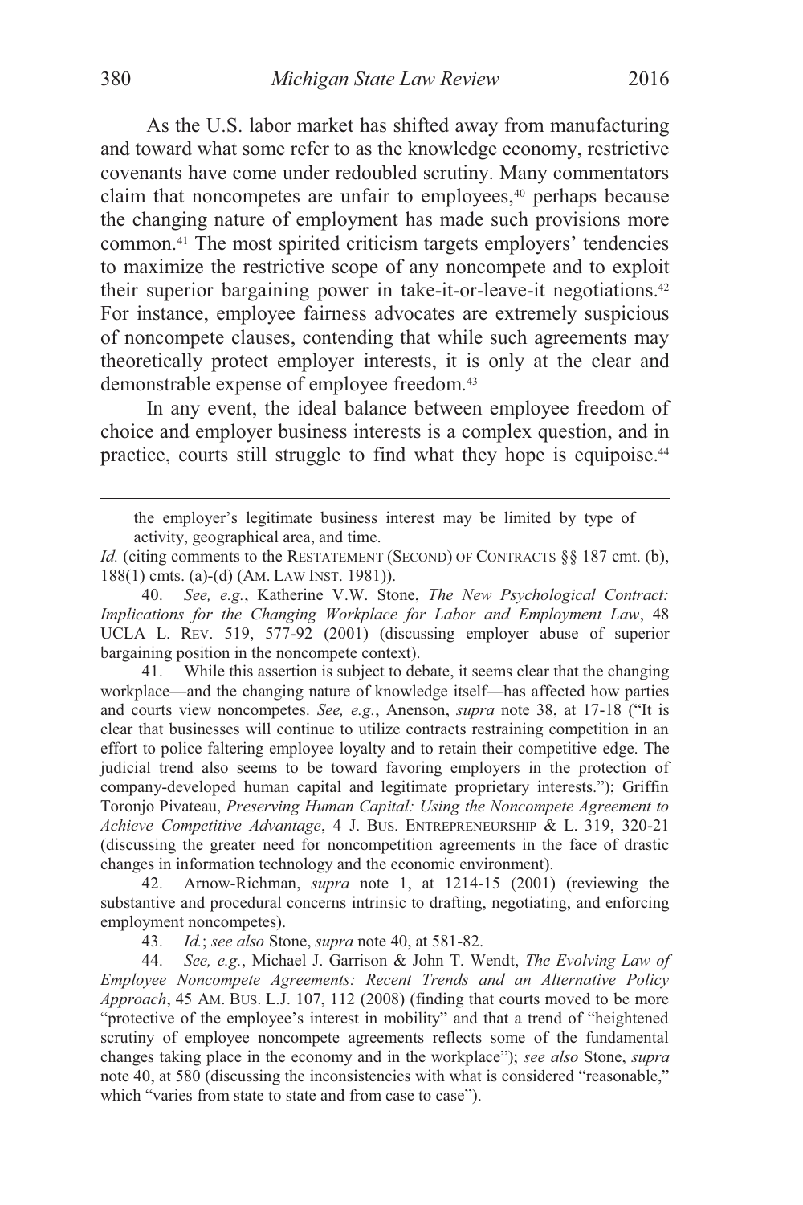As the U.S. labor market has shifted away from manufacturing and toward what some refer to as the knowledge economy, restrictive covenants have come under redoubled scrutiny. Many commentators claim that noncompetes are unfair to employees,[40] perhaps because the changing nature of employment has made such provisions more common.[41] The most spirited criticism targets employers' tendencies to maximize the restrictive scope of any noncompete and to exploit their superior bargaining power in take-it-or-leave-it negotiations.[42] For instance, employee fairness advocates are extremely suspicious of noncompete clauses, contending that while such agreements may theoretically protect employer interests, it is only at the clear and demonstrable expense of employee freedom.[43]

In any event, the ideal balance between employee freedom of choice and employer business interests is a complex question, and in practice, courts still struggle to find what they hope is equipoise.[44]

---

the employer's legitimate business interest may be limited by type of activity, geographical area, and time.

*Id.* (citing comments to the RESTATEMENT (SECOND) OF CONTRACTS §§ 187 cmt. (b), 188(1) cmts. (a)-(d) (AM. LAW INST. 1981)).

40. *See, e.g.*, Katherine V.W. Stone, *The New Psychological Contract: Implications for the Changing Workplace for Labor and Employment Law*, 48 UCLA L. REV. 519, 577-92 (2001) (discussing employer abuse of superior bargaining position in the noncompete context).

41. While this assertion is subject to debate, it seems clear that the changing workplace—and the changing nature of knowledge itself—has affected how parties and courts view noncompetes. *See, e.g.*, Anenson, *supra* note 38, at 17-18 ("It is clear that businesses will continue to utilize contracts restraining competition in an effort to police faltering employee loyalty and to retain their competitive edge. The judicial trend also seems to be toward favoring employers in the protection of company-developed human capital and legitimate proprietary interests."); Griffin Toronjo Pivateau, *Preserving Human Capital: Using the Noncompete Agreement to Achieve Competitive Advantage*, 4 J. BUS. ENTREPRENEURSHIP & L. 319, 320-21 (discussing the greater need for noncompetition agreements in the face of drastic changes in information technology and the economic environment).

42. Arnow-Richman, *supra* note 1, at 1214-15 (2001) (reviewing the substantive and procedural concerns intrinsic to drafting, negotiating, and enforcing employment noncompetes).

43. *Id.*; *see also* Stone, *supra* note 40, at 581-82.

44. *See, e.g.*, Michael J. Garrison & John T. Wendt, *The Evolving Law of Employee Noncompete Agreements: Recent Trends and an Alternative Policy Approach*, 45 AM. BUS. L.J. 107, 112 (2008) (finding that courts moved to be more "protective of the employee's interest in mobility" and that a trend of "heightened scrutiny of employee noncompete agreements reflects some of the fundamental changes taking place in the economy and in the workplace"); *see also* Stone, *supra* note 40, at 580 (discussing the inconsistencies with what is considered "reasonable," which "varies from state to state and from case to case").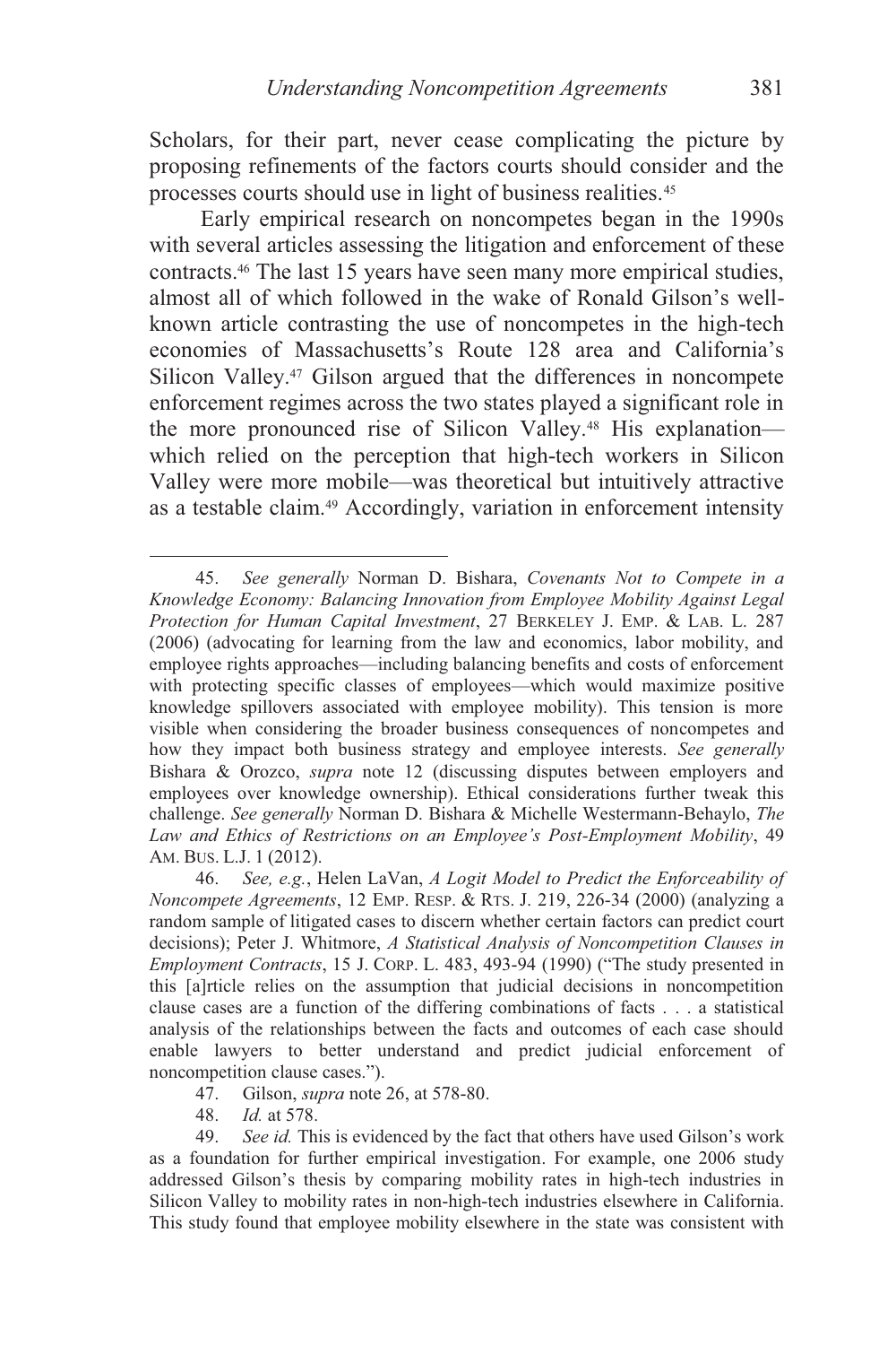Scholars, for their part, never cease complicating the picture by proposing refinements of the factors courts should consider and the processes courts should use in light of business realities.[45]

Early empirical research on noncompetes began in the 1990s with several articles assessing the litigation and enforcement of these contracts.[46] The last 15 years have seen many more empirical studies, almost all of which followed in the wake of Ronald Gilson's well-known article contrasting the use of noncompetes in the high-tech economies of Massachusetts's Route 128 area and California's Silicon Valley.[47] Gilson argued that the differences in noncompete enforcement regimes across the two states played a significant role in the more pronounced rise of Silicon Valley.[48] His explanation—which relied on the perception that high-tech workers in Silicon Valley were more mobile—was theoretical but intuitively attractive as a testable claim.[49] Accordingly, variation in enforcement intensity

---

45. *See generally* Norman D. Bishara, *Covenants Not to Compete in a Knowledge Economy: Balancing Innovation from Employee Mobility Against Legal Protection for Human Capital Investment*, 27 BERKELEY J. EMP. & LAB. L. 287 (2006) (advocating for learning from the law and economics, labor mobility, and employee rights approaches—including balancing benefits and costs of enforcement with protecting specific classes of employees—which would maximize positive knowledge spillovers associated with employee mobility). This tension is more visible when considering the broader business consequences of noncompetes and how they impact both business strategy and employee interests. *See generally* Bishara & Orozco, *supra* note 12 (discussing disputes between employers and employees over knowledge ownership). Ethical considerations further tweak this challenge. *See generally* Norman D. Bishara & Michelle Westermann-Behaylo, *The Law and Ethics of Restrictions on an Employee's Post-Employment Mobility*, 49 AM. BUS. L.J. 1 (2012).

46. *See, e.g.*, Helen LaVan, *A Logit Model to Predict the Enforceability of Noncompete Agreements*, 12 EMP. RESP. & RTS. J. 219, 226-34 (2000) (analyzing a random sample of litigated cases to discern whether certain factors can predict court decisions); Peter J. Whitmore, *A Statistical Analysis of Noncompetition Clauses in Employment Contracts*, 15 J. CORP. L. 483, 493-94 (1990) ("The study presented in this [a]rticle relies on the assumption that judicial decisions in noncompetition clause cases are a function of the differing combinations of facts . . . a statistical analysis of the relationships between the facts and outcomes of each case should enable lawyers to better understand and predict judicial enforcement of noncompetition clause cases.").

47. Gilson, *supra* note 26, at 578-80.

48. *Id.* at 578.

49. *See id.* This is evidenced by the fact that others have used Gilson's work as a foundation for further empirical investigation. For example, one 2006 study addressed Gilson's thesis by comparing mobility rates in high-tech industries in Silicon Valley to mobility rates in non-high-tech industries elsewhere in California. This study found that employee mobility elsewhere in the state was consistent with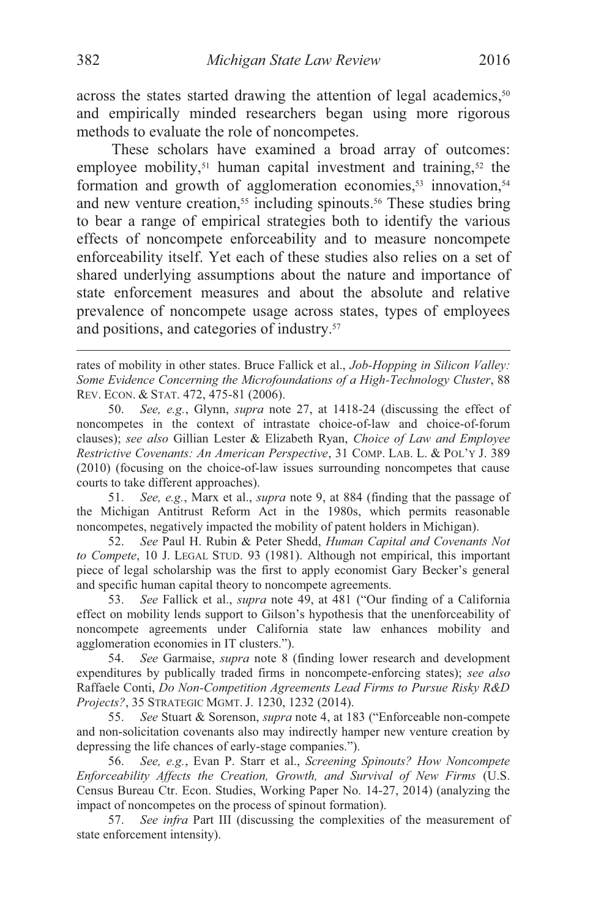across the states started drawing the attention of legal academics,[50] and empirically minded researchers began using more rigorous methods to evaluate the role of noncompetes.

These scholars have examined a broad array of outcomes: employee mobility,[51] human capital investment and training,[52] the formation and growth of agglomeration economies,[53] innovation,[54] and new venture creation,[55] including spinouts.[56] These studies bring to bear a range of empirical strategies both to identify the various effects of noncompete enforceability and to measure noncompete enforceability itself. Yet each of these studies also relies on a set of shared underlying assumptions about the nature and importance of state enforcement measures and about the absolute and relative prevalence of noncompete usage across states, types of employees and positions, and categories of industry.[57]

---

rates of mobility in other states. Bruce Fallick et al., *Job-Hopping in Silicon Valley: Some Evidence Concerning the Microfoundations of a High-Technology Cluster*, 88 REV. ECON. & STAT. 472, 475-81 (2006).

50. *See, e.g.*, Glynn, *supra* note 27, at 1418-24 (discussing the effect of noncompetes in the context of intrastate choice-of-law and choice-of-forum clauses); *see also* Gillian Lester & Elizabeth Ryan, *Choice of Law and Employee Restrictive Covenants: An American Perspective*, 31 COMP. LAB. L. & POL'Y J. 389 (2010) (focusing on the choice-of-law issues surrounding noncompetes that cause courts to take different approaches).

51. *See, e.g.*, Marx et al., *supra* note 9, at 884 (finding that the passage of the Michigan Antitrust Reform Act in the 1980s, which permits reasonable noncompetes, negatively impacted the mobility of patent holders in Michigan).

52. *See* Paul H. Rubin & Peter Shedd, *Human Capital and Covenants Not to Compete*, 10 J. LEGAL STUD. 93 (1981). Although not empirical, this important piece of legal scholarship was the first to apply economist Gary Becker's general and specific human capital theory to noncompete agreements.

53. *See* Fallick et al., *supra* note 49, at 481 ("Our finding of a California effect on mobility lends support to Gilson's hypothesis that the unenforceability of noncompete agreements under California state law enhances mobility and agglomeration economies in IT clusters.").

54. *See* Garmaise, *supra* note 8 (finding lower research and development expenditures by publically traded firms in noncompete-enforcing states); *see also* Raffaele Conti, *Do Non-Competition Agreements Lead Firms to Pursue Risky R&D Projects?*, 35 STRATEGIC MGMT. J. 1230, 1232 (2014).

55. *See* Stuart & Sorenson, *supra* note 4, at 183 ("Enforceable non-compete and non-solicitation covenants also may indirectly hamper new venture creation by depressing the life chances of early-stage companies.").

56. *See, e.g.*, Evan P. Starr et al., *Screening Spinouts? How Noncompete Enforceability Affects the Creation, Growth, and Survival of New Firms* (U.S. Census Bureau Ctr. Econ. Studies, Working Paper No. 14-27, 2014) (analyzing the impact of noncompetes on the process of spinout formation).

57. *See infra* Part III (discussing the complexities of the measurement of state enforcement intensity).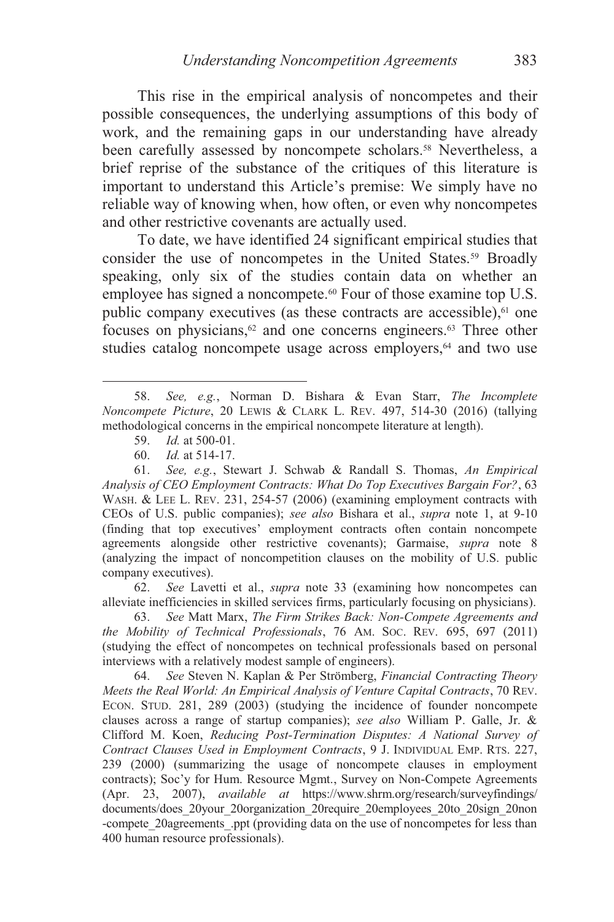This rise in the empirical analysis of noncompetes and their possible consequences, the underlying assumptions of this body of work, and the remaining gaps in our understanding have already been carefully assessed by noncompete scholars.[58] Nevertheless, a brief reprise of the substance of the critiques of this literature is important to understand this Article's premise: We simply have no reliable way of knowing when, how often, or even why noncompetes and other restrictive covenants are actually used.

To date, we have identified 24 significant empirical studies that consider the use of noncompetes in the United States.[59] Broadly speaking, only six of the studies contain data on whether an employee has signed a noncompete.[60] Four of those examine top U.S. public company executives (as these contracts are accessible),[61] one focuses on physicians,[62] and one concerns engineers.[63] Three other studies catalog noncompete usage across employers,[64] and two use

---

58. *See, e.g.*, Norman D. Bishara & Evan Starr, *The Incomplete Noncompete Picture*, 20 LEWIS & CLARK L. REV. 497, 514-30 (2016) (tallying methodological concerns in the empirical noncompete literature at length).

59. *Id.* at 500-01.

60. *Id.* at 514-17.

61. *See, e.g.*, Stewart J. Schwab & Randall S. Thomas, *An Empirical Analysis of CEO Employment Contracts: What Do Top Executives Bargain For?*, 63 WASH. & LEE L. REV. 231, 254-57 (2006) (examining employment contracts with CEOs of U.S. public companies); *see also* Bishara et al., *supra* note 1, at 9-10 (finding that top executives' employment contracts often contain noncompete agreements alongside other restrictive covenants); Garmaise, *supra* note 8 (analyzing the impact of noncompetition clauses on the mobility of U.S. public company executives).

62. *See* Lavetti et al., *supra* note 33 (examining how noncompetes can alleviate inefficiencies in skilled services firms, particularly focusing on physicians).

63. *See* Matt Marx, *The Firm Strikes Back: Non-Compete Agreements and the Mobility of Technical Professionals*, 76 AM. SOC. REV. 695, 697 (2011) (studying the effect of noncompetes on technical professionals based on personal interviews with a relatively modest sample of engineers).

64. *See* Steven N. Kaplan & Per Strömberg, *Financial Contracting Theory Meets the Real World: An Empirical Analysis of Venture Capital Contracts*, 70 REV. ECON. STUD. 281, 289 (2003) (studying the incidence of founder noncompete clauses across a range of startup companies); *see also* William P. Galle, Jr. & Clifford M. Koen, *Reducing Post-Termination Disputes: A National Survey of Contract Clauses Used in Employment Contracts*, 9 J. INDIVIDUAL EMP. RTS. 227, 239 (2000) (summarizing the usage of noncompete clauses in employment contracts); Soc'y for Hum. Resource Mgmt., Survey on Non-Compete Agreements (Apr. 23, 2007), *available at* https://www.shrm.org/research/surveyfindings/documents/does_20your_20organization_20require_20employees_20to_20sign_20non-compete_20agreements_.ppt (providing data on the use of noncompetes for less than 400 human resource professionals).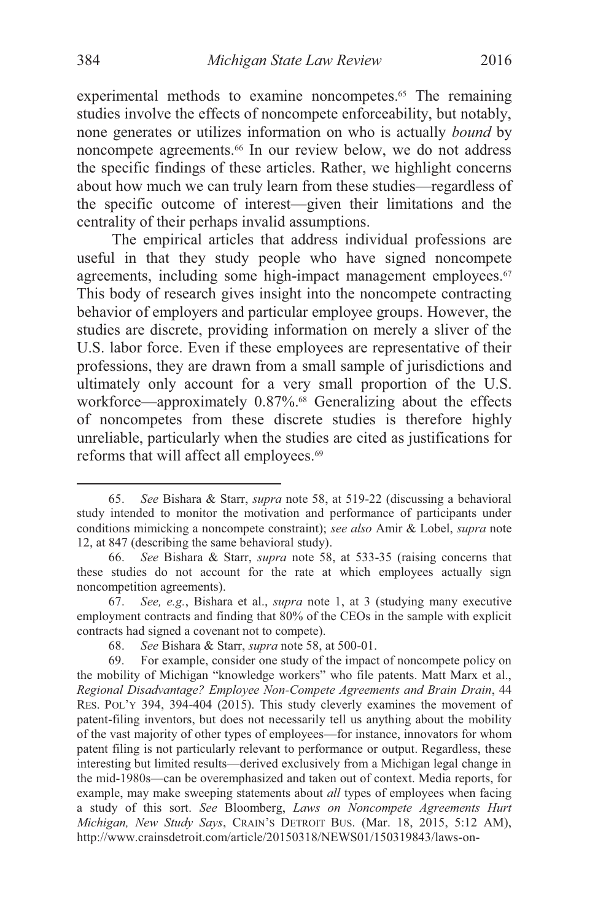experimental methods to examine noncompetes.[65] The remaining studies involve the effects of noncompete enforceability, but notably, none generates or utilizes information on who is actually *bound* by noncompete agreements.[66] In our review below, we do not address the specific findings of these articles. Rather, we highlight concerns about how much we can truly learn from these studies—regardless of the specific outcome of interest—given their limitations and the centrality of their perhaps invalid assumptions.

The empirical articles that address individual professions are useful in that they study people who have signed noncompete agreements, including some high-impact management employees.[67] This body of research gives insight into the noncompete contracting behavior of employers and particular employee groups. However, the studies are discrete, providing information on merely a sliver of the U.S. labor force. Even if these employees are representative of their professions, they are drawn from a small sample of jurisdictions and ultimately only account for a very small proportion of the U.S. workforce—approximately 0.87%.[68] Generalizing about the effects of noncompetes from these discrete studies is therefore highly unreliable, particularly when the studies are cited as justifications for reforms that will affect all employees.[69]

---

65. *See* Bishara & Starr, *supra* note 58, at 519-22 (discussing a behavioral study intended to monitor the motivation and performance of participants under conditions mimicking a noncompete constraint); *see also* Amir & Lobel, *supra* note 12, at 847 (describing the same behavioral study).

66. *See* Bishara & Starr, *supra* note 58, at 533-35 (raising concerns that these studies do not account for the rate at which employees actually sign noncompetition agreements).

67. *See, e.g.*, Bishara et al., *supra* note 1, at 3 (studying many executive employment contracts and finding that 80% of the CEOs in the sample with explicit contracts had signed a covenant not to compete).

68. *See* Bishara & Starr, *supra* note 58, at 500-01.

69. For example, consider one study of the impact of noncompete policy on the mobility of Michigan "knowledge workers" who file patents. Matt Marx et al., *Regional Disadvantage? Employee Non-Compete Agreements and Brain Drain*, 44 RES. POL'Y 394, 394-404 (2015). This study cleverly examines the movement of patent-filing inventors, but does not necessarily tell us anything about the mobility of the vast majority of other types of employees—for instance, innovators for whom patent filing is not particularly relevant to performance or output. Regardless, these interesting but limited results—derived exclusively from a Michigan legal change in the mid-1980s—can be overemphasized and taken out of context. Media reports, for example, may make sweeping statements about *all* types of employees when facing a study of this sort. *See* Bloomberg, *Laws on Noncompete Agreements Hurt Michigan, New Study Says*, CRAIN'S DETROIT BUS. (Mar. 18, 2015, 5:12 AM), http://www.crainsdetroit.com/article/20150318/NEWS01/150319843/laws-on-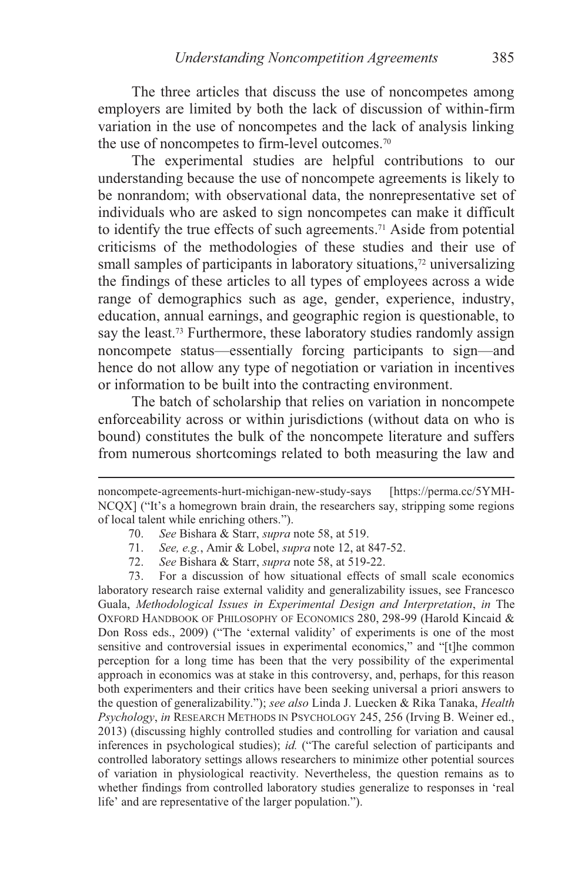The three articles that discuss the use of noncompetes among employers are limited by both the lack of discussion of within-firm variation in the use of noncompetes and the lack of analysis linking the use of noncompetes to firm-level outcomes.[70]

The experimental studies are helpful contributions to our understanding because the use of noncompete agreements is likely to be nonrandom; with observational data, the nonrepresentative set of individuals who are asked to sign noncompetes can make it difficult to identify the true effects of such agreements.[71] Aside from potential criticisms of the methodologies of these studies and their use of small samples of participants in laboratory situations,[72] universalizing the findings of these articles to all types of employees across a wide range of demographics such as age, gender, experience, industry, education, annual earnings, and geographic region is questionable, to say the least.[73] Furthermore, these laboratory studies randomly assign noncompete status—essentially forcing participants to sign—and hence do not allow any type of negotiation or variation in incentives or information to be built into the contracting environment.

The batch of scholarship that relies on variation in noncompete enforceability across or within jurisdictions (without data on who is bound) constitutes the bulk of the noncompete literature and suffers from numerous shortcomings related to both measuring the law and

---

noncompete-agreements-hurt-michigan-new-study-says [https://perma.cc/5YMH-NCQX] ("It's a homegrown brain drain, the researchers say, stripping some regions of local talent while enriching others.").

70. *See* Bishara & Starr, *supra* note 58, at 519.

71. *See, e.g.*, Amir & Lobel, *supra* note 12, at 847-52.

72. *See* Bishara & Starr, *supra* note 58, at 519-22.

73. For a discussion of how situational effects of small scale economics laboratory research raise external validity and generalizability issues, see Francesco Guala, *Methodological Issues in Experimental Design and Interpretation*, *in* THE OXFORD HANDBOOK OF PHILOSOPHY OF ECONOMICS 280, 298-99 (Harold Kincaid & Don Ross eds., 2009) ("The 'external validity' of experiments is one of the most sensitive and controversial issues in experimental economics," and "[t]he common perception for a long time has been that the very possibility of the experimental approach in economics was at stake in this controversy, and, perhaps, for this reason both experimenters and their critics have been seeking universal a priori answers to the question of generalizability."); *see also* Linda J. Luecken & Rika Tanaka, *Health Psychology*, *in* RESEARCH METHODS IN PSYCHOLOGY 245, 256 (Irving B. Weiner ed., 2013) (discussing highly controlled studies and controlling for variation and causal inferences in psychological studies); *id.* ("The careful selection of participants and controlled laboratory settings allows researchers to minimize other potential sources of variation in physiological reactivity. Nevertheless, the question remains as to whether findings from controlled laboratory studies generalize to responses in 'real life' and are representative of the larger population.").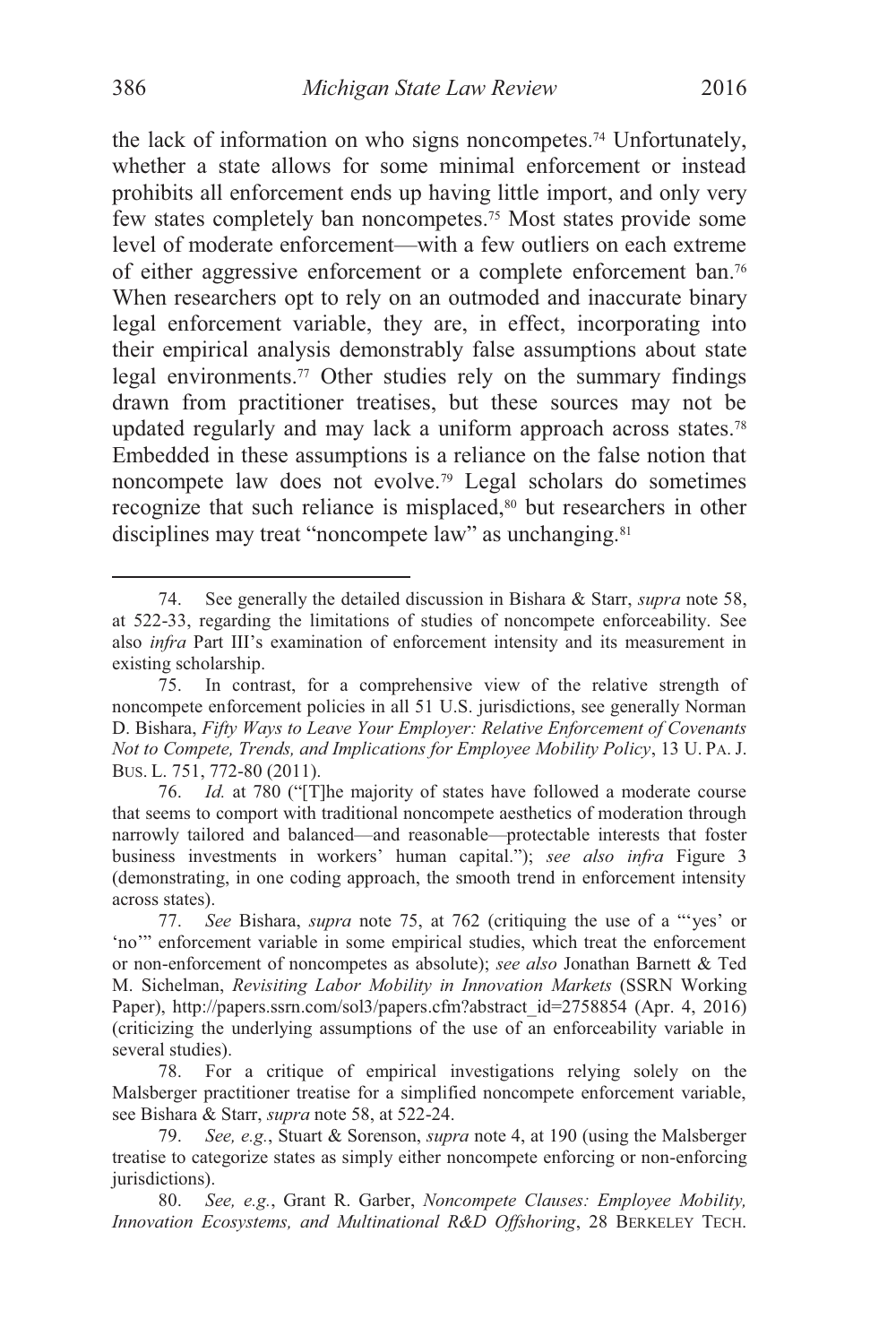the lack of information on who signs noncompetes.[74] Unfortunately, whether a state allows for some minimal enforcement or instead prohibits all enforcement ends up having little import, and only very few states completely ban noncompetes.[75] Most states provide some level of moderate enforcement—with a few outliers on each extreme of either aggressive enforcement or a complete enforcement ban.[76] When researchers opt to rely on an outmoded and inaccurate binary legal enforcement variable, they are, in effect, incorporating into their empirical analysis demonstrably false assumptions about state legal environments.[77] Other studies rely on the summary findings drawn from practitioner treatises, but these sources may not be updated regularly and may lack a uniform approach across states.[78] Embedded in these assumptions is a reliance on the false notion that noncompete law does not evolve.[79] Legal scholars do sometimes recognize that such reliance is misplaced,[80] but researchers in other disciplines may treat "noncompete law" as unchanging.[81]

---

74. See generally the detailed discussion in Bishara & Starr, *supra* note 58, at 522-33, regarding the limitations of studies of noncompete enforceability. See also *infra* Part III's examination of enforcement intensity and its measurement in existing scholarship.

75. In contrast, for a comprehensive view of the relative strength of noncompete enforcement policies in all 51 U.S. jurisdictions, see generally Norman D. Bishara, *Fifty Ways to Leave Your Employer: Relative Enforcement of Covenants Not to Compete, Trends, and Implications for Employee Mobility Policy*, 13 U. PA. J. BUS. L. 751, 772-80 (2011).

76. *Id.* at 780 ("[T]he majority of states have followed a moderate course that seems to comport with traditional noncompete aesthetics of moderation through narrowly tailored and balanced—and reasonable—protectable interests that foster business investments in workers' human capital."); *see also infra* Figure 3 (demonstrating, in one coding approach, the smooth trend in enforcement intensity across states).

77. *See* Bishara, *supra* note 75, at 762 (critiquing the use of a "'yes' or 'no'" enforcement variable in some empirical studies, which treat the enforcement or non-enforcement of noncompetes as absolute); *see also* Jonathan Barnett & Ted M. Sichelman, *Revisiting Labor Mobility in Innovation Markets* (SSRN Working Paper), http://papers.ssrn.com/sol3/papers.cfm?abstract_id=2758854 (Apr. 4, 2016) (criticizing the underlying assumptions of the use of an enforceability variable in several studies).

78. For a critique of empirical investigations relying solely on the Malsberger practitioner treatise for a simplified noncompete enforcement variable, see Bishara & Starr, *supra* note 58, at 522-24.

79. *See, e.g.*, Stuart & Sorenson, *supra* note 4, at 190 (using the Malsberger treatise to categorize states as simply either noncompete enforcing or non-enforcing jurisdictions).

80. *See, e.g.*, Grant R. Garber, *Noncompete Clauses: Employee Mobility, Innovation Ecosystems, and Multinational R&D Offshoring*, 28 BERKELEY TECH.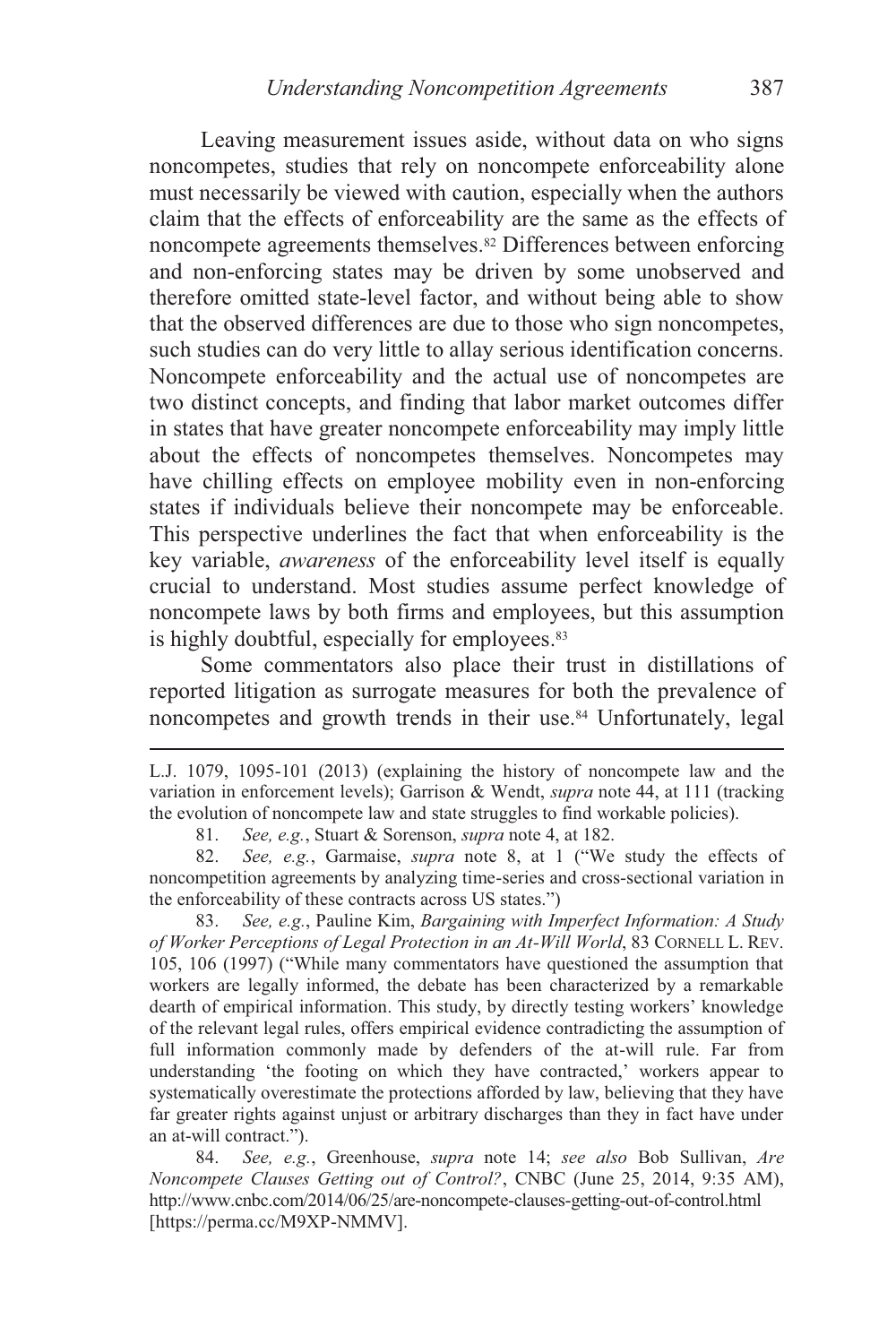Leaving measurement issues aside, without data on who signs noncompetes, studies that rely on noncompete enforceability alone must necessarily be viewed with caution, especially when the authors claim that the effects of enforceability are the same as the effects of noncompete agreements themselves.[82] Differences between enforcing and non-enforcing states may be driven by some unobserved and therefore omitted state-level factor, and without being able to show that the observed differences are due to those who sign noncompetes, such studies can do very little to allay serious identification concerns. Noncompete enforceability and the actual use of noncompetes are two distinct concepts, and finding that labor market outcomes differ in states that have greater noncompete enforceability may imply little about the effects of noncompetes themselves. Noncompetes may have chilling effects on employee mobility even in non-enforcing states if individuals believe their noncompete may be enforceable. This perspective underlines the fact that when enforceability is the key variable, *awareness* of the enforceability level itself is equally crucial to understand. Most studies assume perfect knowledge of noncompete laws by both firms and employees, but this assumption is highly doubtful, especially for employees.[83]

Some commentators also place their trust in distillations of reported litigation as surrogate measures for both the prevalence of noncompetes and growth trends in their use.[84] Unfortunately, legal

---

L.J. 1079, 1095-101 (2013) (explaining the history of noncompete law and the variation in enforcement levels); Garrison & Wendt, *supra* note 44, at 111 (tracking the evolution of noncompete law and state struggles to find workable policies).

81. *See, e.g.*, Stuart & Sorenson, *supra* note 4, at 182.

82. *See, e.g.*, Garmaise, *supra* note 8, at 1 ("We study the effects of noncompetition agreements by analyzing time-series and cross-sectional variation in the enforceability of these contracts across US states.")

83. *See, e.g.*, Pauline Kim, *Bargaining with Imperfect Information: A Study of Worker Perceptions of Legal Protection in an At-Will World*, 83 CORNELL L. REV. 105, 106 (1997) ("While many commentators have questioned the assumption that workers are legally informed, the debate has been characterized by a remarkable dearth of empirical information. This study, by directly testing workers' knowledge of the relevant legal rules, offers empirical evidence contradicting the assumption of full information commonly made by defenders of the at-will rule. Far from understanding 'the footing on which they have contracted,' workers appear to systematically overestimate the protections afforded by law, believing that they have far greater rights against unjust or arbitrary discharges than they in fact have under an at-will contract.").

84. *See, e.g.*, Greenhouse, *supra* note 14; *see also* Bob Sullivan, *Are Noncompete Clauses Getting out of Control?*, CNBC (June 25, 2014, 9:35 AM), http://www.cnbc.com/2014/06/25/are-noncompete-clauses-getting-out-of-control.html [https://perma.cc/M9XP-NMMV].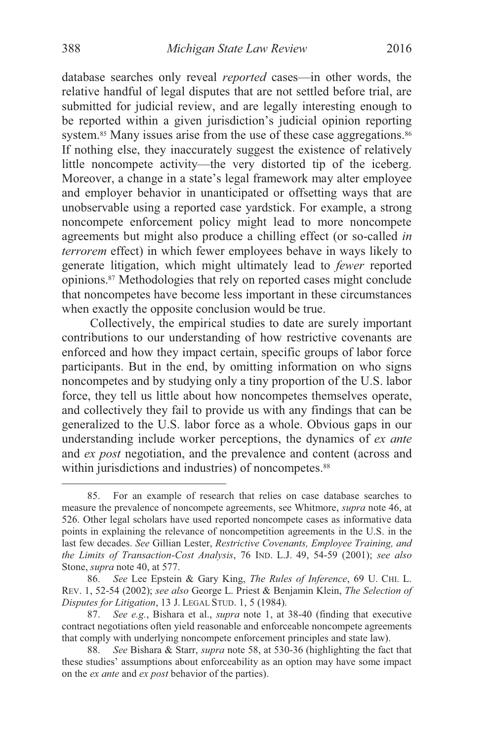database searches only reveal *reported* cases—in other words, the relative handful of legal disputes that are not settled before trial, are submitted for judicial review, and are legally interesting enough to be reported within a given jurisdiction's judicial opinion reporting system.[85] Many issues arise from the use of these case aggregations.[86] If nothing else, they inaccurately suggest the existence of relatively little noncompete activity—the very distorted tip of the iceberg. Moreover, a change in a state's legal framework may alter employee and employer behavior in unanticipated or offsetting ways that are unobservable using a reported case yardstick. For example, a strong noncompete enforcement policy might lead to more noncompete agreements but might also produce a chilling effect (or so-called *in terrorem* effect) in which fewer employees behave in ways likely to generate litigation, which might ultimately lead to *fewer* reported opinions.[87] Methodologies that rely on reported cases might conclude that noncompetes have become less important in these circumstances when exactly the opposite conclusion would be true.

Collectively, the empirical studies to date are surely important contributions to our understanding of how restrictive covenants are enforced and how they impact certain, specific groups of labor force participants. But in the end, by omitting information on who signs noncompetes and by studying only a tiny proportion of the U.S. labor force, they tell us little about how noncompetes themselves operate, and collectively they fail to provide us with any findings that can be generalized to the U.S. labor force as a whole. Obvious gaps in our understanding include worker perceptions, the dynamics of *ex ante* and *ex post* negotiation, and the prevalence and content (across and within jurisdictions and industries) of noncompetes.[88]

---

85. For an example of research that relies on case database searches to measure the prevalence of noncompete agreements, see Whitmore, *supra* note 46, at 526. Other legal scholars have used reported noncompete cases as informative data points in explaining the relevance of noncompetition agreements in the U.S. in the last few decades. *See* Gillian Lester, *Restrictive Covenants, Employee Training, and the Limits of Transaction-Cost Analysis*, 76 IND. L.J. 49, 54-59 (2001); *see also* Stone, *supra* note 40, at 577.

86. *See* Lee Epstein & Gary King, *The Rules of Inference*, 69 U. CHI. L. REV. 1, 52-54 (2002); *see also* George L. Priest & Benjamin Klein, *The Selection of Disputes for Litigation*, 13 J. LEGAL STUD. 1, 5 (1984).

87. *See e.g.*, Bishara et al., *supra* note 1, at 38-40 (finding that executive contract negotiations often yield reasonable and enforceable noncompete agreements that comply with underlying noncompete enforcement principles and state law).

88. *See* Bishara & Starr, *supra* note 58, at 530-36 (highlighting the fact that these studies' assumptions about enforceability as an option may have some impact on the *ex ante* and *ex post* behavior of the parties).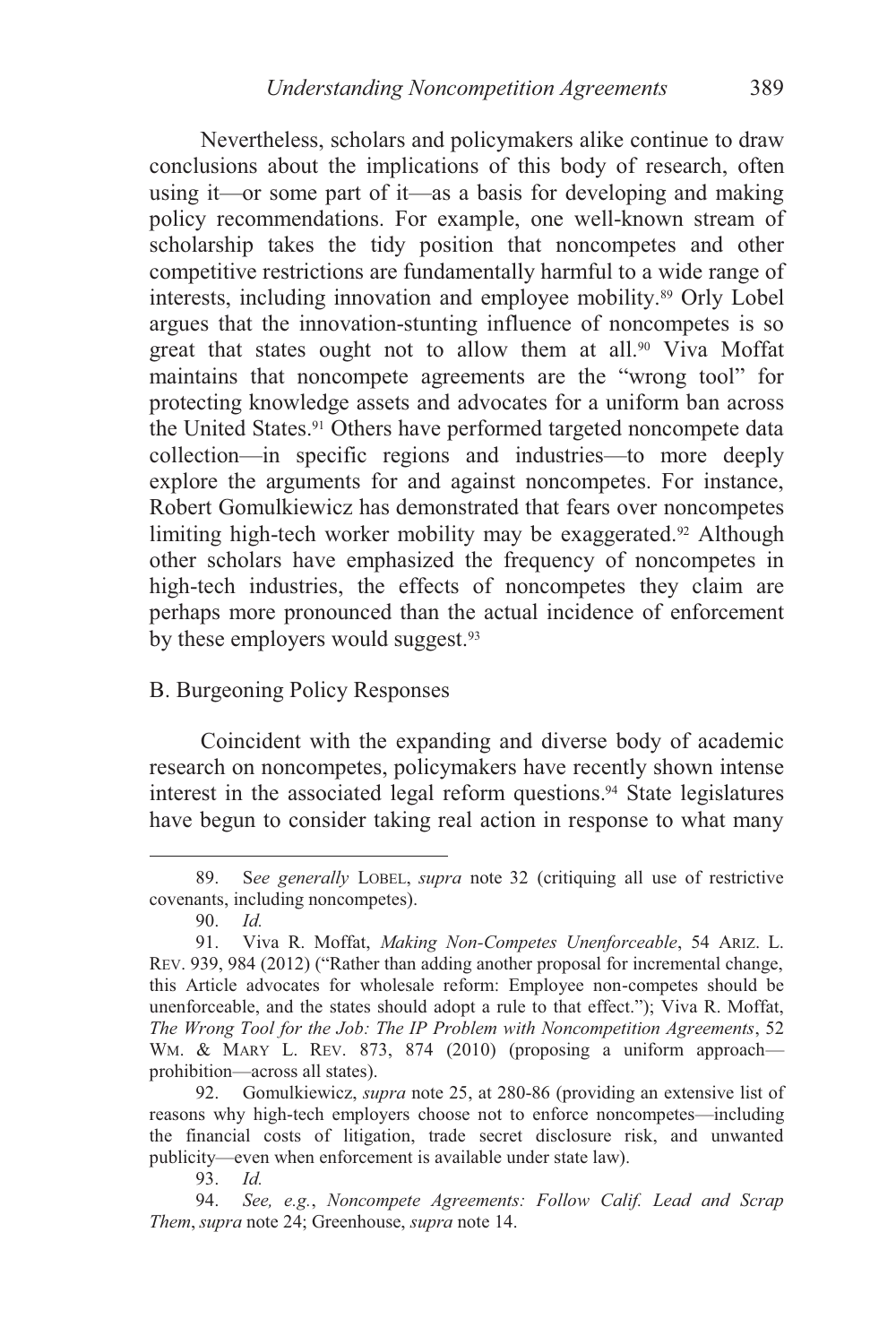Nevertheless, scholars and policymakers alike continue to draw conclusions about the implications of this body of research, often using it—or some part of it—as a basis for developing and making policy recommendations. For example, one well-known stream of scholarship takes the tidy position that noncompetes and other competitive restrictions are fundamentally harmful to a wide range of interests, including innovation and employee mobility.[89] Orly Lobel argues that the innovation-stunting influence of noncompetes is so great that states ought not to allow them at all.[90] Viva Moffat maintains that noncompete agreements are the "wrong tool" for protecting knowledge assets and advocates for a uniform ban across the United States.[91] Others have performed targeted noncompete data collection—in specific regions and industries—to more deeply explore the arguments for and against noncompetes. For instance, Robert Gomulkiewicz has demonstrated that fears over noncompetes limiting high-tech worker mobility may be exaggerated.[92] Although other scholars have emphasized the frequency of noncompetes in high-tech industries, the effects of noncompetes they claim are perhaps more pronounced than the actual incidence of enforcement by these employers would suggest.[93]

## B. Burgeoning Policy Responses

Coincident with the expanding and diverse body of academic research on noncompetes, policymakers have recently shown intense interest in the associated legal reform questions.[94] State legislatures have begun to consider taking real action in response to what many

---

89. S*ee generally* LOBEL, *supra* note 32 (critiquing all use of restrictive covenants, including noncompetes).

90. *Id.*

91. Viva R. Moffat, *Making Non-Competes Unenforceable*, 54 ARIZ. L. REV. 939, 984 (2012) ("Rather than adding another proposal for incremental change, this Article advocates for wholesale reform: Employee non-competes should be unenforceable, and the states should adopt a rule to that effect."); Viva R. Moffat, *The Wrong Tool for the Job: The IP Problem with Noncompetition Agreements*, 52 WM. & MARY L. REV. 873, 874 (2010) (proposing a uniform approach—prohibition—across all states).

92. Gomulkiewicz, *supra* note 25, at 280-86 (providing an extensive list of reasons why high-tech employers choose not to enforce noncompetes—including the financial costs of litigation, trade secret disclosure risk, and unwanted publicity—even when enforcement is available under state law).

93. *Id.*

94. *See, e.g.*, *Noncompete Agreements: Follow Calif. Lead and Scrap Them*, *supra* note 24; Greenhouse, *supra* note 14.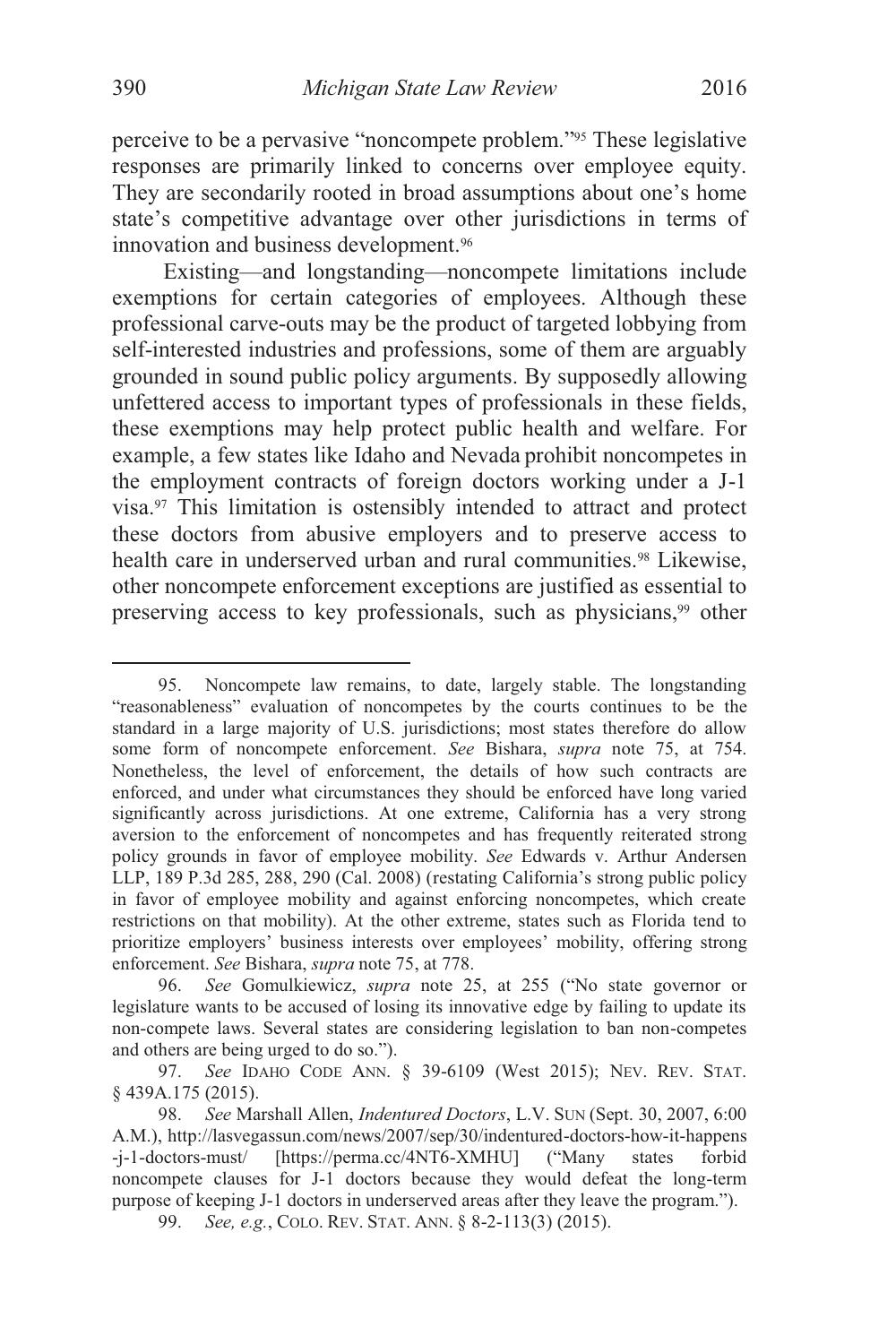perceive to be a pervasive "noncompete problem."[95] These legislative responses are primarily linked to concerns over employee equity. They are secondarily rooted in broad assumptions about one's home state's competitive advantage over other jurisdictions in terms of innovation and business development.[96]

Existing—and longstanding—noncompete limitations include exemptions for certain categories of employees. Although these professional carve-outs may be the product of targeted lobbying from self-interested industries and professions, some of them are arguably grounded in sound public policy arguments. By supposedly allowing unfettered access to important types of professionals in these fields, these exemptions may help protect public health and welfare. For example, a few states like Idaho and Nevada prohibit noncompetes in the employment contracts of foreign doctors working under a J-1 visa.[97] This limitation is ostensibly intended to attract and protect these doctors from abusive employers and to preserve access to health care in underserved urban and rural communities.[98] Likewise, other noncompete enforcement exceptions are justified as essential to preserving access to key professionals, such as physicians,[99] other

---

95. Noncompete law remains, to date, largely stable. The longstanding "reasonableness" evaluation of noncompetes by the courts continues to be the standard in a large majority of U.S. jurisdictions; most states therefore do allow some form of noncompete enforcement. *See* Bishara, *supra* note 75, at 754. Nonetheless, the level of enforcement, the details of how such contracts are enforced, and under what circumstances they should be enforced have long varied significantly across jurisdictions. At one extreme, California has a very strong aversion to the enforcement of noncompetes and has frequently reiterated strong policy grounds in favor of employee mobility. *See* Edwards v. Arthur Andersen LLP, 189 P.3d 285, 288, 290 (Cal. 2008) (restating California's strong public policy in favor of employee mobility and against enforcing noncompetes, which create restrictions on that mobility). At the other extreme, states such as Florida tend to prioritize employers' business interests over employees' mobility, offering strong enforcement. *See* Bishara, *supra* note 75, at 778.

96. *See* Gomulkiewicz, *supra* note 25, at 255 ("No state governor or legislature wants to be accused of losing its innovative edge by failing to update its non-compete laws. Several states are considering legislation to ban non-competes and others are being urged to do so.").

97. *See* IDAHO CODE ANN. § 39-6109 (West 2015); NEV. REV. STAT. § 439A.175 (2015).

98. *See* Marshall Allen, *Indentured Doctors*, L.V. SUN (Sept. 30, 2007, 6:00 A.M.), http://lasvegassun.com/news/2007/sep/30/indentured-doctors-how-it-happens-j-1-doctors-must/ [https://perma.cc/4NT6-XMHU] ("Many states forbid noncompete clauses for J-1 doctors because they would defeat the long-term purpose of keeping J-1 doctors in underserved areas after they leave the program.").

99. *See, e.g.*, COLO. REV. STAT. ANN. § 8-2-113(3) (2015).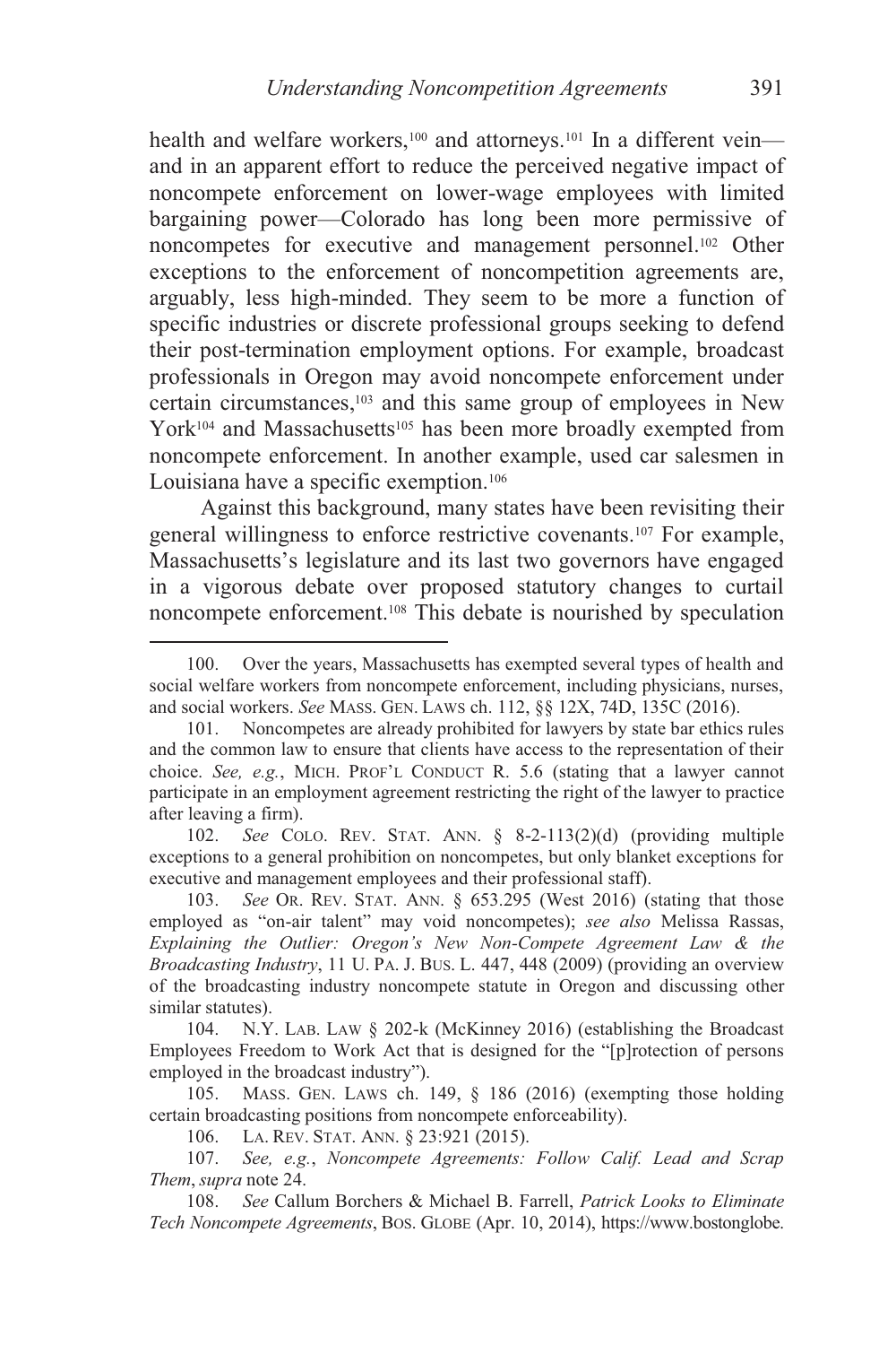health and welfare workers,[100] and attorneys.[101] In a different vein—and in an apparent effort to reduce the perceived negative impact of noncompete enforcement on lower-wage employees with limited bargaining power—Colorado has long been more permissive of noncompetes for executive and management personnel.[102] Other exceptions to the enforcement of noncompetition agreements are, arguably, less high-minded. They seem to be more a function of specific industries or discrete professional groups seeking to defend their post-termination employment options. For example, broadcast professionals in Oregon may avoid noncompete enforcement under certain circumstances,[103] and this same group of employees in New York[104] and Massachusetts[105] has been more broadly exempted from noncompete enforcement. In another example, used car salesmen in Louisiana have a specific exemption.[106]

Against this background, many states have been revisiting their general willingness to enforce restrictive covenants.[107] For example, Massachusetts's legislature and its last two governors have engaged in a vigorous debate over proposed statutory changes to curtail noncompete enforcement.[108] This debate is nourished by speculation

---

100. Over the years, Massachusetts has exempted several types of health and social welfare workers from noncompete enforcement, including physicians, nurses, and social workers. *See* MASS. GEN. LAWS ch. 112, §§ 12X, 74D, 135C (2016).

101. Noncompetes are already prohibited for lawyers by state bar ethics rules and the common law to ensure that clients have access to the representation of their choice. *See, e.g.*, MICH. PROF'L CONDUCT R. 5.6 (stating that a lawyer cannot participate in an employment agreement restricting the right of the lawyer to practice after leaving a firm).

102. *See* COLO. REV. STAT. ANN. § 8-2-113(2)(d) (providing multiple exceptions to a general prohibition on noncompetes, but only blanket exceptions for executive and management employees and their professional staff).

103. *See* OR. REV. STAT. ANN. § 653.295 (West 2016) (stating that those employed as "on-air talent" may void noncompetes); *see also* Melissa Rassas, *Explaining the Outlier: Oregon's New Non-Compete Agreement Law & the Broadcasting Industry*, 11 U. PA. J. BUS. L. 447, 448 (2009) (providing an overview of the broadcasting industry noncompete statute in Oregon and discussing other similar statutes).

104. N.Y. LAB. LAW § 202-k (McKinney 2016) (establishing the Broadcast Employees Freedom to Work Act that is designed for the "[p]rotection of persons employed in the broadcast industry").

105. MASS. GEN. LAWS ch. 149, § 186 (2016) (exempting those holding certain broadcasting positions from noncompete enforceability).

106. LA. REV. STAT. ANN. § 23:921 (2015).

107. *See, e.g.*, *Noncompete Agreements: Follow Calif. Lead and Scrap Them*, *supra* note 24.

108. *See* Callum Borchers & Michael B. Farrell, *Patrick Looks to Eliminate Tech Noncompete Agreements*, BOS. GLOBE (Apr. 10, 2014), https://www.bostonglobe.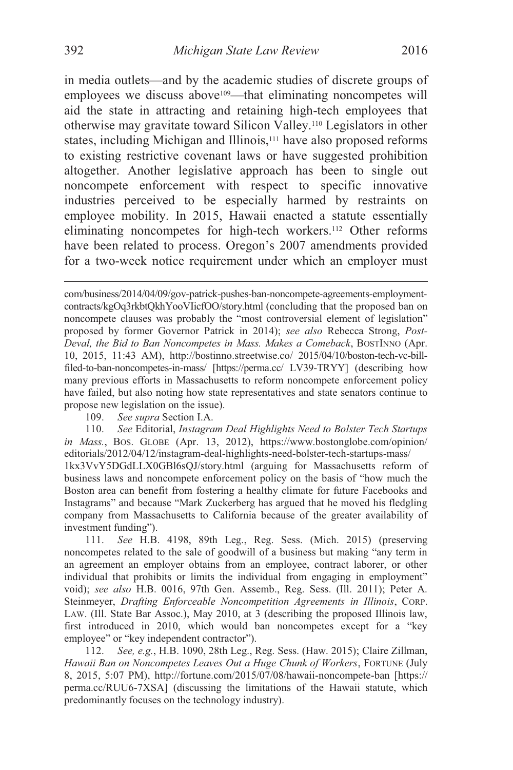in media outlets—and by the academic studies of discrete groups of employees we discuss above[109]—that eliminating noncompetes will aid the state in attracting and retaining high-tech employees that otherwise may gravitate toward Silicon Valley.[110] Legislators in other states, including Michigan and Illinois,[111] have also proposed reforms to existing restrictive covenant laws or have suggested prohibition altogether. Another legislative approach has been to single out noncompete enforcement with respect to specific innovative industries perceived to be especially harmed by restraints on employee mobility. In 2015, Hawaii enacted a statute essentially eliminating noncompetes for high-tech workers.[112] Other reforms have been related to process. Oregon's 2007 amendments provided for a two-week notice requirement under which an employer must

---

com/business/2014/04/09/gov-patrick-pushes-ban-noncompete-agreements-employment-contracts/kgOq3rkbtQkhYooVIicfOO/story.html (concluding that the proposed ban on noncompete clauses was probably the "most controversial element of legislation" proposed by former Governor Patrick in 2014); *see also* Rebecca Strong, *Post-Deval, the Bid to Ban Noncompetes in Mass. Makes a Comeback*, BOSTINNO (Apr. 10, 2015, 11:43 AM), http://bostinno.streetwise.co/ 2015/04/10/boston-tech-vc-bill-filed-to-ban-noncompetes-in-mass/ [https://perma.cc/ LV39-TRYY] (describing how many previous efforts in Massachusetts to reform noncompete enforcement policy have failed, but also noting how state representatives and state senators continue to propose new legislation on the issue).

109. *See supra* Section I.A.

110. *See* Editorial, *Instagram Deal Highlights Need to Bolster Tech Startups in Mass.*, BOS. GLOBE (Apr. 13, 2012), https://www.bostonglobe.com/opinion/editorials/2012/04/12/instagram-deal-highlights-need-bolster-tech-startups-mass/1kx3VvY5DGdLLX0GBl6sQJ/story.html (arguing for Massachusetts reform of business laws and noncompete enforcement policy on the basis of "how much the Boston area can benefit from fostering a healthy climate for future Facebooks and Instagrams" and because "Mark Zuckerberg has argued that he moved his fledgling company from Massachusetts to California because of the greater availability of investment funding").

111. *See* H.B. 4198, 89th Leg., Reg. Sess. (Mich. 2015) (preserving noncompetes related to the sale of goodwill of a business but making "any term in an agreement an employer obtains from an employee, contract laborer, or other individual that prohibits or limits the individual from engaging in employment" void); *see also* H.B. 0016, 97th Gen. Assemb., Reg. Sess. (Ill. 2011); Peter A. Steinmeyer, *Drafting Enforceable Noncompetition Agreements in Illinois*, CORP. LAW. (Ill. State Bar Assoc.), May 2010, at 3 (describing the proposed Illinois law, first introduced in 2010, which would ban noncompetes except for a "key employee" or "key independent contractor").

112. *See, e.g.*, H.B. 1090, 28th Leg., Reg. Sess. (Haw. 2015); Claire Zillman, *Hawaii Ban on Noncompetes Leaves Out a Huge Chunk of Workers*, FORTUNE (July 8, 2015, 5:07 PM), http://fortune.com/2015/07/08/hawaii-noncompete-ban [https://perma.cc/RUU6-7XSA] (discussing the limitations of the Hawaii statute, which predominantly focuses on the technology industry).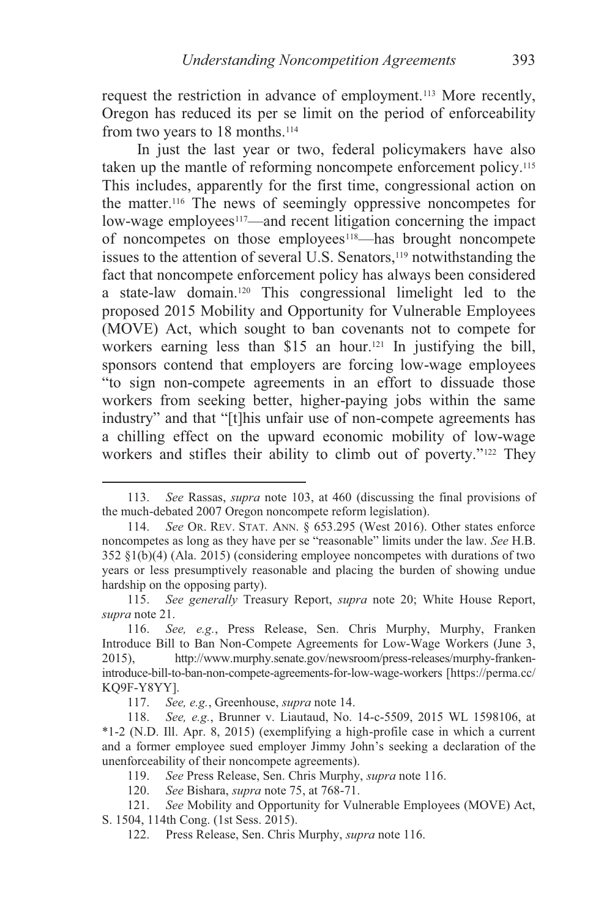request the restriction in advance of employment.[113] More recently, Oregon has reduced its per se limit on the period of enforceability from two years to 18 months.[114]

In just the last year or two, federal policymakers have also taken up the mantle of reforming noncompete enforcement policy.[115] This includes, apparently for the first time, congressional action on the matter.[116] The news of seemingly oppressive noncompetes for low-wage employees[117]—and recent litigation concerning the impact of noncompetes on those employees[118]—has brought noncompete issues to the attention of several U.S. Senators,[119] notwithstanding the fact that noncompete enforcement policy has always been considered a state-law domain.[120] This congressional limelight led to the proposed 2015 Mobility and Opportunity for Vulnerable Employees (MOVE) Act, which sought to ban covenants not to compete for workers earning less than $15 an hour.[121] In justifying the bill, sponsors contend that employers are forcing low-wage employees "to sign non-compete agreements in an effort to dissuade those workers from seeking better, higher-paying jobs within the same industry" and that "[t]his unfair use of non-compete agreements has a chilling effect on the upward economic mobility of low-wage workers and stifles their ability to climb out of poverty."[122] They

---

113. *See* Rassas, *supra* note 103, at 460 (discussing the final provisions of the much-debated 2007 Oregon noncompete reform legislation).

114. *See* OR. REV. STAT. ANN. § 653.295 (West 2016). Other states enforce noncompetes as long as they have per se "reasonable" limits under the law. *See* H.B. 352 §1(b)(4) (Ala. 2015) (considering employee noncompetes with durations of two years or less presumptively reasonable and placing the burden of showing undue hardship on the opposing party).

115. *See generally* Treasury Report, *supra* note 20; White House Report, *supra* note 21.

116. *See, e.g.*, Press Release, Sen. Chris Murphy, Murphy, Franken Introduce Bill to Ban Non-Compete Agreements for Low-Wage Workers (June 3, 2015), http://www.murphy.senate.gov/newsroom/press-releases/murphy-franken-introduce-bill-to-ban-non-compete-agreements-for-low-wage-workers [https://perma.cc/KQ9F-Y8YY].

117. *See, e.g.*, Greenhouse, *supra* note 14.

118. *See, e.g.*, Brunner v. Liautaud, No. 14-c-5509, 2015 WL 1598106, at *1-2 (N.D. Ill. Apr. 8, 2015) (exemplifying a high-profile case in which a current and a former employee sued employer Jimmy John's seeking a declaration of the unenforceability of their noncompete agreements).

119. *See* Press Release, Sen. Chris Murphy, *supra* note 116.

120. *See* Bishara, *supra* note 75, at 768-71.

121. *See* Mobility and Opportunity for Vulnerable Employees (MOVE) Act, S. 1504, 114th Cong. (1st Sess. 2015).

122. Press Release, Sen. Chris Murphy, *supra* note 116.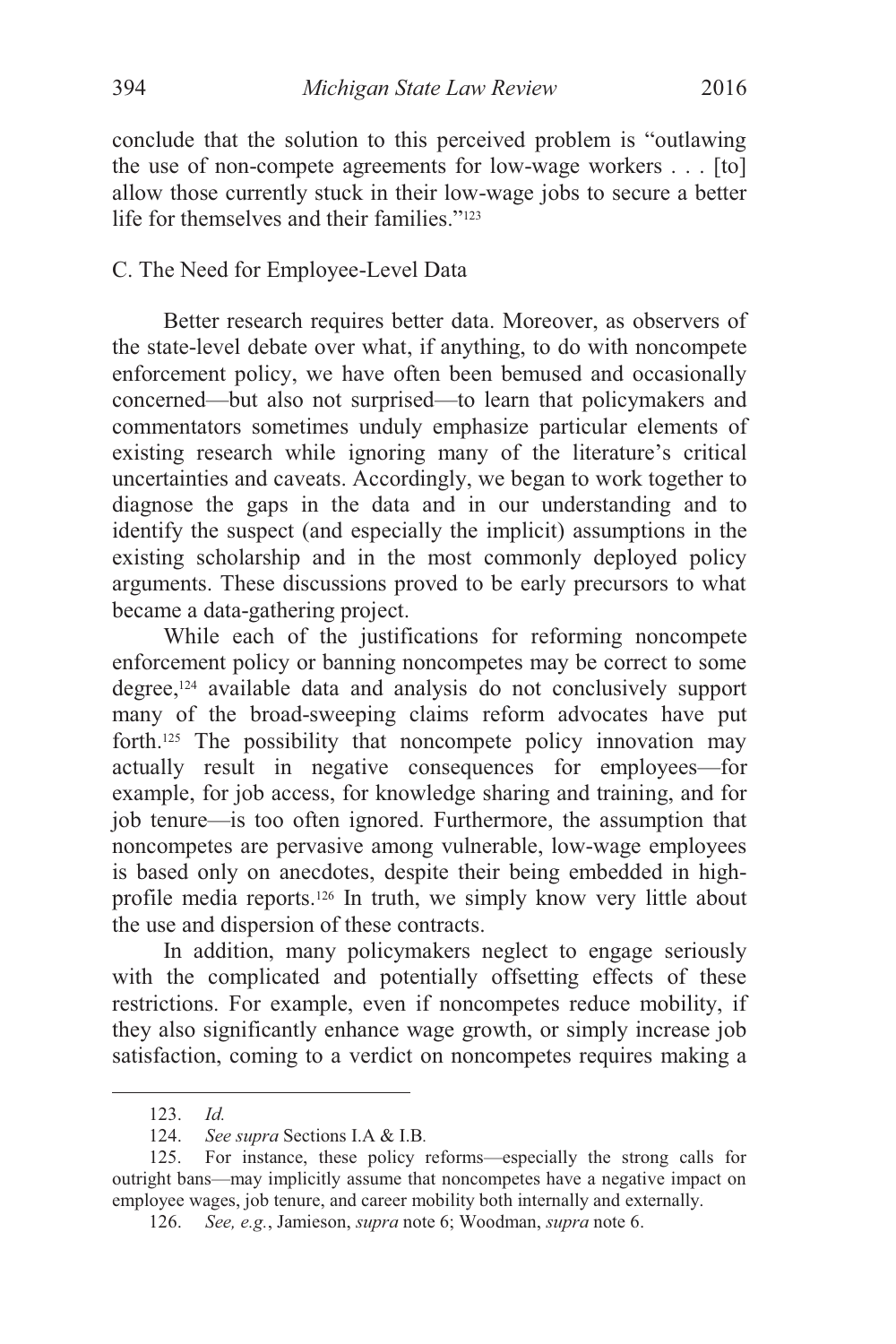conclude that the solution to this perceived problem is "outlawing the use of non-compete agreements for low-wage workers . . . [to] allow those currently stuck in their low-wage jobs to secure a better life for themselves and their families."[123]

### C. The Need for Employee-Level Data

Better research requires better data. Moreover, as observers of the state-level debate over what, if anything, to do with noncompete enforcement policy, we have often been bemused and occasionally concerned—but also not surprised—to learn that policymakers and commentators sometimes unduly emphasize particular elements of existing research while ignoring many of the literature's critical uncertainties and caveats. Accordingly, we began to work together to diagnose the gaps in the data and in our understanding and to identify the suspect (and especially the implicit) assumptions in the existing scholarship and in the most commonly deployed policy arguments. These discussions proved to be early precursors to what became a data-gathering project.

While each of the justifications for reforming noncompete enforcement policy or banning noncompetes may be correct to some degree,[124] available data and analysis do not conclusively support many of the broad-sweeping claims reform advocates have put forth.[125] The possibility that noncompete policy innovation may actually result in negative consequences for employees—for example, for job access, for knowledge sharing and training, and for job tenure—is too often ignored. Furthermore, the assumption that noncompetes are pervasive among vulnerable, low-wage employees is based only on anecdotes, despite their being embedded in high-profile media reports.[126] In truth, we simply know very little about the use and dispersion of these contracts.

In addition, many policymakers neglect to engage seriously with the complicated and potentially offsetting effects of these restrictions. For example, even if noncompetes reduce mobility, if they also significantly enhance wage growth, or simply increase job satisfaction, coming to a verdict on noncompetes requires making a

---

123. *Id.*

124. *See supra* Sections I.A & I.B.

125. For instance, these policy reforms—especially the strong calls for outright bans—may implicitly assume that noncompetes have a negative impact on employee wages, job tenure, and career mobility both internally and externally.

126. *See, e.g.*, Jamieson, *supra* note 6; Woodman, *supra* note 6.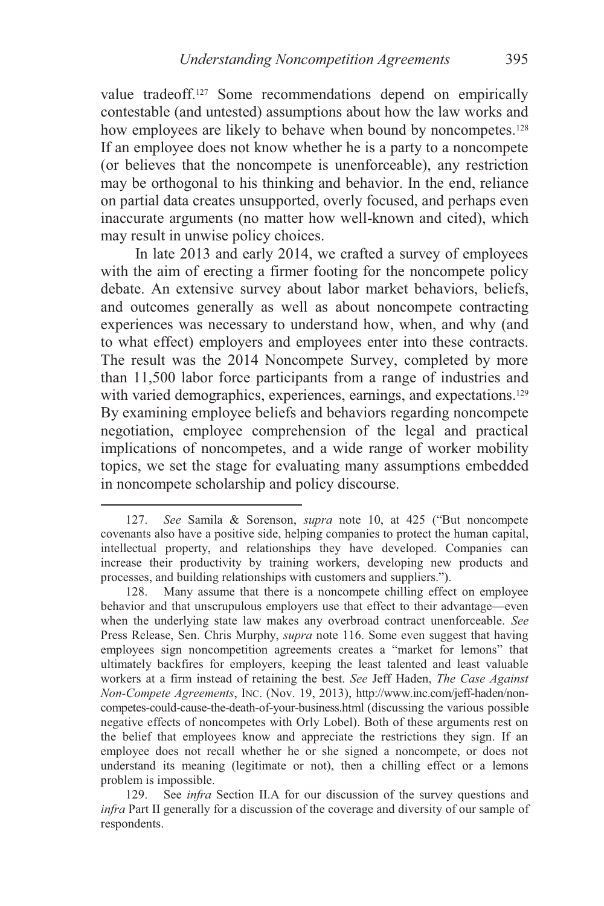value tradeoff.[127] Some recommendations depend on empirically contestable (and untested) assumptions about how the law works and how employees are likely to behave when bound by noncompetes.[128] If an employee does not know whether he is a party to a noncompete (or believes that the noncompete is unenforceable), any restriction may be orthogonal to his thinking and behavior. In the end, reliance on partial data creates unsupported, overly focused, and perhaps even inaccurate arguments (no matter how well-known and cited), which may result in unwise policy choices.

In late 2013 and early 2014, we crafted a survey of employees with the aim of erecting a firmer footing for the noncompete policy debate. An extensive survey about labor market behaviors, beliefs, and outcomes generally as well as about noncompete contracting experiences was necessary to understand how, when, and why (and to what effect) employers and employees enter into these contracts. The result was the 2014 Noncompete Survey, completed by more than 11,500 labor force participants from a range of industries and with varied demographics, experiences, earnings, and expectations.[129] By examining employee beliefs and behaviors regarding noncompete negotiation, employee comprehension of the legal and practical implications of noncompetes, and a wide range of worker mobility topics, we set the stage for evaluating many assumptions embedded in noncompete scholarship and policy discourse.

---

127. *See* Samila & Sorenson, *supra* note 10, at 425 ("But noncompete covenants also have a positive side, helping companies to protect the human capital, intellectual property, and relationships they have developed. Companies can increase their productivity by training workers, developing new products and processes, and building relationships with customers and suppliers.").

128. Many assume that there is a noncompete chilling effect on employee behavior and that unscrupulous employers use that effect to their advantage—even when the underlying state law makes any overbroad contract unenforceable. *See* Press Release, Sen. Chris Murphy, *supra* note 116. Some even suggest that having employees sign noncompetition agreements creates a "market for lemons" that ultimately backfires for employers, keeping the least talented and least valuable workers at a firm instead of retaining the best. *See* Jeff Haden, *The Case Against Non-Compete Agreements*, INC. (Nov. 19, 2013), http://www.inc.com/jeff-haden/non-competes-could-cause-the-death-of-your-business.html (discussing the various possible negative effects of noncompetes with Orly Lobel). Both of these arguments rest on the belief that employees know and appreciate the restrictions they sign. If an employee does not recall whether he or she signed a noncompete, or does not understand its meaning (legitimate or not), then a chilling effect or a lemons problem is impossible.

129. See *infra* Section II.A for our discussion of the survey questions and *infra* Part II generally for a discussion of the coverage and diversity of our sample of respondents.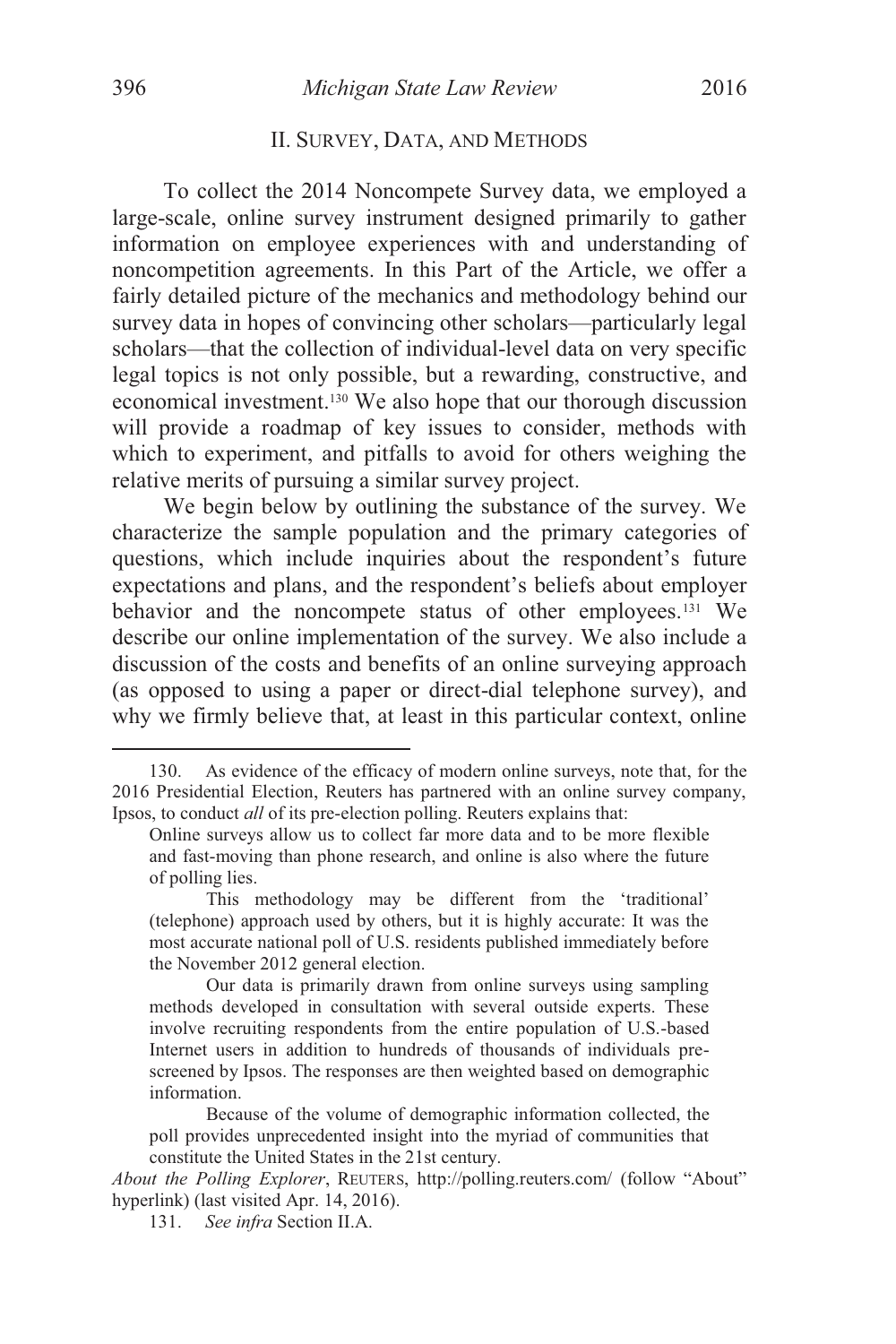## II. SURVEY, DATA, AND METHODS

To collect the 2014 Noncompete Survey data, we employed a large-scale, online survey instrument designed primarily to gather information on employee experiences with and understanding of noncompetition agreements. In this Part of the Article, we offer a fairly detailed picture of the mechanics and methodology behind our survey data in hopes of convincing other scholars—particularly legal scholars—that the collection of individual-level data on very specific legal topics is not only possible, but a rewarding, constructive, and economical investment.[130] We also hope that our thorough discussion will provide a roadmap of key issues to consider, methods with which to experiment, and pitfalls to avoid for others weighing the relative merits of pursuing a similar survey project.

We begin below by outlining the substance of the survey. We characterize the sample population and the primary categories of questions, which include inquiries about the respondent's future expectations and plans, and the respondent's beliefs about employer behavior and the noncompete status of other employees.[131] We describe our online implementation of the survey. We also include a discussion of the costs and benefits of an online surveying approach (as opposed to using a paper or direct-dial telephone survey), and why we firmly believe that, at least in this particular context, online

---

130. As evidence of the efficacy of modern online surveys, note that, for the 2016 Presidential Election, Reuters has partnered with an online survey company, Ipsos, to conduct *all* of its pre-election polling. Reuters explains that:

> Online surveys allow us to collect far more data and to be more flexible and fast-moving than phone research, and online is also where the future of polling lies.
>
> This methodology may be different from the 'traditional' (telephone) approach used by others, but it is highly accurate: It was the most accurate national poll of U.S. residents published immediately before the November 2012 general election.
>
> Our data is primarily drawn from online surveys using sampling methods developed in consultation with several outside experts. These involve recruiting respondents from the entire population of U.S.-based Internet users in addition to hundreds of thousands of individuals pre-screened by Ipsos. The responses are then weighted based on demographic information.
>
> Because of the volume of demographic information collected, the poll provides unprecedented insight into the myriad of communities that constitute the United States in the 21st century.

*About the Polling Explorer*, REUTERS, http://polling.reuters.com/ (follow "About" hyperlink) (last visited Apr. 14, 2016).

131. *See infra* Section II.A.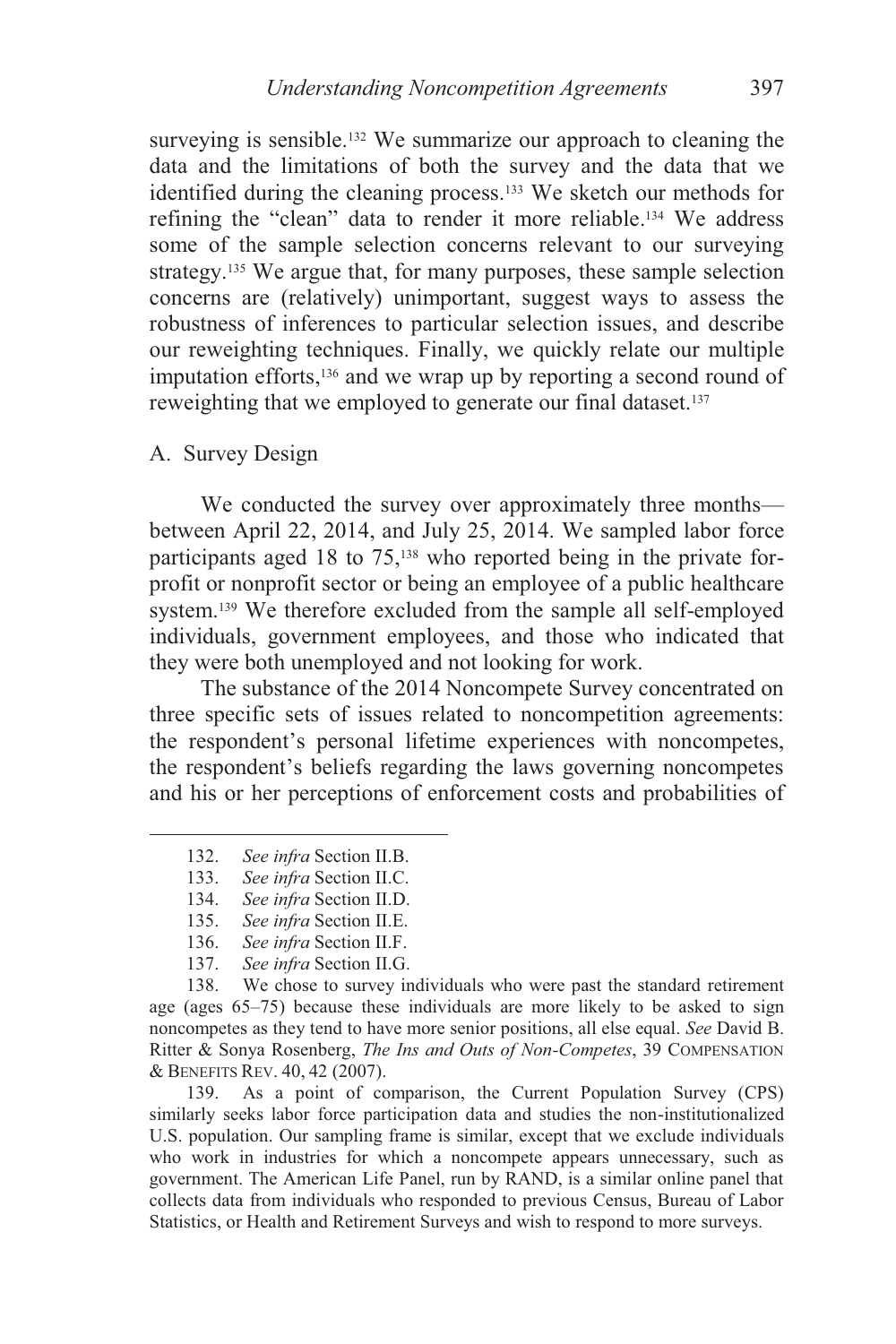surveying is sensible.[132] We summarize our approach to cleaning the data and the limitations of both the survey and the data that we identified during the cleaning process.[133] We sketch our methods for refining the "clean" data to render it more reliable.[134] We address some of the sample selection concerns relevant to our surveying strategy.[135] We argue that, for many purposes, these sample selection concerns are (relatively) unimportant, suggest ways to assess the robustness of inferences to particular selection issues, and describe our reweighting techniques. Finally, we quickly relate our multiple imputation efforts,[136] and we wrap up by reporting a second round of reweighting that we employed to generate our final dataset.[137]

### A. Survey Design

We conducted the survey over approximately three months—between April 22, 2014, and July 25, 2014. We sampled labor force participants aged 18 to 75,[138] who reported being in the private for-profit or nonprofit sector or being an employee of a public healthcare system.[139] We therefore excluded from the sample all self-employed individuals, government employees, and those who indicated that they were both unemployed and not looking for work.

The substance of the 2014 Noncompete Survey concentrated on three specific sets of issues related to noncompetition agreements: the respondent's personal lifetime experiences with noncompetes, the respondent's beliefs regarding the laws governing noncompetes and his or her perceptions of enforcement costs and probabilities of

---

132. *See infra* Section II.B.

133. *See infra* Section II.C.

134. *See infra* Section II.D.

135. *See infra* Section II.E.

136. *See infra* Section II.F.

137. *See infra* Section II.G.

138. We chose to survey individuals who were past the standard retirement age (ages 65–75) because these individuals are more likely to be asked to sign noncompetes as they tend to have more senior positions, all else equal. *See* David B. Ritter & Sonya Rosenberg, *The Ins and Outs of Non-Competes*, 39 COMPENSATION & BENEFITS REV. 40, 42 (2007).

139. As a point of comparison, the Current Population Survey (CPS) similarly seeks labor force participation data and studies the non-institutionalized U.S. population. Our sampling frame is similar, except that we exclude individuals who work in industries for which a noncompete appears unnecessary, such as government. The American Life Panel, run by RAND, is a similar online panel that collects data from individuals who responded to previous Census, Bureau of Labor Statistics, or Health and Retirement Surveys and wish to respond to more surveys.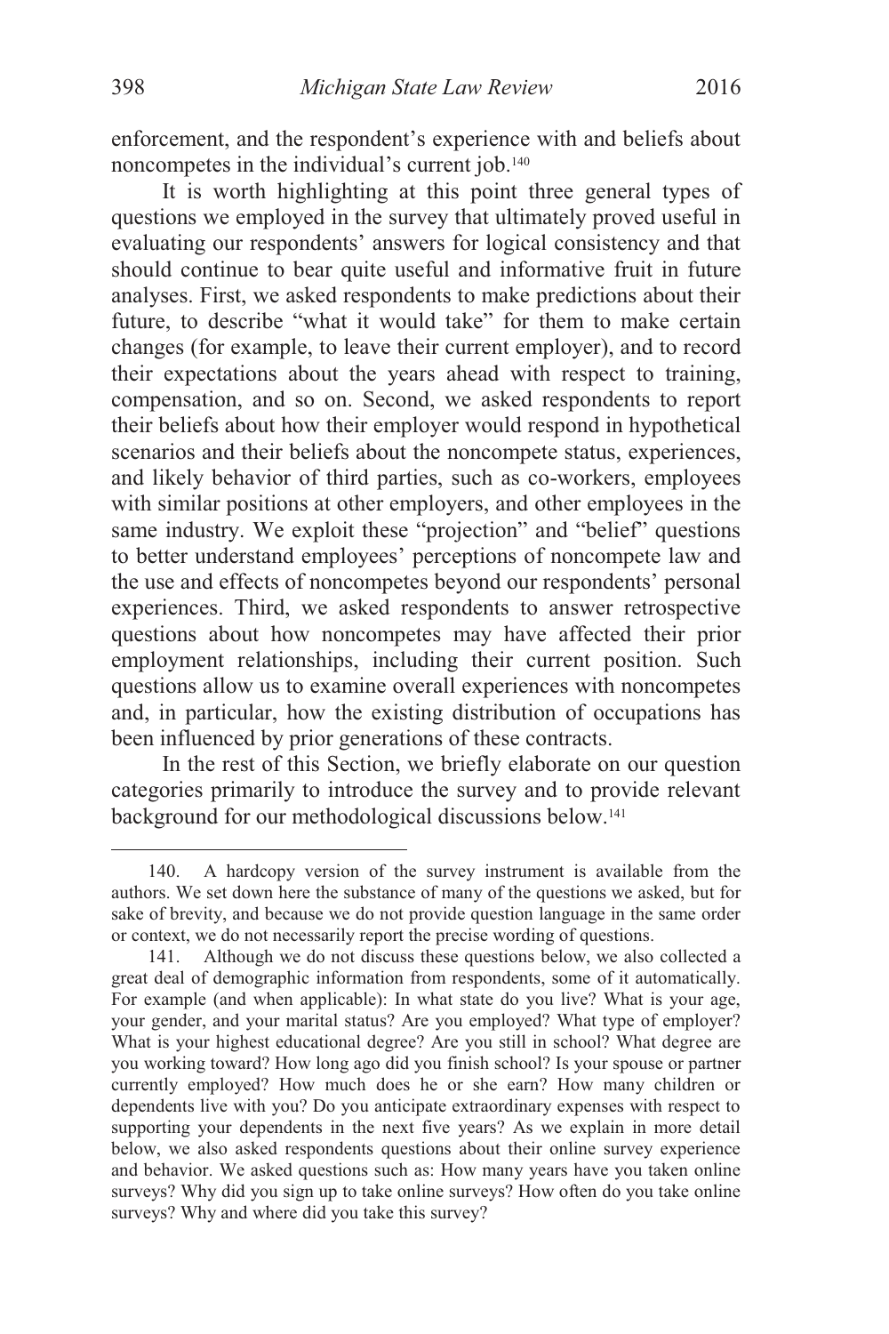enforcement, and the respondent's experience with and beliefs about noncompetes in the individual's current job.[140]

It is worth highlighting at this point three general types of questions we employed in the survey that ultimately proved useful in evaluating our respondents' answers for logical consistency and that should continue to bear quite useful and informative fruit in future analyses. First, we asked respondents to make predictions about their future, to describe "what it would take" for them to make certain changes (for example, to leave their current employer), and to record their expectations about the years ahead with respect to training, compensation, and so on. Second, we asked respondents to report their beliefs about how their employer would respond in hypothetical scenarios and their beliefs about the noncompete status, experiences, and likely behavior of third parties, such as co-workers, employees with similar positions at other employers, and other employees in the same industry. We exploit these "projection" and "belief" questions to better understand employees' perceptions of noncompete law and the use and effects of noncompetes beyond our respondents' personal experiences. Third, we asked respondents to answer retrospective questions about how noncompetes may have affected their prior employment relationships, including their current position. Such questions allow us to examine overall experiences with noncompetes and, in particular, how the existing distribution of occupations has been influenced by prior generations of these contracts.

In the rest of this Section, we briefly elaborate on our question categories primarily to introduce the survey and to provide relevant background for our methodological discussions below.[141]

---

140. A hardcopy version of the survey instrument is available from the authors. We set down here the substance of many of the questions we asked, but for sake of brevity, and because we do not provide question language in the same order or context, we do not necessarily report the precise wording of questions.

141. Although we do not discuss these questions below, we also collected a great deal of demographic information from respondents, some of it automatically. For example (and when applicable): In what state do you live? What is your age, your gender, and your marital status? Are you employed? What type of employer? What is your highest educational degree? Are you still in school? What degree are you working toward? How long ago did you finish school? Is your spouse or partner currently employed? How much does he or she earn? How many children or dependents live with you? Do you anticipate extraordinary expenses with respect to supporting your dependents in the next five years? As we explain in more detail below, we also asked respondents questions about their online survey experience and behavior. We asked questions such as: How many years have you taken online surveys? Why did you sign up to take online surveys? How often do you take online surveys? Why and where did you take this survey?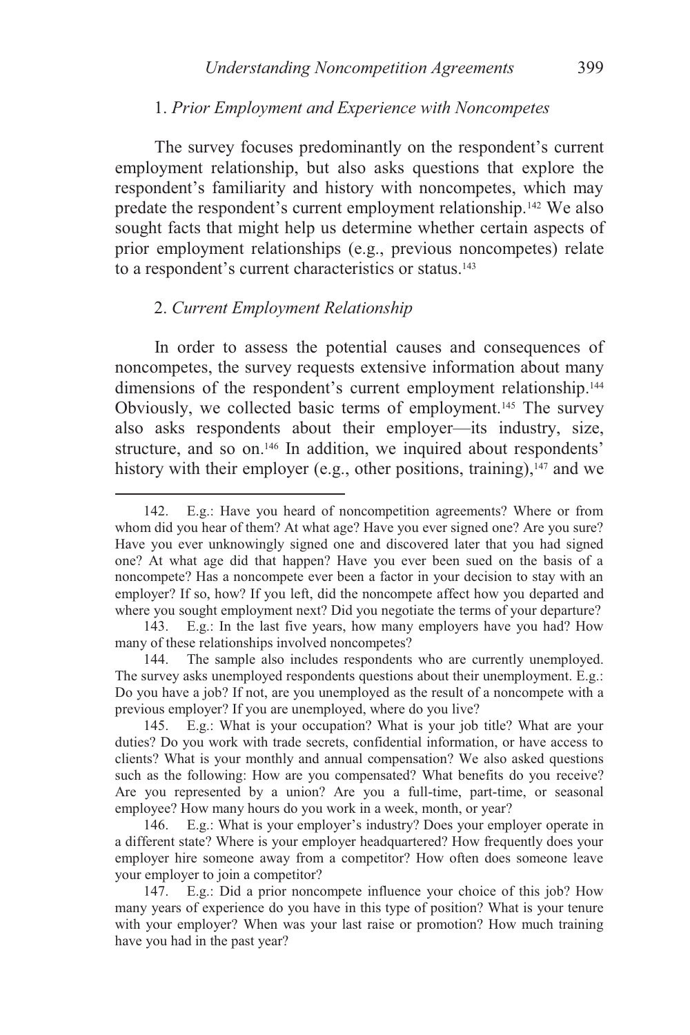### 1. *Prior Employment and Experience with Noncompetes*

The survey focuses predominantly on the respondent's current employment relationship, but also asks questions that explore the respondent's familiarity and history with noncompetes, which may predate the respondent's current employment relationship.[142] We also sought facts that might help us determine whether certain aspects of prior employment relationships (e.g., previous noncompetes) relate to a respondent's current characteristics or status.[143]

### 2. *Current Employment Relationship*

In order to assess the potential causes and consequences of noncompetes, the survey requests extensive information about many dimensions of the respondent's current employment relationship.[144] Obviously, we collected basic terms of employment.[145] The survey also asks respondents about their employer—its industry, size, structure, and so on.[146] In addition, we inquired about respondents' history with their employer (e.g., other positions, training),[147] and we

---

142. E.g.: Have you heard of noncompetition agreements? Where or from whom did you hear of them? At what age? Have you ever signed one? Are you sure? Have you ever unknowingly signed one and discovered later that you had signed one? At what age did that happen? Have you ever been sued on the basis of a noncompete? Has a noncompete ever been a factor in your decision to stay with an employer? If so, how? If you left, did the noncompete affect how you departed and where you sought employment next? Did you negotiate the terms of your departure?

143. E.g.: In the last five years, how many employers have you had? How many of these relationships involved noncompetes?

144. The sample also includes respondents who are currently unemployed. The survey asks unemployed respondents questions about their unemployment. E.g.: Do you have a job? If not, are you unemployed as the result of a noncompete with a previous employer? If you are unemployed, where do you live?

145. E.g.: What is your occupation? What is your job title? What are your duties? Do you work with trade secrets, confidential information, or have access to clients? What is your monthly and annual compensation? We also asked questions such as the following: How are you compensated? What benefits do you receive? Are you represented by a union? Are you a full-time, part-time, or seasonal employee? How many hours do you work in a week, month, or year?

146. E.g.: What is your employer's industry? Does your employer operate in a different state? Where is your employer headquartered? How frequently does your employer hire someone away from a competitor? How often does someone leave your employer to join a competitor?

147. E.g.: Did a prior noncompete influence your choice of this job? How many years of experience do you have in this type of position? What is your tenure with your employer? When was your last raise or promotion? How much training have you had in the past year?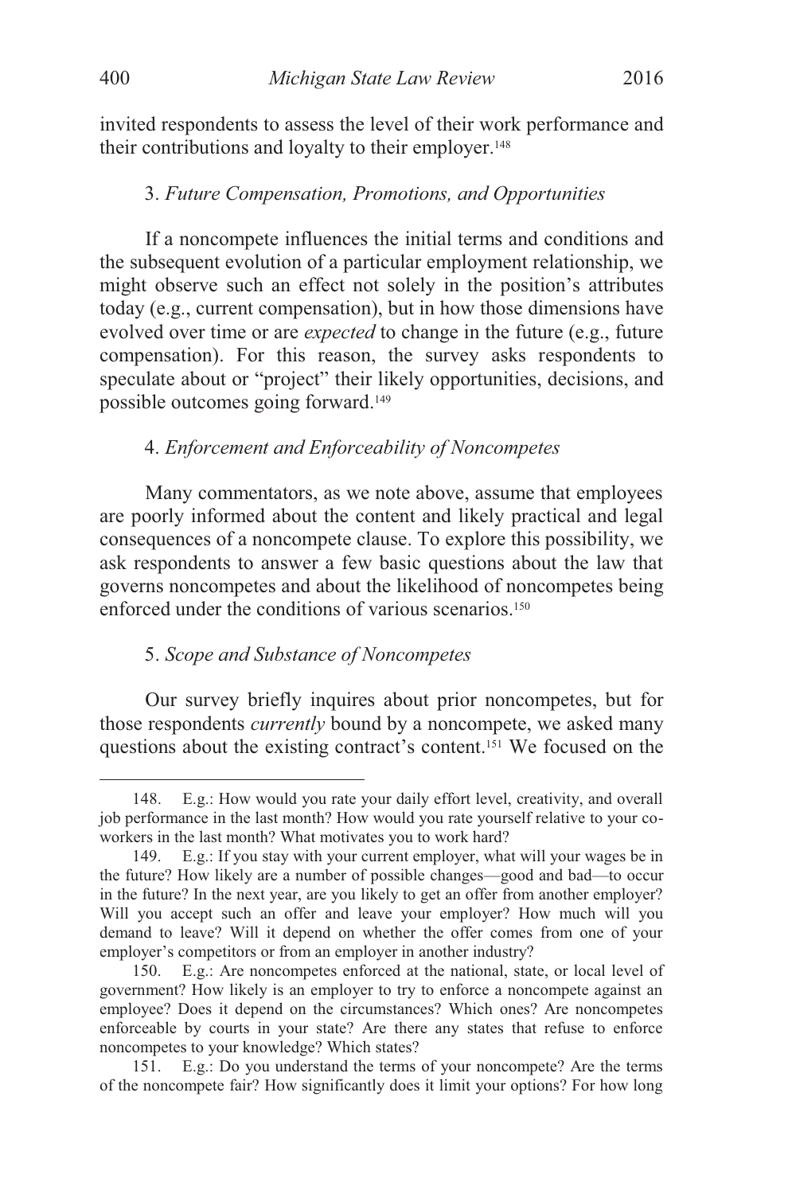invited respondents to assess the level of their work performance and their contributions and loyalty to their employer.[148]

### 3. *Future Compensation, Promotions, and Opportunities*

If a noncompete influences the initial terms and conditions and the subsequent evolution of a particular employment relationship, we might observe such an effect not solely in the position's attributes today (e.g., current compensation), but in how those dimensions have evolved over time or are *expected* to change in the future (e.g., future compensation). For this reason, the survey asks respondents to speculate about or "project" their likely opportunities, decisions, and possible outcomes going forward.[149]

### 4. *Enforcement and Enforceability of Noncompetes*

Many commentators, as we note above, assume that employees are poorly informed about the content and likely practical and legal consequences of a noncompete clause. To explore this possibility, we ask respondents to answer a few basic questions about the law that governs noncompetes and about the likelihood of noncompetes being enforced under the conditions of various scenarios.[150]

### 5. *Scope and Substance of Noncompetes*

Our survey briefly inquires about prior noncompetes, but for those respondents *currently* bound by a noncompete, we asked many questions about the existing contract's content.[151] We focused on the

---

148. E.g.: How would you rate your daily effort level, creativity, and overall job performance in the last month? How would you rate yourself relative to your co-workers in the last month? What motivates you to work hard?

149. E.g.: If you stay with your current employer, what will your wages be in the future? How likely are a number of possible changes—good and bad—to occur in the future? In the next year, are you likely to get an offer from another employer? Will you accept such an offer and leave your employer? How much will you demand to leave? Will it depend on whether the offer comes from one of your employer's competitors or from an employer in another industry?

150. E.g.: Are noncompetes enforced at the national, state, or local level of government? How likely is an employer to try to enforce a noncompete against an employee? Does it depend on the circumstances? Which ones? Are noncompetes enforceable by courts in your state? Are there any states that refuse to enforce noncompetes to your knowledge? Which states?

151. E.g.: Do you understand the terms of your noncompete? Are the terms of the noncompete fair? How significantly does it limit your options? For how long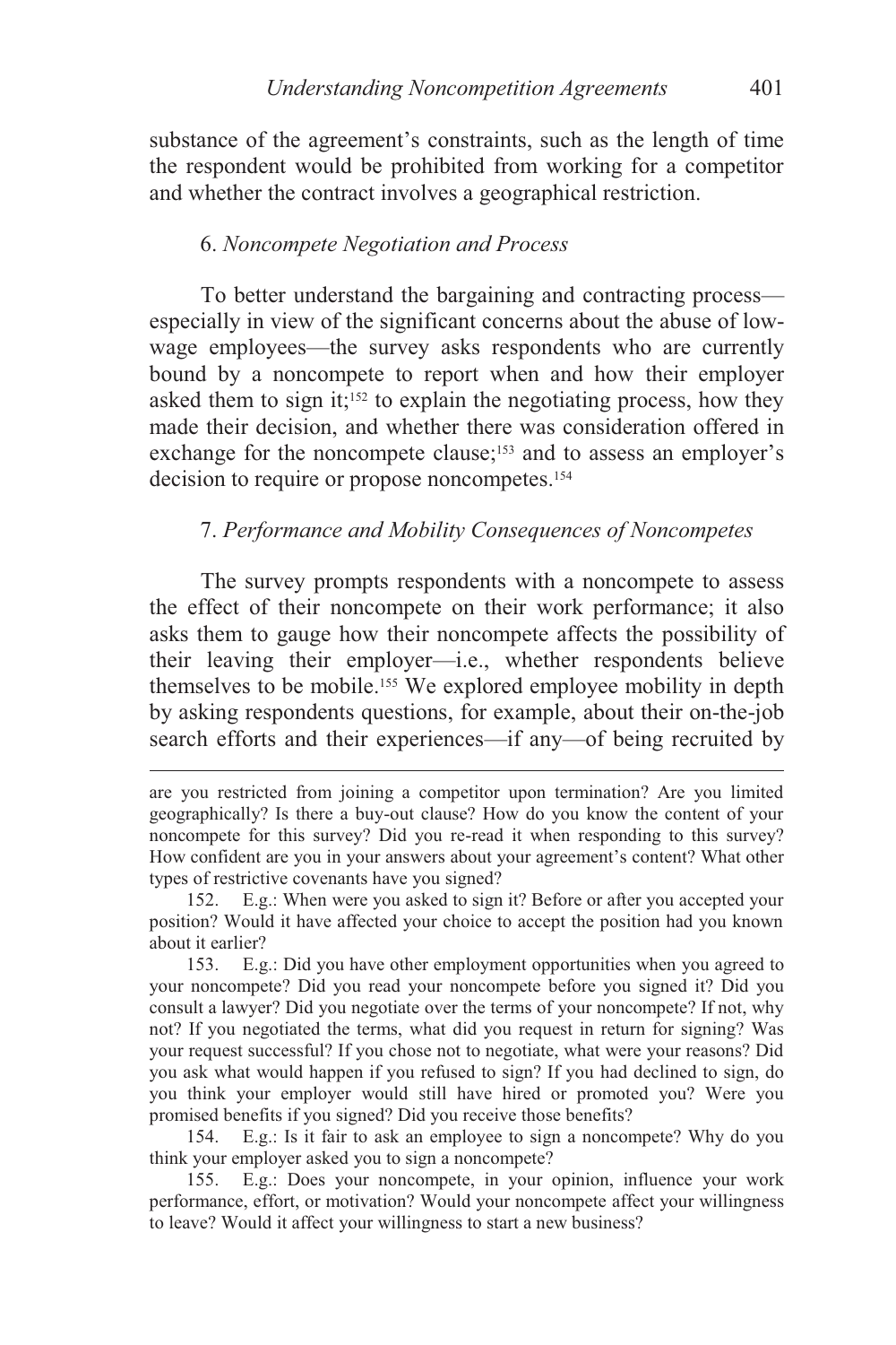substance of the agreement's constraints, such as the length of time the respondent would be prohibited from working for a competitor and whether the contract involves a geographical restriction.

### 6. *Noncompete Negotiation and Process*

To better understand the bargaining and contracting process—especially in view of the significant concerns about the abuse of low-wage employees—the survey asks respondents who are currently bound by a noncompete to report when and how their employer asked them to sign it;[152] to explain the negotiating process, how they made their decision, and whether there was consideration offered in exchange for the noncompete clause;[153] and to assess an employer's decision to require or propose noncompetes.[154]

### 7. *Performance and Mobility Consequences of Noncompetes*

The survey prompts respondents with a noncompete to assess the effect of their noncompete on their work performance; it also asks them to gauge how their noncompete affects the possibility of their leaving their employer—i.e., whether respondents believe themselves to be mobile.[155] We explored employee mobility in depth by asking respondents questions, for example, about their on-the-job search efforts and their experiences—if any—of being recruited by

---

are you restricted from joining a competitor upon termination? Are you limited geographically? Is there a buy-out clause? How do you know the content of your noncompete for this survey? Did you re-read it when responding to this survey? How confident are you in your answers about your agreement's content? What other types of restrictive covenants have you signed?

152. E.g.: When were you asked to sign it? Before or after you accepted your position? Would it have affected your choice to accept the position had you known about it earlier?

153. E.g.: Did you have other employment opportunities when you agreed to your noncompete? Did you read your noncompete before you signed it? Did you consult a lawyer? Did you negotiate over the terms of your noncompete? If not, why not? If you negotiated the terms, what did you request in return for signing? Was your request successful? If you chose not to negotiate, what were your reasons? Did you ask what would happen if you refused to sign? If you had declined to sign, do you think your employer would still have hired or promoted you? Were you promised benefits if you signed? Did you receive those benefits?

154. E.g.: Is it fair to ask an employee to sign a noncompete? Why do you think your employer asked you to sign a noncompete?

155. E.g.: Does your noncompete, in your opinion, influence your work performance, effort, or motivation? Would your noncompete affect your willingness to leave? Would it affect your willingness to start a new business?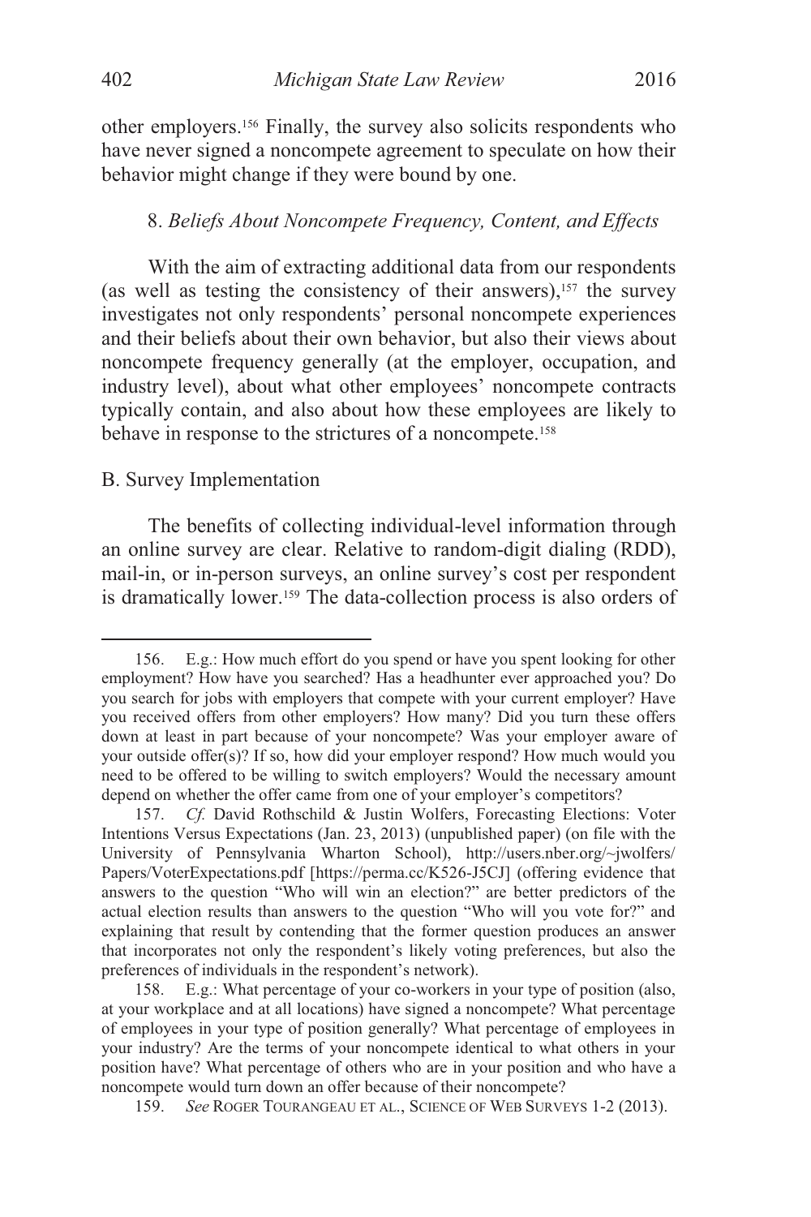other employers.[156] Finally, the survey also solicits respondents who have never signed a noncompete agreement to speculate on how their behavior might change if they were bound by one.

#### 8. *Beliefs About Noncompete Frequency, Content, and Effects*

With the aim of extracting additional data from our respondents (as well as testing the consistency of their answers),[157] the survey investigates not only respondents' personal noncompete experiences and their beliefs about their own behavior, but also their views about noncompete frequency generally (at the employer, occupation, and industry level), about what other employees' noncompete contracts typically contain, and also about how these employees are likely to behave in response to the strictures of a noncompete.[158]

### B. Survey Implementation

The benefits of collecting individual-level information through an online survey are clear. Relative to random-digit dialing (RDD), mail-in, or in-person surveys, an online survey's cost per respondent is dramatically lower.[159] The data-collection process is also orders of

---

156. E.g.: How much effort do you spend or have you spent looking for other employment? How have you searched? Has a headhunter ever approached you? Do you search for jobs with employers that compete with your current employer? Have you received offers from other employers? How many? Did you turn these offers down at least in part because of your noncompete? Was your employer aware of your outside offer(s)? If so, how did your employer respond? How much would you need to be offered to be willing to switch employers? Would the necessary amount depend on whether the offer came from one of your employer's competitors?

157. *Cf.* David Rothschild & Justin Wolfers, Forecasting Elections: Voter Intentions Versus Expectations (Jan. 23, 2013) (unpublished paper) (on file with the University of Pennsylvania Wharton School), http://users.nber.org/~jwolfers/Papers/VoterExpectations.pdf [https://perma.cc/K526-J5CJ] (offering evidence that answers to the question "Who will win an election?" are better predictors of the actual election results than answers to the question "Who will you vote for?" and explaining that result by contending that the former question produces an answer that incorporates not only the respondent's likely voting preferences, but also the preferences of individuals in the respondent's network).

158. E.g.: What percentage of your co-workers in your type of position (also, at your workplace and at all locations) have signed a noncompete? What percentage of employees in your type of position generally? What percentage of employees in your industry? Are the terms of your noncompete identical to what others in your position have? What percentage of others who are in your position and who have a noncompete would turn down an offer because of their noncompete?

159. *See* ROGER TOURANGEAU ET AL., SCIENCE OF WEB SURVEYS 1-2 (2013).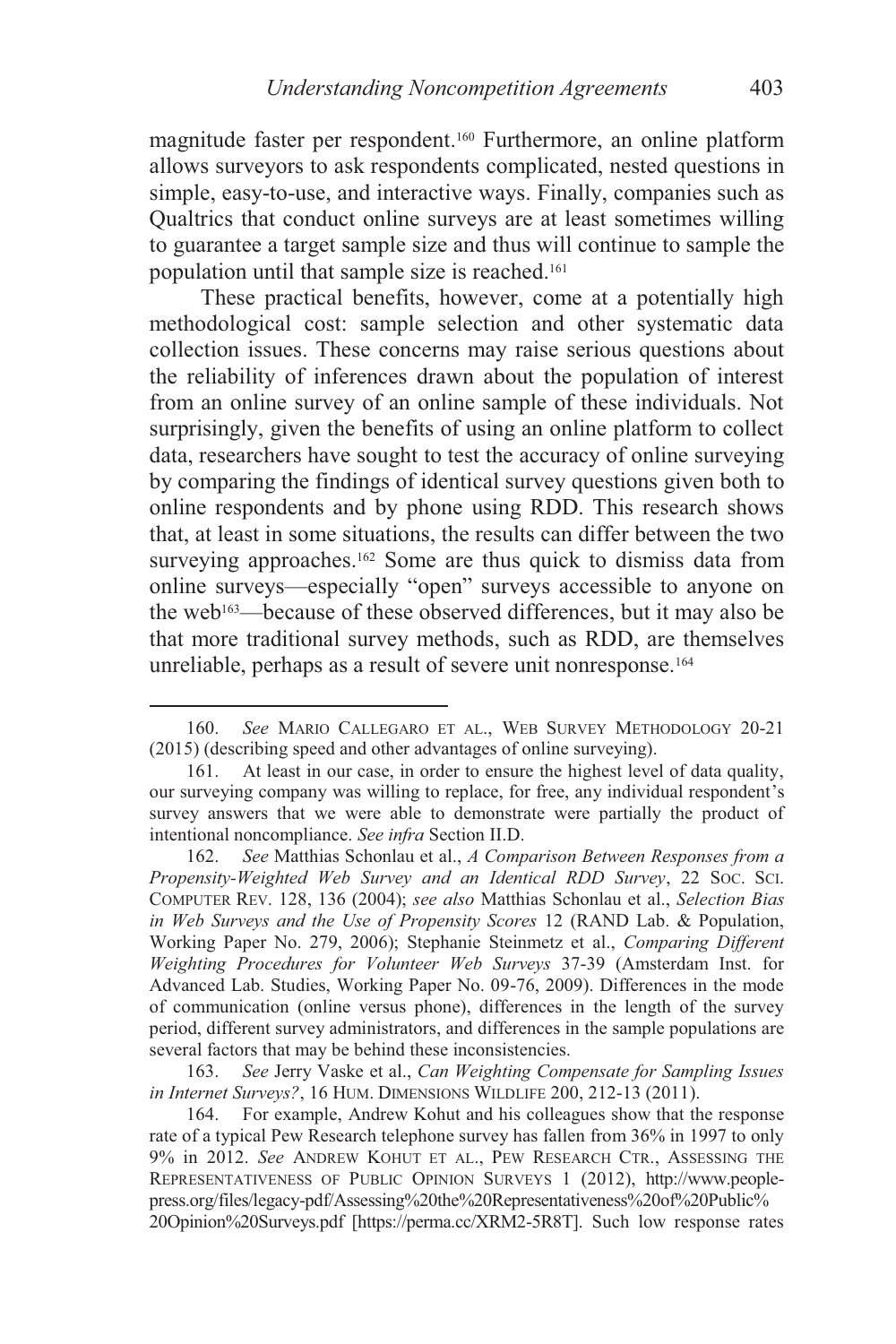magnitude faster per respondent.[160] Furthermore, an online platform allows surveyors to ask respondents complicated, nested questions in simple, easy-to-use, and interactive ways. Finally, companies such as Qualtrics that conduct online surveys are at least sometimes willing to guarantee a target sample size and thus will continue to sample the population until that sample size is reached.[161]

These practical benefits, however, come at a potentially high methodological cost: sample selection and other systematic data collection issues. These concerns may raise serious questions about the reliability of inferences drawn about the population of interest from an online survey of an online sample of these individuals. Not surprisingly, given the benefits of using an online platform to collect data, researchers have sought to test the accuracy of online surveying by comparing the findings of identical survey questions given both to online respondents and by phone using RDD. This research shows that, at least in some situations, the results can differ between the two surveying approaches.[162] Some are thus quick to dismiss data from online surveys—especially "open" surveys accessible to anyone on the web[163]—because of these observed differences, but it may also be that more traditional survey methods, such as RDD, are themselves unreliable, perhaps as a result of severe unit nonresponse.[164]

---

160. *See* MARIO CALLEGARO ET AL., WEB SURVEY METHODOLOGY 20-21 (2015) (describing speed and other advantages of online surveying).

161. At least in our case, in order to ensure the highest level of data quality, our surveying company was willing to replace, for free, any individual respondent's survey answers that we were able to demonstrate were partially the product of intentional noncompliance. *See infra* Section II.D.

162. *See* Matthias Schonlau et al., *A Comparison Between Responses from a Propensity-Weighted Web Survey and an Identical RDD Survey*, 22 SOC. SCI. COMPUTER REV. 128, 136 (2004); *see also* Matthias Schonlau et al., *Selection Bias in Web Surveys and the Use of Propensity Scores* 12 (RAND Lab. & Population, Working Paper No. 279, 2006); Stephanie Steinmetz et al., *Comparing Different Weighting Procedures for Volunteer Web Surveys* 37-39 (Amsterdam Inst. for Advanced Lab. Studies, Working Paper No. 09-76, 2009). Differences in the mode of communication (online versus phone), differences in the length of the survey period, different survey administrators, and differences in the sample populations are several factors that may be behind these inconsistencies.

163. *See* Jerry Vaske et al., *Can Weighting Compensate for Sampling Issues in Internet Surveys?*, 16 HUM. DIMENSIONS WILDLIFE 200, 212-13 (2011).

164. For example, Andrew Kohut and his colleagues show that the response rate of a typical Pew Research telephone survey has fallen from 36% in 1997 to only 9% in 2012. *See* ANDREW KOHUT ET AL., PEW RESEARCH CTR., ASSESSING THE REPRESENTATIVENESS OF PUBLIC OPINION SURVEYS 1 (2012), http://www.people-press.org/files/legacy-pdf/Assessing%20the%20Representativeness%20of%20Public%20Opinion%20Surveys.pdf [https://perma.cc/XRM2-5R8T]. Such low response rates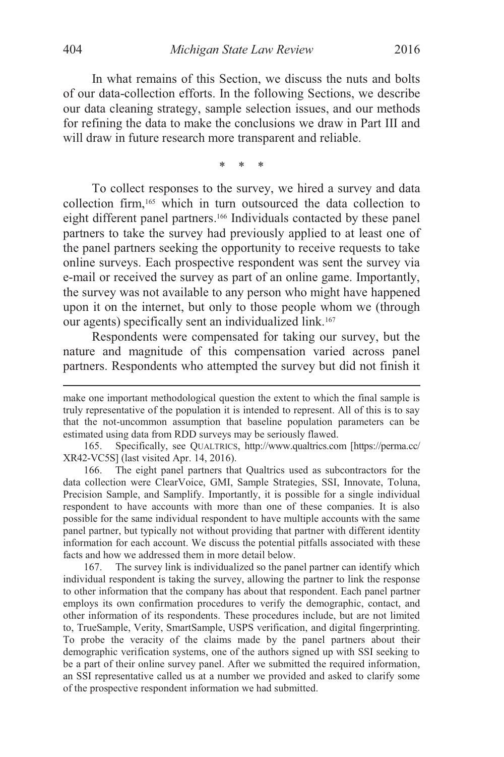In what remains of this Section, we discuss the nuts and bolts of our data-collection efforts. In the following Sections, we describe our data cleaning strategy, sample selection issues, and our methods for refining the data to make the conclusions we draw in Part III and will draw in future research more transparent and reliable.

\* \* \*

To collect responses to the survey, we hired a survey and data collection firm,[165] which in turn outsourced the data collection to eight different panel partners.[166] Individuals contacted by these panel partners to take the survey had previously applied to at least one of the panel partners seeking the opportunity to receive requests to take online surveys. Each prospective respondent was sent the survey via e-mail or received the survey as part of an online game. Importantly, the survey was not available to any person who might have happened upon it on the internet, but only to those people whom we (through our agents) specifically sent an individualized link.[167]

Respondents were compensated for taking our survey, but the nature and magnitude of this compensation varied across panel partners. Respondents who attempted the survey but did not finish it

---

make one important methodological question the extent to which the final sample is truly representative of the population it is intended to represent. All of this is to say that the not-uncommon assumption that baseline population parameters can be estimated using data from RDD surveys may be seriously flawed.

165. Specifically, see QUALTRICS, http://www.qualtrics.com [https://perma.cc/XR42-VC5S] (last visited Apr. 14, 2016).

166. The eight panel partners that Qualtrics used as subcontractors for the data collection were ClearVoice, GMI, Sample Strategies, SSI, Innovate, Toluna, Precision Sample, and Samplify. Importantly, it is possible for a single individual respondent to have accounts with more than one of these companies. It is also possible for the same individual respondent to have multiple accounts with the same panel partner, but typically not without providing that partner with different identity information for each account. We discuss the potential pitfalls associated with these facts and how we addressed them in more detail below.

167. The survey link is individualized so the panel partner can identify which individual respondent is taking the survey, allowing the partner to link the response to other information that the company has about that respondent. Each panel partner employs its own confirmation procedures to verify the demographic, contact, and other information of its respondents. These procedures include, but are not limited to, TrueSample, Verity, SmartSample, USPS verification, and digital fingerprinting. To probe the veracity of the claims made by the panel partners about their demographic verification systems, one of the authors signed up with SSI seeking to be a part of their online survey panel. After we submitted the required information, an SSI representative called us at a number we provided and asked to clarify some of the prospective respondent information we had submitted.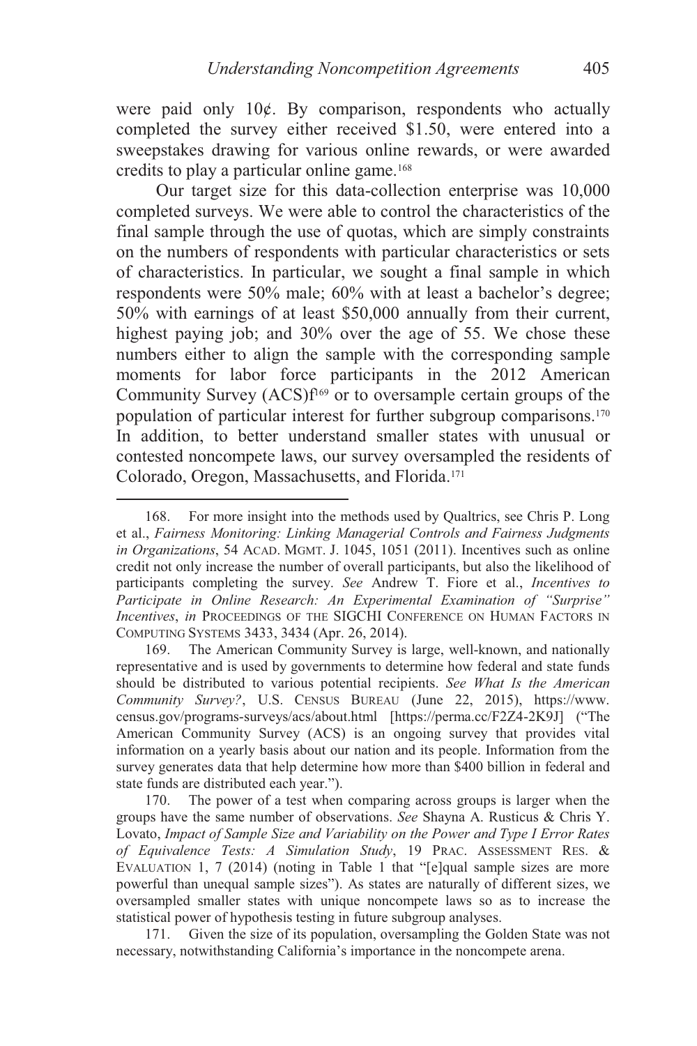were paid only 10¢. By comparison, respondents who actually completed the survey either received $1.50, were entered into a sweepstakes drawing for various online rewards, or were awarded credits to play a particular online game.[168]

Our target size for this data-collection enterprise was 10,000 completed surveys. We were able to control the characteristics of the final sample through the use of quotas, which are simply constraints on the numbers of respondents with particular characteristics or sets of characteristics. In particular, we sought a final sample in which respondents were 50% male; 60% with at least a bachelor's degree; 50% with earnings of at least $50,000 annually from their current, highest paying job; and 30% over the age of 55. We chose these numbers either to align the sample with the corresponding sample moments for labor force participants in the 2012 American Community Survey (ACS)f[169] or to oversample certain groups of the population of particular interest for further subgroup comparisons.[170] In addition, to better understand smaller states with unusual or contested noncompete laws, our survey oversampled the residents of Colorado, Oregon, Massachusetts, and Florida.[171]

---

168. For more insight into the methods used by Qualtrics, see Chris P. Long et al., *Fairness Monitoring: Linking Managerial Controls and Fairness Judgments in Organizations*, 54 ACAD. MGMT. J. 1045, 1051 (2011). Incentives such as online credit not only increase the number of overall participants, but also the likelihood of participants completing the survey. *See* Andrew T. Fiore et al., *Incentives to Participate in Online Research: An Experimental Examination of "Surprise" Incentives*, *in* PROCEEDINGS OF THE SIGCHI CONFERENCE ON HUMAN FACTORS IN COMPUTING SYSTEMS 3433, 3434 (Apr. 26, 2014).

169. The American Community Survey is large, well-known, and nationally representative and is used by governments to determine how federal and state funds should be distributed to various potential recipients. *See What Is the American Community Survey?*, U.S. CENSUS BUREAU (June 22, 2015), https://www.census.gov/programs-surveys/acs/about.html [https://perma.cc/F2Z4-2K9J] ("The American Community Survey (ACS) is an ongoing survey that provides vital information on a yearly basis about our nation and its people. Information from the survey generates data that help determine how more than $400 billion in federal and state funds are distributed each year.").

170. The power of a test when comparing across groups is larger when the groups have the same number of observations. *See* Shayna A. Rusticus & Chris Y. Lovato, *Impact of Sample Size and Variability on the Power and Type I Error Rates of Equivalence Tests: A Simulation Study*, 19 PRAC. ASSESSMENT RES. & EVALUATION 1, 7 (2014) (noting in Table 1 that "[e]qual sample sizes are more powerful than unequal sample sizes"). As states are naturally of different sizes, we oversampled smaller states with unique noncompete laws so as to increase the statistical power of hypothesis testing in future subgroup analyses.

171. Given the size of its population, oversampling the Golden State was not necessary, notwithstanding California's importance in the noncompete arena.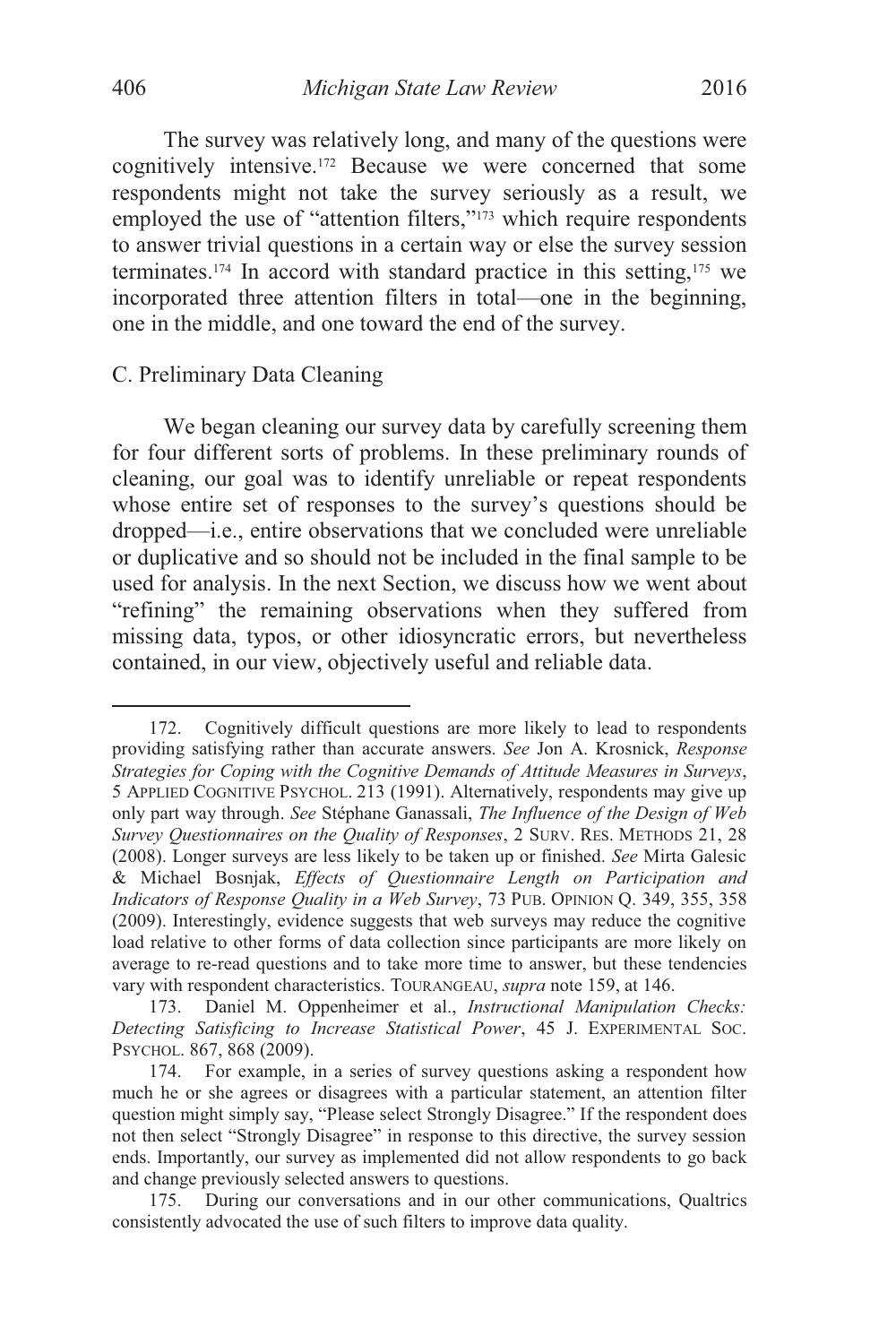The survey was relatively long, and many of the questions were cognitively intensive.[172] Because we were concerned that some respondents might not take the survey seriously as a result, we employed the use of "attention filters,"[173] which require respondents to answer trivial questions in a certain way or else the survey session terminates.[174] In accord with standard practice in this setting,[175] we incorporated three attention filters in total—one in the beginning, one in the middle, and one toward the end of the survey.

### C. Preliminary Data Cleaning

We began cleaning our survey data by carefully screening them for four different sorts of problems. In these preliminary rounds of cleaning, our goal was to identify unreliable or repeat respondents whose entire set of responses to the survey's questions should be dropped—i.e., entire observations that we concluded were unreliable or duplicative and so should not be included in the final sample to be used for analysis. In the next Section, we discuss how we went about "refining" the remaining observations when they suffered from missing data, typos, or other idiosyncratic errors, but nevertheless contained, in our view, objectively useful and reliable data.

---

172. Cognitively difficult questions are more likely to lead to respondents providing satisfying rather than accurate answers. *See* Jon A. Krosnick, *Response Strategies for Coping with the Cognitive Demands of Attitude Measures in Surveys*, 5 APPLIED COGNITIVE PSYCHOL. 213 (1991). Alternatively, respondents may give up only part way through. *See* Stéphane Ganassali, *The Influence of the Design of Web Survey Questionnaires on the Quality of Responses*, 2 SURV. RES. METHODS 21, 28 (2008). Longer surveys are less likely to be taken up or finished. *See* Mirta Galesic & Michael Bosnjak, *Effects of Questionnaire Length on Participation and Indicators of Response Quality in a Web Survey*, 73 PUB. OPINION Q. 349, 355, 358 (2009). Interestingly, evidence suggests that web surveys may reduce the cognitive load relative to other forms of data collection since participants are more likely on average to re-read questions and to take more time to answer, but these tendencies vary with respondent characteristics. TOURANGEAU, *supra* note 159, at 146.

173. Daniel M. Oppenheimer et al., *Instructional Manipulation Checks: Detecting Satisficing to Increase Statistical Power*, 45 J. EXPERIMENTAL SOC. PSYCHOL. 867, 868 (2009).

174. For example, in a series of survey questions asking a respondent how much he or she agrees or disagrees with a particular statement, an attention filter question might simply say, "Please select Strongly Disagree." If the respondent does not then select "Strongly Disagree" in response to this directive, the survey session ends. Importantly, our survey as implemented did not allow respondents to go back and change previously selected answers to questions.

175. During our conversations and in our other communications, Qualtrics consistently advocated the use of such filters to improve data quality.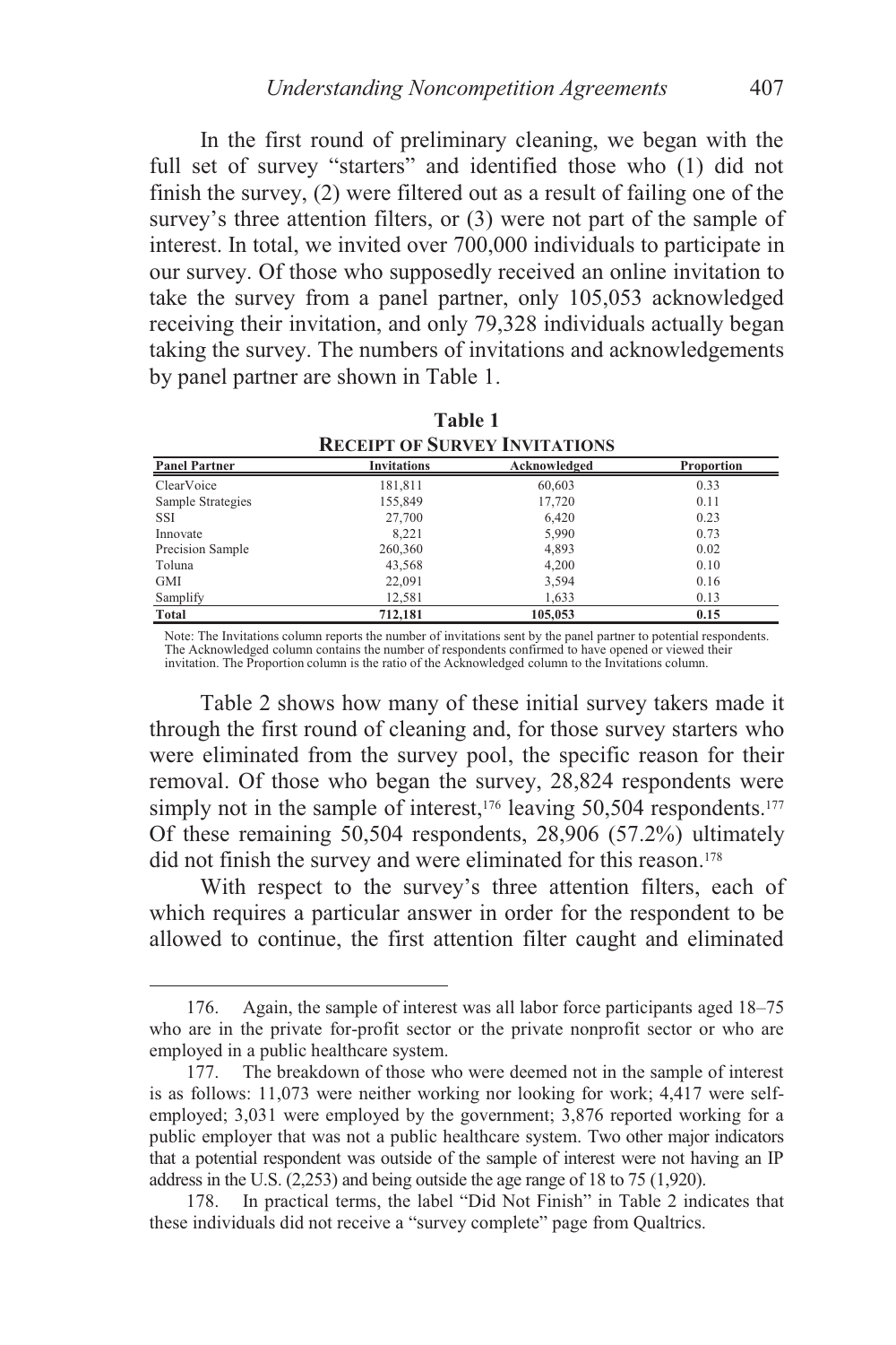In the first round of preliminary cleaning, we began with the full set of survey "starters" and identified those who (1) did not finish the survey, (2) were filtered out as a result of failing one of the survey's three attention filters, or (3) were not part of the sample of interest. In total, we invited over 700,000 individuals to participate in our survey. Of those who supposedly received an online invitation to take the survey from a panel partner, only 105,053 acknowledged receiving their invitation, and only 79,328 individuals actually began taking the survey. The numbers of invitations and acknowledgements by panel partner are shown in Table 1.

**Table 1**
**RECEIPT OF SURVEY INVITATIONS**

| Panel Partner | Invitations | Acknowledged | Proportion |
|---|---|---|---|
| ClearVoice | 181,811 | 60,603 | 0.33 |
| Sample Strategies | 155,849 | 17,720 | 0.11 |
| SSI | 27,700 | 6,420 | 0.23 |
| Innovate | 8,221 | 5,990 | 0.73 |
| Precision Sample | 260,360 | 4,893 | 0.02 |
| Toluna | 43,568 | 4,200 | 0.10 |
| GMI | 22,091 | 3,594 | 0.16 |
| Samplify | 12,581 | 1,633 | 0.13 |
| **Total** | **712,181** | **105,053** | **0.15** |

Note: The Invitations column reports the number of invitations sent by the panel partner to potential respondents. The Acknowledged column contains the number of respondents confirmed to have opened or viewed their invitation. The Proportion column is the ratio of the Acknowledged column to the Invitations column.

Table 2 shows how many of these initial survey takers made it through the first round of cleaning and, for those survey starters who were eliminated from the survey pool, the specific reason for their removal. Of those who began the survey, 28,824 respondents were simply not in the sample of interest,[176] leaving 50,504 respondents.[177] Of these remaining 50,504 respondents, 28,906 (57.2%) ultimately did not finish the survey and were eliminated for this reason.[178]

With respect to the survey's three attention filters, each of which requires a particular answer in order for the respondent to be allowed to continue, the first attention filter caught and eliminated

---

176. Again, the sample of interest was all labor force participants aged 18–75 who are in the private for-profit sector or the private nonprofit sector or who are employed in a public healthcare system.

177. The breakdown of those who were deemed not in the sample of interest is as follows: 11,073 were neither working nor looking for work; 4,417 were self-employed; 3,031 were employed by the government; 3,876 reported working for a public employer that was not a public healthcare system. Two other major indicators that a potential respondent was outside of the sample of interest were not having an IP address in the U.S. (2,253) and being outside the age range of 18 to 75 (1,920).

178. In practical terms, the label "Did Not Finish" in Table 2 indicates that these individuals did not receive a "survey complete" page from Qualtrics.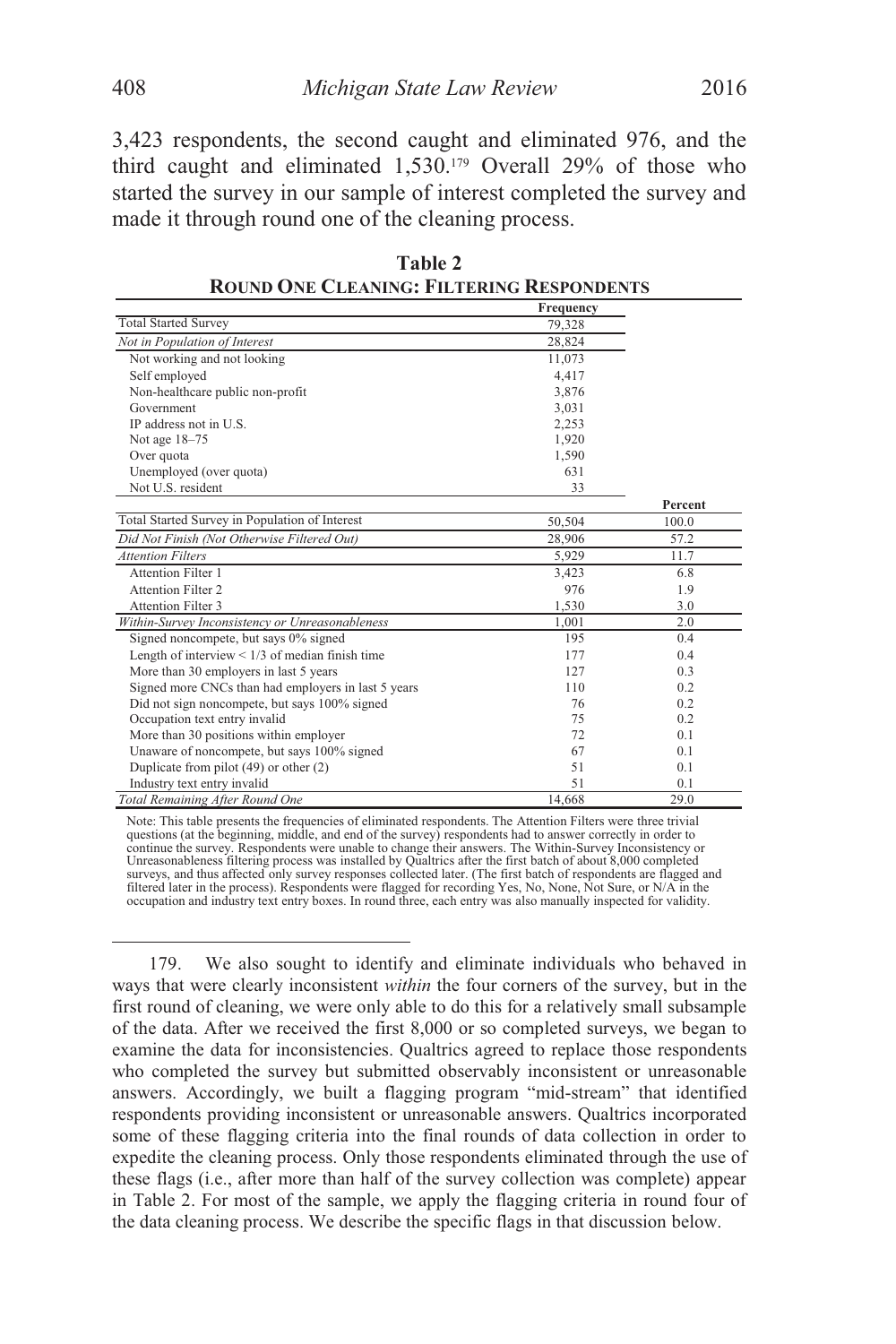3,423 respondents, the second caught and eliminated 976, and the third caught and eliminated 1,530.[179] Overall 29% of those who started the survey in our sample of interest completed the survey and made it through round one of the cleaning process.

**Table 2**
**ROUND ONE CLEANING: FILTERING RESPONDENTS**

| | Frequency | |
|---|---|---|
| Total Started Survey | 79,328 | |
| *Not in Population of Interest* | 28,824 | |
| Not working and not looking | 11,073 | |
| Self employed | 4,417 | |
| Non-healthcare public non-profit | 3,876 | |
| Government | 3,031 | |
| IP address not in U.S. | 2,253 | |
| Not age 18–75 | 1,920 | |
| Over quota | 1,590 | |
| Unemployed (over quota) | 631 | |
| Not U.S. resident | 33 | |
| | | Percent |
| Total Started Survey in Population of Interest | 50,504 | 100.0 |
| *Did Not Finish (Not Otherwise Filtered Out)* | 28,906 | 57.2 |
| *Attention Filters* | 5,929 | 11.7 |
| Attention Filter 1 | 3,423 | 6.8 |
| Attention Filter 2 | 976 | 1.9 |
| Attention Filter 3 | 1,530 | 3.0 |
| *Within-Survey Inconsistency or Unreasonableness* | 1,001 | 2.0 |
| Signed noncompete, but says 0% signed | 195 | 0.4 |
| Length of interview < 1/3 of median finish time | 177 | 0.4 |
| More than 30 employers in last 5 years | 127 | 0.3 |
| Signed more CNCs than had employers in last 5 years | 110 | 0.2 |
| Did not sign noncompete, but says 100% signed | 76 | 0.2 |
| Occupation text entry invalid | 75 | 0.2 |
| More than 30 positions within employer | 72 | 0.1 |
| Unaware of noncompete, but says 100% signed | 67 | 0.1 |
| Duplicate from pilot (49) or other (2) | 51 | 0.1 |
| Industry text entry invalid | 51 | 0.1 |
| *Total Remaining After Round One* | 14,668 | 29.0 |

Note: This table presents the frequencies of eliminated respondents. The Attention Filters were three trivial questions (at the beginning, middle, and end of the survey) respondents had to answer correctly in order to continue the survey. Respondents were unable to change their answers. The Within-Survey Inconsistency or Unreasonableness filtering process was installed by Qualtrics after the first batch of about 8,000 completed surveys, and thus affected only survey responses collected later. (The first batch of respondents are flagged and filtered later in the process). Respondents were flagged for recording Yes, No, None, Not Sure, or N/A in the occupation and industry text entry boxes. In round three, each entry was also manually inspected for validity.

---

179. We also sought to identify and eliminate individuals who behaved in ways that were clearly inconsistent *within* the four corners of the survey, but in the first round of cleaning, we were only able to do this for a relatively small subsample of the data. After we received the first 8,000 or so completed surveys, we began to examine the data for inconsistencies. Qualtrics agreed to replace those respondents who completed the survey but submitted observably inconsistent or unreasonable answers. Accordingly, we built a flagging program "mid-stream" that identified respondents providing inconsistent or unreasonable answers. Qualtrics incorporated some of these flagging criteria into the final rounds of data collection in order to expedite the cleaning process. Only those respondents eliminated through the use of these flags (i.e., after more than half of the survey collection was complete) appear in Table 2. For most of the sample, we apply the flagging criteria in round four of the data cleaning process. We describe the specific flags in that discussion below.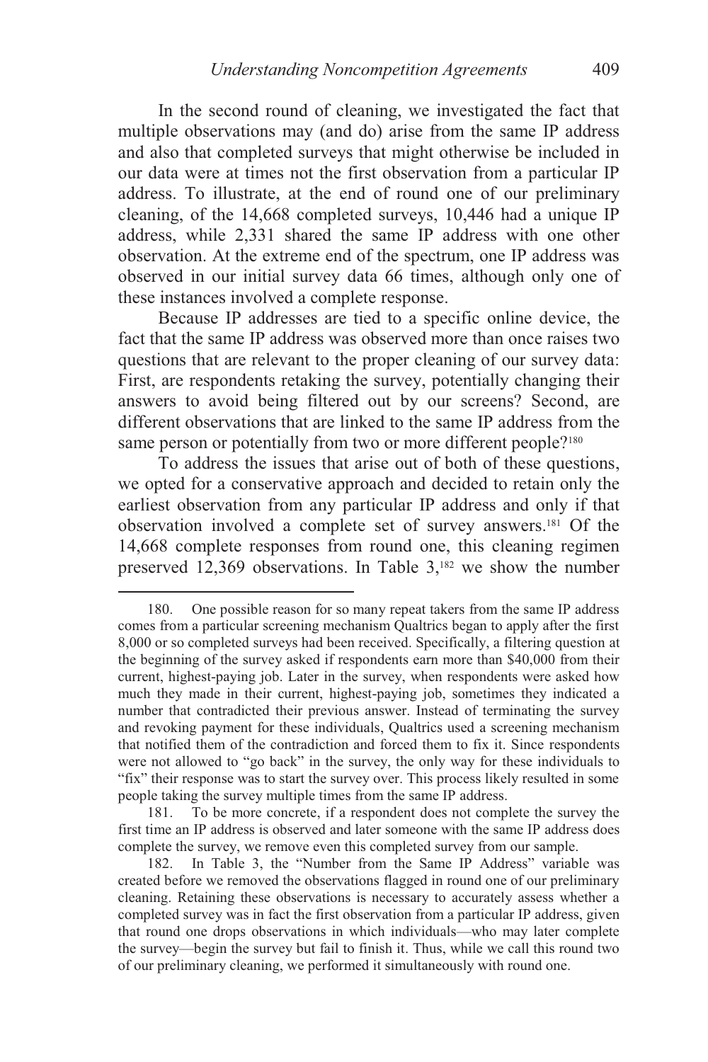In the second round of cleaning, we investigated the fact that multiple observations may (and do) arise from the same IP address and also that completed surveys that might otherwise be included in our data were at times not the first observation from a particular IP address. To illustrate, at the end of round one of our preliminary cleaning, of the 14,668 completed surveys, 10,446 had a unique IP address, while 2,331 shared the same IP address with one other observation. At the extreme end of the spectrum, one IP address was observed in our initial survey data 66 times, although only one of these instances involved a complete response.

Because IP addresses are tied to a specific online device, the fact that the same IP address was observed more than once raises two questions that are relevant to the proper cleaning of our survey data: First, are respondents retaking the survey, potentially changing their answers to avoid being filtered out by our screens? Second, are different observations that are linked to the same IP address from the same person or potentially from two or more different people?[180]

To address the issues that arise out of both of these questions, we opted for a conservative approach and decided to retain only the earliest observation from any particular IP address and only if that observation involved a complete set of survey answers.[181] Of the 14,668 complete responses from round one, this cleaning regimen preserved 12,369 observations. In Table 3,[182] we show the number

---

180. One possible reason for so many repeat takers from the same IP address comes from a particular screening mechanism Qualtrics began to apply after the first 8,000 or so completed surveys had been received. Specifically, a filtering question at the beginning of the survey asked if respondents earn more than $40,000 from their current, highest-paying job. Later in the survey, when respondents were asked how much they made in their current, highest-paying job, sometimes they indicated a number that contradicted their previous answer. Instead of terminating the survey and revoking payment for these individuals, Qualtrics used a screening mechanism that notified them of the contradiction and forced them to fix it. Since respondents were not allowed to "go back" in the survey, the only way for these individuals to "fix" their response was to start the survey over. This process likely resulted in some people taking the survey multiple times from the same IP address.

181. To be more concrete, if a respondent does not complete the survey the first time an IP address is observed and later someone with the same IP address does complete the survey, we remove even this completed survey from our sample.

182. In Table 3, the "Number from the Same IP Address" variable was created before we removed the observations flagged in round one of our preliminary cleaning. Retaining these observations is necessary to accurately assess whether a completed survey was in fact the first observation from a particular IP address, given that round one drops observations in which individuals—who may later complete the survey—begin the survey but fail to finish it. Thus, while we call this round two of our preliminary cleaning, we performed it simultaneously with round one.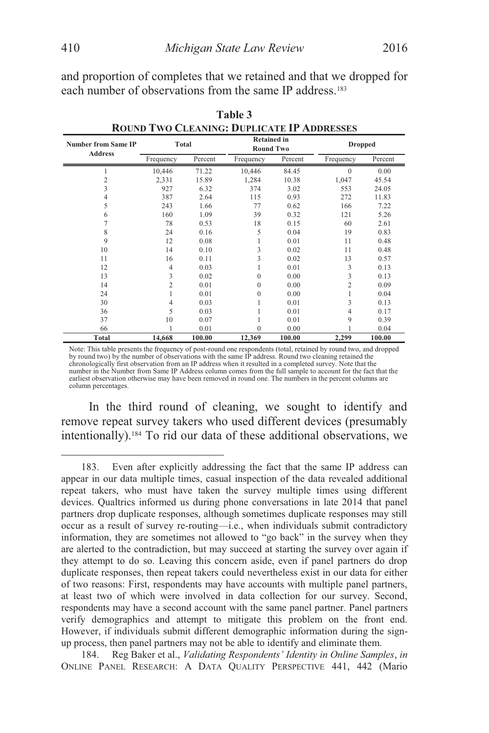and proportion of completes that we retained and that we dropped for each number of observations from the same IP address.[183]

**Table 3**
**ROUND TWO CLEANING: DUPLICATE IP ADDRESSES**

| Number from Same IP Address | Total | | Retained in Round Two | | Dropped | |
|---|---|---|---|---|---|---|
| | Frequency | Percent | Frequency | Percent | Frequency | Percent |
| 1 | 10,446 | 71.22 | 10,446 | 84.45 | 0 | 0.00 |
| 2 | 2,331 | 15.89 | 1,284 | 10.38 | 1,047 | 45.54 |
| 3 | 927 | 6.32 | 374 | 3.02 | 553 | 24.05 |
| 4 | 387 | 2.64 | 115 | 0.93 | 272 | 11.83 |
| 5 | 243 | 1.66 | 77 | 0.62 | 166 | 7.22 |
| 6 | 160 | 1.09 | 39 | 0.32 | 121 | 5.26 |
| 7 | 78 | 0.53 | 18 | 0.15 | 60 | 2.61 |
| 8 | 24 | 0.16 | 5 | 0.04 | 19 | 0.83 |
| 9 | 12 | 0.08 | 1 | 0.01 | 11 | 0.48 |
| 10 | 14 | 0.10 | 3 | 0.02 | 11 | 0.48 |
| 11 | 16 | 0.11 | 3 | 0.02 | 13 | 0.57 |
| 12 | 4 | 0.03 | 1 | 0.01 | 3 | 0.13 |
| 13 | 3 | 0.02 | 0 | 0.00 | 3 | 0.13 |
| 14 | 2 | 0.01 | 0 | 0.00 | 2 | 0.09 |
| 24 | 1 | 0.01 | 0 | 0.00 | 1 | 0.04 |
| 30 | 4 | 0.03 | 1 | 0.01 | 3 | 0.13 |
| 36 | 5 | 0.03 | 1 | 0.01 | 4 | 0.17 |
| 37 | 10 | 0.07 | 1 | 0.01 | 9 | 0.39 |
| 66 | 1 | 0.01 | 0 | 0.00 | 1 | 0.04 |
| **Total** | **14,668** | **100.00** | **12,369** | **100.00** | **2,299** | **100.00** |

Note: This table presents the frequency of post-round one respondents (total, retained by round two, and dropped by round two) by the number of observations with the same IP address. Round two cleaning retained the chronologically first observation from an IP address when it resulted in a completed survey. Note that the number in the Number from Same IP Address column comes from the full sample to account for the fact that the earliest observation otherwise may have been removed in round one. The numbers in the percent columns are column percentages.

In the third round of cleaning, we sought to identify and remove repeat survey takers who used different devices (presumably intentionally).[184] To rid our data of these additional observations, we

183. Even after explicitly addressing the fact that the same IP address can appear in our data multiple times, casual inspection of the data revealed additional repeat takers, who must have taken the survey multiple times using different devices. Qualtrics informed us during phone conversations in late 2014 that panel partners drop duplicate responses, although sometimes duplicate responses may still occur as a result of survey re-routing—i.e., when individuals submit contradictory information, they are sometimes not allowed to "go back" in the survey when they are alerted to the contradiction, but may succeed at starting the survey over again if they attempt to do so. Leaving this concern aside, even if panel partners do drop duplicate responses, then repeat takers could nevertheless exist in our data for either of two reasons: First, respondents may have accounts with multiple panel partners, at least two of which were involved in data collection for our survey. Second, respondents may have a second account with the same panel partner. Panel partners verify demographics and attempt to mitigate this problem on the front end. However, if individuals submit different demographic information during the sign-up process, then panel partners may not be able to identify and eliminate them.

184. Reg Baker et al., *Validating Respondents' Identity in Online Samples*, *in* ONLINE PANEL RESEARCH: A DATA QUALITY PERSPECTIVE 441, 442 (Mario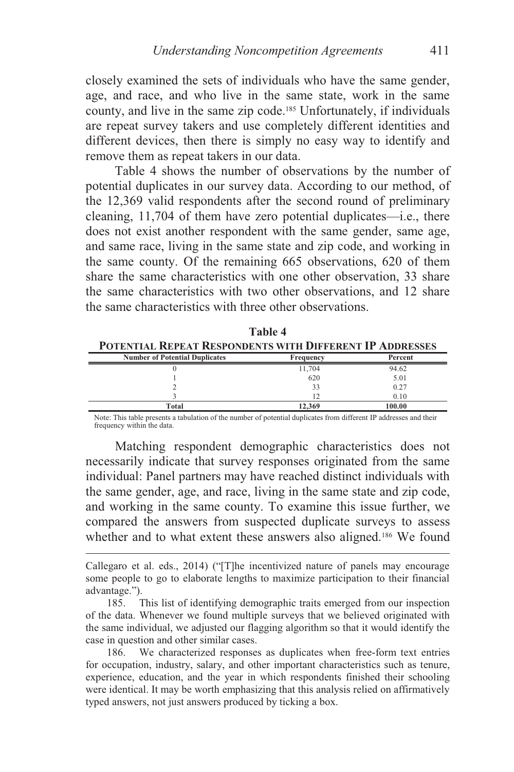closely examined the sets of individuals who have the same gender, age, and race, and who live in the same state, work in the same county, and live in the same zip code.[185] Unfortunately, if individuals are repeat survey takers and use completely different identities and different devices, then there is simply no easy way to identify and remove them as repeat takers in our data.

Table 4 shows the number of observations by the number of potential duplicates in our survey data. According to our method, of the 12,369 valid respondents after the second round of preliminary cleaning, 11,704 of them have zero potential duplicates—i.e., there does not exist another respondent with the same gender, same age, and same race, living in the same state and zip code, and working in the same county. Of the remaining 665 observations, 620 of them share the same characteristics with one other observation, 33 share the same characteristics with two other observations, and 12 share the same characteristics with three other observations.

**Table 4**

**POTENTIAL REPEAT RESPONDENTS WITH DIFFERENT IP ADDRESSES**

| Number of Potential Duplicates | Frequency | Percent |
|---|---|---|
| 0 | 11,704 | 94.62 |
| 1 | 620 | 5.01 |
| 2 | 33 | 0.27 |
| 3 | 12 | 0.10 |
| **Total** | **12,369** | **100.00** |

Note: This table presents a tabulation of the number of potential duplicates from different IP addresses and their frequency within the data.

Matching respondent demographic characteristics does not necessarily indicate that survey responses originated from the same individual: Panel partners may have reached distinct individuals with the same gender, age, and race, living in the same state and zip code, and working in the same county. To examine this issue further, we compared the answers from suspected duplicate surveys to assess whether and to what extent these answers also aligned.[186] We found

Callegaro et al. eds., 2014) ("[T]he incentivized nature of panels may encourage some people to go to elaborate lengths to maximize participation to their financial advantage.").

185. This list of identifying demographic traits emerged from our inspection of the data. Whenever we found multiple surveys that we believed originated with the same individual, we adjusted our flagging algorithm so that it would identify the case in question and other similar cases.

186. We characterized responses as duplicates when free-form text entries for occupation, industry, salary, and other important characteristics such as tenure, experience, education, and the year in which respondents finished their schooling were identical. It may be worth emphasizing that this analysis relied on affirmatively typed answers, not just answers produced by ticking a box.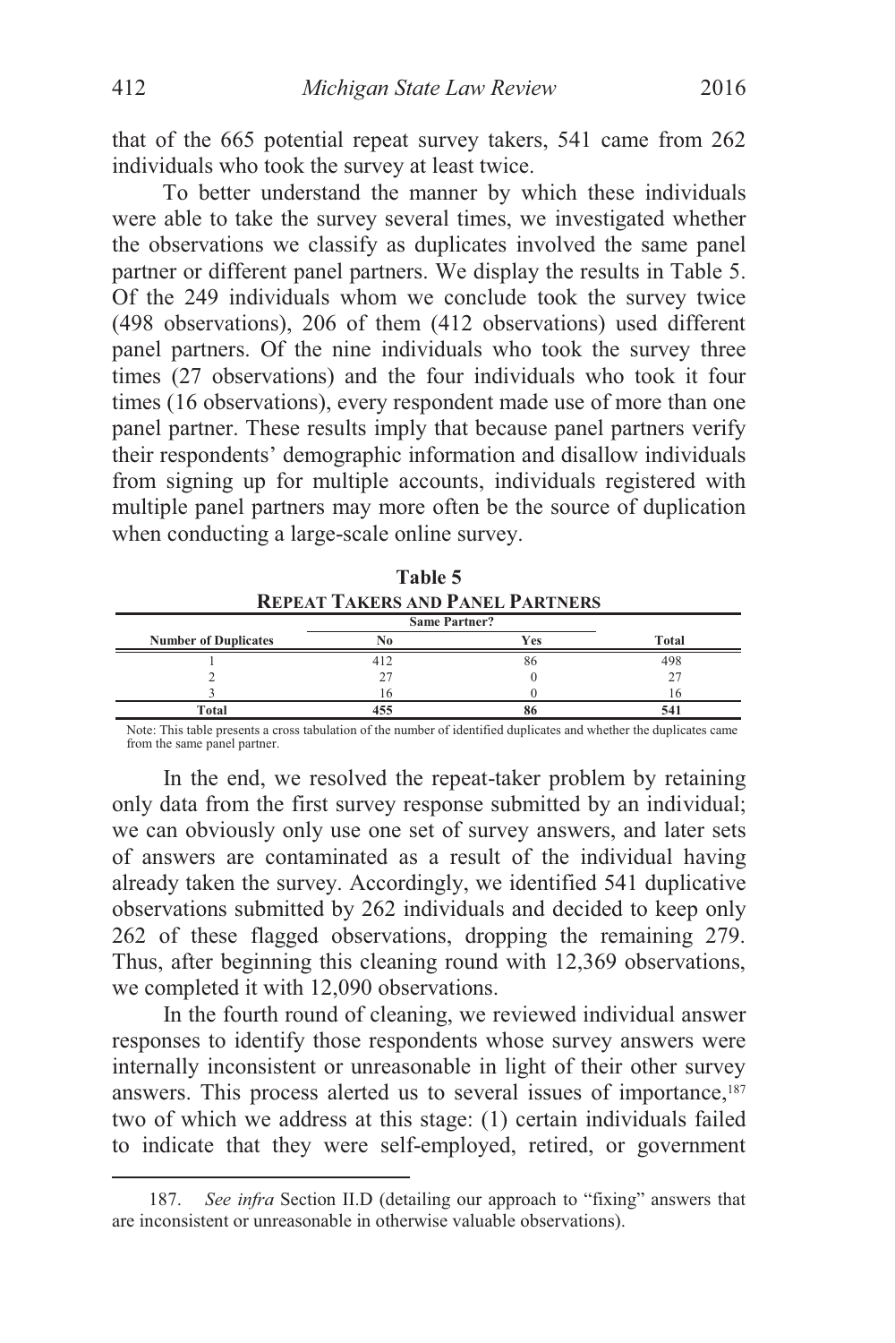that of the 665 potential repeat survey takers, 541 came from 262 individuals who took the survey at least twice.

To better understand the manner by which these individuals were able to take the survey several times, we investigated whether the observations we classify as duplicates involved the same panel partner or different panel partners. We display the results in Table 5. Of the 249 individuals whom we conclude took the survey twice (498 observations), 206 of them (412 observations) used different panel partners. Of the nine individuals who took the survey three times (27 observations) and the four individuals who took it four times (16 observations), every respondent made use of more than one panel partner. These results imply that because panel partners verify their respondents' demographic information and disallow individuals from signing up for multiple accounts, individuals registered with multiple panel partners may more often be the source of duplication when conducting a large-scale online survey.

**Table 5**
**REPEAT TAKERS AND PANEL PARTNERS**

| | Same Partner? | | |
|---|---|---|---|
| **Number of Duplicates** | **No** | **Yes** | **Total** |
| 1 | 412 | 86 | 498 |
| 2 | 27 | 0 | 27 |
| 3 | 16 | 0 | 16 |
| **Total** | **455** | **86** | **541** |

Note: This table presents a cross tabulation of the number of identified duplicates and whether the duplicates came from the same panel partner.

In the end, we resolved the repeat-taker problem by retaining only data from the first survey response submitted by an individual; we can obviously only use one set of survey answers, and later sets of answers are contaminated as a result of the individual having already taken the survey. Accordingly, we identified 541 duplicative observations submitted by 262 individuals and decided to keep only 262 of these flagged observations, dropping the remaining 279. Thus, after beginning this cleaning round with 12,369 observations, we completed it with 12,090 observations.

In the fourth round of cleaning, we reviewed individual answer responses to identify those respondents whose survey answers were internally inconsistent or unreasonable in light of their other survey answers. This process alerted us to several issues of importance,[187] two of which we address at this stage: (1) certain individuals failed to indicate that they were self-employed, retired, or government

187. *See infra* Section II.D (detailing our approach to "fixing" answers that are inconsistent or unreasonable in otherwise valuable observations).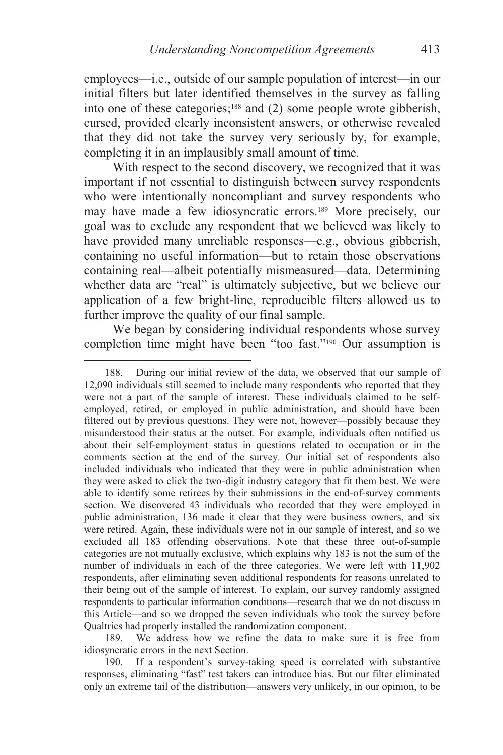employees—i.e., outside of our sample population of interest—in our initial filters but later identified themselves in the survey as falling into one of these categories;[188] and (2) some people wrote gibberish, cursed, provided clearly inconsistent answers, or otherwise revealed that they did not take the survey very seriously by, for example, completing it in an implausibly small amount of time.

With respect to the second discovery, we recognized that it was important if not essential to distinguish between survey respondents who were intentionally noncompliant and survey respondents who may have made a few idiosyncratic errors.[189] More precisely, our goal was to exclude any respondent that we believed was likely to have provided many unreliable responses—e.g., obvious gibberish, containing no useful information—but to retain those observations containing real—albeit potentially mismeasured—data. Determining whether data are "real" is ultimately subjective, but we believe our application of a few bright-line, reproducible filters allowed us to further improve the quality of our final sample.

We began by considering individual respondents whose survey completion time might have been "too fast."[190] Our assumption is

---

188. During our initial review of the data, we observed that our sample of 12,090 individuals still seemed to include many respondents who reported that they were not a part of the sample of interest. These individuals claimed to be self-employed, retired, or employed in public administration, and should have been filtered out by previous questions. They were not, however—possibly because they misunderstood their status at the outset. For example, individuals often notified us about their self-employment status in questions related to occupation or in the comments section at the end of the survey. Our initial set of respondents also included individuals who indicated that they were in public administration when they were asked to click the two-digit industry category that fit them best. We were able to identify some retirees by their submissions in the end-of-survey comments section. We discovered 43 individuals who recorded that they were employed in public administration, 136 made it clear that they were business owners, and six were retired. Again, these individuals were not in our sample of interest, and so we excluded all 183 offending observations. Note that these three out-of-sample categories are not mutually exclusive, which explains why 183 is not the sum of the number of individuals in each of the three categories. We were left with 11,902 respondents, after eliminating seven additional respondents for reasons unrelated to their being out of the sample of interest. To explain, our survey randomly assigned respondents to particular information conditions—research that we do not discuss in this Article—and so we dropped the seven individuals who took the survey before Qualtrics had properly installed the randomization component.

189. We address how we refine the data to make sure it is free from idiosyncratic errors in the next Section.

190. If a respondent's survey-taking speed is correlated with substantive responses, eliminating "fast" test takers can introduce bias. But our filter eliminated only an extreme tail of the distribution—answers very unlikely, in our opinion, to be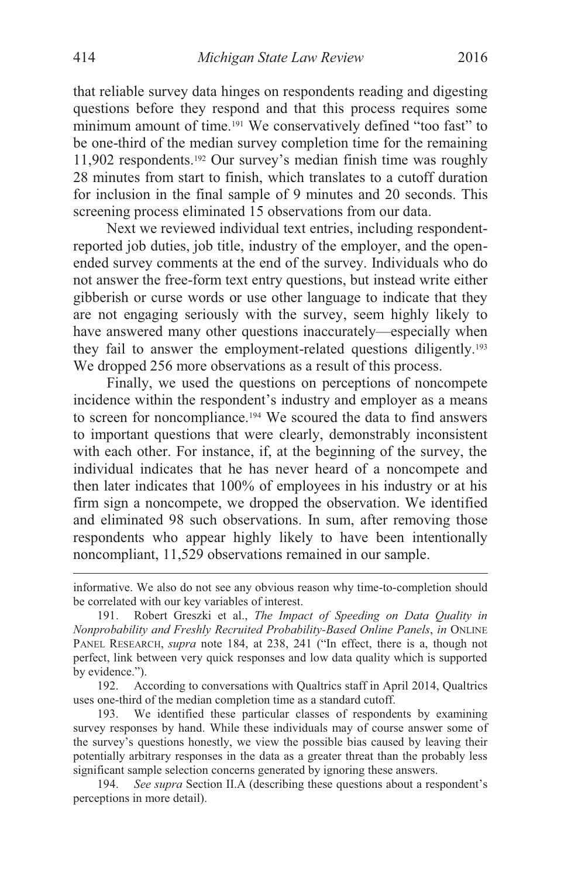that reliable survey data hinges on respondents reading and digesting questions before they respond and that this process requires some minimum amount of time.[191] We conservatively defined "too fast" to be one-third of the median survey completion time for the remaining 11,902 respondents.[192] Our survey's median finish time was roughly 28 minutes from start to finish, which translates to a cutoff duration for inclusion in the final sample of 9 minutes and 20 seconds. This screening process eliminated 15 observations from our data.

Next we reviewed individual text entries, including respondent-reported job duties, job title, industry of the employer, and the open-ended survey comments at the end of the survey. Individuals who do not answer the free-form text entry questions, but instead write either gibberish or curse words or use other language to indicate that they are not engaging seriously with the survey, seem highly likely to have answered many other questions inaccurately—especially when they fail to answer the employment-related questions diligently.[193] We dropped 256 more observations as a result of this process.

Finally, we used the questions on perceptions of noncompete incidence within the respondent's industry and employer as a means to screen for noncompliance.[194] We scoured the data to find answers to important questions that were clearly, demonstrably inconsistent with each other. For instance, if, at the beginning of the survey, the individual indicates that he has never heard of a noncompete and then later indicates that 100% of employees in his industry or at his firm sign a noncompete, we dropped the observation. We identified and eliminated 98 such observations. In sum, after removing those respondents who appear highly likely to have been intentionally noncompliant, 11,529 observations remained in our sample.

---

informative. We also do not see any obvious reason why time-to-completion should be correlated with our key variables of interest.

191. Robert Greszki et al., *The Impact of Speeding on Data Quality in Nonprobability and Freshly Recruited Probability-Based Online Panels*, *in* ONLINE PANEL RESEARCH, *supra* note 184, at 238, 241 ("In effect, there is a, though not perfect, link between very quick responses and low data quality which is supported by evidence.").

192. According to conversations with Qualtrics staff in April 2014, Qualtrics uses one-third of the median completion time as a standard cutoff.

193. We identified these particular classes of respondents by examining survey responses by hand. While these individuals may of course answer some of the survey's questions honestly, we view the possible bias caused by leaving their potentially arbitrary responses in the data as a greater threat than the probably less significant sample selection concerns generated by ignoring these answers.

194. *See supra* Section II.A (describing these questions about a respondent's perceptions in more detail).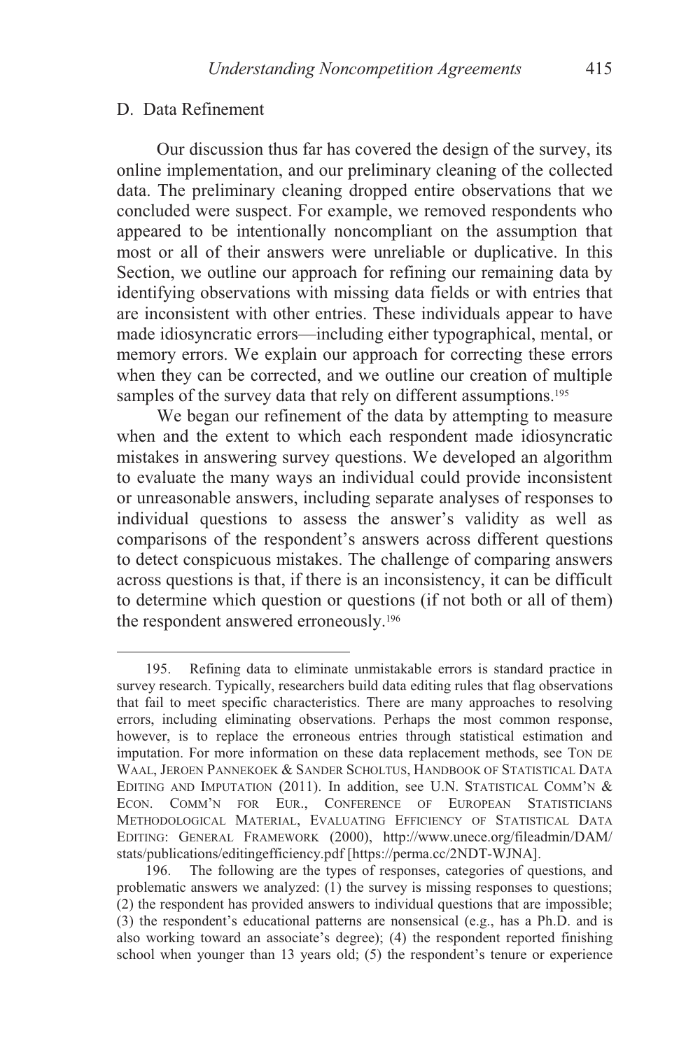### D. Data Refinement

Our discussion thus far has covered the design of the survey, its online implementation, and our preliminary cleaning of the collected data. The preliminary cleaning dropped entire observations that we concluded were suspect. For example, we removed respondents who appeared to be intentionally noncompliant on the assumption that most or all of their answers were unreliable or duplicative. In this Section, we outline our approach for refining our remaining data by identifying observations with missing data fields or with entries that are inconsistent with other entries. These individuals appear to have made idiosyncratic errors—including either typographical, mental, or memory errors. We explain our approach for correcting these errors when they can be corrected, and we outline our creation of multiple samples of the survey data that rely on different assumptions.[195]

We began our refinement of the data by attempting to measure when and the extent to which each respondent made idiosyncratic mistakes in answering survey questions. We developed an algorithm to evaluate the many ways an individual could provide inconsistent or unreasonable answers, including separate analyses of responses to individual questions to assess the answer's validity as well as comparisons of the respondent's answers across different questions to detect conspicuous mistakes. The challenge of comparing answers across questions is that, if there is an inconsistency, it can be difficult to determine which question or questions (if not both or all of them) the respondent answered erroneously.[196]

---

195. Refining data to eliminate unmistakable errors is standard practice in survey research. Typically, researchers build data editing rules that flag observations that fail to meet specific characteristics. There are many approaches to resolving errors, including eliminating observations. Perhaps the most common response, however, is to replace the erroneous entries through statistical estimation and imputation. For more information on these data replacement methods, see TON DE WAAL, JEROEN PANNEKOEK & SANDER SCHOLTUS, HANDBOOK OF STATISTICAL DATA EDITING AND IMPUTATION (2011). In addition, see U.N. STATISTICAL COMM'N & ECON. COMM'N FOR EUR., CONFERENCE OF EUROPEAN STATISTICIANS METHODOLOGICAL MATERIAL, EVALUATING EFFICIENCY OF STATISTICAL DATA EDITING: GENERAL FRAMEWORK (2000), http://www.unece.org/fileadmin/DAM/stats/publications/editingefficiency.pdf [https://perma.cc/2NDT-WJNA].

196. The following are the types of responses, categories of questions, and problematic answers we analyzed: (1) the survey is missing responses to questions; (2) the respondent has provided answers to individual questions that are impossible; (3) the respondent's educational patterns are nonsensical (e.g., has a Ph.D. and is also working toward an associate's degree); (4) the respondent reported finishing school when younger than 13 years old; (5) the respondent's tenure or experience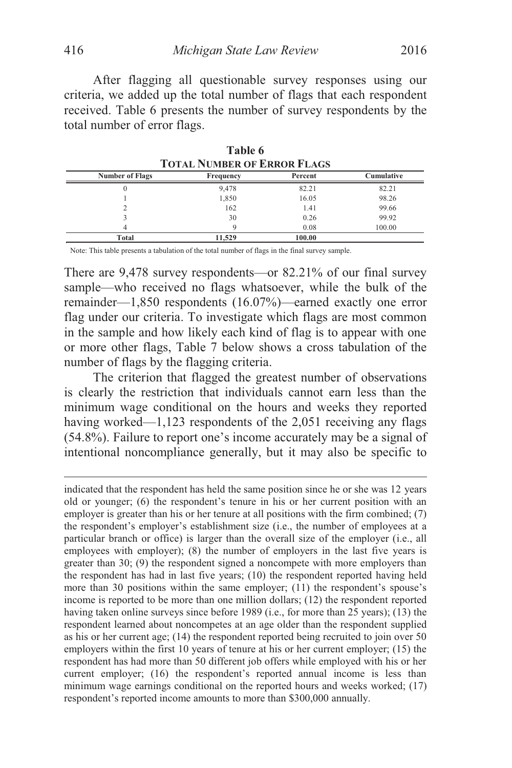After flagging all questionable survey responses using our criteria, we added up the total number of flags that each respondent received. Table 6 presents the number of survey respondents by the total number of error flags.

**Table 6**
**TOTAL NUMBER OF ERROR FLAGS**

| Number of Flags | Frequency | Percent | Cumulative |
|---|---|---|---|
| 0 | 9,478 | 82.21 | 82.21 |
| 1 | 1,850 | 16.05 | 98.26 |
| 2 | 162 | 1.41 | 99.66 |
| 3 | 30 | 0.26 | 99.92 |
| 4 | 9 | 0.08 | 100.00 |
| **Total** | **11,529** | **100.00** | |

Note: This table presents a tabulation of the total number of flags in the final survey sample.

There are 9,478 survey respondents—or 82.21% of our final survey sample—who received no flags whatsoever, while the bulk of the remainder—1,850 respondents (16.07%)—earned exactly one error flag under our criteria. To investigate which flags are most common in the sample and how likely each kind of flag is to appear with one or more other flags, Table 7 below shows a cross tabulation of the number of flags by the flagging criteria.

The criterion that flagged the greatest number of observations is clearly the restriction that individuals cannot earn less than the minimum wage conditional on the hours and weeks they reported having worked—1,123 respondents of the 2,051 receiving any flags (54.8%). Failure to report one's income accurately may be a signal of intentional noncompliance generally, but it may also be specific to

---

indicated that the respondent has held the same position since he or she was 12 years old or younger; (6) the respondent's tenure in his or her current position with an employer is greater than his or her tenure at all positions with the firm combined; (7) the respondent's employer's establishment size (i.e., the number of employees at a particular branch or office) is larger than the overall size of the employer (i.e., all employees with employer); (8) the number of employers in the last five years is greater than 30; (9) the respondent signed a noncompete with more employers than the respondent has had in last five years; (10) the respondent reported having held more than 30 positions within the same employer; (11) the respondent's spouse's income is reported to be more than one million dollars; (12) the respondent reported having taken online surveys since before 1989 (i.e., for more than 25 years); (13) the respondent learned about noncompetes at an age older than the respondent supplied as his or her current age; (14) the respondent reported being recruited to join over 50 employers within the first 10 years of tenure at his or her current employer; (15) the respondent has had more than 50 different job offers while employed with his or her current employer; (16) the respondent's reported annual income is less than minimum wage earnings conditional on the reported hours and weeks worked; (17) respondent's reported income amounts to more than $300,000 annually.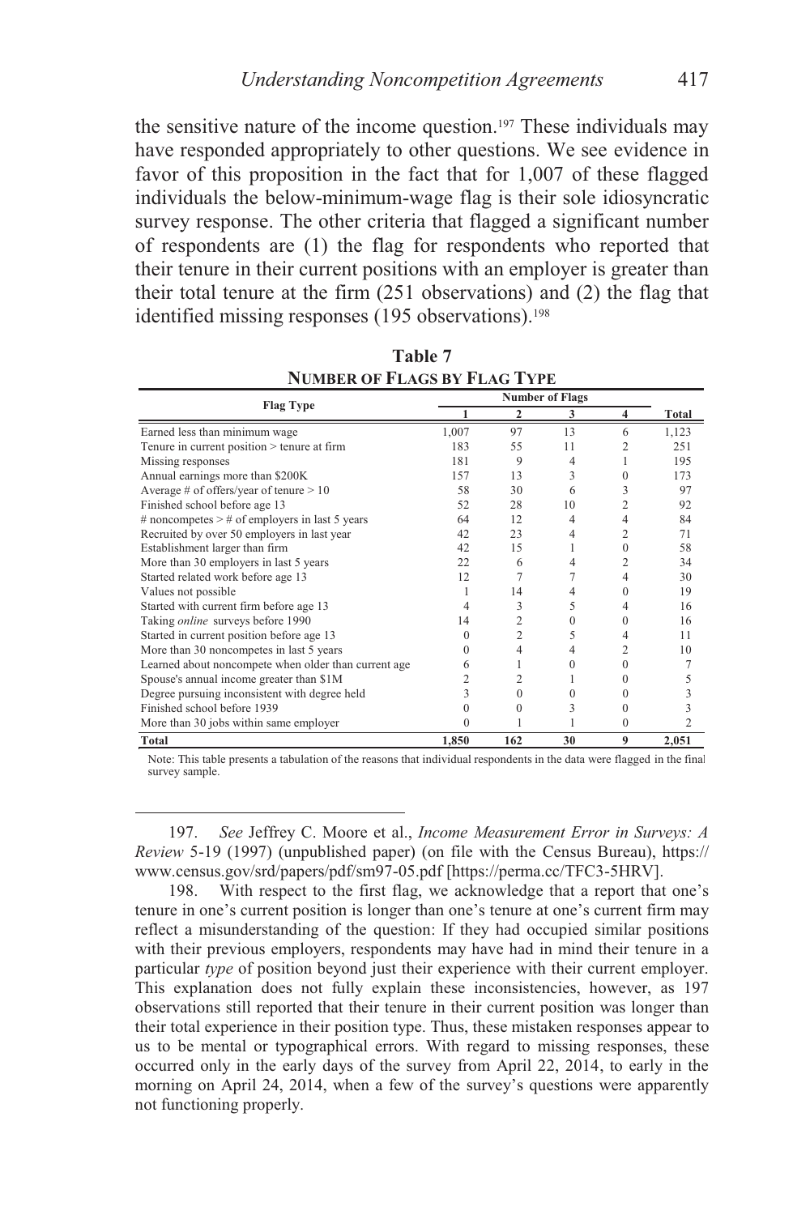the sensitive nature of the income question.[197] These individuals may have responded appropriately to other questions. We see evidence in favor of this proposition in the fact that for 1,007 of these flagged individuals the below-minimum-wage flag is their sole idiosyncratic survey response. The other criteria that flagged a significant number of respondents are (1) the flag for respondents who reported that their tenure in their current positions with an employer is greater than their total tenure at the firm (251 observations) and (2) the flag that identified missing responses (195 observations).[198]

**Table 7**
**NUMBER OF FLAGS BY FLAG TYPE**

| Flag Type | Number of Flags | | | | Total |
|---|---|---|---|---|---|
| | 1 | 2 | 3 | 4 | |
| Earned less than minimum wage | 1,007 | 97 | 13 | 6 | 1,123 |
| Tenure in current position > tenure at firm | 183 | 55 | 11 | 2 | 251 |
| Missing responses | 181 | 9 | 4 | 1 | 195 |
| Annual earnings more than $200K | 157 | 13 | 3 | 0 | 173 |
| Average # of offers/year of tenure > 10 | 58 | 30 | 6 | 3 | 97 |
| Finished school before age 13 | 52 | 28 | 10 | 2 | 92 |
| # noncompetes > # of employers in last 5 years | 64 | 12 | 4 | 4 | 84 |
| Recruited by over 50 employers in last year | 42 | 23 | 4 | 2 | 71 |
| Establishment larger than firm | 42 | 15 | 1 | 0 | 58 |
| More than 30 employers in last 5 years | 22 | 6 | 4 | 2 | 34 |
| Started related work before age 13 | 12 | 7 | 7 | 4 | 30 |
| Values not possible | 1 | 14 | 4 | 0 | 19 |
| Started with current firm before age 13 | 4 | 3 | 5 | 4 | 16 |
| Taking *online* surveys before 1990 | 14 | 2 | 0 | 0 | 16 |
| Started in current position before age 13 | 0 | 2 | 5 | 4 | 11 |
| More than 30 noncompetes in last 5 years | 0 | 4 | 4 | 2 | 10 |
| Learned about noncompete when older than current age | 6 | 1 | 0 | 0 | 7 |
| Spouse's annual income greater than $1M | 2 | 2 | 1 | 0 | 5 |
| Degree pursuing inconsistent with degree held | 3 | 0 | 0 | 0 | 3 |
| Finished school before 1939 | 0 | 0 | 3 | 0 | 3 |
| More than 30 jobs within same employer | 0 | 1 | 1 | 0 | 2 |
| **Total** | **1,850** | **162** | **30** | **9** | **2,051** |

Note: This table presents a tabulation of the reasons that individual respondents in the data were flagged in the final survey sample.

---

197. *See* Jeffrey C. Moore et al., *Income Measurement Error in Surveys: A Review* 5-19 (1997) (unpublished paper) (on file with the Census Bureau), https://www.census.gov/srd/papers/pdf/sm97-05.pdf [https://perma.cc/TFC3-5HRV].

198. With respect to the first flag, we acknowledge that a report that one's tenure in one's current position is longer than one's tenure at one's current firm may reflect a misunderstanding of the question: If they had occupied similar positions with their previous employers, respondents may have had in mind their tenure in a particular *type* of position beyond just their experience with their current employer. This explanation does not fully explain these inconsistencies, however, as 197 observations still reported that their tenure in their current position was longer than their total experience in their position type. Thus, these mistaken responses appear to us to be mental or typographical errors. With regard to missing responses, these occurred only in the early days of the survey from April 22, 2014, to early in the morning on April 24, 2014, when a few of the survey's questions were apparently not functioning properly.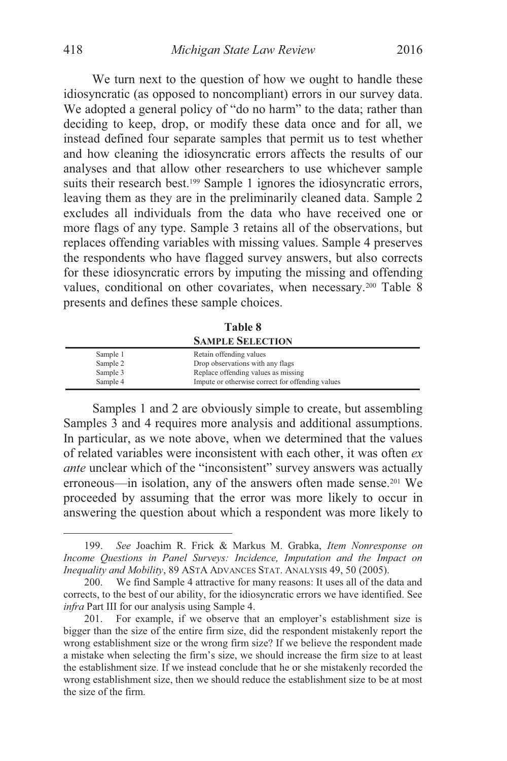We turn next to the question of how we ought to handle these idiosyncratic (as opposed to noncompliant) errors in our survey data. We adopted a general policy of "do no harm" to the data; rather than deciding to keep, drop, or modify these data once and for all, we instead defined four separate samples that permit us to test whether and how cleaning the idiosyncratic errors affects the results of our analyses and that allow other researchers to use whichever sample suits their research best.[199] Sample 1 ignores the idiosyncratic errors, leaving them as they are in the preliminarily cleaned data. Sample 2 excludes all individuals from the data who have received one or more flags of any type. Sample 3 retains all of the observations, but replaces offending variables with missing values. Sample 4 preserves the respondents who have flagged survey answers, but also corrects for these idiosyncratic errors by imputing the missing and offending values, conditional on other covariates, when necessary.[200] Table 8 presents and defines these sample choices.

**Table 8**
**SAMPLE SELECTION**

| | |
|---|---|
| Sample 1 | Retain offending values |
| Sample 2 | Drop observations with any flags |
| Sample 3 | Replace offending values as missing |
| Sample 4 | Impute or otherwise correct for offending values |

Samples 1 and 2 are obviously simple to create, but assembling Samples 3 and 4 requires more analysis and additional assumptions. In particular, as we note above, when we determined that the values of related variables were inconsistent with each other, it was often *ex ante* unclear which of the "inconsistent" survey answers was actually erroneous—in isolation, any of the answers often made sense.[201] We proceeded by assuming that the error was more likely to occur in answering the question about which a respondent was more likely to

---

199. *See* Joachim R. Frick & Markus M. Grabka, *Item Nonresponse on Income Questions in Panel Surveys: Incidence, Imputation and the Impact on Inequality and Mobility*, 89 ASTA ADVANCES STAT. ANALYSIS 49, 50 (2005).

200. We find Sample 4 attractive for many reasons: It uses all of the data and corrects, to the best of our ability, for the idiosyncratic errors we have identified. See *infra* Part III for our analysis using Sample 4.

201. For example, if we observe that an employer's establishment size is bigger than the size of the entire firm size, did the respondent mistakenly report the wrong establishment size or the wrong firm size? If we believe the respondent made a mistake when selecting the firm's size, we should increase the firm size to at least the establishment size. If we instead conclude that he or she mistakenly recorded the wrong establishment size, then we should reduce the establishment size to be at most the size of the firm.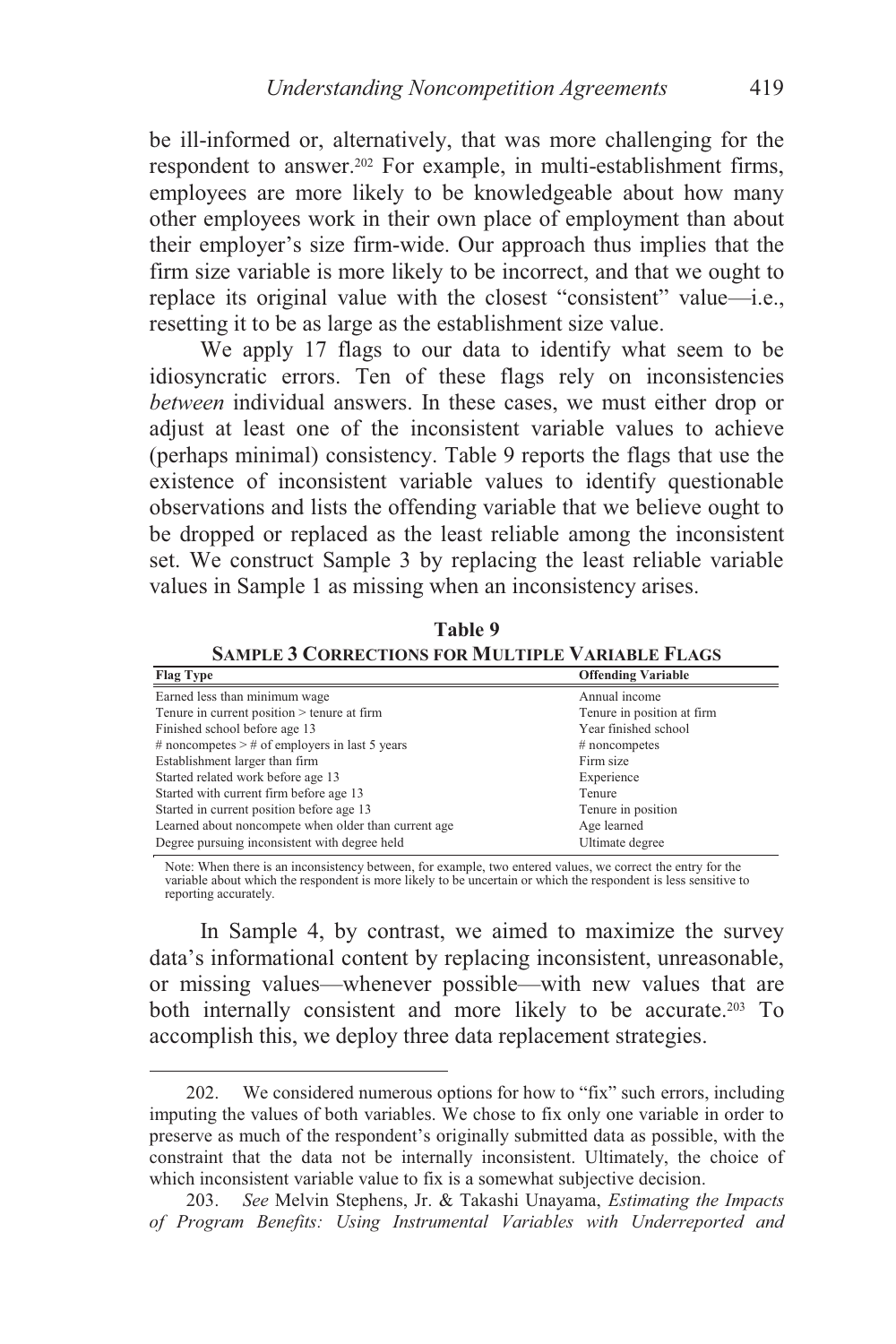be ill-informed or, alternatively, that was more challenging for the respondent to answer.[202] For example, in multi-establishment firms, employees are more likely to be knowledgeable about how many other employees work in their own place of employment than about their employer's size firm-wide. Our approach thus implies that the firm size variable is more likely to be incorrect, and that we ought to replace its original value with the closest "consistent" value—i.e., resetting it to be as large as the establishment size value.

We apply 17 flags to our data to identify what seem to be idiosyncratic errors. Ten of these flags rely on inconsistencies *between* individual answers. In these cases, we must either drop or adjust at least one of the inconsistent variable values to achieve (perhaps minimal) consistency. Table 9 reports the flags that use the existence of inconsistent variable values to identify questionable observations and lists the offending variable that we believe ought to be dropped or replaced as the least reliable among the inconsistent set. We construct Sample 3 by replacing the least reliable variable values in Sample 1 as missing when an inconsistency arises.

**Table 9**
**SAMPLE 3 CORRECTIONS FOR MULTIPLE VARIABLE FLAGS**

| Flag Type | Offending Variable |
|---|---|
| Earned less than minimum wage | Annual income |
| Tenure in current position > tenure at firm | Tenure in position at firm |
| Finished school before age 13 | Year finished school |
| # noncompetes > # of employers in last 5 years | # noncompetes |
| Establishment larger than firm | Firm size |
| Started related work before age 13 | Experience |
| Started with current firm before age 13 | Tenure |
| Started in current position before age 13 | Tenure in position |
| Learned about noncompete when older than current age | Age learned |
| Degree pursuing inconsistent with degree held | Ultimate degree |

Note: When there is an inconsistency between, for example, two entered values, we correct the entry for the variable about which the respondent is more likely to be uncertain or which the respondent is less sensitive to reporting accurately.

In Sample 4, by contrast, we aimed to maximize the survey data's informational content by replacing inconsistent, unreasonable, or missing values—whenever possible—with new values that are both internally consistent and more likely to be accurate.[203] To accomplish this, we deploy three data replacement strategies.

---

202. We considered numerous options for how to "fix" such errors, including imputing the values of both variables. We chose to fix only one variable in order to preserve as much of the respondent's originally submitted data as possible, with the constraint that the data not be internally inconsistent. Ultimately, the choice of which inconsistent variable value to fix is a somewhat subjective decision.

203. *See* Melvin Stephens, Jr. & Takashi Unayama, *Estimating the Impacts of Program Benefits: Using Instrumental Variables with Underreported and*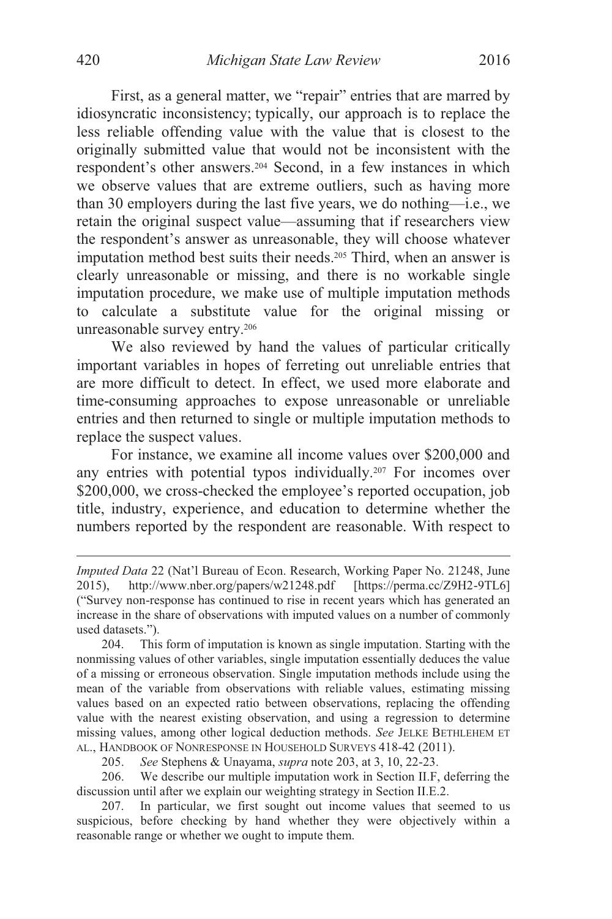First, as a general matter, we "repair" entries that are marred by idiosyncratic inconsistency; typically, our approach is to replace the less reliable offending value with the value that is closest to the originally submitted value that would not be inconsistent with the respondent's other answers.[204] Second, in a few instances in which we observe values that are extreme outliers, such as having more than 30 employers during the last five years, we do nothing—i.e., we retain the original suspect value—assuming that if researchers view the respondent's answer as unreasonable, they will choose whatever imputation method best suits their needs.[205] Third, when an answer is clearly unreasonable or missing, and there is no workable single imputation procedure, we make use of multiple imputation methods to calculate a substitute value for the original missing or unreasonable survey entry.[206]

We also reviewed by hand the values of particular critically important variables in hopes of ferreting out unreliable entries that are more difficult to detect. In effect, we used more elaborate and time-consuming approaches to expose unreasonable or unreliable entries and then returned to single or multiple imputation methods to replace the suspect values.

For instance, we examine all income values over $200,000 and any entries with potential typos individually.[207] For incomes over $200,000, we cross-checked the employee's reported occupation, job title, industry, experience, and education to determine whether the numbers reported by the respondent are reasonable. With respect to

---

*Imputed Data* 22 (Nat'l Bureau of Econ. Research, Working Paper No. 21248, June 2015), http://www.nber.org/papers/w21248.pdf [https://perma.cc/Z9H2-9TL6] ("Survey non-response has continued to rise in recent years which has generated an increase in the share of observations with imputed values on a number of commonly used datasets.").

204. This form of imputation is known as single imputation. Starting with the nonmissing values of other variables, single imputation essentially deduces the value of a missing or erroneous observation. Single imputation methods include using the mean of the variable from observations with reliable values, estimating missing values based on an expected ratio between observations, replacing the offending value with the nearest existing observation, and using a regression to determine missing values, among other logical deduction methods. *See* JELKE BETHLEHEM ET AL., HANDBOOK OF NONRESPONSE IN HOUSEHOLD SURVEYS 418-42 (2011).

205. *See* Stephens & Unayama, *supra* note 203, at 3, 10, 22-23.

206. We describe our multiple imputation work in Section II.F, deferring the discussion until after we explain our weighting strategy in Section II.E.2.

207. In particular, we first sought out income values that seemed to us suspicious, before checking by hand whether they were objectively within a reasonable range or whether we ought to impute them.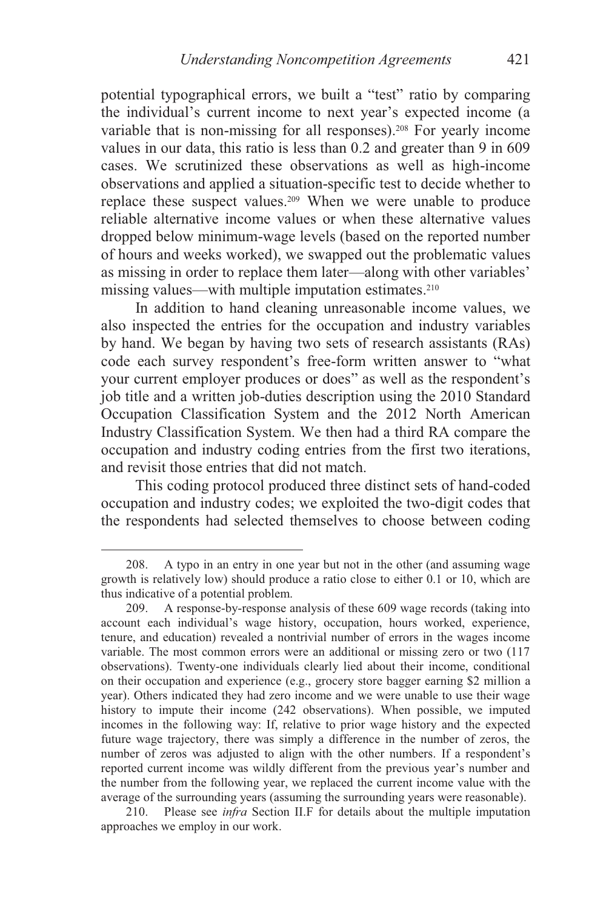potential typographical errors, we built a "test" ratio by comparing the individual's current income to next year's expected income (a variable that is non-missing for all responses).[208] For yearly income values in our data, this ratio is less than 0.2 and greater than 9 in 609 cases. We scrutinized these observations as well as high-income observations and applied a situation-specific test to decide whether to replace these suspect values.[209] When we were unable to produce reliable alternative income values or when these alternative values dropped below minimum-wage levels (based on the reported number of hours and weeks worked), we swapped out the problematic values as missing in order to replace them later—along with other variables' missing values—with multiple imputation estimates.[210]

In addition to hand cleaning unreasonable income values, we also inspected the entries for the occupation and industry variables by hand. We began by having two sets of research assistants (RAs) code each survey respondent's free-form written answer to "what your current employer produces or does" as well as the respondent's job title and a written job-duties description using the 2010 Standard Occupation Classification System and the 2012 North American Industry Classification System. We then had a third RA compare the occupation and industry coding entries from the first two iterations, and revisit those entries that did not match.

This coding protocol produced three distinct sets of hand-coded occupation and industry codes; we exploited the two-digit codes that the respondents had selected themselves to choose between coding

---

208. A typo in an entry in one year but not in the other (and assuming wage growth is relatively low) should produce a ratio close to either 0.1 or 10, which are thus indicative of a potential problem.

209. A response-by-response analysis of these 609 wage records (taking into account each individual's wage history, occupation, hours worked, experience, tenure, and education) revealed a nontrivial number of errors in the wages income variable. The most common errors were an additional or missing zero or two (117 observations). Twenty-one individuals clearly lied about their income, conditional on their occupation and experience (e.g., grocery store bagger earning $2 million a year). Others indicated they had zero income and we were unable to use their wage history to impute their income (242 observations). When possible, we imputed incomes in the following way: If, relative to prior wage history and the expected future wage trajectory, there was simply a difference in the number of zeros, the number of zeros was adjusted to align with the other numbers. If a respondent's reported current income was wildly different from the previous year's number and the number from the following year, we replaced the current income value with the average of the surrounding years (assuming the surrounding years were reasonable).

210. Please see *infra* Section II.F for details about the multiple imputation approaches we employ in our work.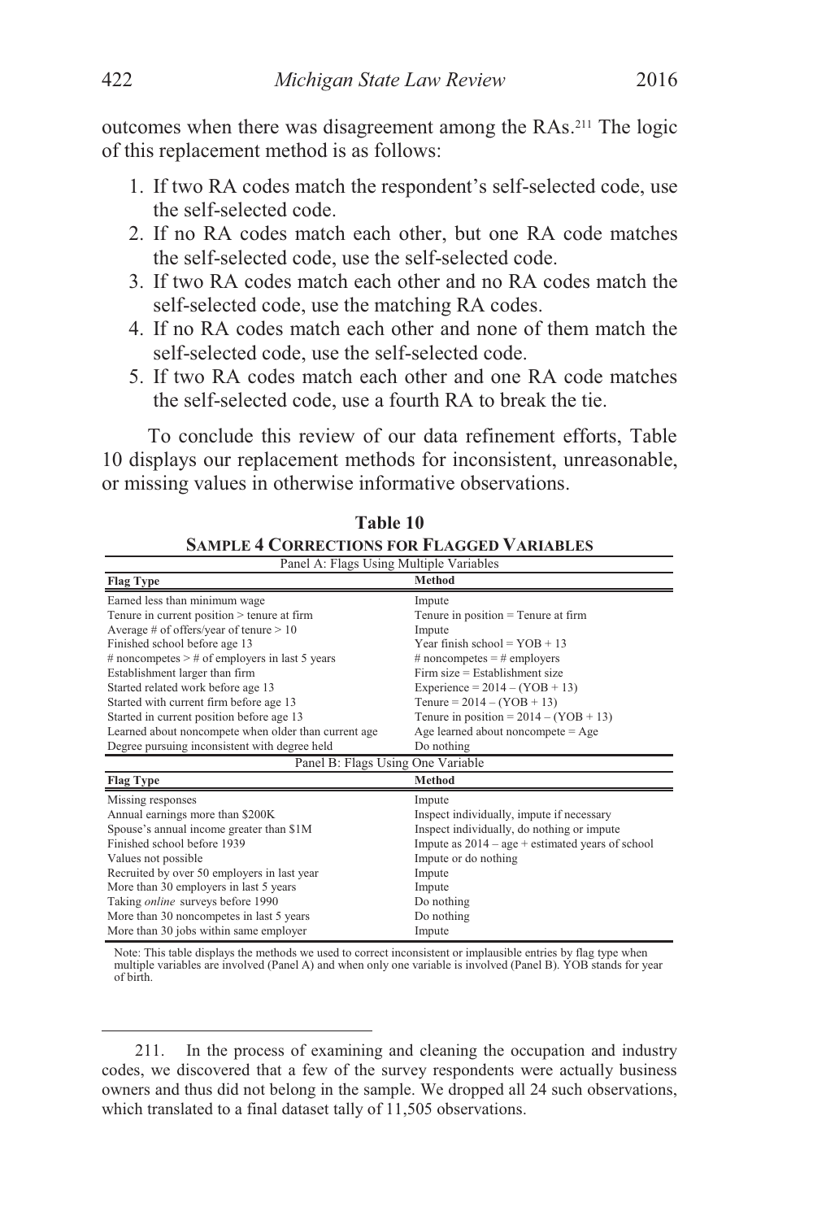outcomes when there was disagreement among the RAs.[211] The logic of this replacement method is as follows:

1. If two RA codes match the respondent's self-selected code, use the self-selected code.
2. If no RA codes match each other, but one RA code matches the self-selected code, use the self-selected code.
3. If two RA codes match each other and no RA codes match the self-selected code, use the matching RA codes.
4. If no RA codes match each other and none of them match the self-selected code, use the self-selected code.
5. If two RA codes match each other and one RA code matches the self-selected code, use a fourth RA to break the tie.

To conclude this review of our data refinement efforts, Table 10 displays our replacement methods for inconsistent, unreasonable, or missing values in otherwise informative observations.

**Table 10**

**SAMPLE 4 CORRECTIONS FOR FLAGGED VARIABLES**

| Panel A: Flags Using Multiple Variables | |
|---|---|
| **Flag Type** | **Method** |
| Earned less than minimum wage | Impute |
| Tenure in current position > tenure at firm | Tenure in position = Tenure at firm |
| Average # of offers/year of tenure > 10 | Impute |
| Finished school before age 13 | Year finish school = YOB + 13 |
| # noncompetes > # of employers in last 5 years | # noncompetes = # employers |
| Establishment larger than firm | Firm size = Establishment size |
| Started related work before age 13 | Experience = 2014 – (YOB + 13) |
| Started with current firm before age 13 | Tenure = 2014 – (YOB + 13) |
| Started in current position before age 13 | Tenure in position = 2014 – (YOB + 13) |
| Learned about noncompete when older than current age | Age learned about noncompete = Age |
| Degree pursuing inconsistent with degree held | Do nothing |
| **Panel B: Flags Using One Variable** | |
| **Flag Type** | **Method** |
| Missing responses | Impute |
| Annual earnings more than $200K | Inspect individually, impute if necessary |
| Spouse's annual income greater than $1M | Inspect individually, do nothing or impute |
| Finished school before 1939 | Impute as 2014 – age + estimated years of school |
| Values not possible | Impute or do nothing |
| Recruited by over 50 employers in last year | Impute |
| More than 30 employers in last 5 years | Impute |
| Taking *online* surveys before 1990 | Do nothing |
| More than 30 noncompetes in last 5 years | Do nothing |
| More than 30 jobs within same employer | Impute |

Note: This table displays the methods we used to correct inconsistent or implausible entries by flag type when multiple variables are involved (Panel A) and when only one variable is involved (Panel B). YOB stands for year of birth.

---

211. In the process of examining and cleaning the occupation and industry codes, we discovered that a few of the survey respondents were actually business owners and thus did not belong in the sample. We dropped all 24 such observations, which translated to a final dataset tally of 11,505 observations.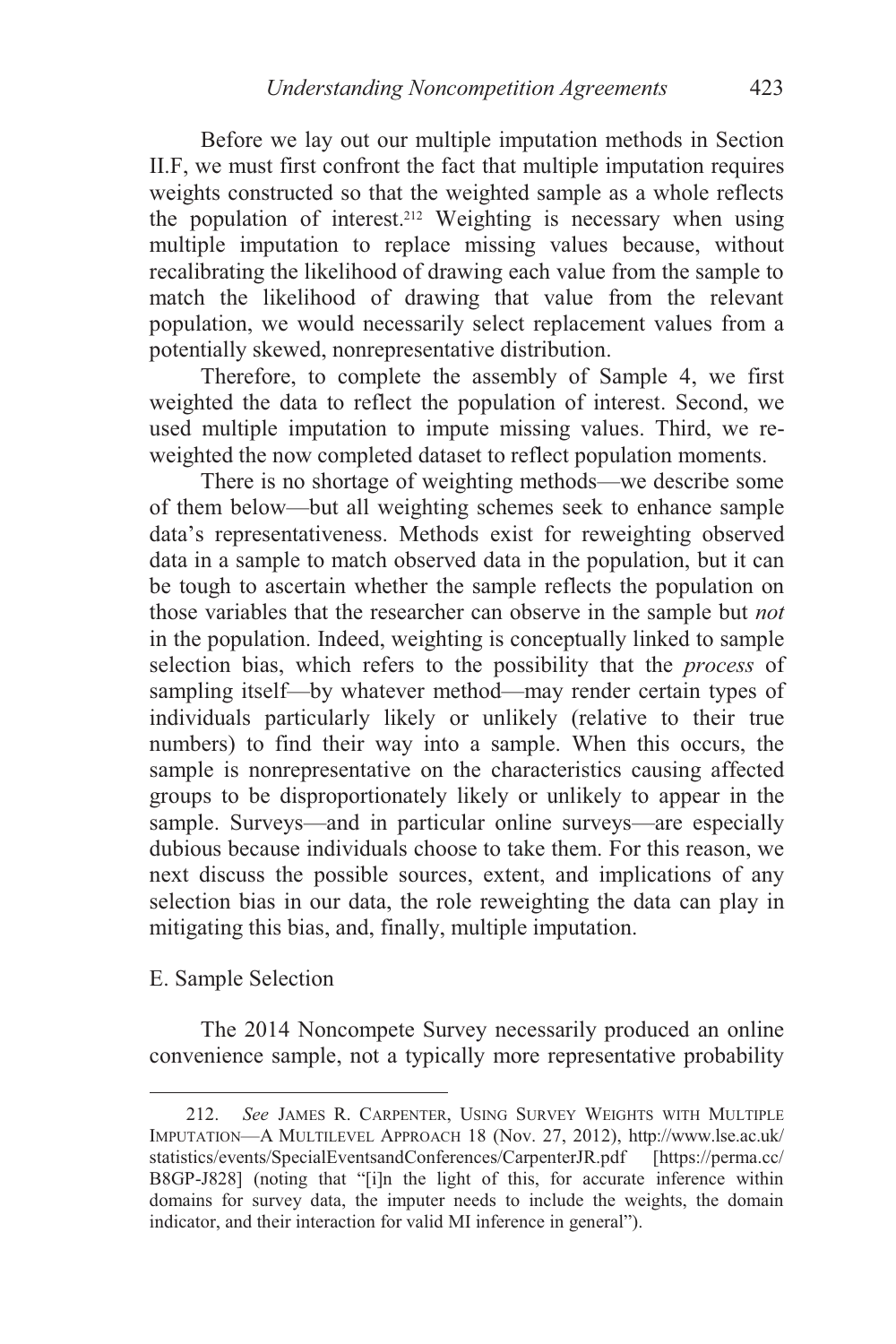Before we lay out our multiple imputation methods in Section II.F, we must first confront the fact that multiple imputation requires weights constructed so that the weighted sample as a whole reflects the population of interest.[212] Weighting is necessary when using multiple imputation to replace missing values because, without recalibrating the likelihood of drawing each value from the sample to match the likelihood of drawing that value from the relevant population, we would necessarily select replacement values from a potentially skewed, nonrepresentative distribution.

Therefore, to complete the assembly of Sample 4, we first weighted the data to reflect the population of interest. Second, we used multiple imputation to impute missing values. Third, we re-weighted the now completed dataset to reflect population moments.

There is no shortage of weighting methods—we describe some of them below—but all weighting schemes seek to enhance sample data's representativeness. Methods exist for reweighting observed data in a sample to match observed data in the population, but it can be tough to ascertain whether the sample reflects the population on those variables that the researcher can observe in the sample but *not* in the population. Indeed, weighting is conceptually linked to sample selection bias, which refers to the possibility that the *process* of sampling itself—by whatever method—may render certain types of individuals particularly likely or unlikely (relative to their true numbers) to find their way into a sample. When this occurs, the sample is nonrepresentative on the characteristics causing affected groups to be disproportionately likely or unlikely to appear in the sample. Surveys—and in particular online surveys—are especially dubious because individuals choose to take them. For this reason, we next discuss the possible sources, extent, and implications of any selection bias in our data, the role reweighting the data can play in mitigating this bias, and, finally, multiple imputation.

## E. Sample Selection

The 2014 Noncompete Survey necessarily produced an online convenience sample, not a typically more representative probability

---

212. *See* JAMES R. CARPENTER, USING SURVEY WEIGHTS WITH MULTIPLE IMPUTATION—A MULTILEVEL APPROACH 18 (Nov. 27, 2012), http://www.lse.ac.uk/statistics/events/SpecialEventsandConferences/CarpenterJR.pdf [https://perma.cc/B8GP-J828] (noting that "[i]n the light of this, for accurate inference within domains for survey data, the imputer needs to include the weights, the domain indicator, and their interaction for valid MI inference in general").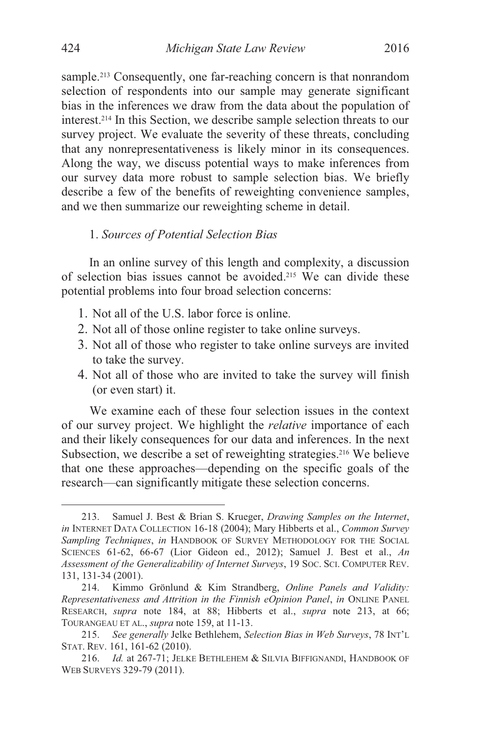sample.[213] Consequently, one far-reaching concern is that nonrandom selection of respondents into our sample may generate significant bias in the inferences we draw from the data about the population of interest.[214] In this Section, we describe sample selection threats to our survey project. We evaluate the severity of these threats, concluding that any nonrepresentativeness is likely minor in its consequences. Along the way, we discuss potential ways to make inferences from our survey data more robust to sample selection bias. We briefly describe a few of the benefits of reweighting convenience samples, and we then summarize our reweighting scheme in detail.

### 1. *Sources of Potential Selection Bias*

In an online survey of this length and complexity, a discussion of selection bias issues cannot be avoided.[215] We can divide these potential problems into four broad selection concerns:

1. Not all of the U.S. labor force is online.
2. Not all of those online register to take online surveys.
3. Not all of those who register to take online surveys are invited to take the survey.
4. Not all of those who are invited to take the survey will finish (or even start) it.

We examine each of these four selection issues in the context of our survey project. We highlight the *relative* importance of each and their likely consequences for our data and inferences. In the next Subsection, we describe a set of reweighting strategies.[216] We believe that one these approaches—depending on the specific goals of the research—can significantly mitigate these selection concerns.

---

213. Samuel J. Best & Brian S. Krueger, *Drawing Samples on the Internet*, *in* INTERNET DATA COLLECTION 16-18 (2004); Mary Hibberts et al., *Common Survey Sampling Techniques*, *in* HANDBOOK OF SURVEY METHODOLOGY FOR THE SOCIAL SCIENCES 61-62, 66-67 (Lior Gideon ed., 2012); Samuel J. Best et al., *An Assessment of the Generalizability of Internet Surveys*, 19 SOC. SCI. COMPUTER REV. 131, 131-34 (2001).

214. Kimmo Grönlund & Kim Strandberg, *Online Panels and Validity: Representativeness and Attrition in the Finnish eOpinion Panel*, *in* ONLINE PANEL RESEARCH, *supra* note 184, at 88; Hibberts et al., *supra* note 213, at 66; TOURANGEAU ET AL., *supra* note 159, at 11-13.

215. *See generally* Jelke Bethlehem, *Selection Bias in Web Surveys*, 78 INT'L STAT. REV. 161, 161-62 (2010).

216. *Id.* at 267-71; JELKE BETHLEHEM & SILVIA BIFFIGNANDI, HANDBOOK OF WEB SURVEYS 329-79 (2011).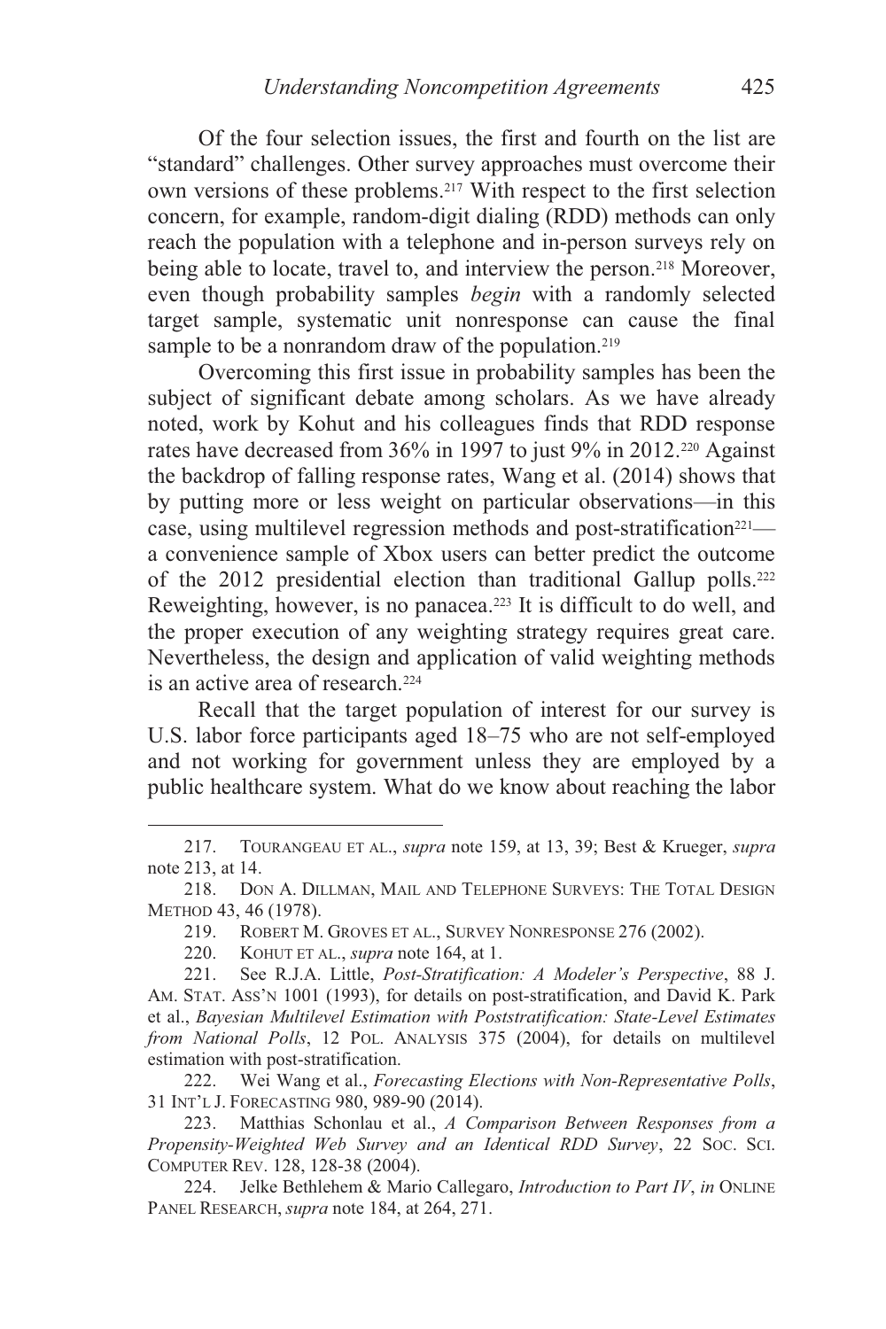Of the four selection issues, the first and fourth on the list are "standard" challenges. Other survey approaches must overcome their own versions of these problems.[217] With respect to the first selection concern, for example, random-digit dialing (RDD) methods can only reach the population with a telephone and in-person surveys rely on being able to locate, travel to, and interview the person.[218] Moreover, even though probability samples *begin* with a randomly selected target sample, systematic unit nonresponse can cause the final sample to be a nonrandom draw of the population.[219]

Overcoming this first issue in probability samples has been the subject of significant debate among scholars. As we have already noted, work by Kohut and his colleagues finds that RDD response rates have decreased from 36% in 1997 to just 9% in 2012.[220] Against the backdrop of falling response rates, Wang et al. (2014) shows that by putting more or less weight on particular observations—in this case, using multilevel regression methods and post-stratification[221]—a convenience sample of Xbox users can better predict the outcome of the 2012 presidential election than traditional Gallup polls.[222] Reweighting, however, is no panacea.[223] It is difficult to do well, and the proper execution of any weighting strategy requires great care. Nevertheless, the design and application of valid weighting methods is an active area of research.[224]

Recall that the target population of interest for our survey is U.S. labor force participants aged 18–75 who are not self-employed and not working for government unless they are employed by a public healthcare system. What do we know about reaching the labor

---

217. TOURANGEAU ET AL., *supra* note 159, at 13, 39; Best & Krueger, *supra* note 213, at 14.

218. DON A. DILLMAN, MAIL AND TELEPHONE SURVEYS: THE TOTAL DESIGN METHOD 43, 46 (1978).

219. ROBERT M. GROVES ET AL., SURVEY NONRESPONSE 276 (2002).

220. KOHUT ET AL., *supra* note 164, at 1.

221. See R.J.A. Little, *Post-Stratification: A Modeler's Perspective*, 88 J. AM. STAT. ASS'N 1001 (1993), for details on post-stratification, and David K. Park et al., *Bayesian Multilevel Estimation with Poststratification: State-Level Estimates from National Polls*, 12 POL. ANALYSIS 375 (2004), for details on multilevel estimation with post-stratification.

222. Wei Wang et al., *Forecasting Elections with Non-Representative Polls*, 31 INT'L J. FORECASTING 980, 989-90 (2014).

223. Matthias Schonlau et al., *A Comparison Between Responses from a Propensity-Weighted Web Survey and an Identical RDD Survey*, 22 SOC. SCI. COMPUTER REV. 128, 128-38 (2004).

224. Jelke Bethlehem & Mario Callegaro, *Introduction to Part IV*, *in* ONLINE PANEL RESEARCH, *supra* note 184, at 264, 271.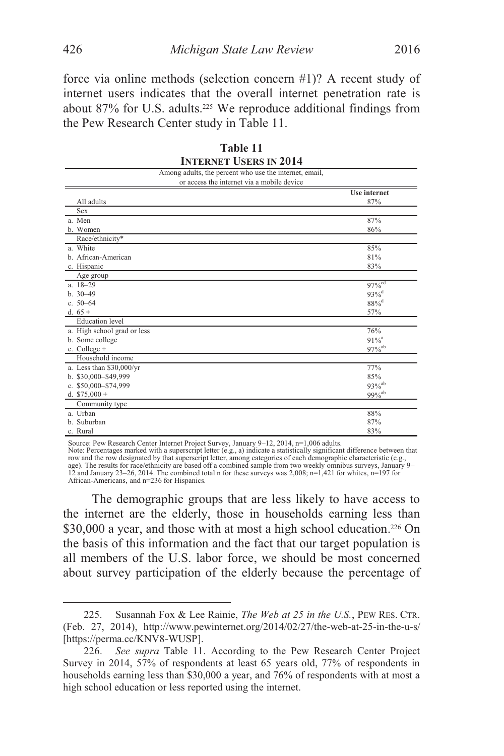force via online methods (selection concern #1)? A recent study of internet users indicates that the overall internet penetration rate is about 87% for U.S. adults.[225] We reproduce additional findings from the Pew Research Center study in Table 11.

**Table 11**
**INTERNET USERS IN 2014**

| Among adults, the percent who use the internet, email, or access the internet via a mobile device | |
|---|---|
| | **Use internet** |
| All adults | 87% |
| Sex | |
| a. Men | 87% |
| b. Women | 86% |
| Race/ethnicity* | |
| a. White | 85% |
| b. African-American | 81% |
| c. Hispanic | 83% |
| Age group | |
| a. 18–29 | 97%[cd] |
| b. 30–49 | 93%[d] |
| c. 50–64 | 88%[d] |
| d. 65 + | 57% |
| Education level | |
| a. High school grad or less | 76% |
| b. Some college | 91%[a] |
| c. College + | 97%[ab] |
| Household income | |
| a. Less than $30,000/yr | 77% |
| b. $30,000–$49,999 | 85% |
| c. $50,000–$74,999 | 93%[ab] |
| d. $75,000 + | 99%[ab] |
| Community type | |
| a. Urban | 88% |
| b. Suburban | 87% |
| c. Rural | 83% |

Source: Pew Research Center Internet Project Survey, January 9–12, 2014, n=1,006 adults.
Note: Percentages marked with a superscript letter (e.g., a) indicate a statistically significant difference between that row and the row designated by that superscript letter, among categories of each demographic characteristic (e.g., age). The results for race/ethnicity are based off a combined sample from two weekly omnibus surveys, January 9–12 and January 23–26, 2014. The combined total n for these surveys was 2,008; n=1,421 for whites, n=197 for African-Americans, and n=236 for Hispanics.

The demographic groups that are less likely to have access to the internet are the elderly, those in households earning less than $30,000 a year, and those with at most a high school education.[226] On the basis of this information and the fact that our target population is all members of the U.S. labor force, we should be most concerned about survey participation of the elderly because the percentage of

---

225. Susannah Fox & Lee Rainie, *The Web at 25 in the U.S.*, PEW RES. CTR. (Feb. 27, 2014), http://www.pewinternet.org/2014/02/27/the-web-at-25-in-the-u-s/ [https://perma.cc/KNV8-WUSP].

226. *See supra* Table 11. According to the Pew Research Center Project Survey in 2014, 57% of respondents at least 65 years old, 77% of respondents in households earning less than $30,000 a year, and 76% of respondents with at most a high school education or less reported using the internet.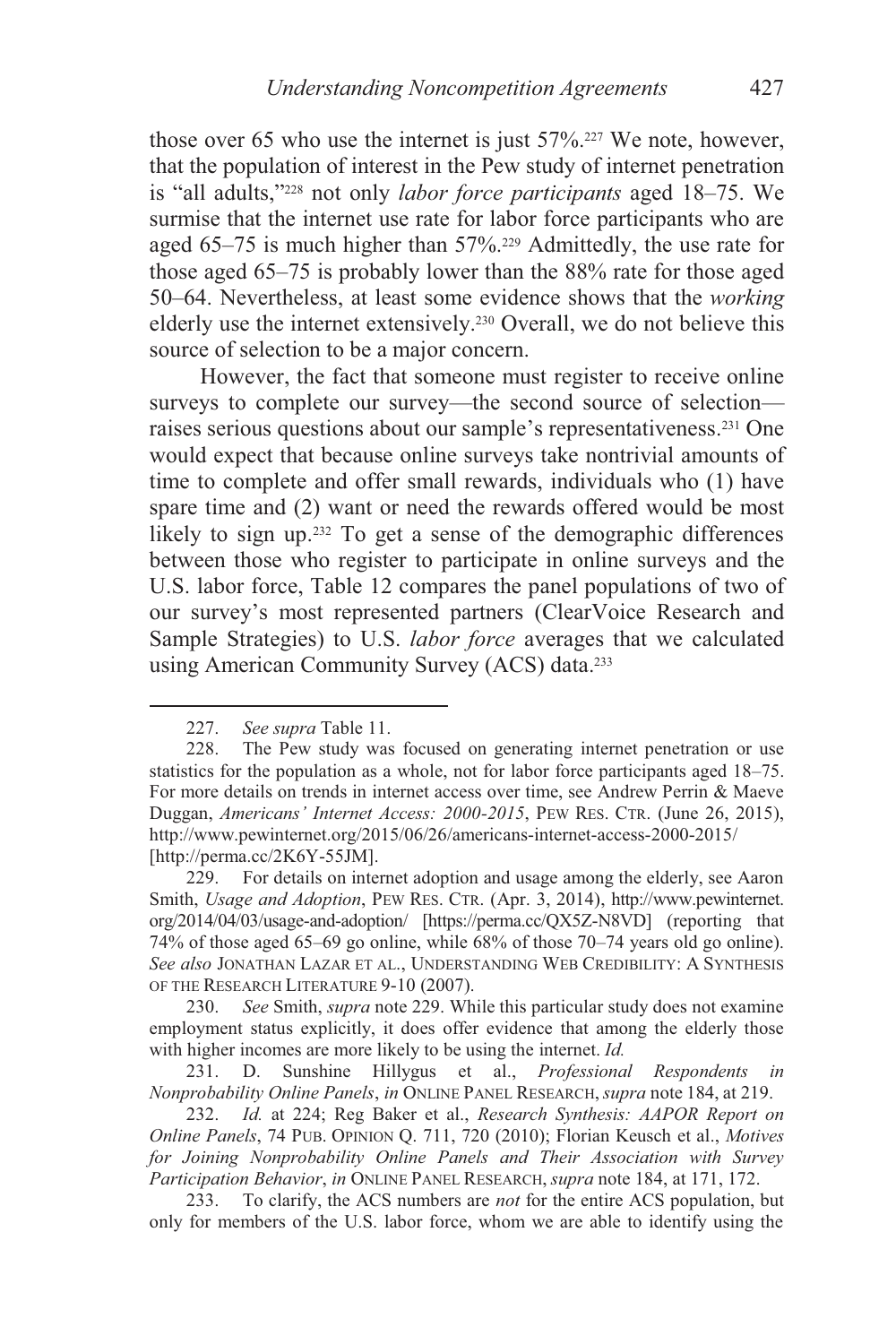those over 65 who use the internet is just 57%.[227] We note, however, that the population of interest in the Pew study of internet penetration is "all adults,"[228] not only *labor force participants* aged 18–75. We surmise that the internet use rate for labor force participants who are aged 65–75 is much higher than 57%.[229] Admittedly, the use rate for those aged 65–75 is probably lower than the 88% rate for those aged 50–64. Nevertheless, at least some evidence shows that the *working* elderly use the internet extensively.[230] Overall, we do not believe this source of selection to be a major concern.

However, the fact that someone must register to receive online surveys to complete our survey—the second source of selection—raises serious questions about our sample's representativeness.[231] One would expect that because online surveys take nontrivial amounts of time to complete and offer small rewards, individuals who (1) have spare time and (2) want or need the rewards offered would be most likely to sign up.[232] To get a sense of the demographic differences between those who register to participate in online surveys and the U.S. labor force, Table 12 compares the panel populations of two of our survey's most represented partners (ClearVoice Research and Sample Strategies) to U.S. *labor force* averages that we calculated using American Community Survey (ACS) data.[233]

---

227. *See supra* Table 11.

228. The Pew study was focused on generating internet penetration or use statistics for the population as a whole, not for labor force participants aged 18–75. For more details on trends in internet access over time, see Andrew Perrin & Maeve Duggan, *Americans' Internet Access: 2000-2015*, PEW RES. CTR. (June 26, 2015), http://www.pewinternet.org/2015/06/26/americans-internet-access-2000-2015/ [http://perma.cc/2K6Y-55JM].

229. For details on internet adoption and usage among the elderly, see Aaron Smith, *Usage and Adoption*, PEW RES. CTR. (Apr. 3, 2014), http://www.pewinternet.org/2014/04/03/usage-and-adoption/ [https://perma.cc/QX5Z-N8VD] (reporting that 74% of those aged 65–69 go online, while 68% of those 70–74 years old go online). *See also* JONATHAN LAZAR ET AL., UNDERSTANDING WEB CREDIBILITY: A SYNTHESIS OF THE RESEARCH LITERATURE 9-10 (2007).

230. *See* Smith, *supra* note 229. While this particular study does not examine employment status explicitly, it does offer evidence that among the elderly those with higher incomes are more likely to be using the internet. *Id.*

231. D. Sunshine Hillygus et al., *Professional Respondents in Nonprobability Online Panels*, *in* ONLINE PANEL RESEARCH, *supra* note 184, at 219.

232. *Id.* at 224; Reg Baker et al., *Research Synthesis: AAPOR Report on Online Panels*, 74 PUB. OPINION Q. 711, 720 (2010); Florian Keusch et al., *Motives for Joining Nonprobability Online Panels and Their Association with Survey Participation Behavior*, *in* ONLINE PANEL RESEARCH, *supra* note 184, at 171, 172.

233. To clarify, the ACS numbers are *not* for the entire ACS population, but only for members of the U.S. labor force, whom we are able to identify using the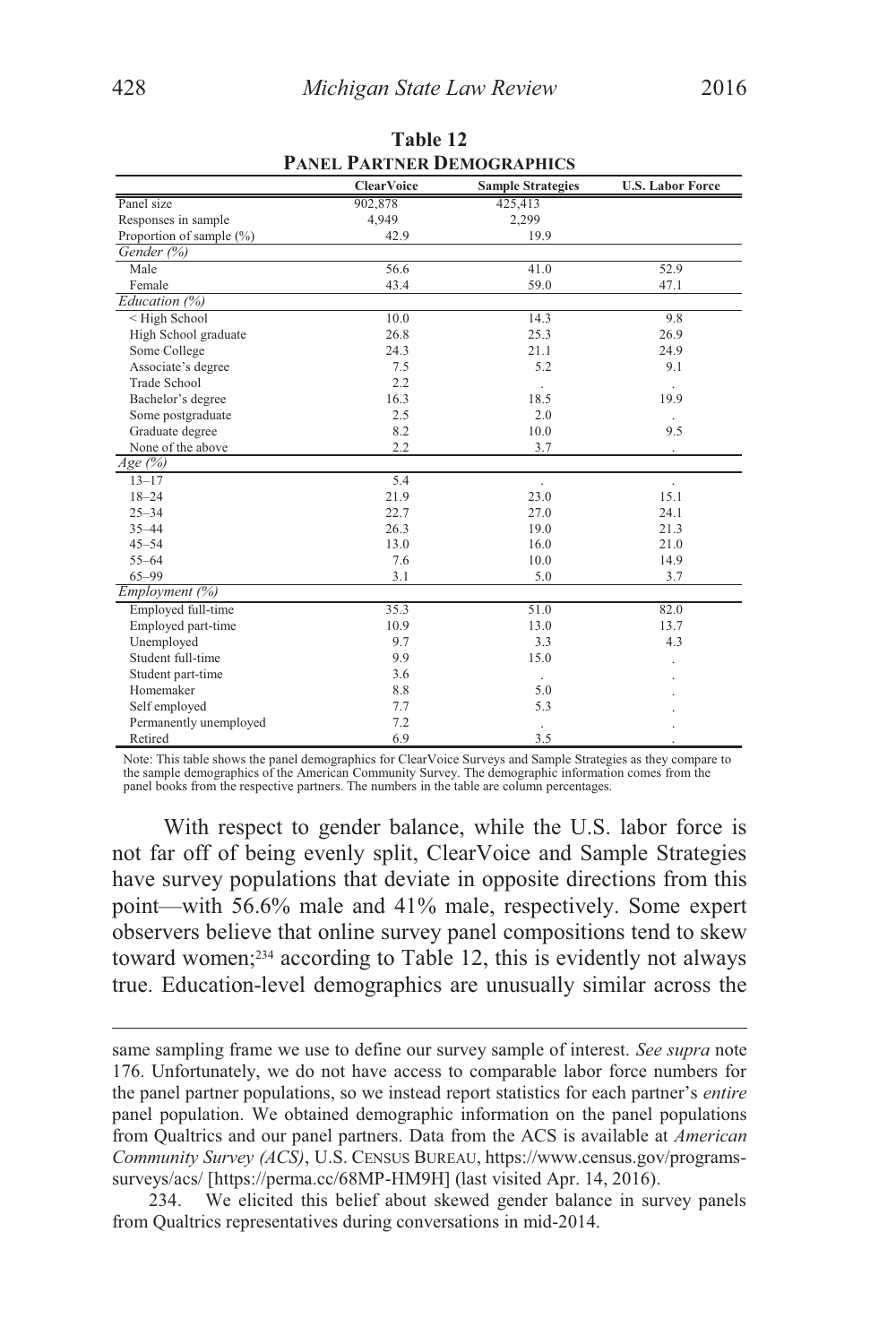**Table 12**
**PANEL PARTNER DEMOGRAPHICS**

| | ClearVoice | Sample Strategies | U.S. Labor Force |
|---|---|---|---|
| Panel size | 902,878 | 425,413 | |
| Responses in sample | 4,949 | 2,299 | |
| Proportion of sample (%) | 42.9 | 19.9 | |
| *Gender (%)* | | | |
| Male | 56.6 | 41.0 | 52.9 |
| Female | 43.4 | 59.0 | 47.1 |
| *Education (%)* | | | |
| < High School | 10.0 | 14.3 | 9.8 |
| High School graduate | 26.8 | 25.3 | 26.9 |
| Some College | 24.3 | 21.1 | 24.9 |
| Associate's degree | 7.5 | 5.2 | 9.1 |
| Trade School | 2.2 | . | . |
| Bachelor's degree | 16.3 | 18.5 | 19.9 |
| Some postgraduate | 2.5 | 2.0 | . |
| Graduate degree | 8.2 | 10.0 | 9.5 |
| None of the above | 2.2 | 3.7 | . |
| *Age (%)* | | | |
| 13–17 | 5.4 | . | . |
| 18–24 | 21.9 | 23.0 | 15.1 |
| 25–34 | 22.7 | 27.0 | 24.1 |
| 35–44 | 26.3 | 19.0 | 21.3 |
| 45–54 | 13.0 | 16.0 | 21.0 |
| 55–64 | 7.6 | 10.0 | 14.9 |
| 65–99 | 3.1 | 5.0 | 3.7 |
| *Employment (%)* | | | |
| Employed full-time | 35.3 | 51.0 | 82.0 |
| Employed part-time | 10.9 | 13.0 | 13.7 |
| Unemployed | 9.7 | 3.3 | 4.3 |
| Student full-time | 9.9 | 15.0 | . |
| Student part-time | 3.6 | . | . |
| Homemaker | 8.8 | 5.0 | . |
| Self employed | 7.7 | 5.3 | . |
| Permanently unemployed | 7.2 | . | . |
| Retired | 6.9 | 3.5 | . |

Note: This table shows the panel demographics for ClearVoice Surveys and Sample Strategies as they compare to the sample demographics of the American Community Survey. The demographic information comes from the panel books from the respective partners. The numbers in the table are column percentages.

With respect to gender balance, while the U.S. labor force is not far off of being evenly split, ClearVoice and Sample Strategies have survey populations that deviate in opposite directions from this point—with 56.6% male and 41% male, respectively. Some expert observers believe that online survey panel compositions tend to skew toward women;[234] according to Table 12, this is evidently not always true. Education-level demographics are unusually similar across the

---

same sampling frame we use to define our survey sample of interest. *See supra* note 176. Unfortunately, we do not have access to comparable labor force numbers for the panel partner populations, so we instead report statistics for each partner's *entire* panel population. We obtained demographic information on the panel populations from Qualtrics and our panel partners. Data from the ACS is available at *American Community Survey (ACS)*, U.S. CENSUS BUREAU, https://www.census.gov/programs-surveys/acs/ [https://perma.cc/68MP-HM9H] (last visited Apr. 14, 2016).

234. We elicited this belief about skewed gender balance in survey panels from Qualtrics representatives during conversations in mid-2014.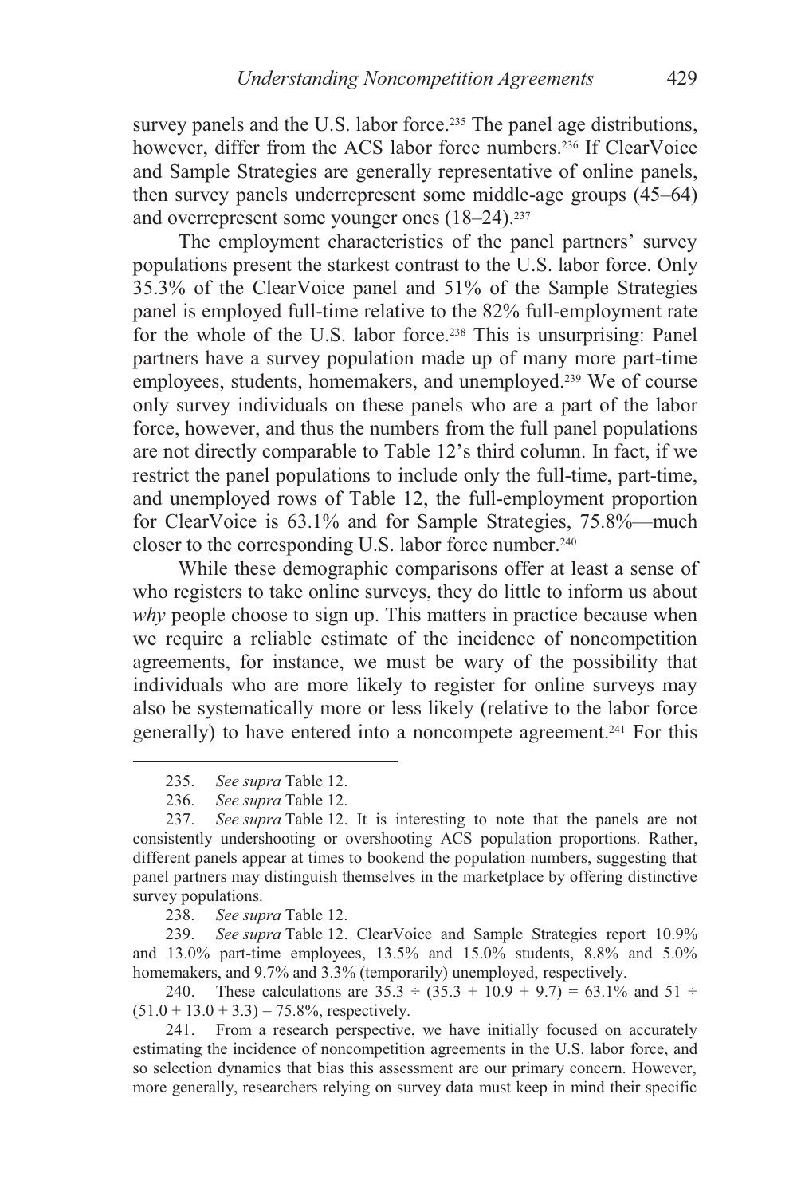survey panels and the U.S. labor force.[235] The panel age distributions, however, differ from the ACS labor force numbers.[236] If ClearVoice and Sample Strategies are generally representative of online panels, then survey panels underrepresent some middle-age groups (45–64) and overrepresent some younger ones (18–24).[237]

The employment characteristics of the panel partners' survey populations present the starkest contrast to the U.S. labor force. Only 35.3% of the ClearVoice panel and 51% of the Sample Strategies panel is employed full-time relative to the 82% full-employment rate for the whole of the U.S. labor force.[238] This is unsurprising: Panel partners have a survey population made up of many more part-time employees, students, homemakers, and unemployed.[239] We of course only survey individuals on these panels who are a part of the labor force, however, and thus the numbers from the full panel populations are not directly comparable to Table 12's third column. In fact, if we restrict the panel populations to include only the full-time, part-time, and unemployed rows of Table 12, the full-employment proportion for ClearVoice is 63.1% and for Sample Strategies, 75.8%—much closer to the corresponding U.S. labor force number.[240]

While these demographic comparisons offer at least a sense of who registers to take online surveys, they do little to inform us about *why* people choose to sign up. This matters in practice because when we require a reliable estimate of the incidence of noncompetition agreements, for instance, we must be wary of the possibility that individuals who are more likely to register for online surveys may also be systematically more or less likely (relative to the labor force generally) to have entered into a noncompete agreement.[241] For this

---

235. *See supra* Table 12.

236. *See supra* Table 12.

237. *See supra* Table 12. It is interesting to note that the panels are not consistently undershooting or overshooting ACS population proportions. Rather, different panels appear at times to bookend the population numbers, suggesting that panel partners may distinguish themselves in the marketplace by offering distinctive survey populations.

238. *See supra* Table 12.

239. *See supra* Table 12. ClearVoice and Sample Strategies report 10.9% and 13.0% part-time employees, 13.5% and 15.0% students, 8.8% and 5.0% homemakers, and 9.7% and 3.3% (temporarily) unemployed, respectively.

240. These calculations are $35.3 \div (35.3 + 10.9 + 9.7) = 63.1\%$ and $51 \div (51.0 + 13.0 + 3.3) = 75.8\%$, respectively.

241. From a research perspective, we have initially focused on accurately estimating the incidence of noncompetition agreements in the U.S. labor force, and so selection dynamics that bias this assessment are our primary concern. However, more generally, researchers relying on survey data must keep in mind their specific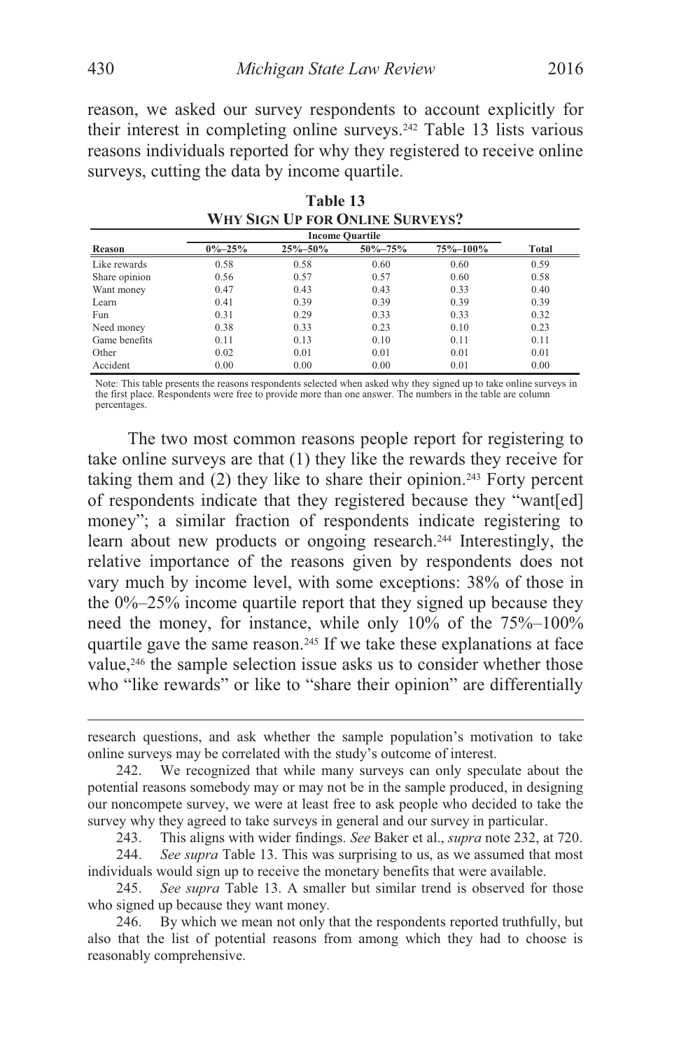reason, we asked our survey respondents to account explicitly for their interest in completing online surveys.[242] Table 13 lists various reasons individuals reported for why they registered to receive online surveys, cutting the data by income quartile.

**Table 13**
**WHY SIGN UP FOR ONLINE SURVEYS?**

| | Income Quartile | | | | |
|---|---|---|---|---|---|
| **Reason** | **0%–25%** | **25%–50%** | **50%–75%** | **75%–100%** | **Total** |
| Like rewards | 0.58 | 0.58 | 0.60 | 0.60 | 0.59 |
| Share opinion | 0.56 | 0.57 | 0.57 | 0.60 | 0.58 |
| Want money | 0.47 | 0.43 | 0.43 | 0.33 | 0.40 |
| Learn | 0.41 | 0.39 | 0.39 | 0.39 | 0.39 |
| Fun | 0.31 | 0.29 | 0.33 | 0.33 | 0.32 |
| Need money | 0.38 | 0.33 | 0.23 | 0.10 | 0.23 |
| Game benefits | 0.11 | 0.13 | 0.10 | 0.11 | 0.11 |
| Other | 0.02 | 0.01 | 0.01 | 0.01 | 0.01 |
| Accident | 0.00 | 0.00 | 0.00 | 0.01 | 0.00 |

Note: This table presents the reasons respondents selected when asked why they signed up to take online surveys in the first place. Respondents were free to provide more than one answer. The numbers in the table are column percentages.

The two most common reasons people report for registering to take online surveys are that (1) they like the rewards they receive for taking them and (2) they like to share their opinion.[243] Forty percent of respondents indicate that they registered because they "want[ed] money"; a similar fraction of respondents indicate registering to learn about new products or ongoing research.[244] Interestingly, the relative importance of the reasons given by respondents does not vary much by income level, with some exceptions: 38% of those in the 0%–25% income quartile report that they signed up because they need the money, for instance, while only 10% of the 75%–100% quartile gave the same reason.[245] If we take these explanations at face value,[246] the sample selection issue asks us to consider whether those who "like rewards" or like to "share their opinion" are differentially

---

research questions, and ask whether the sample population's motivation to take online surveys may be correlated with the study's outcome of interest.

242. We recognized that while many surveys can only speculate about the potential reasons somebody may or may not be in the sample produced, in designing our noncompete survey, we were at least free to ask people who decided to take the survey why they agreed to take surveys in general and our survey in particular.

243. This aligns with wider findings. *See* Baker et al., *supra* note 232, at 720.

244. *See supra* Table 13. This was surprising to us, as we assumed that most individuals would sign up to receive the monetary benefits that were available.

245. *See supra* Table 13. A smaller but similar trend is observed for those who signed up because they want money.

246. By which we mean not only that the respondents reported truthfully, but also that the list of potential reasons from among which they had to choose is reasonably comprehensive.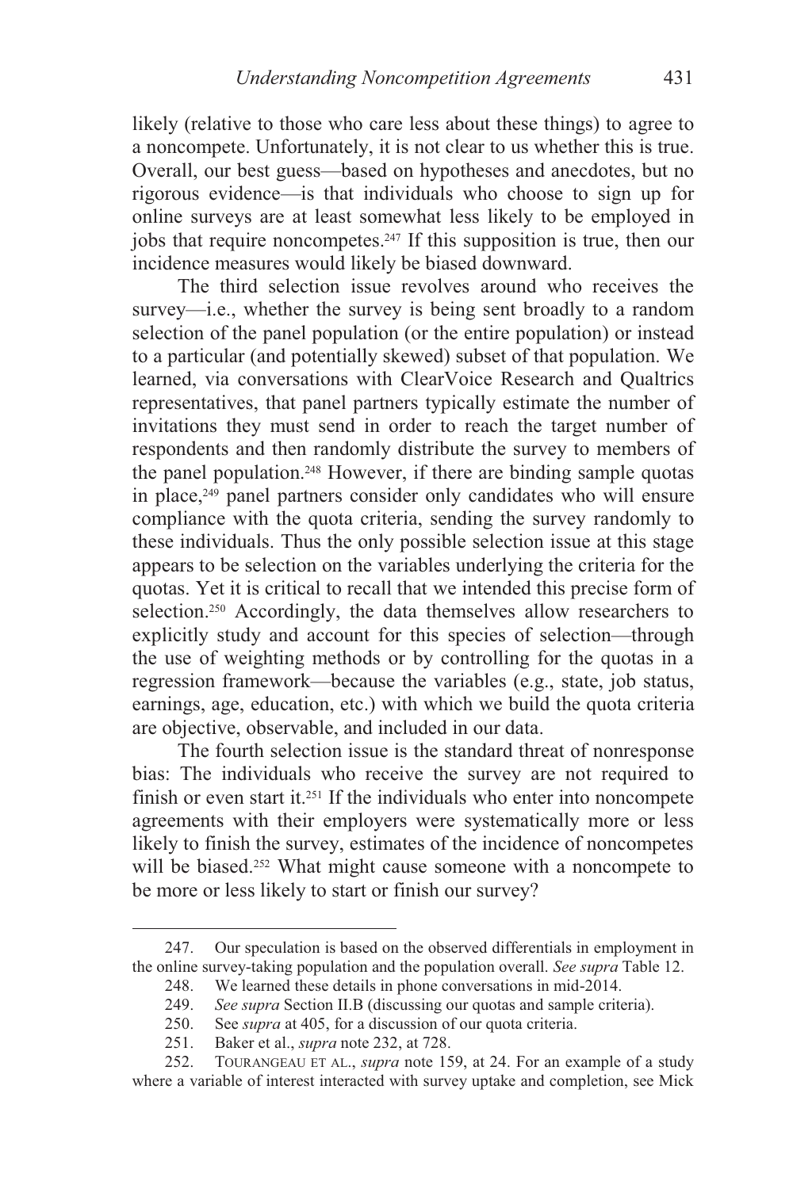likely (relative to those who care less about these things) to agree to a noncompete. Unfortunately, it is not clear to us whether this is true. Overall, our best guess—based on hypotheses and anecdotes, but no rigorous evidence—is that individuals who choose to sign up for online surveys are at least somewhat less likely to be employed in jobs that require noncompetes.[247] If this supposition is true, then our incidence measures would likely be biased downward.

The third selection issue revolves around who receives the survey—i.e., whether the survey is being sent broadly to a random selection of the panel population (or the entire population) or instead to a particular (and potentially skewed) subset of that population. We learned, via conversations with ClearVoice Research and Qualtrics representatives, that panel partners typically estimate the number of invitations they must send in order to reach the target number of respondents and then randomly distribute the survey to members of the panel population.[248] However, if there are binding sample quotas in place,[249] panel partners consider only candidates who will ensure compliance with the quota criteria, sending the survey randomly to these individuals. Thus the only possible selection issue at this stage appears to be selection on the variables underlying the criteria for the quotas. Yet it is critical to recall that we intended this precise form of selection.[250] Accordingly, the data themselves allow researchers to explicitly study and account for this species of selection—through the use of weighting methods or by controlling for the quotas in a regression framework—because the variables (e.g., state, job status, earnings, age, education, etc.) with which we build the quota criteria are objective, observable, and included in our data.

The fourth selection issue is the standard threat of nonresponse bias: The individuals who receive the survey are not required to finish or even start it.[251] If the individuals who enter into noncompete agreements with their employers were systematically more or less likely to finish the survey, estimates of the incidence of noncompetes will be biased.[252] What might cause someone with a noncompete to be more or less likely to start or finish our survey?

---

247. Our speculation is based on the observed differentials in employment in the online survey-taking population and the population overall. *See supra* Table 12.

248. We learned these details in phone conversations in mid-2014.

249. *See supra* Section II.B (discussing our quotas and sample criteria).

250. See *supra* at 405, for a discussion of our quota criteria.

251. Baker et al., *supra* note 232, at 728.

252. TOURANGEAU ET AL., *supra* note 159, at 24. For an example of a study where a variable of interest interacted with survey uptake and completion, see Mick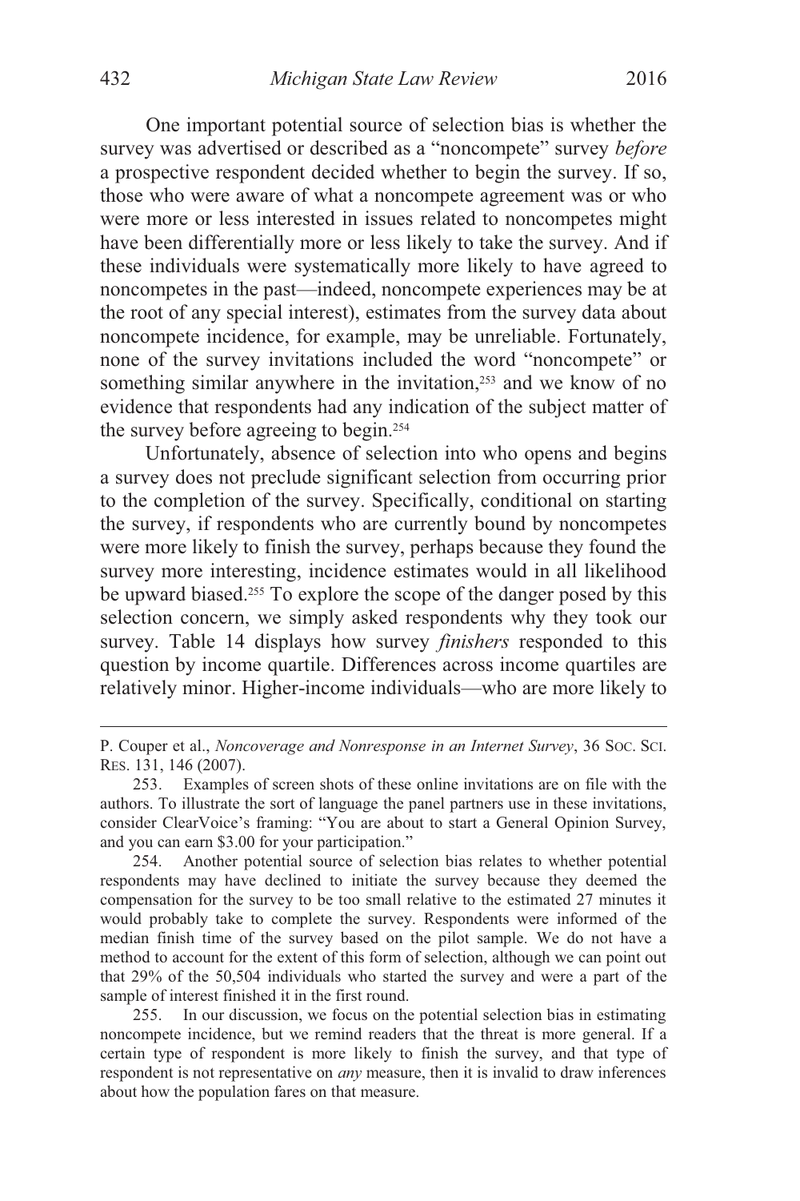One important potential source of selection bias is whether the survey was advertised or described as a "noncompete" survey *before* a prospective respondent decided whether to begin the survey. If so, those who were aware of what a noncompete agreement was or who were more or less interested in issues related to noncompetes might have been differentially more or less likely to take the survey. And if these individuals were systematically more likely to have agreed to noncompetes in the past—indeed, noncompete experiences may be at the root of any special interest), estimates from the survey data about noncompete incidence, for example, may be unreliable. Fortunately, none of the survey invitations included the word "noncompete" or something similar anywhere in the invitation,[253] and we know of no evidence that respondents had any indication of the subject matter of the survey before agreeing to begin.[254]

Unfortunately, absence of selection into who opens and begins a survey does not preclude significant selection from occurring prior to the completion of the survey. Specifically, conditional on starting the survey, if respondents who are currently bound by noncompetes were more likely to finish the survey, perhaps because they found the survey more interesting, incidence estimates would in all likelihood be upward biased.[255] To explore the scope of the danger posed by this selection concern, we simply asked respondents why they took our survey. Table 14 displays how survey *finishers* responded to this question by income quartile. Differences across income quartiles are relatively minor. Higher-income individuals—who are more likely to

---

P. Couper et al., *Noncoverage and Nonresponse in an Internet Survey*, 36 SOC. SCI. RES. 131, 146 (2007).

253. Examples of screen shots of these online invitations are on file with the authors. To illustrate the sort of language the panel partners use in these invitations, consider ClearVoice's framing: "You are about to start a General Opinion Survey, and you can earn $3.00 for your participation."

254. Another potential source of selection bias relates to whether potential respondents may have declined to initiate the survey because they deemed the compensation for the survey to be too small relative to the estimated 27 minutes it would probably take to complete the survey. Respondents were informed of the median finish time of the survey based on the pilot sample. We do not have a method to account for the extent of this form of selection, although we can point out that 29% of the 50,504 individuals who started the survey and were a part of the sample of interest finished it in the first round.

255. In our discussion, we focus on the potential selection bias in estimating noncompete incidence, but we remind readers that the threat is more general. If a certain type of respondent is more likely to finish the survey, and that type of respondent is not representative on *any* measure, then it is invalid to draw inferences about how the population fares on that measure.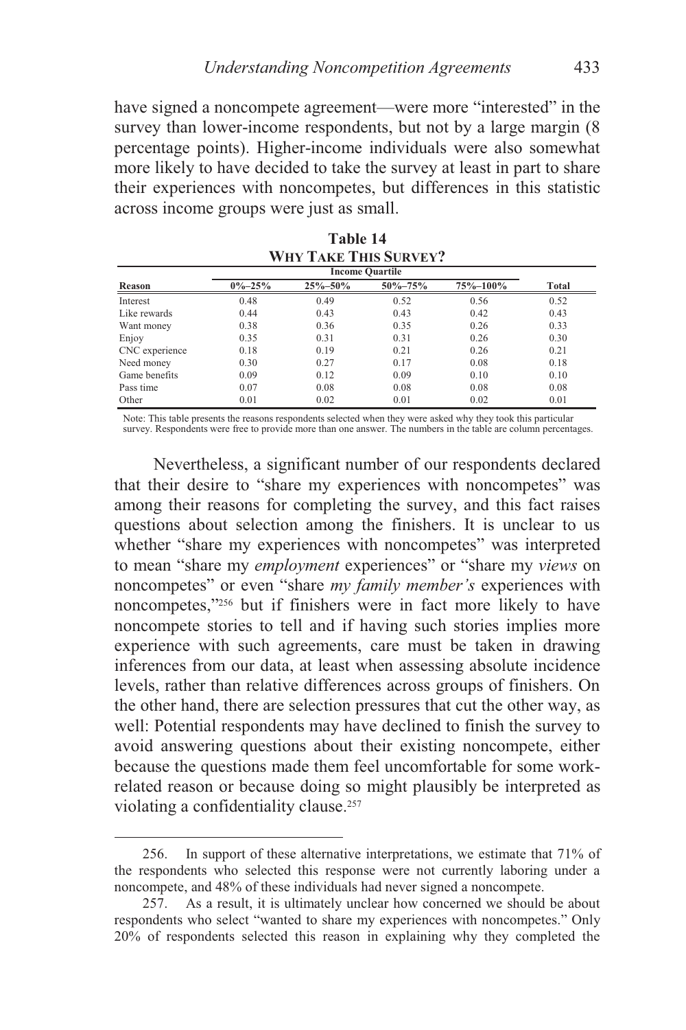have signed a noncompete agreement—were more "interested" in the survey than lower-income respondents, but not by a large margin (8 percentage points). Higher-income individuals were also somewhat more likely to have decided to take the survey at least in part to share their experiences with noncompetes, but differences in this statistic across income groups were just as small.

**Table 14**
**WHY TAKE THIS SURVEY?**

| | Income Quartile | | | | |
|---|---|---|---|---|---|
| **Reason** | **0%–25%** | **25%–50%** | **50%–75%** | **75%–100%** | **Total** |
| Interest | 0.48 | 0.49 | 0.52 | 0.56 | 0.52 |
| Like rewards | 0.44 | 0.43 | 0.43 | 0.42 | 0.43 |
| Want money | 0.38 | 0.36 | 0.35 | 0.26 | 0.33 |
| Enjoy | 0.35 | 0.31 | 0.31 | 0.26 | 0.30 |
| CNC experience | 0.18 | 0.19 | 0.21 | 0.26 | 0.21 |
| Need money | 0.30 | 0.27 | 0.17 | 0.08 | 0.18 |
| Game benefits | 0.09 | 0.12 | 0.09 | 0.10 | 0.10 |
| Pass time | 0.07 | 0.08 | 0.08 | 0.08 | 0.08 |
| Other | 0.01 | 0.02 | 0.01 | 0.02 | 0.01 |

Note: This table presents the reasons respondents selected when they were asked why they took this particular survey. Respondents were free to provide more than one answer. The numbers in the table are column percentages.

Nevertheless, a significant number of our respondents declared that their desire to "share my experiences with noncompetes" was among their reasons for completing the survey, and this fact raises questions about selection among the finishers. It is unclear to us whether "share my experiences with noncompetes" was interpreted to mean "share my *employment* experiences" or "share my *views* on noncompetes" or even "share *my family member's* experiences with noncompetes,"[256] but if finishers were in fact more likely to have noncompete stories to tell and if having such stories implies more experience with such agreements, care must be taken in drawing inferences from our data, at least when assessing absolute incidence levels, rather than relative differences across groups of finishers. On the other hand, there are selection pressures that cut the other way, as well: Potential respondents may have declined to finish the survey to avoid answering questions about their existing noncompete, either because the questions made them feel uncomfortable for some work-related reason or because doing so might plausibly be interpreted as violating a confidentiality clause.[257]

---

256. In support of these alternative interpretations, we estimate that 71% of the respondents who selected this response were not currently laboring under a noncompete, and 48% of these individuals had never signed a noncompete.

257. As a result, it is ultimately unclear how concerned we should be about respondents who select "wanted to share my experiences with noncompetes." Only 20% of respondents selected this reason in explaining why they completed the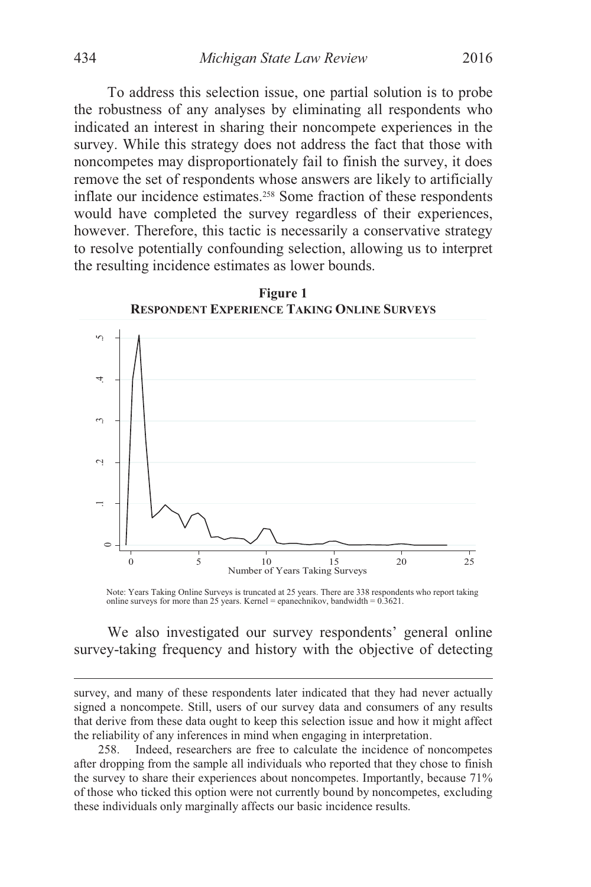To address this selection issue, one partial solution is to probe the robustness of any analyses by eliminating all respondents who indicated an interest in sharing their noncompete experiences in the survey. While this strategy does not address the fact that those with noncompetes may disproportionately fail to finish the survey, it does remove the set of respondents whose answers are likely to artificially inflate our incidence estimates.[258] Some fraction of these respondents would have completed the survey regardless of their experiences, however. Therefore, this tactic is necessarily a conservative strategy to resolve potentially confounding selection, allowing us to interpret the resulting incidence estimates as lower bounds.

**Figure 1**
**RESPONDENT EXPERIENCE TAKING ONLINE SURVEYS**

Note: Years Taking Online Surveys is truncated at 25 years. There are 338 respondents who report taking online surveys for more than 25 years. Kernel = epanechnikov, bandwidth = 0.3621.

We also investigated our survey respondents' general online survey-taking frequency and history with the objective of detecting

---

survey, and many of these respondents later indicated that they had never actually signed a noncompete. Still, users of our survey data and consumers of any results that derive from these data ought to keep this selection issue and how it might affect the reliability of any inferences in mind when engaging in interpretation.

258. Indeed, researchers are free to calculate the incidence of noncompetes after dropping from the sample all individuals who reported that they chose to finish the survey to share their experiences about noncompetes. Importantly, because 71% of those who ticked this option were not currently bound by noncompetes, excluding these individuals only marginally affects our basic incidence results.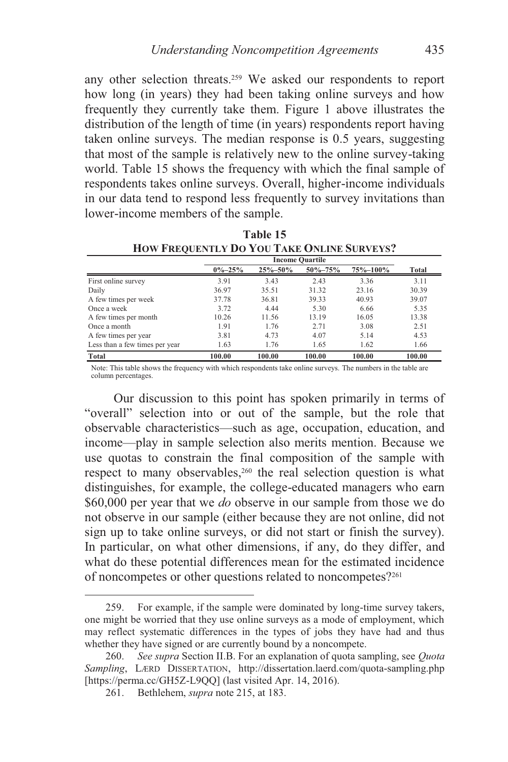any other selection threats.[259] We asked our respondents to report how long (in years) they had been taking online surveys and how frequently they currently take them. Figure 1 above illustrates the distribution of the length of time (in years) respondents report having taken online surveys. The median response is 0.5 years, suggesting that most of the sample is relatively new to the online survey-taking world. Table 15 shows the frequency with which the final sample of respondents takes online surveys. Overall, higher-income individuals in our data tend to respond less frequently to survey invitations than lower-income members of the sample.

**Table 15**
**HOW FREQUENTLY DO YOU TAKE ONLINE SURVEYS?**

| | Income Quartile | | | | |
|---|---|---|---|---|---|
| | **0%–25%** | **25%–50%** | **50%–75%** | **75%–100%** | **Total** |
| First online survey | 3.91 | 3.43 | 2.43 | 3.36 | 3.11 |
| Daily | 36.97 | 35.51 | 31.32 | 23.16 | 30.39 |
| A few times per week | 37.78 | 36.81 | 39.33 | 40.93 | 39.07 |
| Once a week | 3.72 | 4.44 | 5.30 | 6.66 | 5.35 |
| A few times per month | 10.26 | 11.56 | 13.19 | 16.05 | 13.38 |
| Once a month | 1.91 | 1.76 | 2.71 | 3.08 | 2.51 |
| A few times per year | 3.81 | 4.73 | 4.07 | 5.14 | 4.53 |
| Less than a few times per year | 1.63 | 1.76 | 1.65 | 1.62 | 1.66 |
| **Total** | **100.00** | **100.00** | **100.00** | **100.00** | **100.00** |

Note: This table shows the frequency with which respondents take online surveys. The numbers in the table are column percentages.

Our discussion to this point has spoken primarily in terms of "overall" selection into or out of the sample, but the role that observable characteristics—such as age, occupation, education, and income—play in sample selection also merits mention. Because we use quotas to constrain the final composition of the sample with respect to many observables,[260] the real selection question is what distinguishes, for example, the college-educated managers who earn $60,000 per year that we *do* observe in our sample from those we do not observe in our sample (either because they are not online, did not sign up to take online surveys, or did not start or finish the survey). In particular, on what other dimensions, if any, do they differ, and what do these potential differences mean for the estimated incidence of noncompetes or other questions related to noncompetes?[261]

---

259. For example, if the sample were dominated by long-time survey takers, one might be worried that they use online surveys as a mode of employment, which may reflect systematic differences in the types of jobs they have had and thus whether they have signed or are currently bound by a noncompete.

260. *See supra* Section II.B. For an explanation of quota sampling, see *Quota Sampling*, LÆRD DISSERTATION, http://dissertation.laerd.com/quota-sampling.php [https://perma.cc/GH5Z-L9QQ] (last visited Apr. 14, 2016).

261. Bethlehem, *supra* note 215, at 183.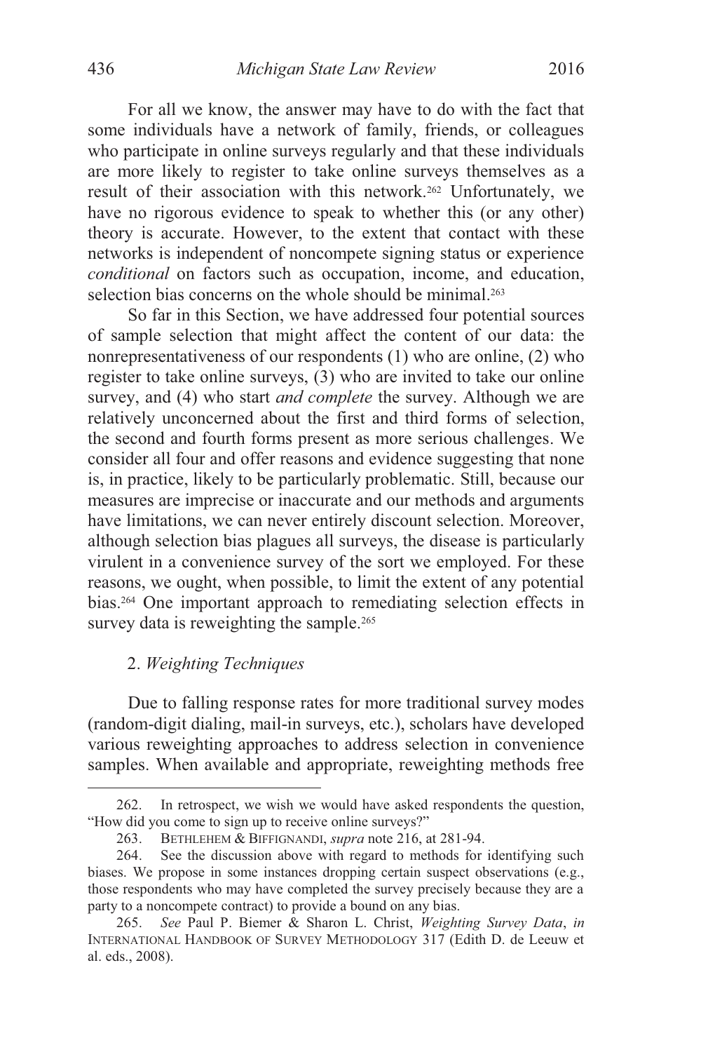For all we know, the answer may have to do with the fact that some individuals have a network of family, friends, or colleagues who participate in online surveys regularly and that these individuals are more likely to register to take online surveys themselves as a result of their association with this network.[262] Unfortunately, we have no rigorous evidence to speak to whether this (or any other) theory is accurate. However, to the extent that contact with these networks is independent of noncompete signing status or experience *conditional* on factors such as occupation, income, and education, selection bias concerns on the whole should be minimal.[263]

So far in this Section, we have addressed four potential sources of sample selection that might affect the content of our data: the nonrepresentativeness of our respondents (1) who are online, (2) who register to take online surveys, (3) who are invited to take our online survey, and (4) who start *and complete* the survey. Although we are relatively unconcerned about the first and third forms of selection, the second and fourth forms present as more serious challenges. We consider all four and offer reasons and evidence suggesting that none is, in practice, likely to be particularly problematic. Still, because our measures are imprecise or inaccurate and our methods and arguments have limitations, we can never entirely discount selection. Moreover, although selection bias plagues all surveys, the disease is particularly virulent in a convenience survey of the sort we employed. For these reasons, we ought, when possible, to limit the extent of any potential bias.[264] One important approach to remediating selection effects in survey data is reweighting the sample.[265]

### 2. *Weighting Techniques*

Due to falling response rates for more traditional survey modes (random-digit dialing, mail-in surveys, etc.), scholars have developed various reweighting approaches to address selection in convenience samples. When available and appropriate, reweighting methods free

---

262. In retrospect, we wish we would have asked respondents the question, "How did you come to sign up to receive online surveys?"

263. BETHLEHEM & BIFFIGNANDI, *supra* note 216, at 281-94.

264. See the discussion above with regard to methods for identifying such biases. We propose in some instances dropping certain suspect observations (e.g., those respondents who may have completed the survey precisely because they are a party to a noncompete contract) to provide a bound on any bias.

265. *See* Paul P. Biemer & Sharon L. Christ, *Weighting Survey Data*, *in* INTERNATIONAL HANDBOOK OF SURVEY METHODOLOGY 317 (Edith D. de Leeuw et al. eds., 2008).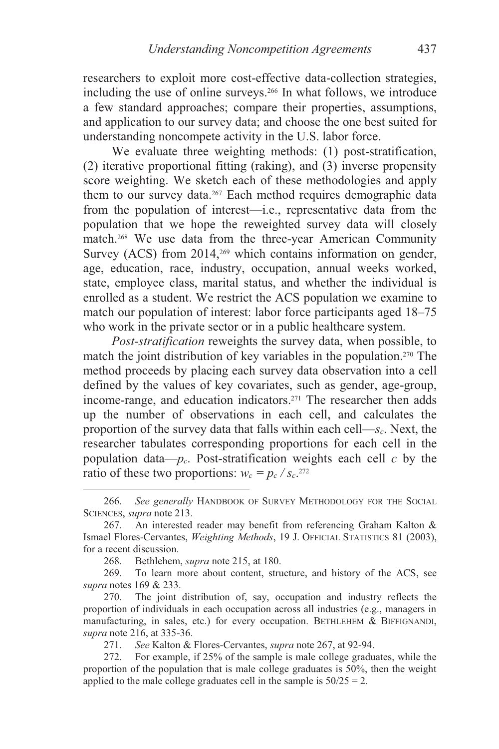researchers to exploit more cost-effective data-collection strategies, including the use of online surveys.[266] In what follows, we introduce a few standard approaches; compare their properties, assumptions, and application to our survey data; and choose the one best suited for understanding noncompete activity in the U.S. labor force.

We evaluate three weighting methods: (1) post-stratification, (2) iterative proportional fitting (raking), and (3) inverse propensity score weighting. We sketch each of these methodologies and apply them to our survey data.[267] Each method requires demographic data from the population of interest—i.e., representative data from the population that we hope the reweighted survey data will closely match.[268] We use data from the three-year American Community Survey (ACS) from 2014,[269] which contains information on gender, age, education, race, industry, occupation, annual weeks worked, state, employee class, marital status, and whether the individual is enrolled as a student. We restrict the ACS population we examine to match our population of interest: labor force participants aged 18–75 who work in the private sector or in a public healthcare system.

*Post-stratification* reweights the survey data, when possible, to match the joint distribution of key variables in the population.[270] The method proceeds by placing each survey data observation into a cell defined by the values of key covariates, such as gender, age-group, income-range, and education indicators.[271] The researcher then adds up the number of observations in each cell, and calculates the proportion of the survey data that falls within each cell—$s_c$. Next, the researcher tabulates corresponding proportions for each cell in the population data—$p_c$. Post-stratification weights each cell $c$ by the ratio of these two proportions: $w_c = p_c / s_c$.[272]

---

266. *See generally* HANDBOOK OF SURVEY METHODOLOGY FOR THE SOCIAL SCIENCES, *supra* note 213.

267. An interested reader may benefit from referencing Graham Kalton & Ismael Flores-Cervantes, *Weighting Methods*, 19 J. OFFICIAL STATISTICS 81 (2003), for a recent discussion.

268. Bethlehem, *supra* note 215, at 180.

269. To learn more about content, structure, and history of the ACS, see *supra* notes 169 & 233.

270. The joint distribution of, say, occupation and industry reflects the proportion of individuals in each occupation across all industries (e.g., managers in manufacturing, in sales, etc.) for every occupation. BETHLEHEM & BIFFIGNANDI, *supra* note 216, at 335-36.

271. *See* Kalton & Flores-Cervantes, *supra* note 267, at 92-94.

272. For example, if 25% of the sample is male college graduates, while the proportion of the population that is male college graduates is 50%, then the weight applied to the male college graduates cell in the sample is 50/25 = 2.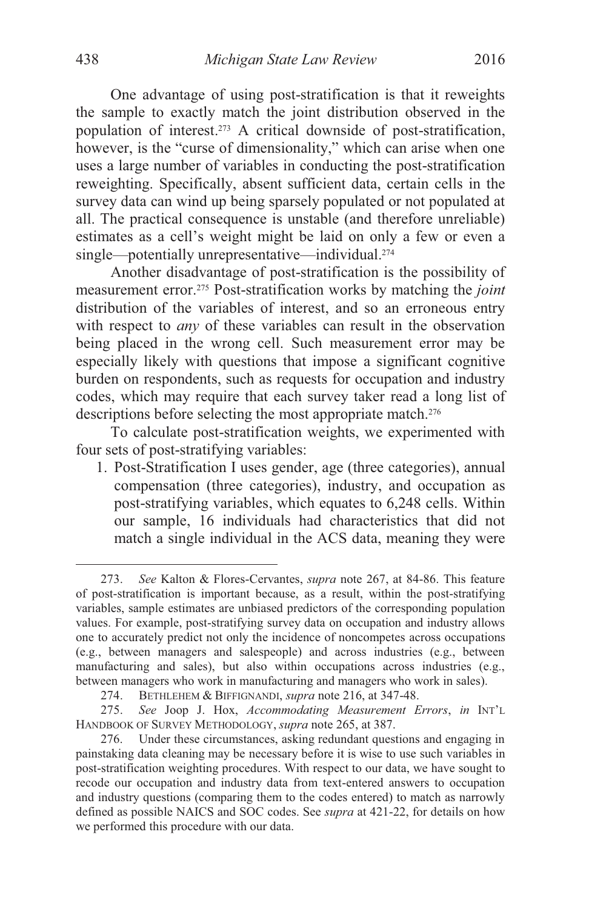One advantage of using post-stratification is that it reweights the sample to exactly match the joint distribution observed in the population of interest.[273] A critical downside of post-stratification, however, is the "curse of dimensionality," which can arise when one uses a large number of variables in conducting the post-stratification reweighting. Specifically, absent sufficient data, certain cells in the survey data can wind up being sparsely populated or not populated at all. The practical consequence is unstable (and therefore unreliable) estimates as a cell's weight might be laid on only a few or even a single—potentially unrepresentative—individual.[274]

Another disadvantage of post-stratification is the possibility of measurement error.[275] Post-stratification works by matching the *joint* distribution of the variables of interest, and so an erroneous entry with respect to *any* of these variables can result in the observation being placed in the wrong cell. Such measurement error may be especially likely with questions that impose a significant cognitive burden on respondents, such as requests for occupation and industry codes, which may require that each survey taker read a long list of descriptions before selecting the most appropriate match.[276]

To calculate post-stratification weights, we experimented with four sets of post-stratifying variables:

1. Post-Stratification I uses gender, age (three categories), annual compensation (three categories), industry, and occupation as post-stratifying variables, which equates to 6,248 cells. Within our sample, 16 individuals had characteristics that did not match a single individual in the ACS data, meaning they were

---

273. *See* Kalton & Flores-Cervantes, *supra* note 267, at 84-86. This feature of post-stratification is important because, as a result, within the post-stratifying variables, sample estimates are unbiased predictors of the corresponding population values. For example, post-stratifying survey data on occupation and industry allows one to accurately predict not only the incidence of noncompetes across occupations (e.g., between managers and salespeople) and across industries (e.g., between manufacturing and sales), but also within occupations across industries (e.g., between managers who work in manufacturing and managers who work in sales).

274. BETHLEHEM & BIFFIGNANDI, *supra* note 216, at 347-48.

275. *See* Joop J. Hox, *Accommodating Measurement Errors*, *in* INT'L HANDBOOK OF SURVEY METHODOLOGY, *supra* note 265, at 387.

276. Under these circumstances, asking redundant questions and engaging in painstaking data cleaning may be necessary before it is wise to use such variables in post-stratification weighting procedures. With respect to our data, we have sought to recode our occupation and industry data from text-entered answers to occupation and industry questions (comparing them to the codes entered) to match as narrowly defined as possible NAICS and SOC codes. See *supra* at 421-22, for details on how we performed this procedure with our data.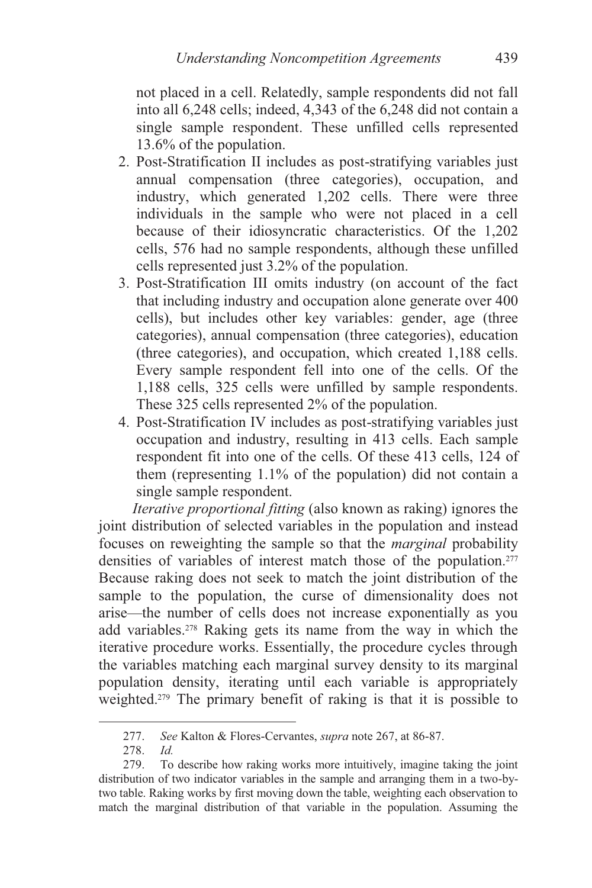not placed in a cell. Relatedly, sample respondents did not fall into all 6,248 cells; indeed, 4,343 of the 6,248 did not contain a single sample respondent. These unfilled cells represented 13.6% of the population.

2. Post-Stratification II includes as post-stratifying variables just annual compensation (three categories), occupation, and industry, which generated 1,202 cells. There were three individuals in the sample who were not placed in a cell because of their idiosyncratic characteristics. Of the 1,202 cells, 576 had no sample respondents, although these unfilled cells represented just 3.2% of the population.
3. Post-Stratification III omits industry (on account of the fact that including industry and occupation alone generate over 400 cells), but includes other key variables: gender, age (three categories), annual compensation (three categories), education (three categories), and occupation, which created 1,188 cells. Every sample respondent fell into one of the cells. Of the 1,188 cells, 325 cells were unfilled by sample respondents. These 325 cells represented 2% of the population.
4. Post-Stratification IV includes as post-stratifying variables just occupation and industry, resulting in 413 cells. Each sample respondent fit into one of the cells. Of these 413 cells, 124 of them (representing 1.1% of the population) did not contain a single sample respondent.

*Iterative proportional fitting* (also known as raking) ignores the joint distribution of selected variables in the population and instead focuses on reweighting the sample so that the *marginal* probability densities of variables of interest match those of the population.[277] Because raking does not seek to match the joint distribution of the sample to the population, the curse of dimensionality does not arise—the number of cells does not increase exponentially as you add variables.[278] Raking gets its name from the way in which the iterative procedure works. Essentially, the procedure cycles through the variables matching each marginal survey density to its marginal population density, iterating until each variable is appropriately weighted.[279] The primary benefit of raking is that it is possible to

---

277. *See* Kalton & Flores-Cervantes, *supra* note 267, at 86-87.

278. *Id.*

279. To describe how raking works more intuitively, imagine taking the joint distribution of two indicator variables in the sample and arranging them in a two-by-two table. Raking works by first moving down the table, weighting each observation to match the marginal distribution of that variable in the population. Assuming the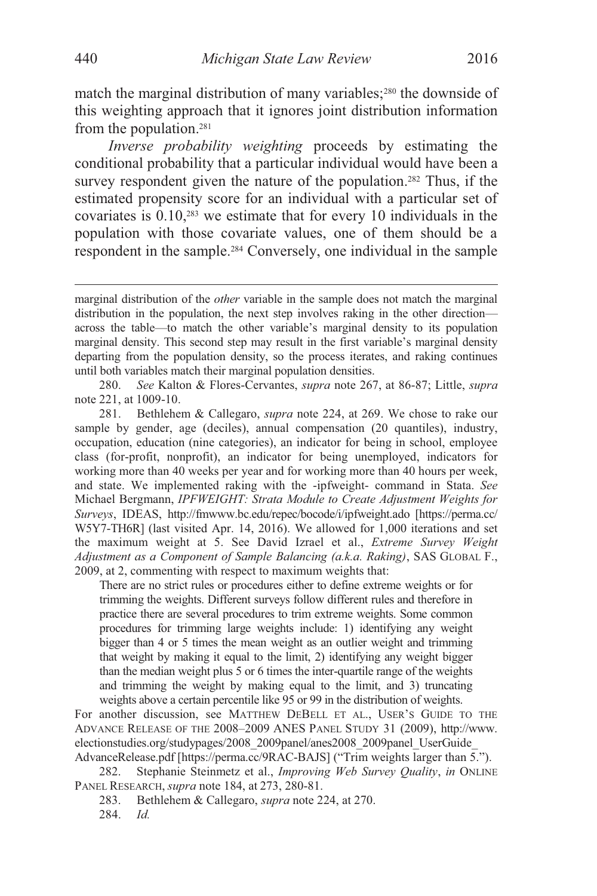match the marginal distribution of many variables;[280] the downside of this weighting approach that it ignores joint distribution information from the population.[281]

*Inverse probability weighting* proceeds by estimating the conditional probability that a particular individual would have been a survey respondent given the nature of the population.[282] Thus, if the estimated propensity score for an individual with a particular set of covariates is 0.10,[283] we estimate that for every 10 individuals in the population with those covariate values, one of them should be a respondent in the sample.[284] Conversely, one individual in the sample

---

marginal distribution of the *other* variable in the sample does not match the marginal distribution in the population, the next step involves raking in the other direction—across the table—to match the other variable's marginal density to its population marginal density. This second step may result in the first variable's marginal density departing from the population density, so the process iterates, and raking continues until both variables match their marginal population densities.

280. *See* Kalton & Flores-Cervantes, *supra* note 267, at 86-87; Little, *supra* note 221, at 1009-10.

281. Bethlehem & Callegaro, *supra* note 224, at 269. We chose to rake our sample by gender, age (deciles), annual compensation (20 quantiles), industry, occupation, education (nine categories), an indicator for being in school, employee class (for-profit, nonprofit), an indicator for being unemployed, indicators for working more than 40 weeks per year and for working more than 40 hours per week, and state. We implemented raking with the -ipfweight- command in Stata. *See* Michael Bergmann, *IPFWEIGHT: Strata Module to Create Adjustment Weights for Surveys*, IDEAS, http://fmwww.bc.edu/repec/bocode/i/ipfweight.ado [https://perma.cc/W5Y7-TH6R] (last visited Apr. 14, 2016). We allowed for 1,000 iterations and set the maximum weight at 5. See David Izrael et al., *Extreme Survey Weight Adjustment as a Component of Sample Balancing (a.k.a. Raking)*, SAS GLOBAL F., 2009, at 2, commenting with respect to maximum weights that:

> There are no strict rules or procedures either to define extreme weights or for trimming the weights. Different surveys follow different rules and therefore in practice there are several procedures to trim extreme weights. Some common procedures for trimming large weights include: 1) identifying any weight bigger than 4 or 5 times the mean weight as an outlier weight and trimming that weight by making it equal to the limit, 2) identifying any weight bigger than the median weight plus 5 or 6 times the inter-quartile range of the weights and trimming the weight by making equal to the limit, and 3) truncating weights above a certain percentile like 95 or 99 in the distribution of weights.

For another discussion, see MATTHEW DEBELL ET AL., USER'S GUIDE TO THE ADVANCE RELEASE OF THE 2008–2009 ANES PANEL STUDY 31 (2009), http://www.electionstudies.org/studypages/2008_2009panel/anes2008_2009panel_UserGuide_AdvanceRelease.pdf [https://perma.cc/9RAC-BAJS] ("Trim weights larger than 5.").

282. Stephanie Steinmetz et al., *Improving Web Survey Quality*, *in* ONLINE PANEL RESEARCH, *supra* note 184, at 273, 280-81.

283. Bethlehem & Callegaro, *supra* note 224, at 270.

284. *Id.*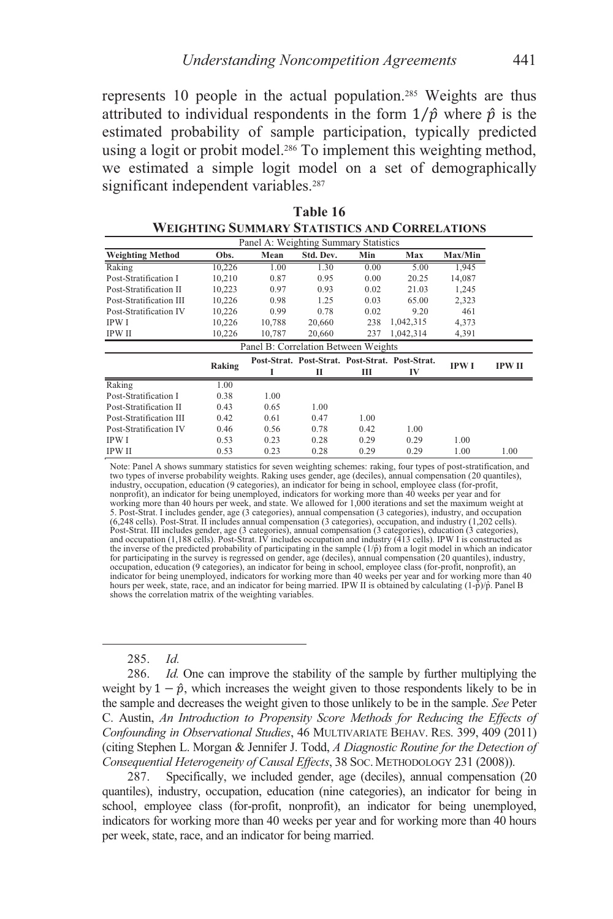represents 10 people in the actual population.[285] Weights are thus attributed to individual respondents in the form $1/\hat{p}$ where $\hat{p}$ is the estimated probability of sample participation, typically predicted using a logit or probit model.[286] To implement this weighting method, we estimated a simple logit model on a set of demographically significant independent variables.[287]

**Table 16**
**WEIGHTING SUMMARY STATISTICS AND CORRELATIONS**

Panel A: Weighting Summary Statistics

| Weighting Method | Obs. | Mean | Std. Dev. | Min | Max | Max/Min |
|---|---|---|---|---|---|---|
| Raking | 10,226 | 1.00 | 1.30 | 0.00 | 5.00 | 1,945 |
| Post-Stratification I | 10,210 | 0.87 | 0.95 | 0.00 | 20.25 | 14,087 |
| Post-Stratification II | 10,223 | 0.97 | 0.93 | 0.02 | 21.03 | 1,245 |
| Post-Stratification III | 10,226 | 0.98 | 1.25 | 0.03 | 65.00 | 2,323 |
| Post-Stratification IV | 10,226 | 0.99 | 0.78 | 0.02 | 9.20 | 461 |
| IPW I | 10,226 | 10,788 | 20,660 | 238 | 1,042,315 | 4,373 |
| IPW II | 10,226 | 10,787 | 20,660 | 237 | 1,042,314 | 4,391 |

Panel B: Correlation Between Weights

| | Raking | Post-Strat. I | Post-Strat. II | Post-Strat. III | Post-Strat. IV | IPW I | IPW II |
|---|---|---|---|---|---|---|---|
| Raking | 1.00 | | | | | | |
| Post-Stratification I | 0.38 | 1.00 | | | | | |
| Post-Stratification II | 0.43 | 0.65 | 1.00 | | | | |
| Post-Stratification III | 0.42 | 0.61 | 0.47 | 1.00 | | | |
| Post-Stratification IV | 0.46 | 0.56 | 0.78 | 0.42 | 1.00 | | |
| IPW I | 0.53 | 0.23 | 0.28 | 0.29 | 0.29 | 1.00 | |
| IPW II | 0.53 | 0.23 | 0.28 | 0.29 | 0.29 | 1.00 | 1.00 |

Note: Panel A shows summary statistics for seven weighting schemes: raking, four types of post-stratification, and two types of inverse probability weights. Raking uses gender, age (deciles), annual compensation (20 quantiles), industry, occupation, education (9 categories), an indicator for being in school, employee class (for-profit, nonprofit), an indicator for being unemployed, indicators for working more than 40 weeks per year and for working more than 40 hours per week, and state. We allowed for 1,000 iterations and set the maximum weight at 5. Post-Strat. I includes gender, age (3 categories), annual compensation (3 categories), industry, and occupation (6,248 cells). Post-Strat. II includes annual compensation (3 categories), occupation, and industry (1,202 cells). Post-Strat. III includes gender, age (3 categories), annual compensation (3 categories), education (3 categories), and occupation (1,188 cells). Post-Strat. IV includes occupation and industry (413 cells). IPW I is constructed as the inverse of the predicted probability of participating in the sample ($1/\hat{p}$) from a logit model in which an indicator for participating in the survey is regressed on gender, age (deciles), annual compensation (20 quantiles), industry, occupation, education (9 categories), an indicator for being in school, employee class (for-profit, nonprofit), an indicator for being unemployed, indicators for working more than 40 weeks per year and for working more than 40 hours per week, state, race, and an indicator for being married. IPW II is obtained by calculating $(1-\hat{p})/\hat{p}$. Panel B shows the correlation matrix of the weighting variables.

---

285. *Id.*

286. *Id.* One can improve the stability of the sample by further multiplying the weight by $1 - \hat{p}$, which increases the weight given to those respondents likely to be in the sample and decreases the weight given to those unlikely to be in the sample. *See* Peter C. Austin, *An Introduction to Propensity Score Methods for Reducing the Effects of Confounding in Observational Studies*, 46 MULTIVARIATE BEHAV. RES. 399, 409 (2011) (citing Stephen L. Morgan & Jennifer J. Todd, *A Diagnostic Routine for the Detection of Consequential Heterogeneity of Causal Effects*, 38 SOC. METHODOLOGY 231 (2008)).

287. Specifically, we included gender, age (deciles), annual compensation (20 quantiles), industry, occupation, education (nine categories), an indicator for being in school, employee class (for-profit, nonprofit), an indicator for being unemployed, indicators for working more than 40 weeks per year and for working more than 40 hours per week, state, race, and an indicator for being married.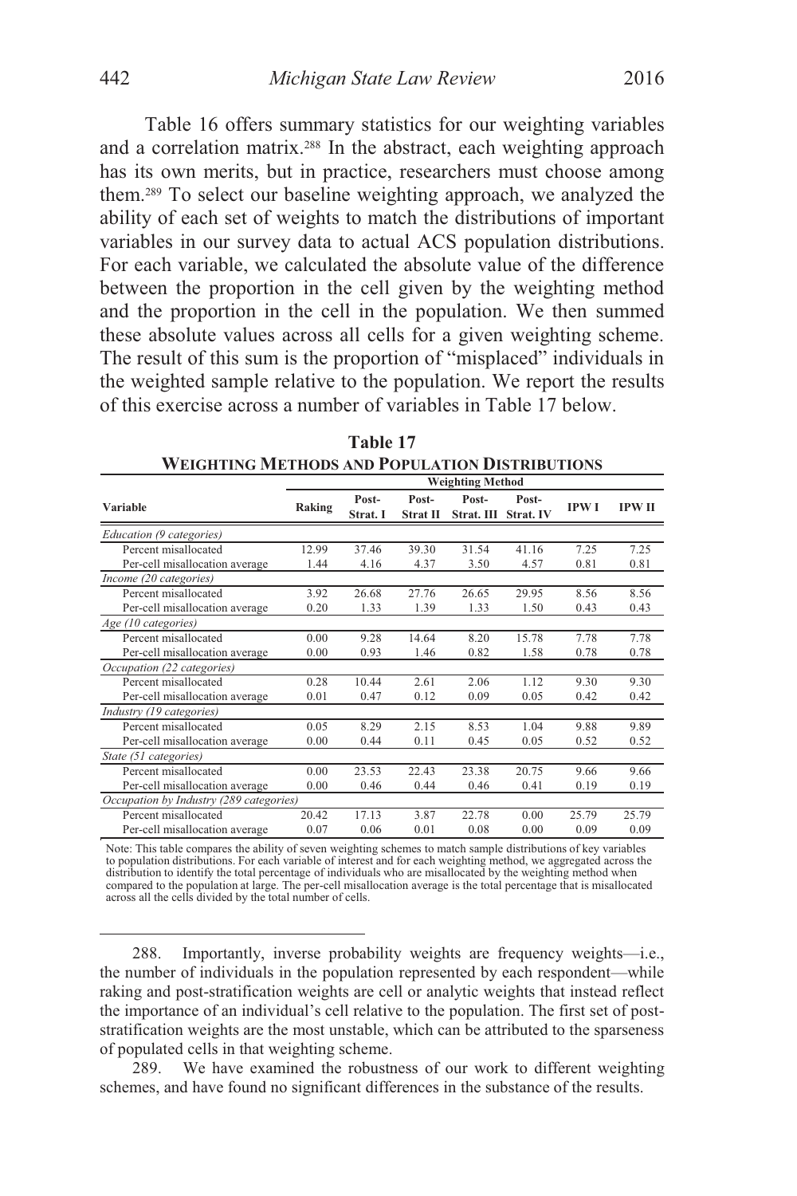Table 16 offers summary statistics for our weighting variables and a correlation matrix.[288] In the abstract, each weighting approach has its own merits, but in practice, researchers must choose among them.[289] To select our baseline weighting approach, we analyzed the ability of each set of weights to match the distributions of important variables in our survey data to actual ACS population distributions. For each variable, we calculated the absolute value of the difference between the proportion in the cell given by the weighting method and the proportion in the cell in the population. We then summed these absolute values across all cells for a given weighting scheme. The result of this sum is the proportion of "misplaced" individuals in the weighted sample relative to the population. We report the results of this exercise across a number of variables in Table 17 below.

**Table 17**
**WEIGHTING METHODS AND POPULATION DISTRIBUTIONS**

| Variable | Weighting Method | | | | | | |
|---|---|---|---|---|---|---|---|
| | Raking | Post-Strat. I | Post-Strat II | Post-Strat. III | Post-Strat. IV | IPW I | IPW II |
| *Education (9 categories)* | | | | | | | |
| Percent misallocated | 12.99 | 37.46 | 39.30 | 31.54 | 41.16 | 7.25 | 7.25 |
| Per-cell misallocation average | 1.44 | 4.16 | 4.37 | 3.50 | 4.57 | 0.81 | 0.81 |
| *Income (20 categories)* | | | | | | | |
| Percent misallocated | 3.92 | 26.68 | 27.76 | 26.65 | 29.95 | 8.56 | 8.56 |
| Per-cell misallocation average | 0.20 | 1.33 | 1.39 | 1.33 | 1.50 | 0.43 | 0.43 |
| *Age (10 categories)* | | | | | | | |
| Percent misallocated | 0.00 | 9.28 | 14.64 | 8.20 | 15.78 | 7.78 | 7.78 |
| Per-cell misallocation average | 0.00 | 0.93 | 1.46 | 0.82 | 1.58 | 0.78 | 0.78 |
| *Occupation (22 categories)* | | | | | | | |
| Percent misallocated | 0.28 | 10.44 | 2.61 | 2.06 | 1.12 | 9.30 | 9.30 |
| Per-cell misallocation average | 0.01 | 0.47 | 0.12 | 0.09 | 0.05 | 0.42 | 0.42 |
| *Industry (19 categories)* | | | | | | | |
| Percent misallocated | 0.05 | 8.29 | 2.15 | 8.53 | 1.04 | 9.88 | 9.89 |
| Per-cell misallocation average | 0.00 | 0.44 | 0.11 | 0.45 | 0.05 | 0.52 | 0.52 |
| *State (51 categories)* | | | | | | | |
| Percent misallocated | 0.00 | 23.53 | 22.43 | 23.38 | 20.75 | 9.66 | 9.66 |
| Per-cell misallocation average | 0.00 | 0.46 | 0.44 | 0.46 | 0.41 | 0.19 | 0.19 |
| *Occupation by Industry (289 categories)* | | | | | | | |
| Percent misallocated | 20.42 | 17.13 | 3.87 | 22.78 | 0.00 | 25.79 | 25.79 |
| Per-cell misallocation average | 0.07 | 0.06 | 0.01 | 0.08 | 0.00 | 0.09 | 0.09 |

Note: This table compares the ability of seven weighting schemes to match sample distributions of key variables to population distributions. For each variable of interest and for each weighting method, we aggregated across the distribution to identify the total percentage of individuals who are misallocated by the weighting method when compared to the population at large. The per-cell misallocation average is the total percentage that is misallocated across all the cells divided by the total number of cells.

---

288. Importantly, inverse probability weights are frequency weights—i.e., the number of individuals in the population represented by each respondent—while raking and post-stratification weights are cell or analytic weights that instead reflect the importance of an individual's cell relative to the population. The first set of post-stratification weights are the most unstable, which can be attributed to the sparseness of populated cells in that weighting scheme.

289. We have examined the robustness of our work to different weighting schemes, and have found no significant differences in the substance of the results.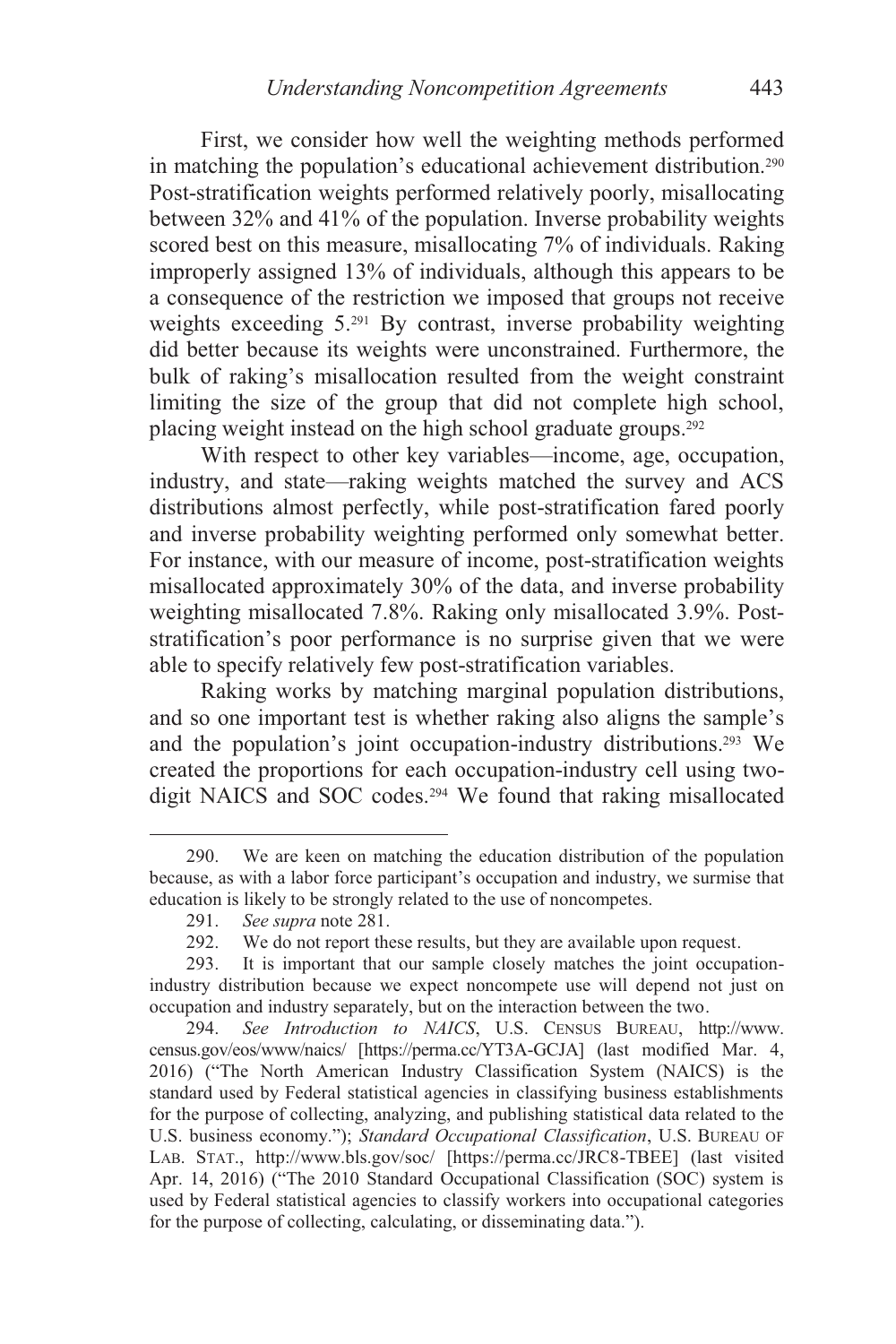First, we consider how well the weighting methods performed in matching the population's educational achievement distribution.[290] Post-stratification weights performed relatively poorly, misallocating between 32% and 41% of the population. Inverse probability weights scored best on this measure, misallocating 7% of individuals. Raking improperly assigned 13% of individuals, although this appears to be a consequence of the restriction we imposed that groups not receive weights exceeding 5.[291] By contrast, inverse probability weighting did better because its weights were unconstrained. Furthermore, the bulk of raking's misallocation resulted from the weight constraint limiting the size of the group that did not complete high school, placing weight instead on the high school graduate groups.[292]

With respect to other key variables—income, age, occupation, industry, and state—raking weights matched the survey and ACS distributions almost perfectly, while post-stratification fared poorly and inverse probability weighting performed only somewhat better. For instance, with our measure of income, post-stratification weights misallocated approximately 30% of the data, and inverse probability weighting misallocated 7.8%. Raking only misallocated 3.9%. Post-stratification's poor performance is no surprise given that we were able to specify relatively few post-stratification variables.

Raking works by matching marginal population distributions, and so one important test is whether raking also aligns the sample's and the population's joint occupation-industry distributions.[293] We created the proportions for each occupation-industry cell using two-digit NAICS and SOC codes.[294] We found that raking misallocated

---

290. We are keen on matching the education distribution of the population because, as with a labor force participant's occupation and industry, we surmise that education is likely to be strongly related to the use of noncompetes.

291. *See supra* note 281.

292. We do not report these results, but they are available upon request.

293. It is important that our sample closely matches the joint occupation-industry distribution because we expect noncompete use will depend not just on occupation and industry separately, but on the interaction between the two.

294. *See Introduction to NAICS*, U.S. CENSUS BUREAU, http://www.census.gov/eos/www/naics/ [https://perma.cc/YT3A-GCJA] (last modified Mar. 4, 2016) ("The North American Industry Classification System (NAICS) is the standard used by Federal statistical agencies in classifying business establishments for the purpose of collecting, analyzing, and publishing statistical data related to the U.S. business economy."); *Standard Occupational Classification*, U.S. BUREAU OF LAB. STAT., http://www.bls.gov/soc/ [https://perma.cc/JRC8-TBEE] (last visited Apr. 14, 2016) ("The 2010 Standard Occupational Classification (SOC) system is used by Federal statistical agencies to classify workers into occupational categories for the purpose of collecting, calculating, or disseminating data.").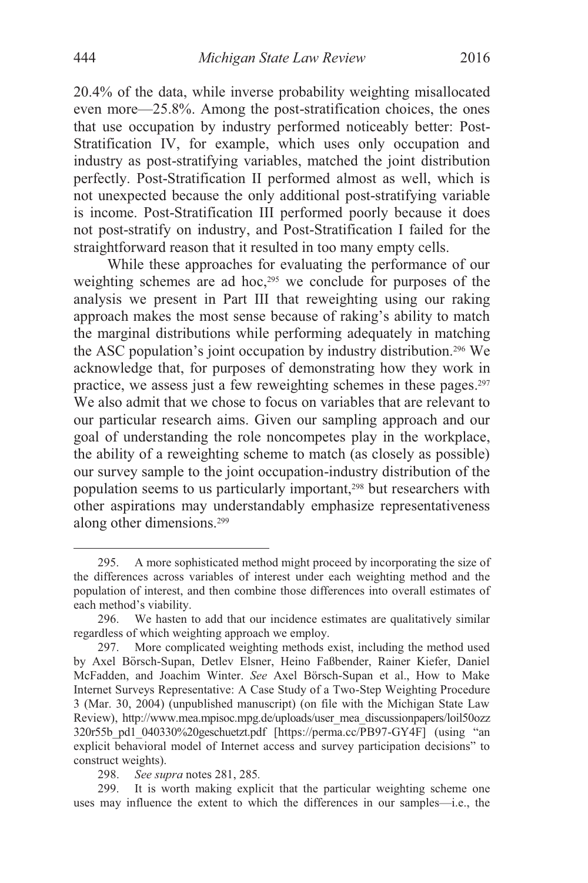20.4% of the data, while inverse probability weighting misallocated even more—25.8%. Among the post-stratification choices, the ones that use occupation by industry performed noticeably better: Post-Stratification IV, for example, which uses only occupation and industry as post-stratifying variables, matched the joint distribution perfectly. Post-Stratification II performed almost as well, which is not unexpected because the only additional post-stratifying variable is income. Post-Stratification III performed poorly because it does not post-stratify on industry, and Post-Stratification I failed for the straightforward reason that it resulted in too many empty cells.

While these approaches for evaluating the performance of our weighting schemes are ad hoc,[295] we conclude for purposes of the analysis we present in Part III that reweighting using our raking approach makes the most sense because of raking's ability to match the marginal distributions while performing adequately in matching the ASC population's joint occupation by industry distribution.[296] We acknowledge that, for purposes of demonstrating how they work in practice, we assess just a few reweighting schemes in these pages.[297] We also admit that we chose to focus on variables that are relevant to our particular research aims. Given our sampling approach and our goal of understanding the role noncompetes play in the workplace, the ability of a reweighting scheme to match (as closely as possible) our survey sample to the joint occupation-industry distribution of the population seems to us particularly important,[298] but researchers with other aspirations may understandably emphasize representativeness along other dimensions.[299]

---

295. A more sophisticated method might proceed by incorporating the size of the differences across variables of interest under each weighting method and the population of interest, and then combine those differences into overall estimates of each method's viability.

296. We hasten to add that our incidence estimates are qualitatively similar regardless of which weighting approach we employ.

297. More complicated weighting methods exist, including the method used by Axel Börsch-Supan, Detlev Elsner, Heino Faßbender, Rainer Kiefer, Daniel McFadden, and Joachim Winter. *See* Axel Börsch-Supan et al., How to Make Internet Surveys Representative: A Case Study of a Two-Step Weighting Procedure 3 (Mar. 30, 2004) (unpublished manuscript) (on file with the Michigan State Law Review), http://www.mea.mpisoc.mpg.de/uploads/user_mea_discussionpapers/loil50ozz320r55b_pd1_040330%20geschuetzt.pdf [https://perma.cc/PB97-GY4F] (using "an explicit behavioral model of Internet access and survey participation decisions" to construct weights).

298. *See supra* notes 281, 285.

299. It is worth making explicit that the particular weighting scheme one uses may influence the extent to which the differences in our samples—i.e., the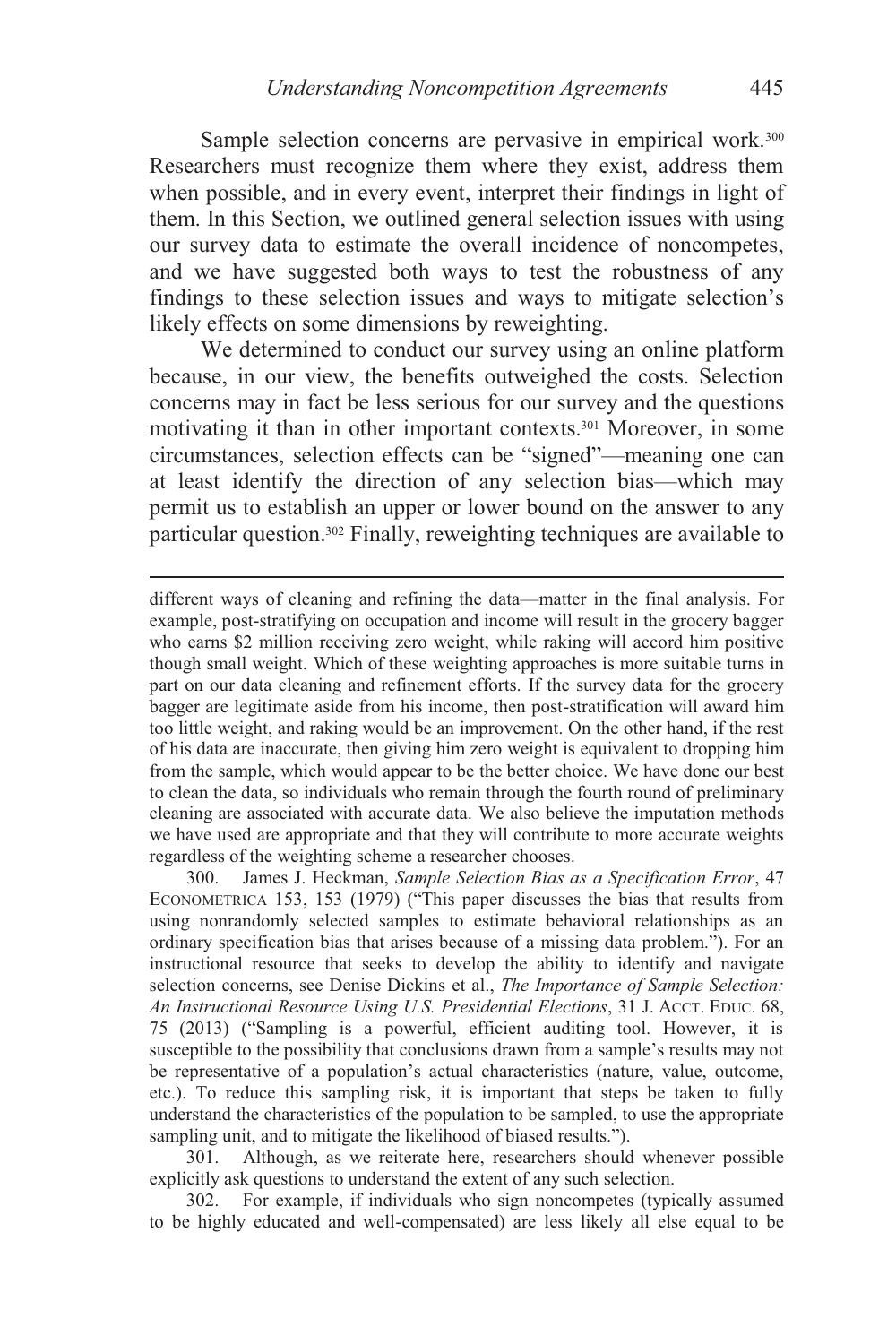Sample selection concerns are pervasive in empirical work.[300] Researchers must recognize them where they exist, address them when possible, and in every event, interpret their findings in light of them. In this Section, we outlined general selection issues with using our survey data to estimate the overall incidence of noncompetes, and we have suggested both ways to test the robustness of any findings to these selection issues and ways to mitigate selection's likely effects on some dimensions by reweighting.

We determined to conduct our survey using an online platform because, in our view, the benefits outweighed the costs. Selection concerns may in fact be less serious for our survey and the questions motivating it than in other important contexts.[301] Moreover, in some circumstances, selection effects can be "signed"—meaning one can at least identify the direction of any selection bias—which may permit us to establish an upper or lower bound on the answer to any particular question.[302] Finally, reweighting techniques are available to

---

different ways of cleaning and refining the data—matter in the final analysis. For example, post-stratifying on occupation and income will result in the grocery bagger who earns $2 million receiving zero weight, while raking will accord him positive though small weight. Which of these weighting approaches is more suitable turns in part on our data cleaning and refinement efforts. If the survey data for the grocery bagger are legitimate aside from his income, then post-stratification will award him too little weight, and raking would be an improvement. On the other hand, if the rest of his data are inaccurate, then giving him zero weight is equivalent to dropping him from the sample, which would appear to be the better choice. We have done our best to clean the data, so individuals who remain through the fourth round of preliminary cleaning are associated with accurate data. We also believe the imputation methods we have used are appropriate and that they will contribute to more accurate weights regardless of the weighting scheme a researcher chooses.

300. James J. Heckman, *Sample Selection Bias as a Specification Error*, 47 ECONOMETRICA 153, 153 (1979) ("This paper discusses the bias that results from using nonrandomly selected samples to estimate behavioral relationships as an ordinary specification bias that arises because of a missing data problem."). For an instructional resource that seeks to develop the ability to identify and navigate selection concerns, see Denise Dickins et al., *The Importance of Sample Selection: An Instructional Resource Using U.S. Presidential Elections*, 31 J. ACCT. EDUC. 68, 75 (2013) ("Sampling is a powerful, efficient auditing tool. However, it is susceptible to the possibility that conclusions drawn from a sample's results may not be representative of a population's actual characteristics (nature, value, outcome, etc.). To reduce this sampling risk, it is important that steps be taken to fully understand the characteristics of the population to be sampled, to use the appropriate sampling unit, and to mitigate the likelihood of biased results.").

301. Although, as we reiterate here, researchers should whenever possible explicitly ask questions to understand the extent of any such selection.

302. For example, if individuals who sign noncompetes (typically assumed to be highly educated and well-compensated) are less likely all else equal to be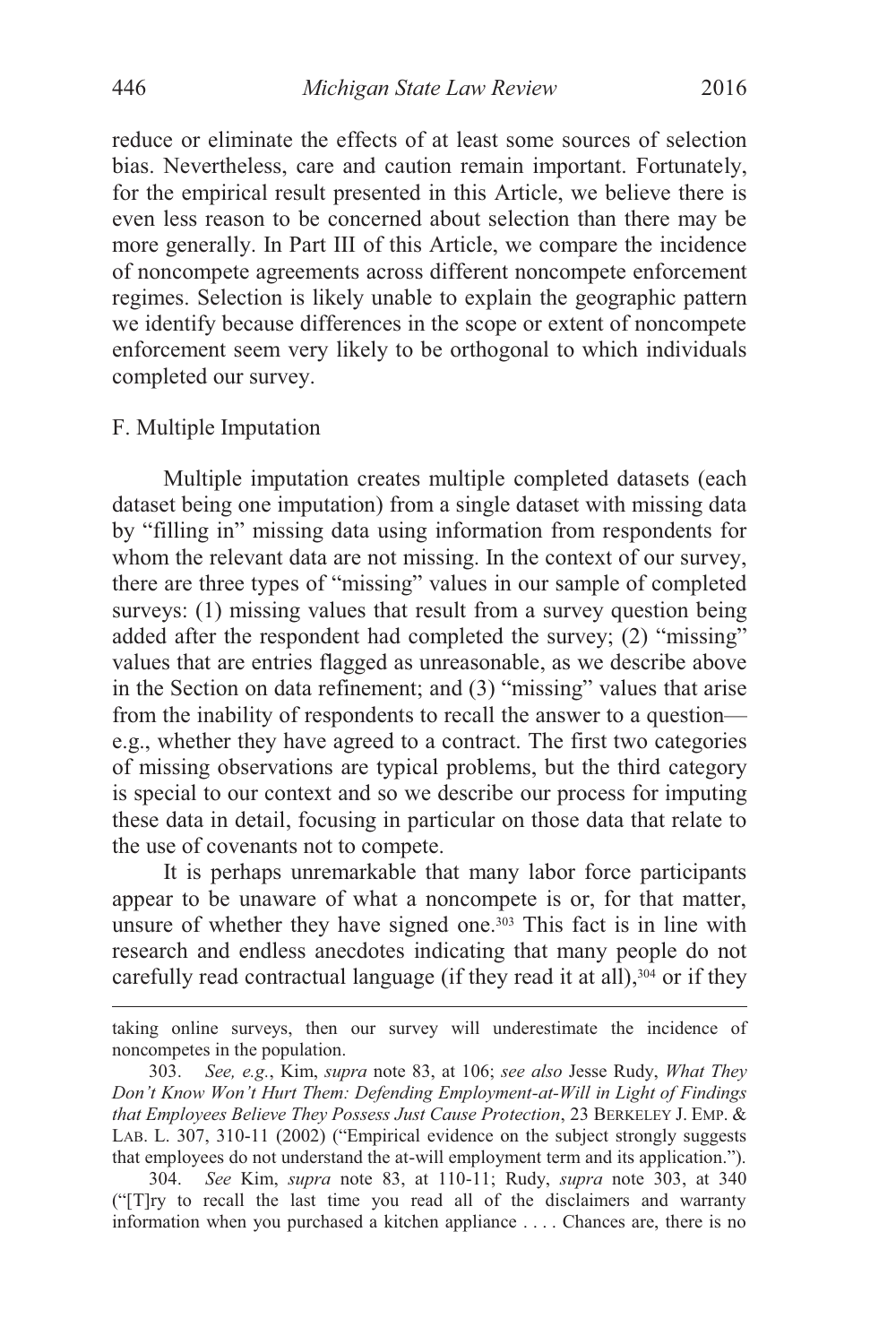reduce or eliminate the effects of at least some sources of selection bias. Nevertheless, care and caution remain important. Fortunately, for the empirical result presented in this Article, we believe there is even less reason to be concerned about selection than there may be more generally. In Part III of this Article, we compare the incidence of noncompete agreements across different noncompete enforcement regimes. Selection is likely unable to explain the geographic pattern we identify because differences in the scope or extent of noncompete enforcement seem very likely to be orthogonal to which individuals completed our survey.

### F. Multiple Imputation

Multiple imputation creates multiple completed datasets (each dataset being one imputation) from a single dataset with missing data by "filling in" missing data using information from respondents for whom the relevant data are not missing. In the context of our survey, there are three types of "missing" values in our sample of completed surveys: (1) missing values that result from a survey question being added after the respondent had completed the survey; (2) "missing" values that are entries flagged as unreasonable, as we describe above in the Section on data refinement; and (3) "missing" values that arise from the inability of respondents to recall the answer to a question—e.g., whether they have agreed to a contract. The first two categories of missing observations are typical problems, but the third category is special to our context and so we describe our process for imputing these data in detail, focusing in particular on those data that relate to the use of covenants not to compete.

It is perhaps unremarkable that many labor force participants appear to be unaware of what a noncompete is or, for that matter, unsure of whether they have signed one.[303] This fact is in line with research and endless anecdotes indicating that many people do not carefully read contractual language (if they read it at all),[304] or if they

---

taking online surveys, then our survey will underestimate the incidence of noncompetes in the population.

303. *See, e.g.*, Kim, *supra* note 83, at 106; *see also* Jesse Rudy, *What They Don't Know Won't Hurt Them: Defending Employment-at-Will in Light of Findings that Employees Believe They Possess Just Cause Protection*, 23 BERKELEY J. EMP. & LAB. L. 307, 310-11 (2002) ("Empirical evidence on the subject strongly suggests that employees do not understand the at-will employment term and its application.").

304. *See* Kim, *supra* note 83, at 110-11; Rudy, *supra* note 303, at 340 ("[T]ry to recall the last time you read all of the disclaimers and warranty information when you purchased a kitchen appliance . . . . Chances are, there is no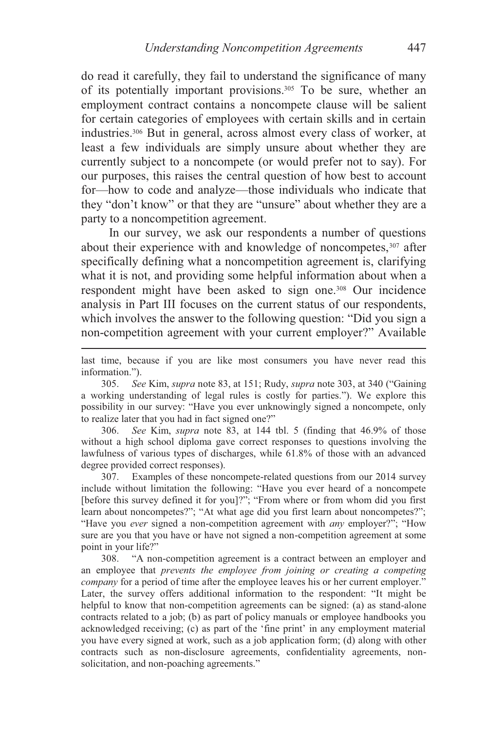do read it carefully, they fail to understand the significance of many of its potentially important provisions.[305] To be sure, whether an employment contract contains a noncompete clause will be salient for certain categories of employees with certain skills and in certain industries.[306] But in general, across almost every class of worker, at least a few individuals are simply unsure about whether they are currently subject to a noncompete (or would prefer not to say). For our purposes, this raises the central question of how best to account for—how to code and analyze—those individuals who indicate that they "don't know" or that they are "unsure" about whether they are a party to a noncompetition agreement.

In our survey, we ask our respondents a number of questions about their experience with and knowledge of noncompetes,[307] after specifically defining what a noncompetition agreement is, clarifying what it is not, and providing some helpful information about when a respondent might have been asked to sign one.[308] Our incidence analysis in Part III focuses on the current status of our respondents, which involves the answer to the following question: "Did you sign a non-competition agreement with your current employer?" Available

---

last time, because if you are like most consumers you have never read this information.").

305. *See* Kim, *supra* note 83, at 151; Rudy, *supra* note 303, at 340 ("Gaining a working understanding of legal rules is costly for parties."). We explore this possibility in our survey: "Have you ever unknowingly signed a noncompete, only to realize later that you had in fact signed one?"

306. *See* Kim, *supra* note 83, at 144 tbl. 5 (finding that 46.9% of those without a high school diploma gave correct responses to questions involving the lawfulness of various types of discharges, while 61.8% of those with an advanced degree provided correct responses).

307. Examples of these noncompete-related questions from our 2014 survey include without limitation the following: "Have you ever heard of a noncompete [before this survey defined it for you]?"; "From where or from whom did you first learn about noncompetes?"; "At what age did you first learn about noncompetes?"; "Have you *ever* signed a non-competition agreement with *any* employer?"; "How sure are you that you have or have not signed a non-competition agreement at some point in your life?"

308. "A non-competition agreement is a contract between an employer and an employee that *prevents the employee from joining or creating a competing company* for a period of time after the employee leaves his or her current employer." Later, the survey offers additional information to the respondent: "It might be helpful to know that non-competition agreements can be signed: (a) as stand-alone contracts related to a job; (b) as part of policy manuals or employee handbooks you acknowledged receiving; (c) as part of the 'fine print' in any employment material you have every signed at work, such as a job application form; (d) along with other contracts such as non-disclosure agreements, confidentiality agreements, non-solicitation, and non-poaching agreements."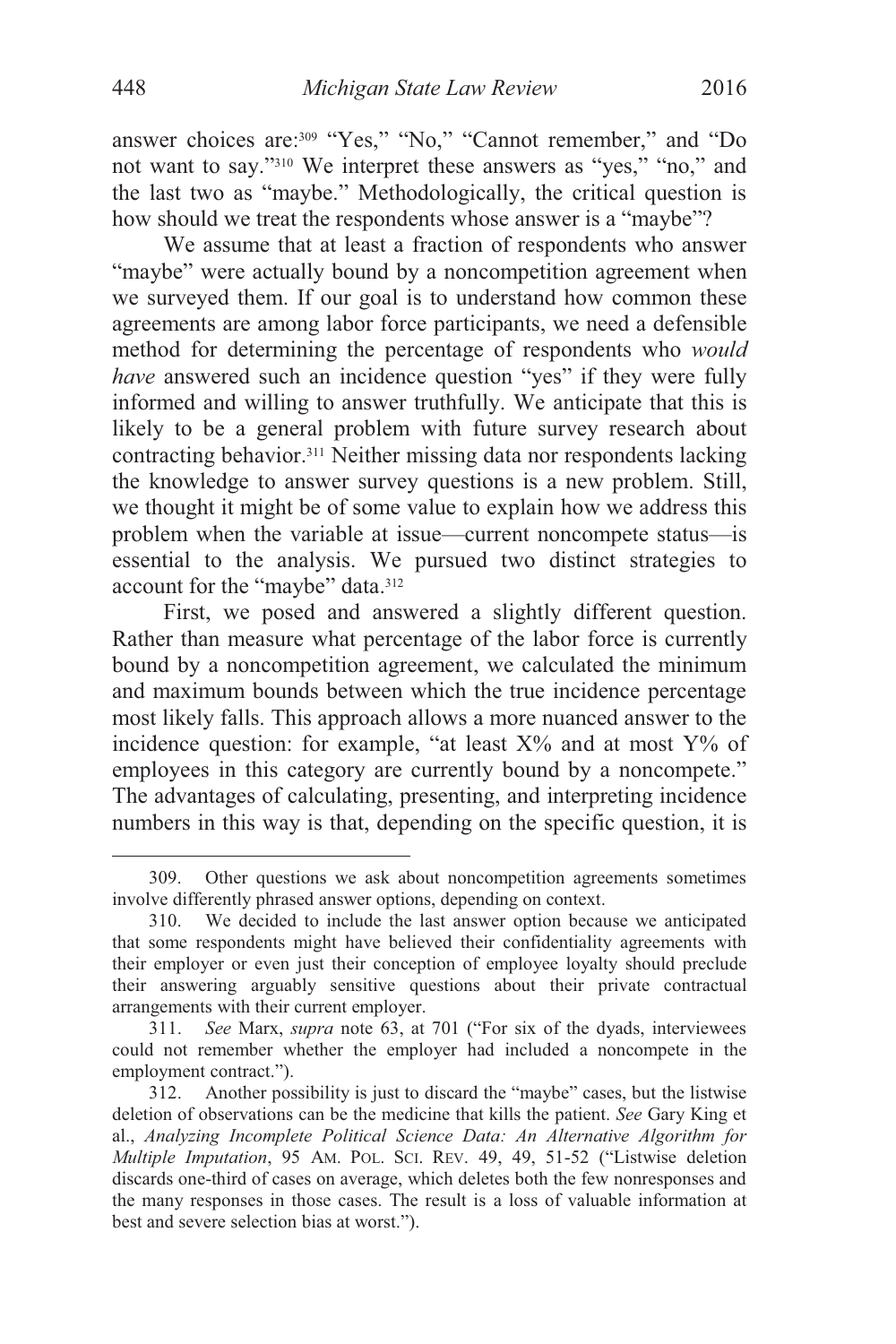answer choices are:[309] "Yes," "No," "Cannot remember," and "Do not want to say."[310] We interpret these answers as "yes," "no," and the last two as "maybe." Methodologically, the critical question is how should we treat the respondents whose answer is a "maybe"?

We assume that at least a fraction of respondents who answer "maybe" were actually bound by a noncompetition agreement when we surveyed them. If our goal is to understand how common these agreements are among labor force participants, we need a defensible method for determining the percentage of respondents who *would have* answered such an incidence question "yes" if they were fully informed and willing to answer truthfully. We anticipate that this is likely to be a general problem with future survey research about contracting behavior.[311] Neither missing data nor respondents lacking the knowledge to answer survey questions is a new problem. Still, we thought it might be of some value to explain how we address this problem when the variable at issue—current noncompete status—is essential to the analysis. We pursued two distinct strategies to account for the "maybe" data.[312]

First, we posed and answered a slightly different question. Rather than measure what percentage of the labor force is currently bound by a noncompetition agreement, we calculated the minimum and maximum bounds between which the true incidence percentage most likely falls. This approach allows a more nuanced answer to the incidence question: for example, "at least X% and at most Y% of employees in this category are currently bound by a noncompete." The advantages of calculating, presenting, and interpreting incidence numbers in this way is that, depending on the specific question, it is

---

309. Other questions we ask about noncompetition agreements sometimes involve differently phrased answer options, depending on context.

310. We decided to include the last answer option because we anticipated that some respondents might have believed their confidentiality agreements with their employer or even just their conception of employee loyalty should preclude their answering arguably sensitive questions about their private contractual arrangements with their current employer.

311. *See* Marx, *supra* note 63, at 701 ("For six of the dyads, interviewees could not remember whether the employer had included a noncompete in the employment contract.").

312. Another possibility is just to discard the "maybe" cases, but the listwise deletion of observations can be the medicine that kills the patient. *See* Gary King et al., *Analyzing Incomplete Political Science Data: An Alternative Algorithm for Multiple Imputation*, 95 AM. POL. SCI. REV. 49, 49, 51-52 ("Listwise deletion discards one-third of cases on average, which deletes both the few nonresponses and the many responses in those cases. The result is a loss of valuable information at best and severe selection bias at worst.").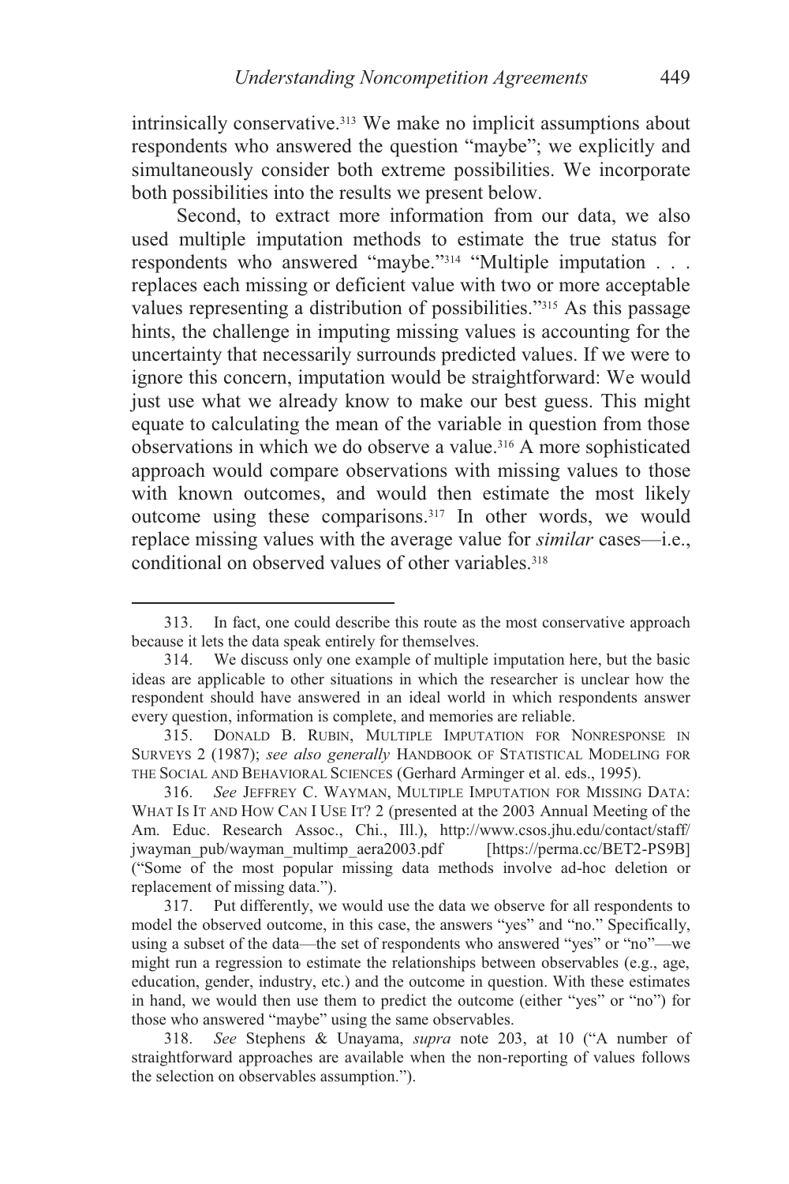intrinsically conservative.[313] We make no implicit assumptions about respondents who answered the question "maybe"; we explicitly and simultaneously consider both extreme possibilities. We incorporate both possibilities into the results we present below.

Second, to extract more information from our data, we also used multiple imputation methods to estimate the true status for respondents who answered "maybe."[314] "Multiple imputation . . . replaces each missing or deficient value with two or more acceptable values representing a distribution of possibilities."[315] As this passage hints, the challenge in imputing missing values is accounting for the uncertainty that necessarily surrounds predicted values. If we were to ignore this concern, imputation would be straightforward: We would just use what we already know to make our best guess. This might equate to calculating the mean of the variable in question from those observations in which we do observe a value.[316] A more sophisticated approach would compare observations with missing values to those with known outcomes, and would then estimate the most likely outcome using these comparisons.[317] In other words, we would replace missing values with the average value for *similar* cases—i.e., conditional on observed values of other variables.[318]

---

313. In fact, one could describe this route as the most conservative approach because it lets the data speak entirely for themselves.

314. We discuss only one example of multiple imputation here, but the basic ideas are applicable to other situations in which the researcher is unclear how the respondent should have answered in an ideal world in which respondents answer every question, information is complete, and memories are reliable.

315. DONALD B. RUBIN, MULTIPLE IMPUTATION FOR NONRESPONSE IN SURVEYS 2 (1987); *see also generally* HANDBOOK OF STATISTICAL MODELING FOR THE SOCIAL AND BEHAVIORAL SCIENCES (Gerhard Arminger et al. eds., 1995).

316. *See* JEFFREY C. WAYMAN, MULTIPLE IMPUTATION FOR MISSING DATA: WHAT IS IT AND HOW CAN I USE IT? 2 (presented at the 2003 Annual Meeting of the Am. Educ. Research Assoc., Chi., Ill.), http://www.csos.jhu.edu/contact/staff/jwayman_pub/wayman_multimp_aera2003.pdf [https://perma.cc/BET2-PS9B] ("Some of the most popular missing data methods involve ad-hoc deletion or replacement of missing data.").

317. Put differently, we would use the data we observe for all respondents to model the observed outcome, in this case, the answers "yes" and "no." Specifically, using a subset of the data—the set of respondents who answered "yes" or "no"—we might run a regression to estimate the relationships between observables (e.g., age, education, gender, industry, etc.) and the outcome in question. With these estimates in hand, we would then use them to predict the outcome (either "yes" or "no") for those who answered "maybe" using the same observables.

318. *See* Stephens & Unayama, *supra* note 203, at 10 ("A number of straightforward approaches are available when the non-reporting of values follows the selection on observables assumption.").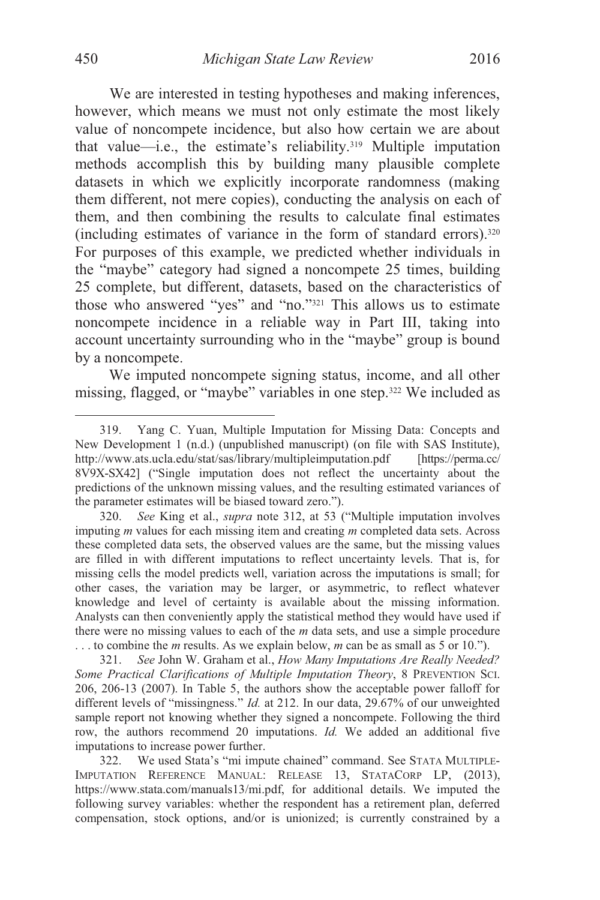We are interested in testing hypotheses and making inferences, however, which means we must not only estimate the most likely value of noncompete incidence, but also how certain we are about that value—i.e., the estimate's reliability.[319] Multiple imputation methods accomplish this by building many plausible complete datasets in which we explicitly incorporate randomness (making them different, not mere copies), conducting the analysis on each of them, and then combining the results to calculate final estimates (including estimates of variance in the form of standard errors).[320] For purposes of this example, we predicted whether individuals in the "maybe" category had signed a noncompete 25 times, building 25 complete, but different, datasets, based on the characteristics of those who answered "yes" and "no."[321] This allows us to estimate noncompete incidence in a reliable way in Part III, taking into account uncertainty surrounding who in the "maybe" group is bound by a noncompete.

We imputed noncompete signing status, income, and all other missing, flagged, or "maybe" variables in one step.[322] We included as

---

319. Yang C. Yuan, Multiple Imputation for Missing Data: Concepts and New Development 1 (n.d.) (unpublished manuscript) (on file with SAS Institute), http://www.ats.ucla.edu/stat/sas/library/multipleimputation.pdf [https://perma.cc/8V9X-SX42] ("Single imputation does not reflect the uncertainty about the predictions of the unknown missing values, and the resulting estimated variances of the parameter estimates will be biased toward zero.").

320. *See* King et al., *supra* note 312, at 53 ("Multiple imputation involves imputing *m* values for each missing item and creating *m* completed data sets. Across these completed data sets, the observed values are the same, but the missing values are filled in with different imputations to reflect uncertainty levels. That is, for missing cells the model predicts well, variation across the imputations is small; for other cases, the variation may be larger, or asymmetric, to reflect whatever knowledge and level of certainty is available about the missing information. Analysts can then conveniently apply the statistical method they would have used if there were no missing values to each of the *m* data sets, and use a simple procedure . . . to combine the *m* results. As we explain below, *m* can be as small as 5 or 10.").

321. *See* John W. Graham et al., *How Many Imputations Are Really Needed? Some Practical Clarifications of Multiple Imputation Theory*, 8 PREVENTION SCI. 206, 206-13 (2007). In Table 5, the authors show the acceptable power falloff for different levels of "missingness." *Id.* at 212. In our data, 29.67% of our unweighted sample report not knowing whether they signed a noncompete. Following the third row, the authors recommend 20 imputations. *Id.* We added an additional five imputations to increase power further.

322. We used Stata's "mi impute chained" command. See STATA MULTIPLE-IMPUTATION REFERENCE MANUAL: RELEASE 13, STATACORP LP, (2013), https://www.stata.com/manuals13/mi.pdf, for additional details. We imputed the following survey variables: whether the respondent has a retirement plan, deferred compensation, stock options, and/or is unionized; is currently constrained by a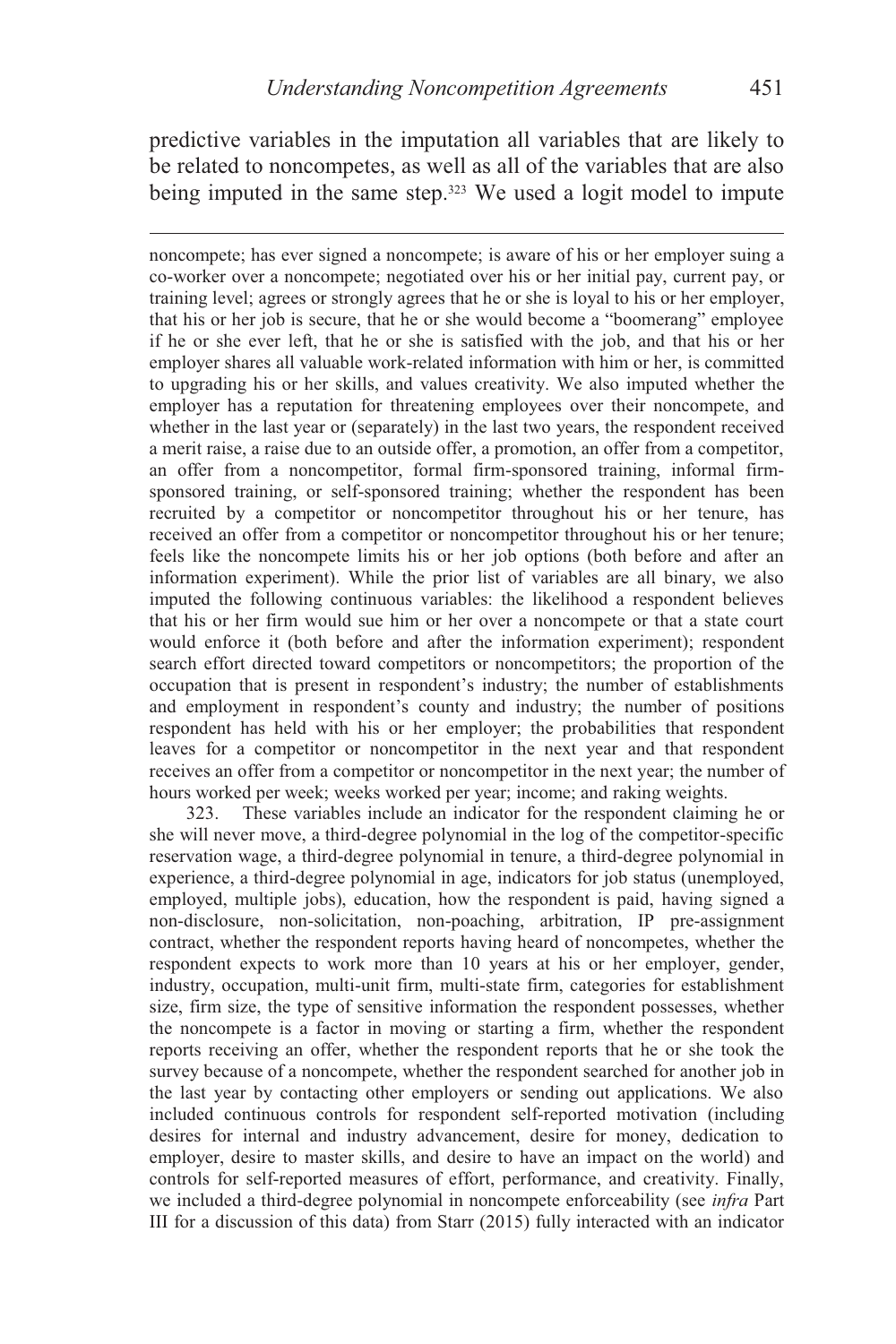predictive variables in the imputation all variables that are likely to be related to noncompetes, as well as all of the variables that are also being imputed in the same step.[323] We used a logit model to impute

---

noncompete; has ever signed a noncompete; is aware of his or her employer suing a co-worker over a noncompete; negotiated over his or her initial pay, current pay, or training level; agrees or strongly agrees that he or she is loyal to his or her employer, that his or her job is secure, that he or she would become a "boomerang" employee if he or she ever left, that he or she is satisfied with the job, and that his or her employer shares all valuable work-related information with him or her, is committed to upgrading his or her skills, and values creativity. We also imputed whether the employer has a reputation for threatening employees over their noncompete, and whether in the last year or (separately) in the last two years, the respondent received a merit raise, a raise due to an outside offer, a promotion, an offer from a competitor, an offer from a noncompetitor, formal firm-sponsored training, informal firm-sponsored training, or self-sponsored training; whether the respondent has been recruited by a competitor or noncompetitor throughout his or her tenure, has received an offer from a competitor or noncompetitor throughout his or her tenure; feels like the noncompete limits his or her job options (both before and after an information experiment). While the prior list of variables are all binary, we also imputed the following continuous variables: the likelihood a respondent believes that his or her firm would sue him or her over a noncompete or that a state court would enforce it (both before and after the information experiment); respondent search effort directed toward competitors or noncompetitors; the proportion of the occupation that is present in respondent's industry; the number of establishments and employment in respondent's county and industry; the number of positions respondent has held with his or her employer; the probabilities that respondent leaves for a competitor or noncompetitor in the next year and that respondent receives an offer from a competitor or noncompetitor in the next year; the number of hours worked per week; weeks worked per year; income; and raking weights.

323. These variables include an indicator for the respondent claiming he or she will never move, a third-degree polynomial in the log of the competitor-specific reservation wage, a third-degree polynomial in tenure, a third-degree polynomial in experience, a third-degree polynomial in age, indicators for job status (unemployed, employed, multiple jobs), education, how the respondent is paid, having signed a non-disclosure, non-solicitation, non-poaching, arbitration, IP pre-assignment contract, whether the respondent reports having heard of noncompetes, whether the respondent expects to work more than 10 years at his or her employer, gender, industry, occupation, multi-unit firm, multi-state firm, categories for establishment size, firm size, the type of sensitive information the respondent possesses, whether the noncompete is a factor in moving or starting a firm, whether the respondent reports receiving an offer, whether the respondent reports that he or she took the survey because of a noncompete, whether the respondent searched for another job in the last year by contacting other employers or sending out applications. We also included continuous controls for respondent self-reported motivation (including desires for internal and industry advancement, desire for money, dedication to employer, desire to master skills, and desire to have an impact on the world) and controls for self-reported measures of effort, performance, and creativity. Finally, we included a third-degree polynomial in noncompete enforceability (see *infra* Part III for a discussion of this data) from Starr (2015) fully interacted with an indicator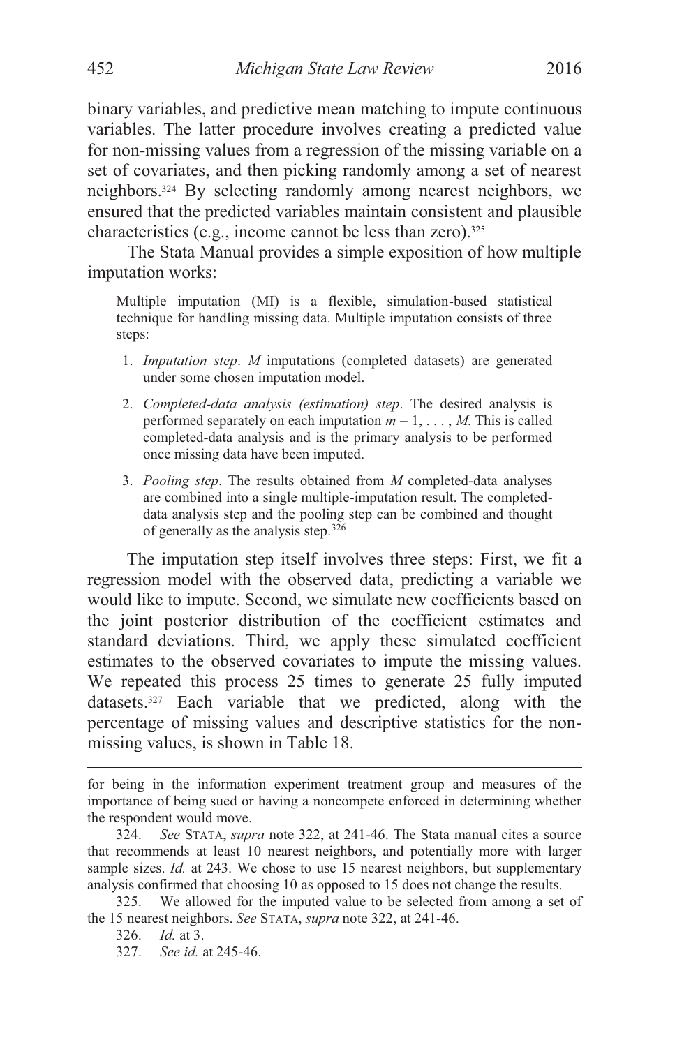binary variables, and predictive mean matching to impute continuous variables. The latter procedure involves creating a predicted value for non-missing values from a regression of the missing variable on a set of covariates, and then picking randomly among a set of nearest neighbors.[324] By selecting randomly among nearest neighbors, we ensured that the predicted variables maintain consistent and plausible characteristics (e.g., income cannot be less than zero).[325]

The Stata Manual provides a simple exposition of how multiple imputation works:

> Multiple imputation (MI) is a flexible, simulation-based statistical technique for handling missing data. Multiple imputation consists of three steps:
>
> 1. *Imputation step*. *M* imputations (completed datasets) are generated under some chosen imputation model.
> 2. *Completed-data analysis (estimation) step*. The desired analysis is performed separately on each imputation $m = 1, \ldots, M$. This is called completed-data analysis and is the primary analysis to be performed once missing data have been imputed.
> 3. *Pooling step*. The results obtained from *M* completed-data analyses are combined into a single multiple-imputation result. The completed-data analysis step and the pooling step can be combined and thought of generally as the analysis step.[326]

The imputation step itself involves three steps: First, we fit a regression model with the observed data, predicting a variable we would like to impute. Second, we simulate new coefficients based on the joint posterior distribution of the coefficient estimates and standard deviations. Third, we apply these simulated coefficient estimates to the observed covariates to impute the missing values. We repeated this process 25 times to generate 25 fully imputed datasets.[327] Each variable that we predicted, along with the percentage of missing values and descriptive statistics for the non-missing values, is shown in Table 18.

---

for being in the information experiment treatment group and measures of the importance of being sued or having a noncompete enforced in determining whether the respondent would move.

324. *See* STATA, *supra* note 322, at 241-46. The Stata manual cites a source that recommends at least 10 nearest neighbors, and potentially more with larger sample sizes. *Id.* at 243. We chose to use 15 nearest neighbors, but supplementary analysis confirmed that choosing 10 as opposed to 15 does not change the results.

325. We allowed for the imputed value to be selected from among a set of the 15 nearest neighbors. *See* STATA, *supra* note 322, at 241-46.

326. *Id.* at 3.

327. *See id.* at 245-46.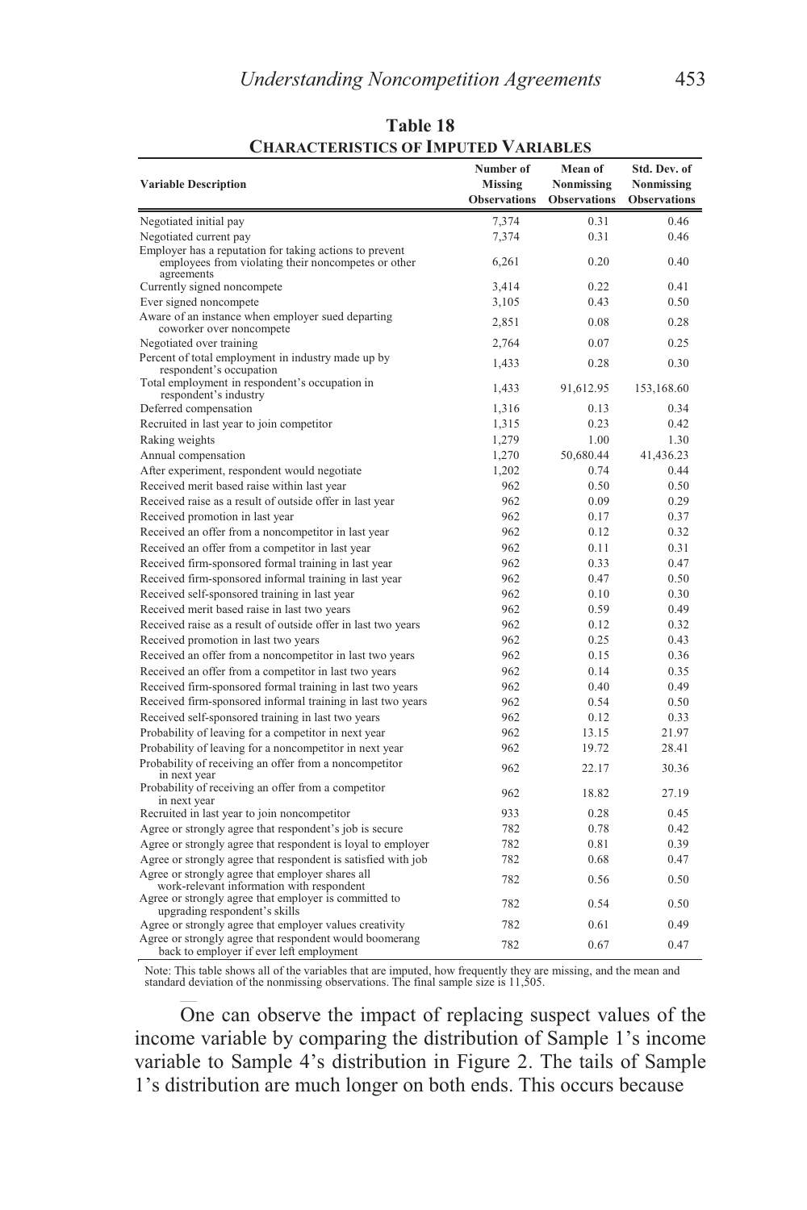**Table 18**
**CHARACTERISTICS OF IMPUTED VARIABLES**

| Variable Description | Number of Missing Observations | Mean of Nonmissing Observations | Std. Dev. of Nonmissing Observations |
|---|---|---|---|
| Negotiated initial pay | 7,374 | 0.31 | 0.46 |
| Negotiated current pay | 7,374 | 0.31 | 0.46 |
| Employer has a reputation for taking actions to prevent employees from violating their noncompetes or other agreements | 6,261 | 0.20 | 0.40 |
| Currently signed noncompete | 3,414 | 0.22 | 0.41 |
| Ever signed noncompete | 3,105 | 0.43 | 0.50 |
| Aware of an instance when employer sued departing coworker over noncompete | 2,851 | 0.08 | 0.28 |
| Negotiated over training | 2,764 | 0.07 | 0.25 |
| Percent of total employment in industry made up by respondent's occupation | 1,433 | 0.28 | 0.30 |
| Total employment in respondent's occupation in respondent's industry | 1,433 | 91,612.95 | 153,168.60 |
| Deferred compensation | 1,316 | 0.13 | 0.34 |
| Recruited in last year to join competitor | 1,315 | 0.23 | 0.42 |
| Raking weights | 1,279 | 1.00 | 1.30 |
| Annual compensation | 1,270 | 50,680.44 | 41,436.23 |
| After experiment, respondent would negotiate | 1,202 | 0.74 | 0.44 |
| Received merit based raise within last year | 962 | 0.50 | 0.50 |
| Received raise as a result of outside offer in last year | 962 | 0.09 | 0.29 |
| Received promotion in last year | 962 | 0.17 | 0.37 |
| Received an offer from a noncompetitor in last year | 962 | 0.12 | 0.32 |
| Received an offer from a competitor in last year | 962 | 0.11 | 0.31 |
| Received firm-sponsored formal training in last year | 962 | 0.33 | 0.47 |
| Received firm-sponsored informal training in last year | 962 | 0.47 | 0.50 |
| Received self-sponsored training in last year | 962 | 0.10 | 0.30 |
| Received merit based raise in last two years | 962 | 0.59 | 0.49 |
| Received raise as a result of outside offer in last two years | 962 | 0.12 | 0.32 |
| Received promotion in last two years | 962 | 0.25 | 0.43 |
| Received an offer from a noncompetitor in last two years | 962 | 0.15 | 0.36 |
| Received an offer from a competitor in last two years | 962 | 0.14 | 0.35 |
| Received firm-sponsored formal training in last two years | 962 | 0.40 | 0.49 |
| Received firm-sponsored informal training in last two years | 962 | 0.54 | 0.50 |
| Received self-sponsored training in last two years | 962 | 0.12 | 0.33 |
| Probability of leaving for a competitor in next year | 962 | 13.15 | 21.97 |
| Probability of leaving for a noncompetitor in next year | 962 | 19.72 | 28.41 |
| Probability of receiving an offer from a noncompetitor in next year | 962 | 22.17 | 30.36 |
| Probability of receiving an offer from a competitor in next year | 962 | 18.82 | 27.19 |
| Recruited in last year to join noncompetitor | 933 | 0.28 | 0.45 |
| Agree or strongly agree that respondent's job is secure | 782 | 0.78 | 0.42 |
| Agree or strongly agree that respondent is loyal to employer | 782 | 0.81 | 0.39 |
| Agree or strongly agree that respondent is satisfied with job | 782 | 0.68 | 0.47 |
| Agree or strongly agree that employer shares all work-relevant information with respondent | 782 | 0.56 | 0.50 |
| Agree or strongly agree that employer is committed to upgrading respondent's skills | 782 | 0.54 | 0.50 |
| Agree or strongly agree that employer values creativity | 782 | 0.61 | 0.49 |
| Agree or strongly agree that respondent would boomerang back to employer if ever left employment | 782 | 0.67 | 0.47 |

Note: This table shows all of the variables that are imputed, how frequently they are missing, and the mean and standard deviation of the nonmissing observations. The final sample size is 11,505.

One can observe the impact of replacing suspect values of the income variable by comparing the distribution of Sample 1's income variable to Sample 4's distribution in Figure 2. The tails of Sample 1's distribution are much longer on both ends. This occurs because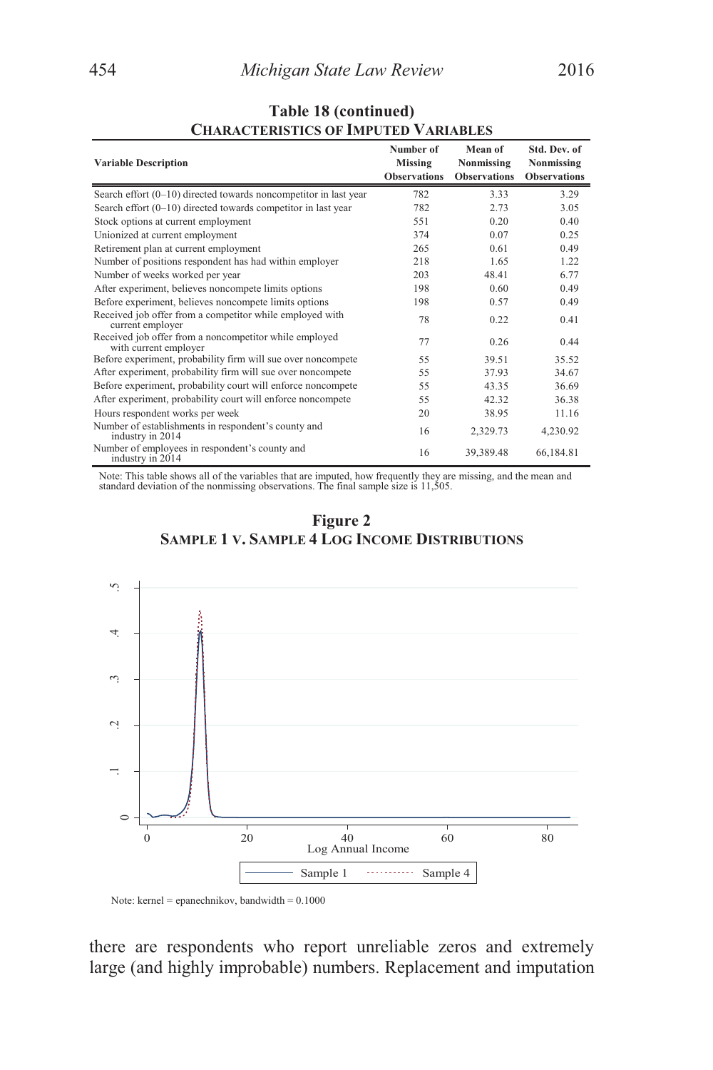**Table 18 (continued)**
**CHARACTERISTICS OF IMPUTED VARIABLES**

| Variable Description | Number of Missing Observations | Mean of Nonmissing Observations | Std. Dev. of Nonmissing Observations |
|---|---|---|---|
| Search effort (0–10) directed towards noncompetitor in last year | 782 | 3.33 | 3.29 |
| Search effort (0–10) directed towards competitor in last year | 782 | 2.73 | 3.05 |
| Stock options at current employment | 551 | 0.20 | 0.40 |
| Unionized at current employment | 374 | 0.07 | 0.25 |
| Retirement plan at current employment | 265 | 0.61 | 0.49 |
| Number of positions respondent has had within employer | 218 | 1.65 | 1.22 |
| Number of weeks worked per year | 203 | 48.41 | 6.77 |
| After experiment, believes noncompete limits options | 198 | 0.60 | 0.49 |
| Before experiment, believes noncompete limits options | 198 | 0.57 | 0.49 |
| Received job offer from a competitor while employed with current employer | 78 | 0.22 | 0.41 |
| Received job offer from a noncompetitor while employed with current employer | 77 | 0.26 | 0.44 |
| Before experiment, probability firm will sue over noncompete | 55 | 39.51 | 35.52 |
| After experiment, probability firm will sue over noncompete | 55 | 37.93 | 34.67 |
| Before experiment, probability court will enforce noncompete | 55 | 43.35 | 36.69 |
| After experiment, probability court will enforce noncompete | 55 | 42.32 | 36.38 |
| Hours respondent works per week | 20 | 38.95 | 11.16 |
| Number of establishments in respondent's county and industry in 2014 | 16 | 2,329.73 | 4,230.92 |
| Number of employees in respondent's county and industry in 2014 | 16 | 39,389.48 | 66,184.81 |

Note: This table shows all of the variables that are imputed, how frequently they are missing, and the mean and standard deviation of the nonmissing observations. The final sample size is 11,505.

**Figure 2**
**SAMPLE 1 V. SAMPLE 4 LOG INCOME DISTRIBUTIONS**

Note: kernel = epanechnikov, bandwidth = 0.1000

there are respondents who report unreliable zeros and extremely large (and highly improbable) numbers. Replacement and imputation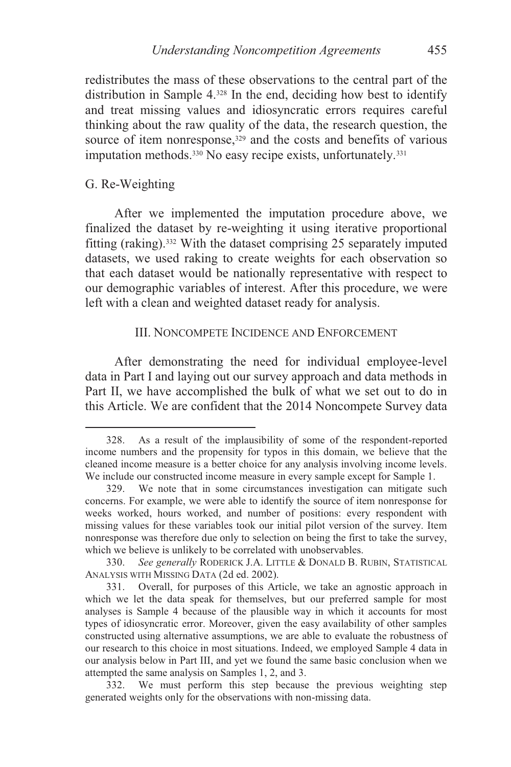redistributes the mass of these observations to the central part of the distribution in Sample 4.[328] In the end, deciding how best to identify and treat missing values and idiosyncratic errors requires careful thinking about the raw quality of the data, the research question, the source of item nonresponse,[329] and the costs and benefits of various imputation methods.[330] No easy recipe exists, unfortunately.[331]

### G. Re-Weighting

After we implemented the imputation procedure above, we finalized the dataset by re-weighting it using iterative proportional fitting (raking).[332] With the dataset comprising 25 separately imputed datasets, we used raking to create weights for each observation so that each dataset would be nationally representative with respect to our demographic variables of interest. After this procedure, we were left with a clean and weighted dataset ready for analysis.

## III. Noncompete Incidence and Enforcement

After demonstrating the need for individual employee-level data in Part I and laying out our survey approach and data methods in Part II, we have accomplished the bulk of what we set out to do in this Article. We are confident that the 2014 Noncompete Survey data

---

328. As a result of the implausibility of some of the respondent-reported income numbers and the propensity for typos in this domain, we believe that the cleaned income measure is a better choice for any analysis involving income levels. We include our constructed income measure in every sample except for Sample 1.

329. We note that in some circumstances investigation can mitigate such concerns. For example, we were able to identify the source of item nonresponse for weeks worked, hours worked, and number of positions: every respondent with missing values for these variables took our initial pilot version of the survey. Item nonresponse was therefore due only to selection on being the first to take the survey, which we believe is unlikely to be correlated with unobservables.

330. *See generally* Roderick J.A. Little & Donald B. Rubin, Statistical Analysis with Missing Data (2d ed. 2002).

331. Overall, for purposes of this Article, we take an agnostic approach in which we let the data speak for themselves, but our preferred sample for most analyses is Sample 4 because of the plausible way in which it accounts for most types of idiosyncratic error. Moreover, given the easy availability of other samples constructed using alternative assumptions, we are able to evaluate the robustness of our research to this choice in most situations. Indeed, we employed Sample 4 data in our analysis below in Part III, and yet we found the same basic conclusion when we attempted the same analysis on Samples 1, 2, and 3.

332. We must perform this step because the previous weighting step generated weights only for the observations with non-missing data.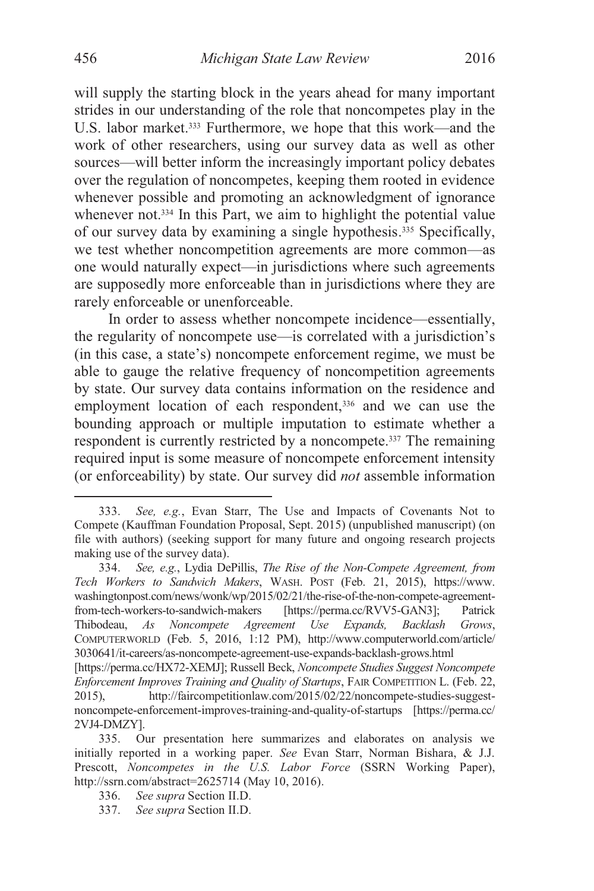will supply the starting block in the years ahead for many important strides in our understanding of the role that noncompetes play in the U.S. labor market.[333] Furthermore, we hope that this work—and the work of other researchers, using our survey data as well as other sources—will better inform the increasingly important policy debates over the regulation of noncompetes, keeping them rooted in evidence whenever possible and promoting an acknowledgment of ignorance whenever not.[334] In this Part, we aim to highlight the potential value of our survey data by examining a single hypothesis.[335] Specifically, we test whether noncompetition agreements are more common—as one would naturally expect—in jurisdictions where such agreements are supposedly more enforceable than in jurisdictions where they are rarely enforceable or unenforceable.

In order to assess whether noncompete incidence—essentially, the regularity of noncompete use—is correlated with a jurisdiction's (in this case, a state's) noncompete enforcement regime, we must be able to gauge the relative frequency of noncompetition agreements by state. Our survey data contains information on the residence and employment location of each respondent,[336] and we can use the bounding approach or multiple imputation to estimate whether a respondent is currently restricted by a noncompete.[337] The remaining required input is some measure of noncompete enforcement intensity (or enforceability) by state. Our survey did *not* assemble information

---

333. *See, e.g.*, Evan Starr, The Use and Impacts of Covenants Not to Compete (Kauffman Foundation Proposal, Sept. 2015) (unpublished manuscript) (on file with authors) (seeking support for many future and ongoing research projects making use of the survey data).

334. *See, e.g.*, Lydia DePillis, *The Rise of the Non-Compete Agreement, from Tech Workers to Sandwich Makers*, WASH. POST (Feb. 21, 2015), https://www.washingtonpost.com/news/wonk/wp/2015/02/21/the-rise-of-the-non-compete-agreement-from-tech-workers-to-sandwich-makers [https://perma.cc/RVV5-GAN3]; Patrick Thibodeau, *As Noncompete Agreement Use Expands, Backlash Grows*, COMPUTERWORLD (Feb. 5, 2016, 1:12 PM), http://www.computerworld.com/article/3030641/it-careers/as-noncompete-agreement-use-expands-backlash-grows.html [https://perma.cc/HX72-XEMJ]; Russell Beck, *Noncompete Studies Suggest Noncompete Enforcement Improves Training and Quality of Startups*, FAIR COMPETITION L. (Feb. 22, 2015), http://faircompetitionlaw.com/2015/02/22/noncompete-studies-suggest-noncompete-enforcement-improves-training-and-quality-of-startups [https://perma.cc/2VJ4-DMZY].

335. Our presentation here summarizes and elaborates on analysis we initially reported in a working paper. *See* Evan Starr, Norman Bishara, & J.J. Prescott, *Noncompetes in the U.S. Labor Force* (SSRN Working Paper), http://ssrn.com/abstract=2625714 (May 10, 2016).

336. *See supra* Section II.D.

337. *See supra* Section II.D.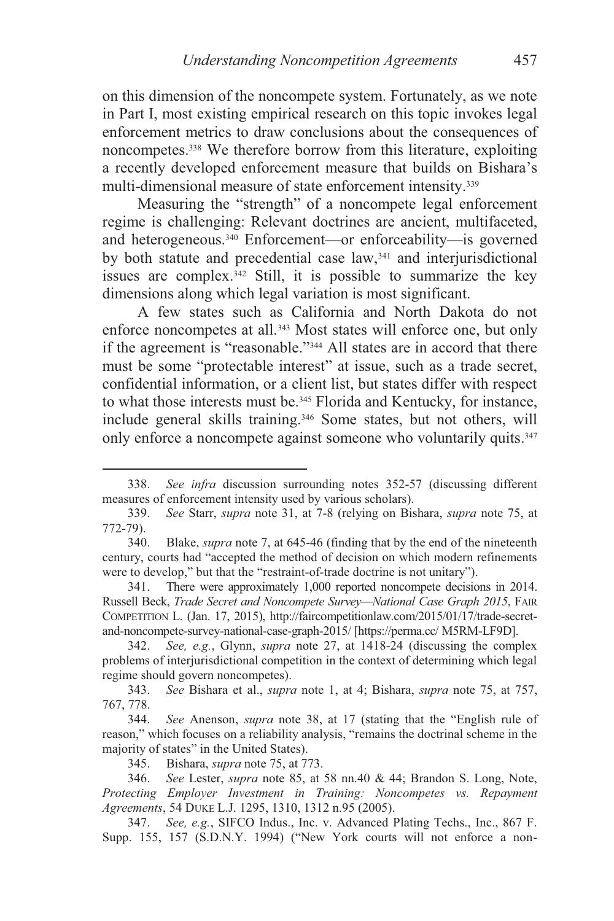on this dimension of the noncompete system. Fortunately, as we note in Part I, most existing empirical research on this topic invokes legal enforcement metrics to draw conclusions about the consequences of noncompetes.[338] We therefore borrow from this literature, exploiting a recently developed enforcement measure that builds on Bishara's multi-dimensional measure of state enforcement intensity.[339]

Measuring the "strength" of a noncompete legal enforcement regime is challenging: Relevant doctrines are ancient, multifaceted, and heterogeneous.[340] Enforcement—or enforceability—is governed by both statute and precedential case law,[341] and interjurisdictional issues are complex.[342] Still, it is possible to summarize the key dimensions along which legal variation is most significant.

A few states such as California and North Dakota do not enforce noncompetes at all.[343] Most states will enforce one, but only if the agreement is "reasonable."[344] All states are in accord that there must be some "protectable interest" at issue, such as a trade secret, confidential information, or a client list, but states differ with respect to what those interests must be.[345] Florida and Kentucky, for instance, include general skills training.[346] Some states, but not others, will only enforce a noncompete against someone who voluntarily quits.[347]

---

338. *See infra* discussion surrounding notes 352-57 (discussing different measures of enforcement intensity used by various scholars).

339. *See* Starr, *supra* note 31, at 7-8 (relying on Bishara, *supra* note 75, at 772-79).

340. Blake, *supra* note 7, at 645-46 (finding that by the end of the nineteenth century, courts had "accepted the method of decision on which modern refinements were to develop," but that the "restraint-of-trade doctrine is not unitary").

341. There were approximately 1,000 reported noncompete decisions in 2014. Russell Beck, *Trade Secret and Noncompete Survey—National Case Graph 2015*, FAIR COMPETITION L. (Jan. 17, 2015), http://faircompetitionlaw.com/2015/01/17/trade-secret-and-noncompete-survey-national-case-graph-2015/ [https://perma.cc/ M5RM-LF9D].

342. *See, e.g.*, Glynn, *supra* note 27, at 1418-24 (discussing the complex problems of interjurisdictional competition in the context of determining which legal regime should govern noncompetes).

343. *See* Bishara et al., *supra* note 1, at 4; Bishara, *supra* note 75, at 757, 767, 778.

344. *See* Anenson, *supra* note 38, at 17 (stating that the "English rule of reason," which focuses on a reliability analysis, "remains the doctrinal scheme in the majority of states" in the United States).

345. Bishara, *supra* note 75, at 773.

346. *See* Lester, *supra* note 85, at 58 nn.40 & 44; Brandon S. Long, Note, *Protecting Employer Investment in Training: Noncompetes vs. Repayment Agreements*, 54 DUKE L.J. 1295, 1310, 1312 n.95 (2005).

347. *See, e.g.*, SIFCO Indus., Inc. v. Advanced Plating Techs., Inc., 867 F. Supp. 155, 157 (S.D.N.Y. 1994) ("New York courts will not enforce a non-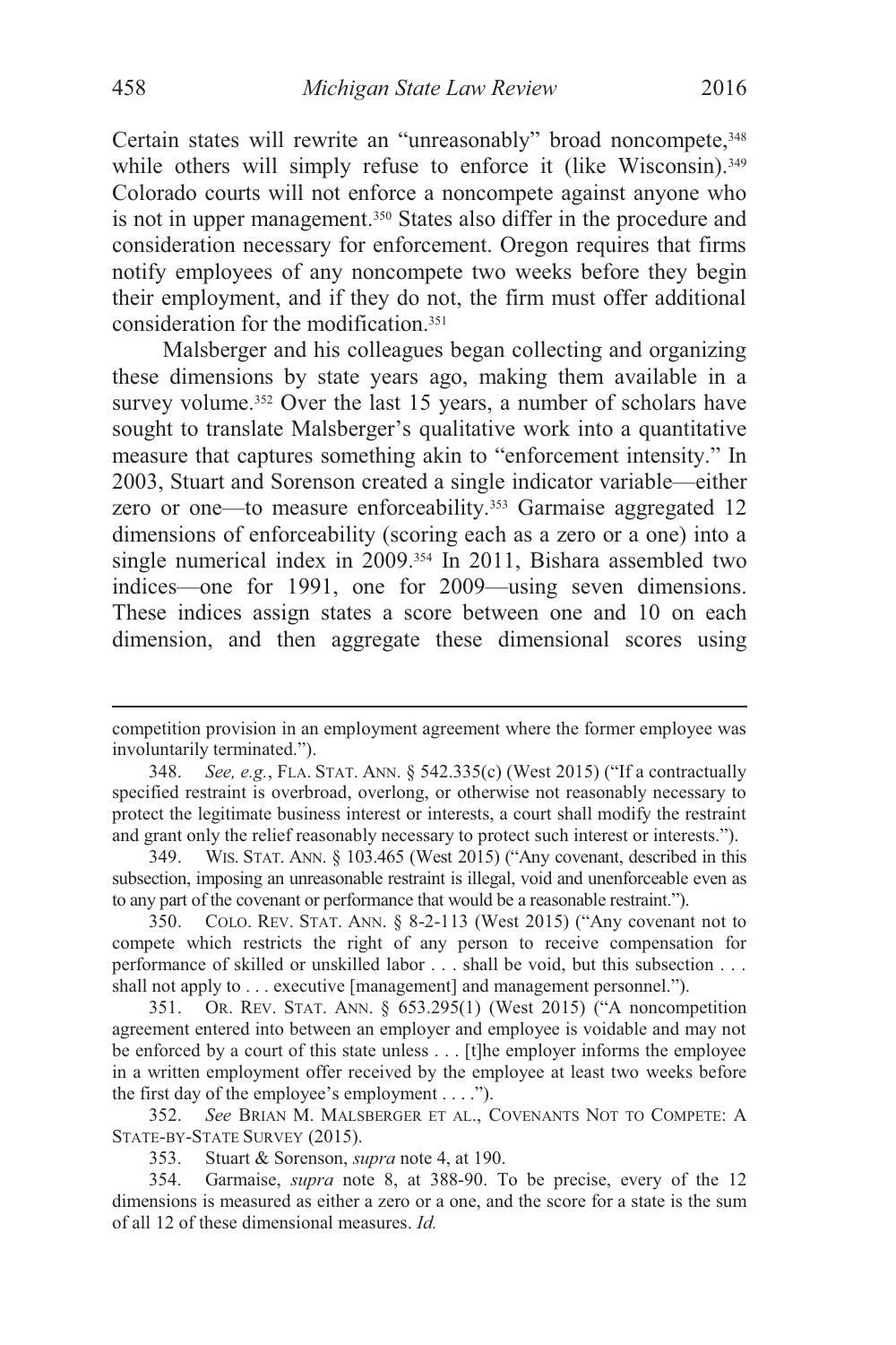Certain states will rewrite an "unreasonably" broad noncompete,[348] while others will simply refuse to enforce it (like Wisconsin).[349] Colorado courts will not enforce a noncompete against anyone who is not in upper management.[350] States also differ in the procedure and consideration necessary for enforcement. Oregon requires that firms notify employees of any noncompete two weeks before they begin their employment, and if they do not, the firm must offer additional consideration for the modification.[351]

Malsberger and his colleagues began collecting and organizing these dimensions by state years ago, making them available in a survey volume.[352] Over the last 15 years, a number of scholars have sought to translate Malsberger's qualitative work into a quantitative measure that captures something akin to "enforcement intensity." In 2003, Stuart and Sorenson created a single indicator variable—either zero or one—to measure enforceability.[353] Garmaise aggregated 12 dimensions of enforceability (scoring each as a zero or a one) into a single numerical index in 2009.[354] In 2011, Bishara assembled two indices—one for 1991, one for 2009—using seven dimensions. These indices assign states a score between one and 10 on each dimension, and then aggregate these dimensional scores using

---

competition provision in an employment agreement where the former employee was involuntarily terminated.").

348. *See, e.g.*, FLA. STAT. ANN. § 542.335(c) (West 2015) ("If a contractually specified restraint is overbroad, overlong, or otherwise not reasonably necessary to protect the legitimate business interest or interests, a court shall modify the restraint and grant only the relief reasonably necessary to protect such interest or interests.").

349. WIS. STAT. ANN. § 103.465 (West 2015) ("Any covenant, described in this subsection, imposing an unreasonable restraint is illegal, void and unenforceable even as to any part of the covenant or performance that would be a reasonable restraint.").

350. COLO. REV. STAT. ANN. § 8-2-113 (West 2015) ("Any covenant not to compete which restricts the right of any person to receive compensation for performance of skilled or unskilled labor . . . shall be void, but this subsection . . . shall not apply to . . . executive [management] and management personnel.").

351. OR. REV. STAT. ANN. § 653.295(1) (West 2015) ("A noncompetition agreement entered into between an employer and employee is voidable and may not be enforced by a court of this state unless . . . [t]he employer informs the employee in a written employment offer received by the employee at least two weeks before the first day of the employee's employment . . . .").

352. *See* BRIAN M. MALSBERGER ET AL., COVENANTS NOT TO COMPETE: A STATE-BY-STATE SURVEY (2015).

353. Stuart & Sorenson, *supra* note 4, at 190.

354. Garmaise, *supra* note 8, at 388-90. To be precise, every of the 12 dimensions is measured as either a zero or a one, and the score for a state is the sum of all 12 of these dimensional measures. *Id.*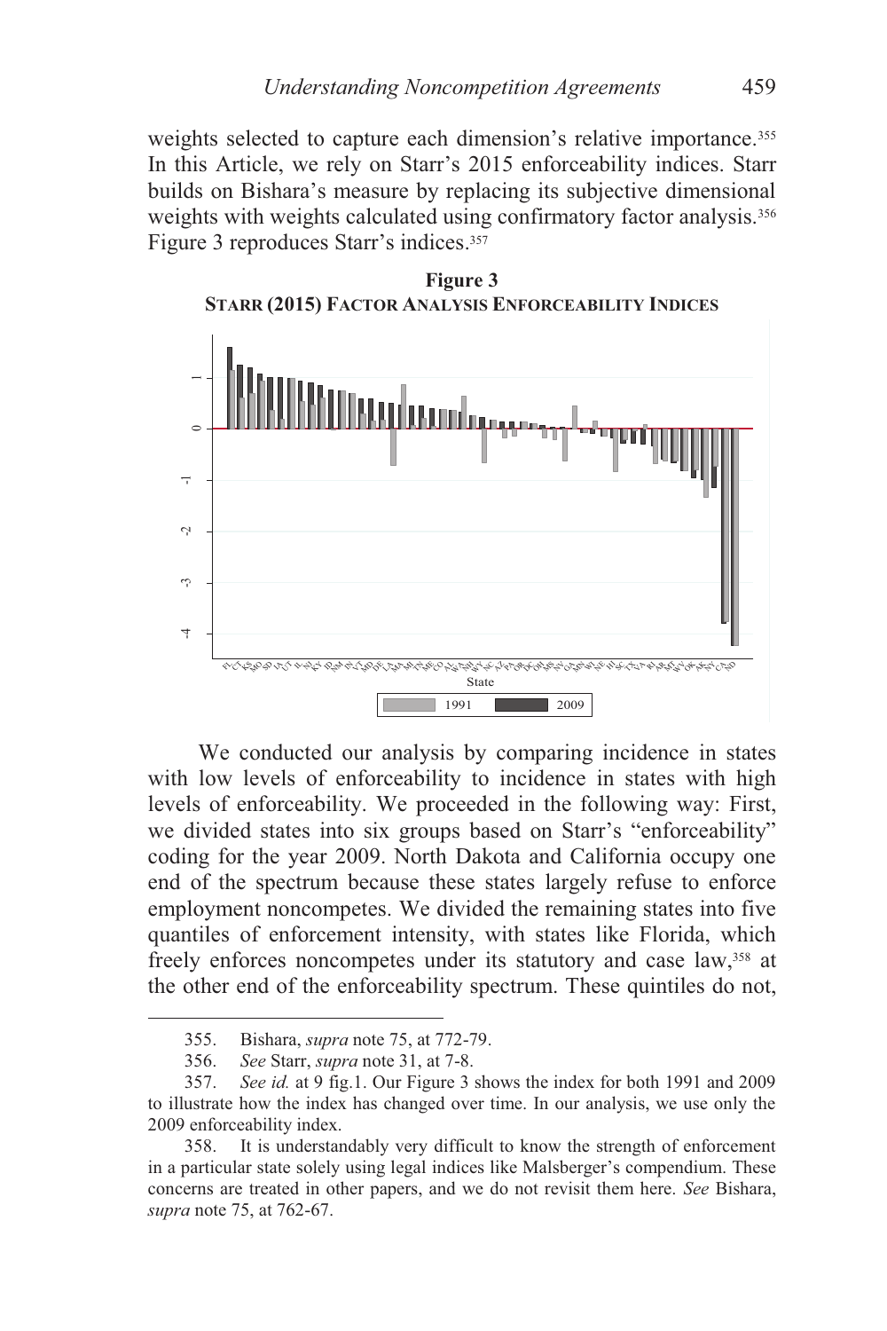weights selected to capture each dimension's relative importance.[355] In this Article, we rely on Starr's 2015 enforceability indices. Starr builds on Bishara's measure by replacing its subjective dimensional weights with weights calculated using confirmatory factor analysis.[356] Figure 3 reproduces Starr's indices.[357]

**Figure 3**
**STARR (2015) FACTOR ANALYSIS ENFORCEABILITY INDICES**

We conducted our analysis by comparing incidence in states with low levels of enforceability to incidence in states with high levels of enforceability. We proceeded in the following way: First, we divided states into six groups based on Starr's "enforceability" coding for the year 2009. North Dakota and California occupy one end of the spectrum because these states largely refuse to enforce employment noncompetes. We divided the remaining states into five quantiles of enforcement intensity, with states like Florida, which freely enforces noncompetes under its statutory and case law,[358] at the other end of the enforceability spectrum. These quintiles do not,

---

355. Bishara, *supra* note 75, at 772-79.

356. *See* Starr, *supra* note 31, at 7-8.

357. *See id.* at 9 fig.1. Our Figure 3 shows the index for both 1991 and 2009 to illustrate how the index has changed over time. In our analysis, we use only the 2009 enforceability index.

358. It is understandably very difficult to know the strength of enforcement in a particular state solely using legal indices like Malsberger's compendium. These concerns are treated in other papers, and we do not revisit them here. *See* Bishara, *supra* note 75, at 762-67.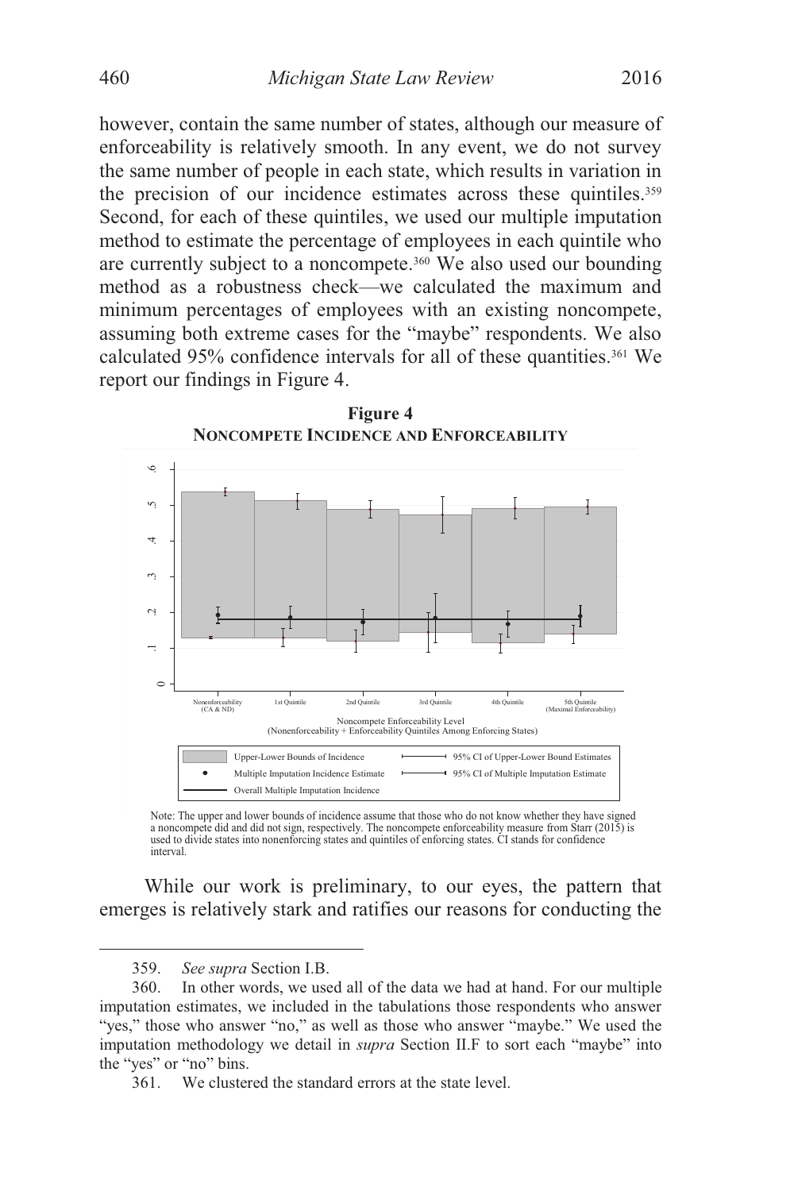however, contain the same number of states, although our measure of enforceability is relatively smooth. In any event, we do not survey the same number of people in each state, which results in variation in the precision of our incidence estimates across these quintiles.[359] Second, for each of these quintiles, we used our multiple imputation method to estimate the percentage of employees in each quintile who are currently subject to a noncompete.[360] We also used our bounding method as a robustness check—we calculated the maximum and minimum percentages of employees with an existing noncompete, assuming both extreme cases for the "maybe" respondents. We also calculated 95% confidence intervals for all of these quantities.[361] We report our findings in Figure 4.

**Figure 4**
**NONCOMPETE INCIDENCE AND ENFORCEABILITY**

Note: The upper and lower bounds of incidence assume that those who do not know whether they have signed a noncompete did and did not sign, respectively. The noncompete enforceability measure from Starr (2015) is used to divide states into nonenforcing states and quintiles of enforcing states. CI stands for confidence interval.

While our work is preliminary, to our eyes, the pattern that emerges is relatively stark and ratifies our reasons for conducting the

---

359. *See supra* Section I.B.

360. In other words, we used all of the data we had at hand. For our multiple imputation estimates, we included in the tabulations those respondents who answer "yes," those who answer "no," as well as those who answer "maybe." We used the imputation methodology we detail in *supra* Section II.F to sort each "maybe" into the "yes" or "no" bins.

361. We clustered the standard errors at the state level.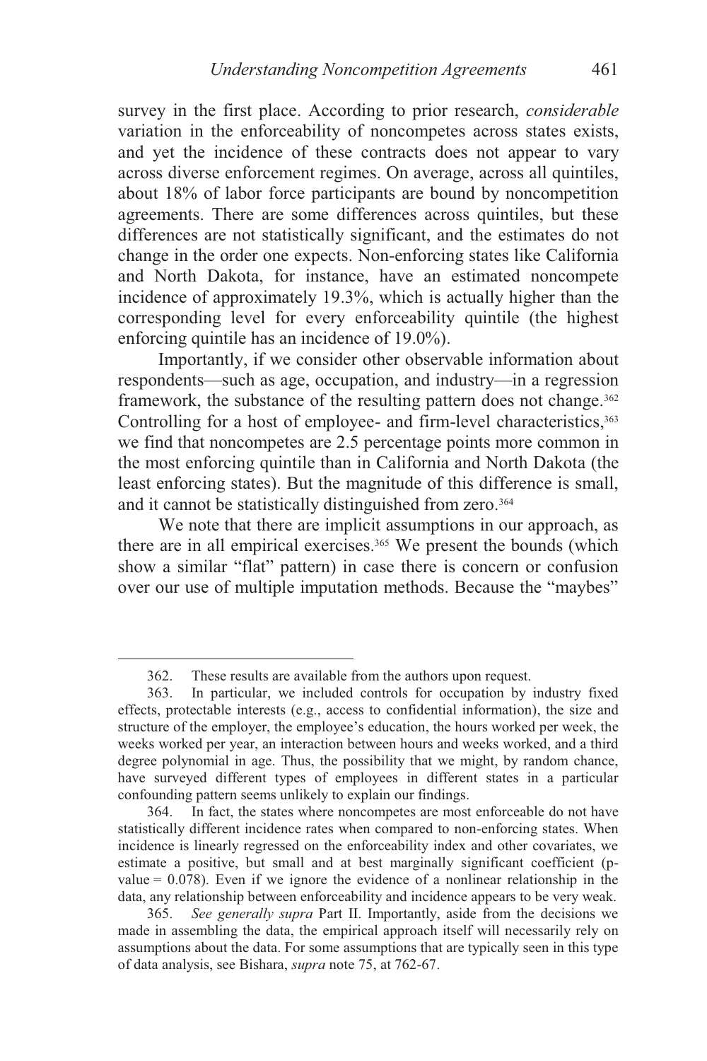survey in the first place. According to prior research, *considerable* variation in the enforceability of noncompetes across states exists, and yet the incidence of these contracts does not appear to vary across diverse enforcement regimes. On average, across all quintiles, about 18% of labor force participants are bound by noncompetition agreements. There are some differences across quintiles, but these differences are not statistically significant, and the estimates do not change in the order one expects. Non-enforcing states like California and North Dakota, for instance, have an estimated noncompete incidence of approximately 19.3%, which is actually higher than the corresponding level for every enforceability quintile (the highest enforcing quintile has an incidence of 19.0%).

Importantly, if we consider other observable information about respondents—such as age, occupation, and industry—in a regression framework, the substance of the resulting pattern does not change.[362] Controlling for a host of employee- and firm-level characteristics,[363] we find that noncompetes are 2.5 percentage points more common in the most enforcing quintile than in California and North Dakota (the least enforcing states). But the magnitude of this difference is small, and it cannot be statistically distinguished from zero.[364]

We note that there are implicit assumptions in our approach, as there are in all empirical exercises.[365] We present the bounds (which show a similar "flat" pattern) in case there is concern or confusion over our use of multiple imputation methods. Because the "maybes"

---

362. These results are available from the authors upon request.

363. In particular, we included controls for occupation by industry fixed effects, protectable interests (e.g., access to confidential information), the size and structure of the employer, the employee's education, the hours worked per week, the weeks worked per year, an interaction between hours and weeks worked, and a third degree polynomial in age. Thus, the possibility that we might, by random chance, have surveyed different types of employees in different states in a particular confounding pattern seems unlikely to explain our findings.

364. In fact, the states where noncompetes are most enforceable do not have statistically different incidence rates when compared to non-enforcing states. When incidence is linearly regressed on the enforceability index and other covariates, we estimate a positive, but small and at best marginally significant coefficient (p-value = 0.078). Even if we ignore the evidence of a nonlinear relationship in the data, any relationship between enforceability and incidence appears to be very weak.

365. *See generally supra* Part II. Importantly, aside from the decisions we made in assembling the data, the empirical approach itself will necessarily rely on assumptions about the data. For some assumptions that are typically seen in this type of data analysis, see Bishara, *supra* note 75, at 762-67.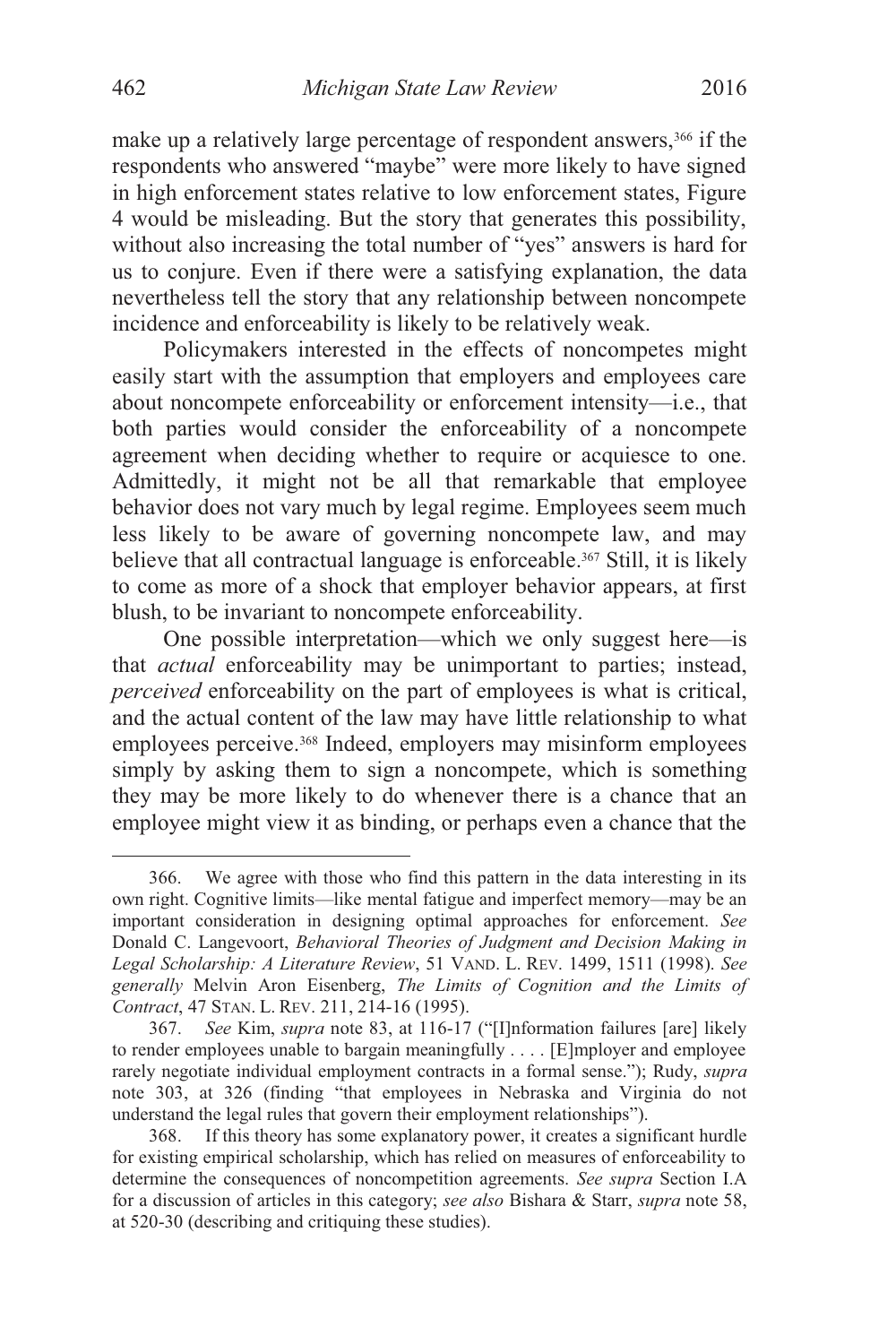make up a relatively large percentage of respondent answers,[366] if the respondents who answered "maybe" were more likely to have signed in high enforcement states relative to low enforcement states, Figure 4 would be misleading. But the story that generates this possibility, without also increasing the total number of "yes" answers is hard for us to conjure. Even if there were a satisfying explanation, the data nevertheless tell the story that any relationship between noncompete incidence and enforceability is likely to be relatively weak.

Policymakers interested in the effects of noncompetes might easily start with the assumption that employers and employees care about noncompete enforceability or enforcement intensity—i.e., that both parties would consider the enforceability of a noncompete agreement when deciding whether to require or acquiesce to one. Admittedly, it might not be all that remarkable that employee behavior does not vary much by legal regime. Employees seem much less likely to be aware of governing noncompete law, and may believe that all contractual language is enforceable.[367] Still, it is likely to come as more of a shock that employer behavior appears, at first blush, to be invariant to noncompete enforceability.

One possible interpretation—which we only suggest here—is that *actual* enforceability may be unimportant to parties; instead, *perceived* enforceability on the part of employees is what is critical, and the actual content of the law may have little relationship to what employees perceive.[368] Indeed, employers may misinform employees simply by asking them to sign a noncompete, which is something they may be more likely to do whenever there is a chance that an employee might view it as binding, or perhaps even a chance that the

---

366. We agree with those who find this pattern in the data interesting in its own right. Cognitive limits—like mental fatigue and imperfect memory—may be an important consideration in designing optimal approaches for enforcement. *See* Donald C. Langevoort, *Behavioral Theories of Judgment and Decision Making in Legal Scholarship: A Literature Review*, 51 VAND. L. REV. 1499, 1511 (1998). *See generally* Melvin Aron Eisenberg, *The Limits of Cognition and the Limits of Contract*, 47 STAN. L. REV. 211, 214-16 (1995).

367. *See* Kim, *supra* note 83, at 116-17 ("[I]nformation failures [are] likely to render employees unable to bargain meaningfully . . . . [E]mployer and employee rarely negotiate individual employment contracts in a formal sense."); Rudy, *supra* note 303, at 326 (finding "that employees in Nebraska and Virginia do not understand the legal rules that govern their employment relationships").

368. If this theory has some explanatory power, it creates a significant hurdle for existing empirical scholarship, which has relied on measures of enforceability to determine the consequences of noncompetition agreements. *See supra* Section I.A for a discussion of articles in this category; *see also* Bishara & Starr, *supra* note 58, at 520-30 (describing and critiquing these studies).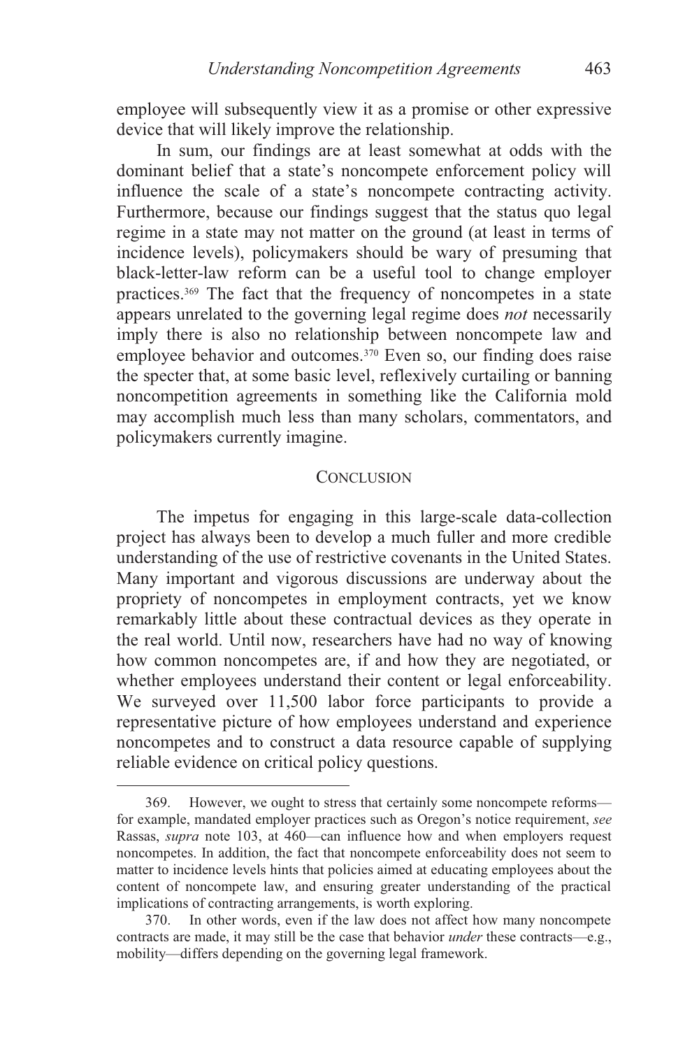employee will subsequently view it as a promise or other expressive device that will likely improve the relationship.

In sum, our findings are at least somewhat at odds with the dominant belief that a state's noncompete enforcement policy will influence the scale of a state's noncompete contracting activity. Furthermore, because our findings suggest that the status quo legal regime in a state may not matter on the ground (at least in terms of incidence levels), policymakers should be wary of presuming that black-letter-law reform can be a useful tool to change employer practices.[369] The fact that the frequency of noncompetes in a state appears unrelated to the governing legal regime does *not* necessarily imply there is also no relationship between noncompete law and employee behavior and outcomes.[370] Even so, our finding does raise the specter that, at some basic level, reflexively curtailing or banning noncompetition agreements in something like the California mold may accomplish much less than many scholars, commentators, and policymakers currently imagine.

## CONCLUSION

The impetus for engaging in this large-scale data-collection project has always been to develop a much fuller and more credible understanding of the use of restrictive covenants in the United States. Many important and vigorous discussions are underway about the propriety of noncompetes in employment contracts, yet we know remarkably little about these contractual devices as they operate in the real world. Until now, researchers have had no way of knowing how common noncompetes are, if and how they are negotiated, or whether employees understand their content or legal enforceability. We surveyed over 11,500 labor force participants to provide a representative picture of how employees understand and experience noncompetes and to construct a data resource capable of supplying reliable evidence on critical policy questions.

---

369. However, we ought to stress that certainly some noncompete reforms—for example, mandated employer practices such as Oregon's notice requirement, *see* Rassas, *supra* note 103, at 460—can influence how and when employers request noncompetes. In addition, the fact that noncompete enforceability does not seem to matter to incidence levels hints that policies aimed at educating employees about the content of noncompete law, and ensuring greater understanding of the practical implications of contracting arrangements, is worth exploring.

370. In other words, even if the law does not affect how many noncompete contracts are made, it may still be the case that behavior *under* these contracts—e.g., mobility—differs depending on the governing legal framework.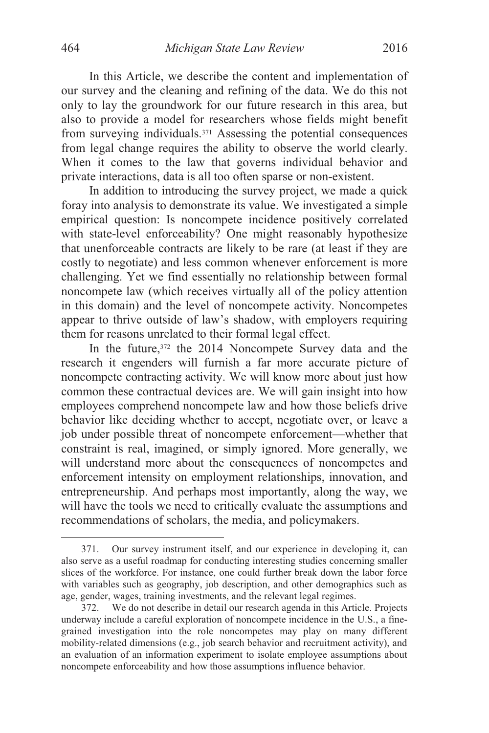In this Article, we describe the content and implementation of our survey and the cleaning and refining of the data. We do this not only to lay the groundwork for our future research in this area, but also to provide a model for researchers whose fields might benefit from surveying individuals.[371] Assessing the potential consequences from legal change requires the ability to observe the world clearly. When it comes to the law that governs individual behavior and private interactions, data is all too often sparse or non-existent.

In addition to introducing the survey project, we made a quick foray into analysis to demonstrate its value. We investigated a simple empirical question: Is noncompete incidence positively correlated with state-level enforceability? One might reasonably hypothesize that unenforceable contracts are likely to be rare (at least if they are costly to negotiate) and less common whenever enforcement is more challenging. Yet we find essentially no relationship between formal noncompete law (which receives virtually all of the policy attention in this domain) and the level of noncompete activity. Noncompetes appear to thrive outside of law's shadow, with employers requiring them for reasons unrelated to their formal legal effect.

In the future,[372] the 2014 Noncompete Survey data and the research it engenders will furnish a far more accurate picture of noncompete contracting activity. We will know more about just how common these contractual devices are. We will gain insight into how employees comprehend noncompete law and how those beliefs drive behavior like deciding whether to accept, negotiate over, or leave a job under possible threat of noncompete enforcement—whether that constraint is real, imagined, or simply ignored. More generally, we will understand more about the consequences of noncompetes and enforcement intensity on employment relationships, innovation, and entrepreneurship. And perhaps most importantly, along the way, we will have the tools we need to critically evaluate the assumptions and recommendations of scholars, the media, and policymakers.

---

371. Our survey instrument itself, and our experience in developing it, can also serve as a useful roadmap for conducting interesting studies concerning smaller slices of the workforce. For instance, one could further break down the labor force with variables such as geography, job description, and other demographics such as age, gender, wages, training investments, and the relevant legal regimes.

372. We do not describe in detail our research agenda in this Article. Projects underway include a careful exploration of noncompete incidence in the U.S., a fine-grained investigation into the role noncompetes may play on many different mobility-related dimensions (e.g., job search behavior and recruitment activity), and an evaluation of an information experiment to isolate employee assumptions about noncompete enforceability and how those assumptions influence behavior.